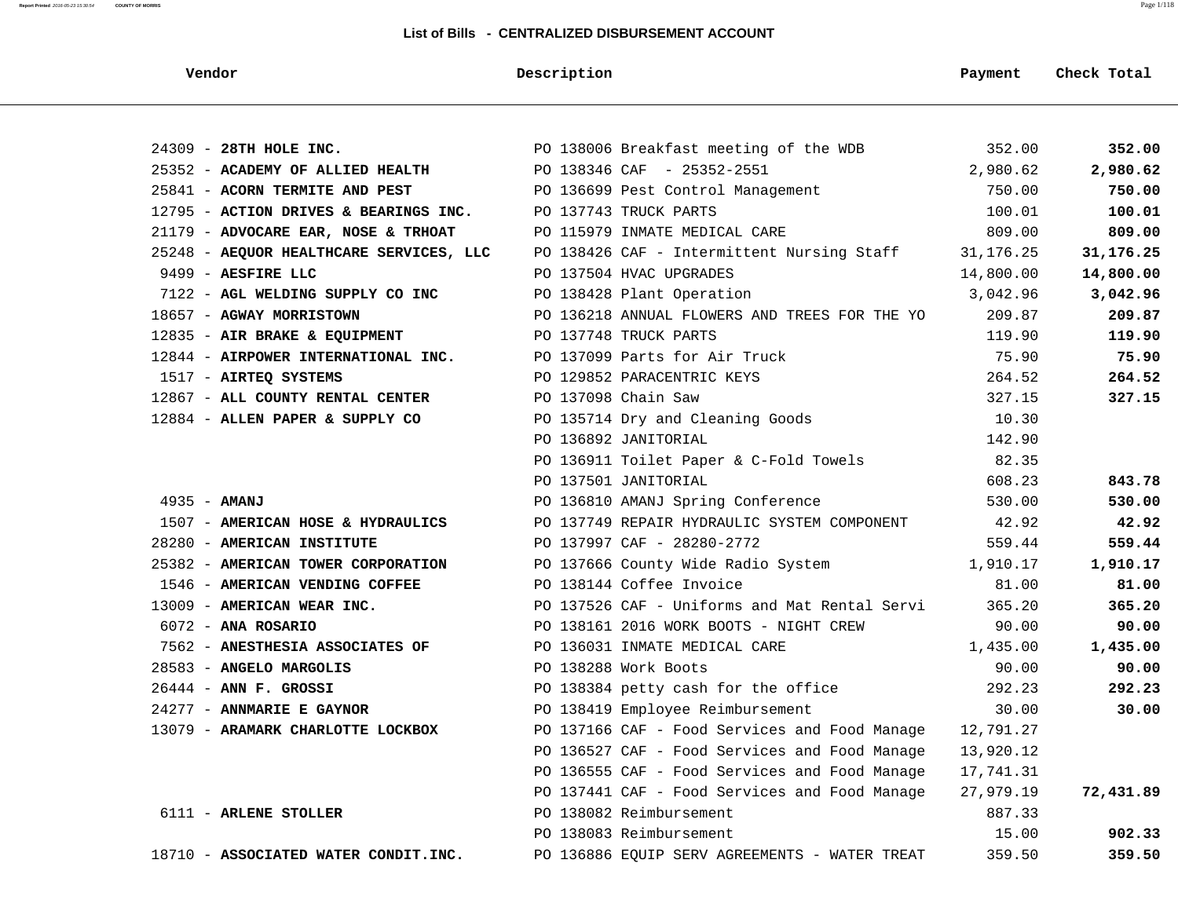## List of Bills - CENTRALIZED DISBURSEMENT ACCOUNT

| Vendor | Description | Payment | Check Total |
|---|---|---|---|
| 24309 - **28TH HOLE INC.** | PO 138006 Breakfast meeting of the WDB | 352.00 | **352.00** |
| 25352 - **ACADEMY OF ALLIED HEALTH** | PO 138346 CAF - 25352-2551 | 2,980.62 | **2,980.62** |
| 25841 - **ACORN TERMITE AND PEST** | PO 136699 Pest Control Management | 750.00 | **750.00** |
| 12795 - **ACTION DRIVES & BEARINGS INC.** | PO 137743 TRUCK PARTS | 100.01 | **100.01** |
| 21179 - **ADVOCARE EAR, NOSE & TRHOAT** | PO 115979 INMATE MEDICAL CARE | 809.00 | **809.00** |
| 25248 - **AEQUOR HEALTHCARE SERVICES, LLC** | PO 138426 CAF - Intermittent Nursing Staff | 31,176.25 | **31,176.25** |
| 9499 - **AESFIRE LLC** | PO 137504 HVAC UPGRADES | 14,800.00 | **14,800.00** |
| 7122 - **AGL WELDING SUPPLY CO INC** | PO 138428 Plant Operation | 3,042.96 | **3,042.96** |
| 18657 - **AGWAY MORRISTOWN** | PO 136218 ANNUAL FLOWERS AND TREES FOR THE YO | 209.87 | **209.87** |
| 12835 - **AIR BRAKE & EQUIPMENT** | PO 137748 TRUCK PARTS | 119.90 | **119.90** |
| 12844 - **AIRPOWER INTERNATIONAL INC.** | PO 137099 Parts for Air Truck | 75.90 | **75.90** |
| 1517 - **AIRTEQ SYSTEMS** | PO 129852 PARACENTRIC KEYS | 264.52 | **264.52** |
| 12867 - **ALL COUNTY RENTAL CENTER** | PO 137098 Chain Saw | 327.15 | **327.15** |
| 12884 - **ALLEN PAPER & SUPPLY CO** | PO 135714 Dry and Cleaning Goods | 10.30 | |
| | PO 136892 JANITORIAL | 142.90 | |
| | PO 136911 Toilet Paper & C-Fold Towels | 82.35 | |
| | PO 137501 JANITORIAL | 608.23 | **843.78** |
| 4935 - **AMANJ** | PO 136810 AMANJ Spring Conference | 530.00 | **530.00** |
| 1507 - **AMERICAN HOSE & HYDRAULICS** | PO 137749 REPAIR HYDRAULIC SYSTEM COMPONENT | 42.92 | **42.92** |
| 28280 - **AMERICAN INSTITUTE** | PO 137997 CAF - 28280-2772 | 559.44 | **559.44** |
| 25382 - **AMERICAN TOWER CORPORATION** | PO 137666 County Wide Radio System | 1,910.17 | **1,910.17** |
| 1546 - **AMERICAN VENDING COFFEE** | PO 138144 Coffee Invoice | 81.00 | **81.00** |
| 13009 - **AMERICAN WEAR INC.** | PO 137526 CAF - Uniforms and Mat Rental Servi | 365.20 | **365.20** |
| 6072 - **ANA ROSARIO** | PO 138161 2016 WORK BOOTS - NIGHT CREW | 90.00 | **90.00** |
| 7562 - **ANESTHESIA ASSOCIATES OF** | PO 136031 INMATE MEDICAL CARE | 1,435.00 | **1,435.00** |
| 28583 - **ANGELO MARGOLIS** | PO 138288 Work Boots | 90.00 | **90.00** |
| 26444 - **ANN F. GROSSI** | PO 138384 petty cash for the office | 292.23 | **292.23** |
| 24277 - **ANNMARIE E GAYNOR** | PO 138419 Employee Reimbursement | 30.00 | **30.00** |
| 13079 - **ARAMARK CHARLOTTE LOCKBOX** | PO 137166 CAF - Food Services and Food Manage | 12,791.27 | |
| | PO 136527 CAF - Food Services and Food Manage | 13,920.12 | |
| | PO 136555 CAF - Food Services and Food Manage | 17,741.31 | |
| | PO 137441 CAF - Food Services and Food Manage | 27,979.19 | **72,431.89** |
| 6111 - **ARLENE STOLLER** | PO 138082 Reimbursement | 887.33 | |
| | PO 138083 Reimbursement | 15.00 | **902.33** |
| 18710 - **ASSOCIATED WATER CONDIT.INC.** | PO 136886 EQUIP SERV AGREEMENTS - WATER TREAT | 359.50 | **359.50** |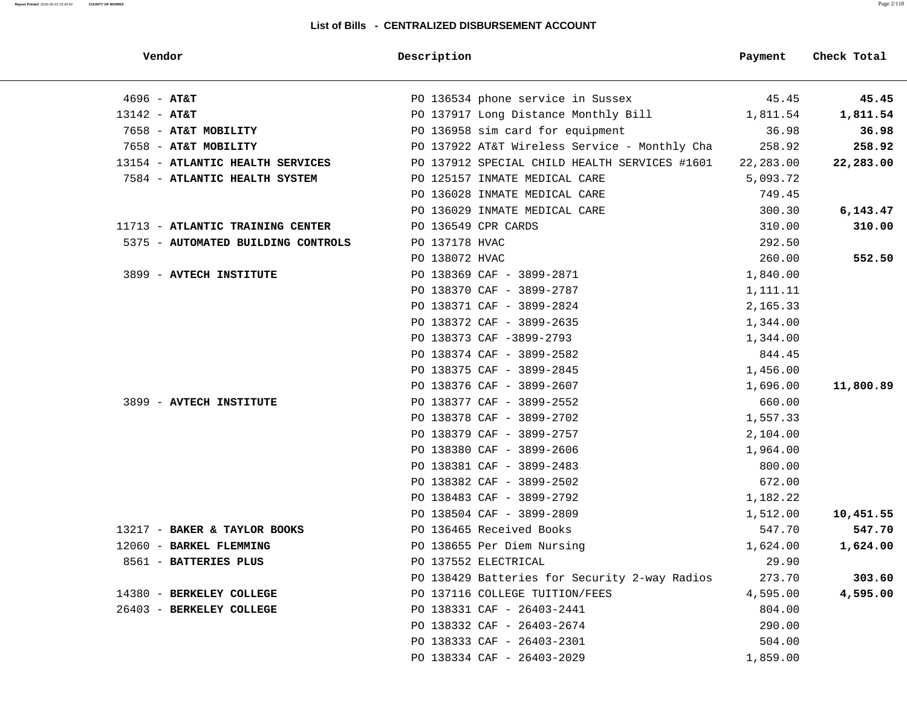## List of Bills - CENTRALIZED DISBURSEMENT ACCOUNT

| Vendor | Description | Payment | Check Total |
|---|---|---|---|
| 4696 - **AT&T** | PO 136534 phone service in Sussex | 45.45 | **45.45** |
| 13142 - **AT&T** | PO 137917 Long Distance Monthly Bill | 1,811.54 | **1,811.54** |
| 7658 - **AT&T MOBILITY** | PO 136958 sim card for equipment | 36.98 | **36.98** |
| 7658 - **AT&T MOBILITY** | PO 137922 AT&T Wireless Service - Monthly Cha | 258.92 | **258.92** |
| 13154 - **ATLANTIC HEALTH SERVICES** | PO 137912 SPECIAL CHILD HEALTH SERVICES #1601 | 22,283.00 | **22,283.00** |
| 7584 - **ATLANTIC HEALTH SYSTEM** | PO 125157 INMATE MEDICAL CARE | 5,093.72 | |
| | PO 136028 INMATE MEDICAL CARE | 749.45 | |
| | PO 136029 INMATE MEDICAL CARE | 300.30 | **6,143.47** |
| 11713 - **ATLANTIC TRAINING CENTER** | PO 136549 CPR CARDS | 310.00 | **310.00** |
| 5375 - **AUTOMATED BUILDING CONTROLS** | PO 137178 HVAC | 292.50 | |
| | PO 138072 HVAC | 260.00 | **552.50** |
| 3899 - **AVTECH INSTITUTE** | PO 138369 CAF - 3899-2871 | 1,840.00 | |
| | PO 138370 CAF - 3899-2787 | 1,111.11 | |
| | PO 138371 CAF - 3899-2824 | 2,165.33 | |
| | PO 138372 CAF - 3899-2635 | 1,344.00 | |
| | PO 138373 CAF -3899-2793 | 1,344.00 | |
| | PO 138374 CAF - 3899-2582 | 844.45 | |
| | PO 138375 CAF - 3899-2845 | 1,456.00 | |
| | PO 138376 CAF - 3899-2607 | 1,696.00 | **11,800.89** |
| 3899 - **AVTECH INSTITUTE** | PO 138377 CAF - 3899-2552 | 660.00 | |
| | PO 138378 CAF - 3899-2702 | 1,557.33 | |
| | PO 138379 CAF - 3899-2757 | 2,104.00 | |
| | PO 138380 CAF - 3899-2606 | 1,964.00 | |
| | PO 138381 CAF - 3899-2483 | 800.00 | |
| | PO 138382 CAF - 3899-2502 | 672.00 | |
| | PO 138483 CAF - 3899-2792 | 1,182.22 | |
| | PO 138504 CAF - 3899-2809 | 1,512.00 | **10,451.55** |
| 13217 - **BAKER & TAYLOR BOOKS** | PO 136465 Received Books | 547.70 | **547.70** |
| 12060 - **BARKEL FLEMMING** | PO 138655 Per Diem Nursing | 1,624.00 | **1,624.00** |
| 8561 - **BATTERIES PLUS** | PO 137552 ELECTRICAL | 29.90 | |
| | PO 138429 Batteries for Security 2-way Radios | 273.70 | **303.60** |
| 14380 - **BERKELEY COLLEGE** | PO 137116 COLLEGE TUITION/FEES | 4,595.00 | **4,595.00** |
| 26403 - **BERKELEY COLLEGE** | PO 138331 CAF - 26403-2441 | 804.00 | |
| | PO 138332 CAF - 26403-2674 | 290.00 | |
| | PO 138333 CAF - 26403-2301 | 504.00 | |
| | PO 138334 CAF - 26403-2029 | 1,859.00 | |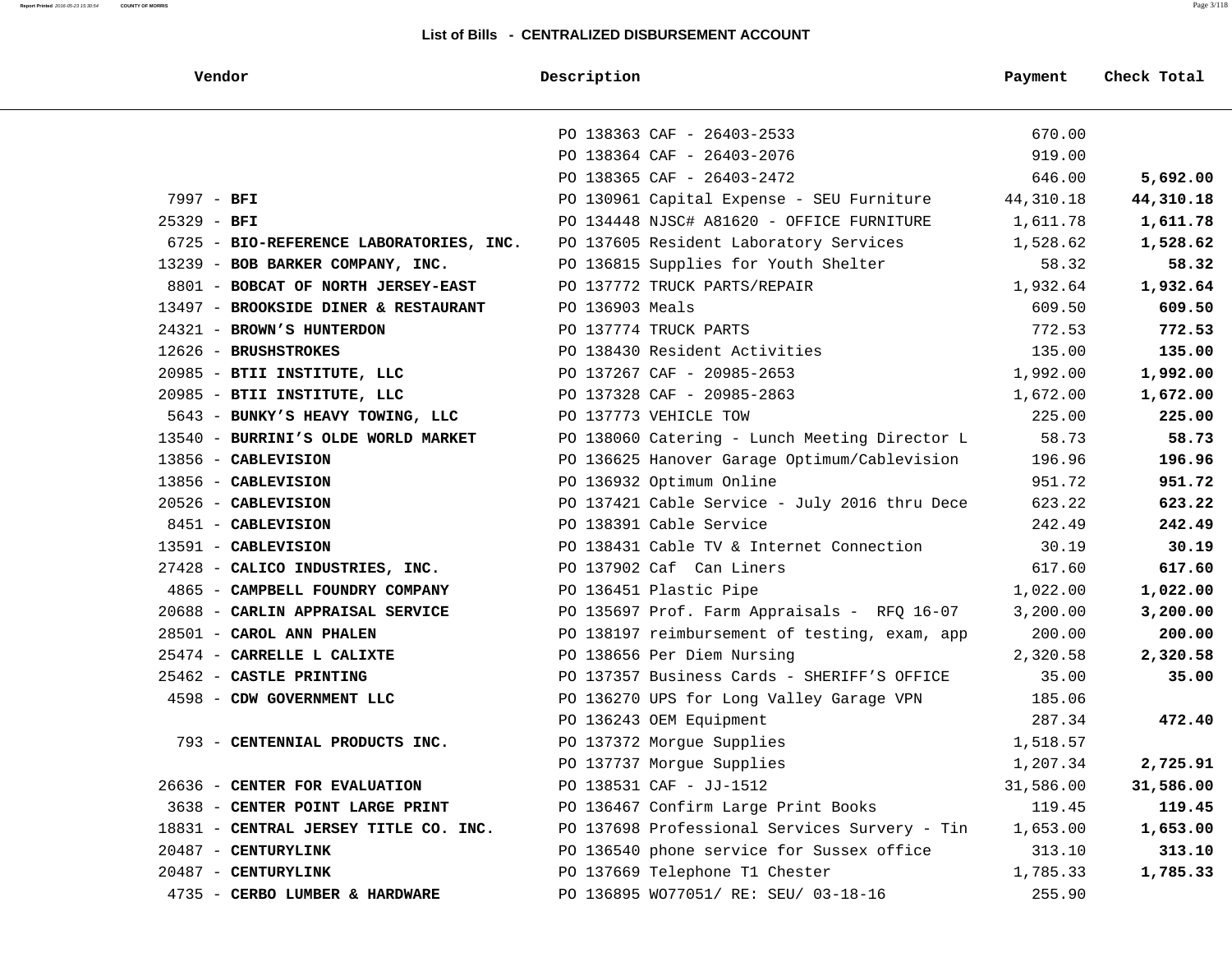## List of Bills - CENTRALIZED DISBURSEMENT ACCOUNT

| Vendor | Description | Payment | Check Total |
|---|---|---|---|
| | PO 138363 CAF - 26403-2533 | 670.00 | |
| | PO 138364 CAF - 26403-2076 | 919.00 | |
| | PO 138365 CAF - 26403-2472 | 646.00 | **5,692.00** |
| 7997 - **BFI** | PO 130961 Capital Expense - SEU Furniture | 44,310.18 | **44,310.18** |
| 25329 - **BFI** | PO 134448 NJSC# A81620 - OFFICE FURNITURE | 1,611.78 | **1,611.78** |
| 6725 - **BIO-REFERENCE LABORATORIES, INC.** | PO 137605 Resident Laboratory Services | 1,528.62 | **1,528.62** |
| 13239 - **BOB BARKER COMPANY, INC.** | PO 136815 Supplies for Youth Shelter | 58.32 | **58.32** |
| 8801 - **BOBCAT OF NORTH JERSEY-EAST** | PO 137772 TRUCK PARTS/REPAIR | 1,932.64 | **1,932.64** |
| 13497 - **BROOKSIDE DINER & RESTAURANT** | PO 136903 Meals | 609.50 | **609.50** |
| 24321 - **BROWN'S HUNTERDON** | PO 137774 TRUCK PARTS | 772.53 | **772.53** |
| 12626 - **BRUSHSTROKES** | PO 138430 Resident Activities | 135.00 | **135.00** |
| 20985 - **BTII INSTITUTE, LLC** | PO 137267 CAF - 20985-2653 | 1,992.00 | **1,992.00** |
| 20985 - **BTII INSTITUTE, LLC** | PO 137328 CAF - 20985-2863 | 1,672.00 | **1,672.00** |
| 5643 - **BUNKY'S HEAVY TOWING, LLC** | PO 137773 VEHICLE TOW | 225.00 | **225.00** |
| 13540 - **BURRINI'S OLDE WORLD MARKET** | PO 138060 Catering - Lunch Meeting Director L | 58.73 | **58.73** |
| 13856 - **CABLEVISION** | PO 136625 Hanover Garage Optimum/Cablevision | 196.96 | **196.96** |
| 13856 - **CABLEVISION** | PO 136932 Optimum Online | 951.72 | **951.72** |
| 20526 - **CABLEVISION** | PO 137421 Cable Service - July 2016 thru Dece | 623.22 | **623.22** |
| 8451 - **CABLEVISION** | PO 138391 Cable Service | 242.49 | **242.49** |
| 13591 - **CABLEVISION** | PO 138431 Cable TV & Internet Connection | 30.19 | **30.19** |
| 27428 - **CALICO INDUSTRIES, INC.** | PO 137902 Caf Can Liners | 617.60 | **617.60** |
| 4865 - **CAMPBELL FOUNDRY COMPANY** | PO 136451 Plastic Pipe | 1,022.00 | **1,022.00** |
| 20688 - **CARLIN APPRAISAL SERVICE** | PO 135697 Prof. Farm Appraisals - RFQ 16-07 | 3,200.00 | **3,200.00** |
| 28501 - **CAROL ANN PHALEN** | PO 138197 reimbursement of testing, exam, app | 200.00 | **200.00** |
| 25474 - **CARRELLE L CALIXTE** | PO 138656 Per Diem Nursing | 2,320.58 | **2,320.58** |
| 25462 - **CASTLE PRINTING** | PO 137357 Business Cards - SHERIFF'S OFFICE | 35.00 | **35.00** |
| 4598 - **CDW GOVERNMENT LLC** | PO 136270 UPS for Long Valley Garage VPN | 185.06 | |
| | PO 136243 OEM Equipment | 287.34 | **472.40** |
| 793 - **CENTENNIAL PRODUCTS INC.** | PO 137372 Morgue Supplies | 1,518.57 | |
| | PO 137737 Morgue Supplies | 1,207.34 | **2,725.91** |
| 26636 - **CENTER FOR EVALUATION** | PO 138531 CAF - JJ-1512 | 31,586.00 | **31,586.00** |
| 3638 - **CENTER POINT LARGE PRINT** | PO 136467 Confirm Large Print Books | 119.45 | **119.45** |
| 18831 - **CENTRAL JERSEY TITLE CO. INC.** | PO 137698 Professional Services Survery - Tin | 1,653.00 | **1,653.00** |
| 20487 - **CENTURYLINK** | PO 136540 phone service for Sussex office | 313.10 | **313.10** |
| 20487 - **CENTURYLINK** | PO 137669 Telephone T1 Chester | 1,785.33 | **1,785.33** |
| 4735 - **CERBO LUMBER & HARDWARE** | PO 136895 WO77051/ RE: SEU/ 03-18-16 | 255.90 | |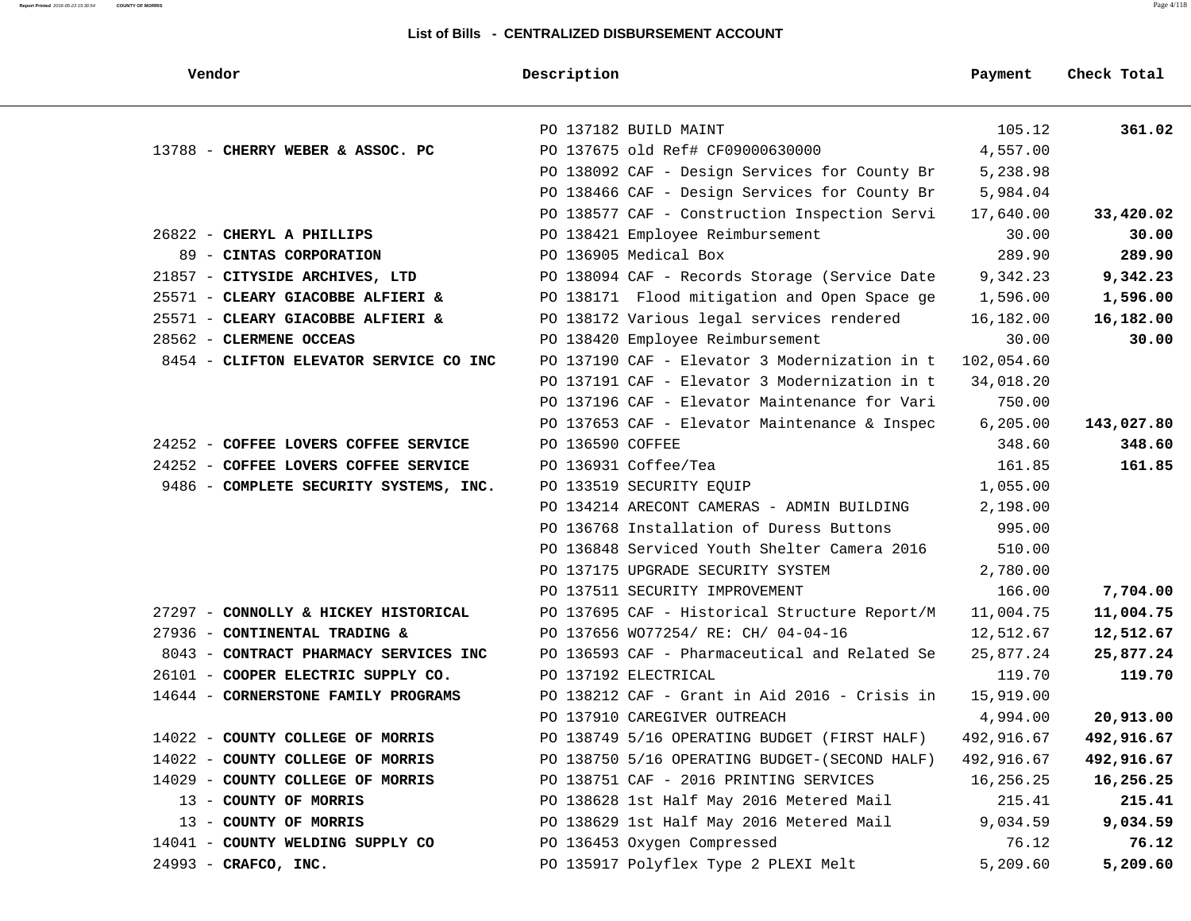## List of Bills - CENTRALIZED DISBURSEMENT ACCOUNT

| Vendor | Description | Payment | Check Total |
|---|---|---|---|
| | PO 137182 BUILD MAINT | 105.12 | **361.02** |
| 13788 - **CHERRY WEBER & ASSOC. PC** | PO 137675 old Ref# CF09000630000 | 4,557.00 | |
| | PO 138092 CAF - Design Services for County Br | 5,238.98 | |
| | PO 138466 CAF - Design Services for County Br | 5,984.04 | |
| | PO 138577 CAF - Construction Inspection Servi | 17,640.00 | **33,420.02** |
| 26822 - **CHERYL A PHILLIPS** | PO 138421 Employee Reimbursement | 30.00 | **30.00** |
| 89 - **CINTAS CORPORATION** | PO 136905 Medical Box | 289.90 | **289.90** |
| 21857 - **CITYSIDE ARCHIVES, LTD** | PO 138094 CAF - Records Storage (Service Date | 9,342.23 | **9,342.23** |
| 25571 - **CLEARY GIACOBBE ALFIERI &** | PO 138171 Flood mitigation and Open Space ge | 1,596.00 | **1,596.00** |
| 25571 - **CLEARY GIACOBBE ALFIERI &** | PO 138172 Various legal services rendered | 16,182.00 | **16,182.00** |
| 28562 - **CLERMENE OCCEAS** | PO 138420 Employee Reimbursement | 30.00 | **30.00** |
| 8454 - **CLIFTON ELEVATOR SERVICE CO INC** | PO 137190 CAF - Elevator 3 Modernization in t | 102,054.60 | |
| | PO 137191 CAF - Elevator 3 Modernization in t | 34,018.20 | |
| | PO 137196 CAF - Elevator Maintenance for Vari | 750.00 | |
| | PO 137653 CAF - Elevator Maintenance & Inspec | 6,205.00 | **143,027.80** |
| 24252 - **COFFEE LOVERS COFFEE SERVICE** | PO 136590 COFFEE | 348.60 | **348.60** |
| 24252 - **COFFEE LOVERS COFFEE SERVICE** | PO 136931 Coffee/Tea | 161.85 | **161.85** |
| 9486 - **COMPLETE SECURITY SYSTEMS, INC.** | PO 133519 SECURITY EQUIP | 1,055.00 | |
| | PO 134214 ARECONT CAMERAS - ADMIN BUILDING | 2,198.00 | |
| | PO 136768 Installation of Duress Buttons | 995.00 | |
| | PO 136848 Serviced Youth Shelter Camera 2016 | 510.00 | |
| | PO 137175 UPGRADE SECURITY SYSTEM | 2,780.00 | |
| | PO 137511 SECURITY IMPROVEMENT | 166.00 | **7,704.00** |
| 27297 - **CONNOLLY & HICKEY HISTORICAL** | PO 137695 CAF - Historical Structure Report/M | 11,004.75 | **11,004.75** |
| 27936 - **CONTINENTAL TRADING &** | PO 137656 WO77254/ RE: CH/ 04-04-16 | 12,512.67 | **12,512.67** |
| 8043 - **CONTRACT PHARMACY SERVICES INC** | PO 136593 CAF - Pharmaceutical and Related Se | 25,877.24 | **25,877.24** |
| 26101 - **COOPER ELECTRIC SUPPLY CO.** | PO 137192 ELECTRICAL | 119.70 | **119.70** |
| 14644 - **CORNERSTONE FAMILY PROGRAMS** | PO 138212 CAF - Grant in Aid 2016 - Crisis in | 15,919.00 | |
| | PO 137910 CAREGIVER OUTREACH | 4,994.00 | **20,913.00** |
| 14022 - **COUNTY COLLEGE OF MORRIS** | PO 138749 5/16 OPERATING BUDGET (FIRST HALF) | 492,916.67 | **492,916.67** |
| 14022 - **COUNTY COLLEGE OF MORRIS** | PO 138750 5/16 OPERATING BUDGET-(SECOND HALF) | 492,916.67 | **492,916.67** |
| 14029 - **COUNTY COLLEGE OF MORRIS** | PO 138751 CAF - 2016 PRINTING SERVICES | 16,256.25 | **16,256.25** |
| 13 - **COUNTY OF MORRIS** | PO 138628 1st Half May 2016 Metered Mail | 215.41 | **215.41** |
| 13 - **COUNTY OF MORRIS** | PO 138629 1st Half May 2016 Metered Mail | 9,034.59 | **9,034.59** |
| 14041 - **COUNTY WELDING SUPPLY CO** | PO 136453 Oxygen Compressed | 76.12 | **76.12** |
| 24993 - **CRAFCO, INC.** | PO 135917 Polyflex Type 2 PLEXI Melt | 5,209.60 | **5,209.60** |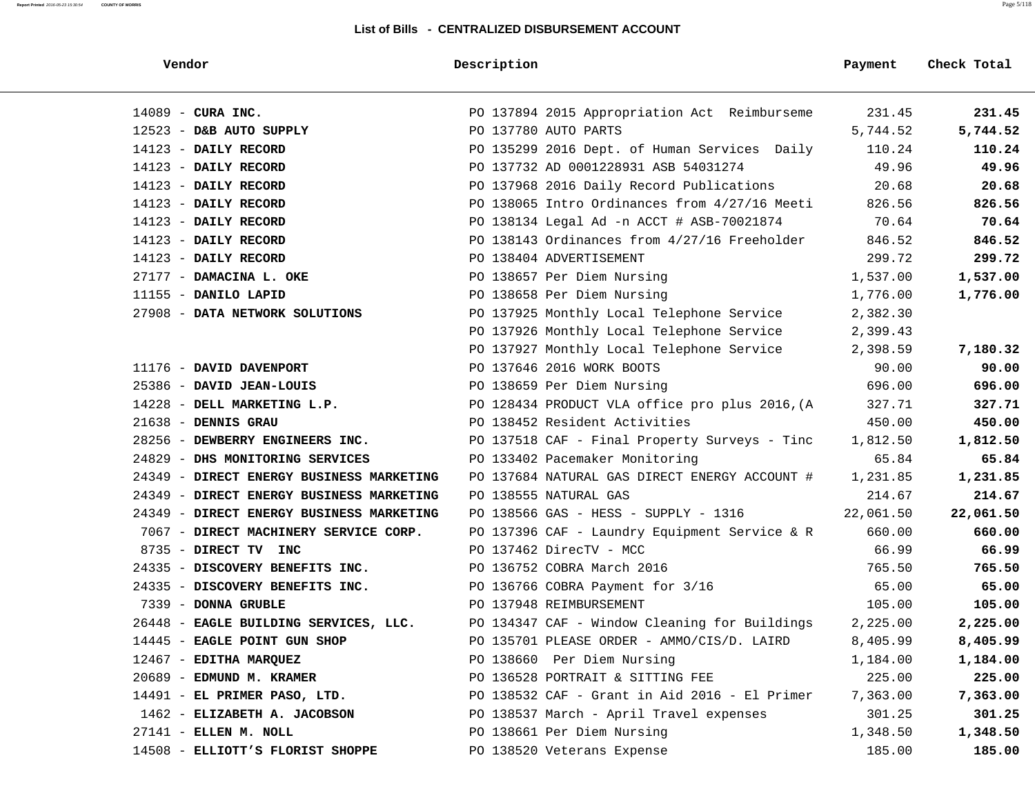## List of Bills - CENTRALIZED DISBURSEMENT ACCOUNT

| Vendor | Description | Payment | Check Total |
|---|---|---|---|
| 14089 - **CURA INC.** | PO 137894 2015 Appropriation Act Reimburseme | 231.45 | **231.45** |
| 12523 - **D&B AUTO SUPPLY** | PO 137780 AUTO PARTS | 5,744.52 | **5,744.52** |
| 14123 - **DAILY RECORD** | PO 135299 2016 Dept. of Human Services Daily | 110.24 | **110.24** |
| 14123 - **DAILY RECORD** | PO 137732 AD 0001228931 ASB 54031274 | 49.96 | **49.96** |
| 14123 - **DAILY RECORD** | PO 137968 2016 Daily Record Publications | 20.68 | **20.68** |
| 14123 - **DAILY RECORD** | PO 138065 Intro Ordinances from 4/27/16 Meeti | 826.56 | **826.56** |
| 14123 - **DAILY RECORD** | PO 138134 Legal Ad -n ACCT # ASB-70021874 | 70.64 | **70.64** |
| 14123 - **DAILY RECORD** | PO 138143 Ordinances from 4/27/16 Freeholder | 846.52 | **846.52** |
| 14123 - **DAILY RECORD** | PO 138404 ADVERTISEMENT | 299.72 | **299.72** |
| 27177 - **DAMACINA L. OKE** | PO 138657 Per Diem Nursing | 1,537.00 | **1,537.00** |
| 11155 - **DANILO LAPID** | PO 138658 Per Diem Nursing | 1,776.00 | **1,776.00** |
| 27908 - **DATA NETWORK SOLUTIONS** | PO 137925 Monthly Local Telephone Service | 2,382.30 | |
| | PO 137926 Monthly Local Telephone Service | 2,399.43 | |
| | PO 137927 Monthly Local Telephone Service | 2,398.59 | **7,180.32** |
| 11176 - **DAVID DAVENPORT** | PO 137646 2016 WORK BOOTS | 90.00 | **90.00** |
| 25386 - **DAVID JEAN-LOUIS** | PO 138659 Per Diem Nursing | 696.00 | **696.00** |
| 14228 - **DELL MARKETING L.P.** | PO 128434 PRODUCT VLA office pro plus 2016,(A | 327.71 | **327.71** |
| 21638 - **DENNIS GRAU** | PO 138452 Resident Activities | 450.00 | **450.00** |
| 28256 - **DEWBERRY ENGINEERS INC.** | PO 137518 CAF - Final Property Surveys - Tinc | 1,812.50 | **1,812.50** |
| 24829 - **DHS MONITORING SERVICES** | PO 133402 Pacemaker Monitoring | 65.84 | **65.84** |
| 24349 - **DIRECT ENERGY BUSINESS MARKETING** | PO 137684 NATURAL GAS DIRECT ENERGY ACCOUNT # | 1,231.85 | **1,231.85** |
| 24349 - **DIRECT ENERGY BUSINESS MARKETING** | PO 138555 NATURAL GAS | 214.67 | **214.67** |
| 24349 - **DIRECT ENERGY BUSINESS MARKETING** | PO 138566 GAS - HESS - SUPPLY - 1316 | 22,061.50 | **22,061.50** |
| 7067 - **DIRECT MACHINERY SERVICE CORP.** | PO 137396 CAF - Laundry Equipment Service & R | 660.00 | **660.00** |
| 8735 - **DIRECT TV INC** | PO 137462 DirecTV - MCC | 66.99 | **66.99** |
| 24335 - **DISCOVERY BENEFITS INC.** | PO 136752 COBRA March 2016 | 765.50 | **765.50** |
| 24335 - **DISCOVERY BENEFITS INC.** | PO 136766 COBRA Payment for 3/16 | 65.00 | **65.00** |
| 7339 - **DONNA GRUBLE** | PO 137948 REIMBURSEMENT | 105.00 | **105.00** |
| 26448 - **EAGLE BUILDING SERVICES, LLC.** | PO 134347 CAF - Window Cleaning for Buildings | 2,225.00 | **2,225.00** |
| 14445 - **EAGLE POINT GUN SHOP** | PO 135701 PLEASE ORDER - AMMO/CIS/D. LAIRD | 8,405.99 | **8,405.99** |
| 12467 - **EDITHA MARQUEZ** | PO 138660 Per Diem Nursing | 1,184.00 | **1,184.00** |
| 20689 - **EDMUND M. KRAMER** | PO 136528 PORTRAIT & SITTING FEE | 225.00 | **225.00** |
| 14491 - **EL PRIMER PASO, LTD.** | PO 138532 CAF - Grant in Aid 2016 - El Primer | 7,363.00 | **7,363.00** |
| 1462 - **ELIZABETH A. JACOBSON** | PO 138537 March - April Travel expenses | 301.25 | **301.25** |
| 27141 - **ELLEN M. NOLL** | PO 138661 Per Diem Nursing | 1,348.50 | **1,348.50** |
| 14508 - **ELLIOTT'S FLORIST SHOPPE** | PO 138520 Veterans Expense | 185.00 | **185.00** |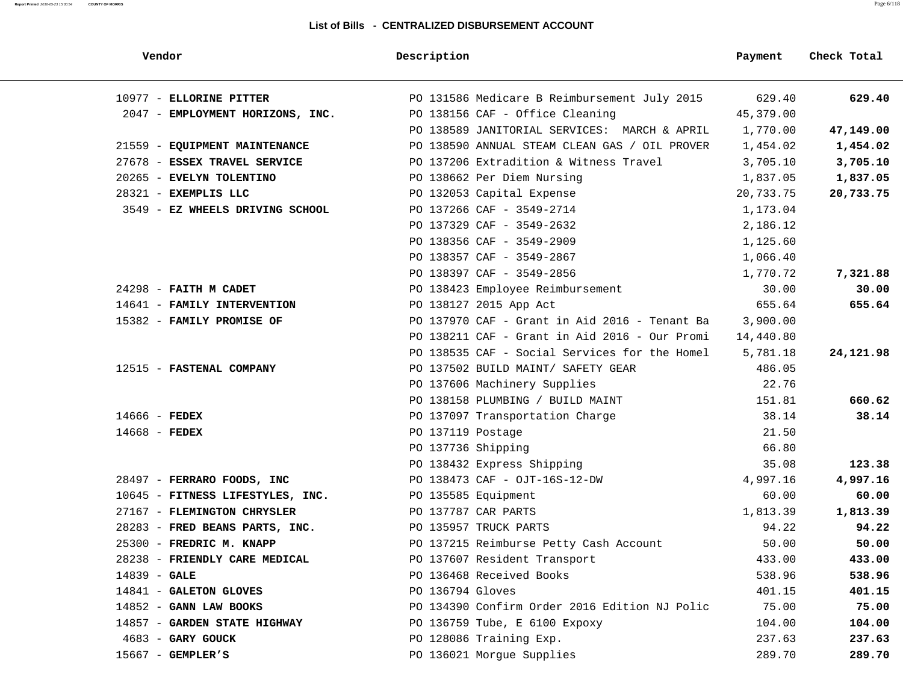## List of Bills - CENTRALIZED DISBURSEMENT ACCOUNT

| Vendor | Description | Payment | Check Total |
|---|---|---|---|
| 10977 - **ELLORINE PITTER** | PO 131586 Medicare B Reimbursement July 2015 | 629.40 | **629.40** |
| 2047 - **EMPLOYMENT HORIZONS, INC.** | PO 138156 CAF - Office Cleaning | 45,379.00 | |
| | PO 138589 JANITORIAL SERVICES: MARCH & APRIL | 1,770.00 | **47,149.00** |
| 21559 - **EQUIPMENT MAINTENANCE** | PO 138590 ANNUAL STEAM CLEAN GAS / OIL PROVER | 1,454.02 | **1,454.02** |
| 27678 - **ESSEX TRAVEL SERVICE** | PO 137206 Extradition & Witness Travel | 3,705.10 | **3,705.10** |
| 20265 - **EVELYN TOLENTINO** | PO 138662 Per Diem Nursing | 1,837.05 | **1,837.05** |
| 28321 - **EXEMPLIS LLC** | PO 132053 Capital Expense | 20,733.75 | **20,733.75** |
| 3549 - **EZ WHEELS DRIVING SCHOOL** | PO 137266 CAF - 3549-2714 | 1,173.04 | |
| | PO 137329 CAF - 3549-2632 | 2,186.12 | |
| | PO 138356 CAF - 3549-2909 | 1,125.60 | |
| | PO 138357 CAF - 3549-2867 | 1,066.40 | |
| | PO 138397 CAF - 3549-2856 | 1,770.72 | **7,321.88** |
| 24298 - **FAITH M CADET** | PO 138423 Employee Reimbursement | 30.00 | **30.00** |
| 14641 - **FAMILY INTERVENTION** | PO 138127 2015 App Act | 655.64 | **655.64** |
| 15382 - **FAMILY PROMISE OF** | PO 137970 CAF - Grant in Aid 2016 - Tenant Ba | 3,900.00 | |
| | PO 138211 CAF - Grant in Aid 2016 - Our Promi | 14,440.80 | |
| | PO 138535 CAF - Social Services for the Homel | 5,781.18 | **24,121.98** |
| 12515 - **FASTENAL COMPANY** | PO 137502 BUILD MAINT/ SAFETY GEAR | 486.05 | |
| | PO 137606 Machinery Supplies | 22.76 | |
| | PO 138158 PLUMBING / BUILD MAINT | 151.81 | **660.62** |
| 14666 - **FEDEX** | PO 137097 Transportation Charge | 38.14 | **38.14** |
| 14668 - **FEDEX** | PO 137119 Postage | 21.50 | |
| | PO 137736 Shipping | 66.80 | |
| | PO 138432 Express Shipping | 35.08 | **123.38** |
| 28497 - **FERRARO FOODS, INC** | PO 138473 CAF - OJT-16S-12-DW | 4,997.16 | **4,997.16** |
| 10645 - **FITNESS LIFESTYLES, INC.** | PO 135585 Equipment | 60.00 | **60.00** |
| 27167 - **FLEMINGTON CHRYSLER** | PO 137787 CAR PARTS | 1,813.39 | **1,813.39** |
| 28283 - **FRED BEANS PARTS, INC.** | PO 135957 TRUCK PARTS | 94.22 | **94.22** |
| 25300 - **FREDRIC M. KNAPP** | PO 137215 Reimburse Petty Cash Account | 50.00 | **50.00** |
| 28238 - **FRIENDLY CARE MEDICAL** | PO 137607 Resident Transport | 433.00 | **433.00** |
| 14839 - **GALE** | PO 136468 Received Books | 538.96 | **538.96** |
| 14841 - **GALETON GLOVES** | PO 136794 Gloves | 401.15 | **401.15** |
| 14852 - **GANN LAW BOOKS** | PO 134390 Confirm Order 2016 Edition NJ Polic | 75.00 | **75.00** |
| 14857 - **GARDEN STATE HIGHWAY** | PO 136759 Tube, E 6100 Expoxy | 104.00 | **104.00** |
| 4683 - **GARY GOUCK** | PO 128086 Training Exp. | 237.63 | **237.63** |
| 15667 - **GEMPLER'S** | PO 136021 Morgue Supplies | 289.70 | **289.70** |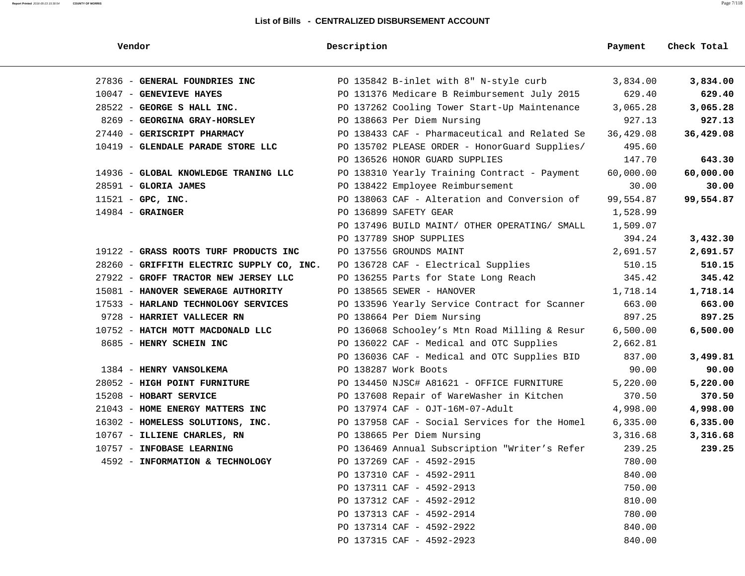## List of Bills - CENTRALIZED DISBURSEMENT ACCOUNT

| Vendor | Description | Payment | Check Total |
|---|---|---|---|
| 27836 - **GENERAL FOUNDRIES INC** | PO 135842 B-inlet with 8" N-style curb | 3,834.00 | **3,834.00** |
| 10047 - **GENEVIEVE HAYES** | PO 131376 Medicare B Reimbursement July 2015 | 629.40 | **629.40** |
| 28522 - **GEORGE S HALL INC.** | PO 137262 Cooling Tower Start-Up Maintenance | 3,065.28 | **3,065.28** |
| 8269 - **GEORGINA GRAY-HORSLEY** | PO 138663 Per Diem Nursing | 927.13 | **927.13** |
| 27440 - **GERISCRIPT PHARMACY** | PO 138433 CAF - Pharmaceutical and Related Se | 36,429.08 | **36,429.08** |
| 10419 - **GLENDALE PARADE STORE LLC** | PO 135702 PLEASE ORDER - HonorGuard Supplies/ | 495.60 | |
| | PO 136526 HONOR GUARD SUPPLIES | 147.70 | **643.30** |
| 14936 - **GLOBAL KNOWLEDGE TRANING LLC** | PO 138310 Yearly Training Contract - Payment | 60,000.00 | **60,000.00** |
| 28591 - **GLORIA JAMES** | PO 138422 Employee Reimbursement | 30.00 | **30.00** |
| 11521 - **GPC, INC.** | PO 138063 CAF - Alteration and Conversion of | 99,554.87 | **99,554.87** |
| 14984 - **GRAINGER** | PO 136899 SAFETY GEAR | 1,528.99 | |
| | PO 137496 BUILD MAINT/ OTHER OPERATING/ SMALL | 1,509.07 | |
| | PO 137789 SHOP SUPPLIES | 394.24 | **3,432.30** |
| 19122 - **GRASS ROOTS TURF PRODUCTS INC** | PO 137556 GROUNDS MAINT | 2,691.57 | **2,691.57** |
| 28260 - **GRIFFITH ELECTRIC SUPPLY CO, INC.** | PO 136728 CAF - Electrical Supplies | 510.15 | **510.15** |
| 27922 - **GROFF TRACTOR NEW JERSEY LLC** | PO 136255 Parts for State Long Reach | 345.42 | **345.42** |
| 15081 - **HANOVER SEWERAGE AUTHORITY** | PO 138565 SEWER - HANOVER | 1,718.14 | **1,718.14** |
| 17533 - **HARLAND TECHNOLOGY SERVICES** | PO 133596 Yearly Service Contract for Scanner | 663.00 | **663.00** |
| 9728 - **HARRIET VALLECER RN** | PO 138664 Per Diem Nursing | 897.25 | **897.25** |
| 10752 - **HATCH MOTT MACDONALD LLC** | PO 136068 Schooley's Mtn Road Milling & Resur | 6,500.00 | **6,500.00** |
| 8685 - **HENRY SCHEIN INC** | PO 136022 CAF - Medical and OTC Supplies | 2,662.81 | |
| | PO 136036 CAF - Medical and OTC Supplies BID | 837.00 | **3,499.81** |
| 1384 - **HENRY VANSOLKEMA** | PO 138287 Work Boots | 90.00 | **90.00** |
| 28052 - **HIGH POINT FURNITURE** | PO 134450 NJSC# A81621 - OFFICE FURNITURE | 5,220.00 | **5,220.00** |
| 15208 - **HOBART SERVICE** | PO 137608 Repair of WareWasher in Kitchen | 370.50 | **370.50** |
| 21043 - **HOME ENERGY MATTERS INC** | PO 137974 CAF - OJT-16M-07-Adult | 4,998.00 | **4,998.00** |
| 16302 - **HOMELESS SOLUTIONS, INC.** | PO 137958 CAF - Social Services for the Homel | 6,335.00 | **6,335.00** |
| 10767 - **ILLIENE CHARLES, RN** | PO 138665 Per Diem Nursing | 3,316.68 | **3,316.68** |
| 10757 - **INFOBASE LEARNING** | PO 136469 Annual Subscription "Writer's Refer | 239.25 | **239.25** |
| 4592 - **INFORMATION & TECHNOLOGY** | PO 137269 CAF - 4592-2915 | 780.00 | |
| | PO 137310 CAF - 4592-2911 | 840.00 | |
| | PO 137311 CAF - 4592-2913 | 750.00 | |
| | PO 137312 CAF - 4592-2912 | 810.00 | |
| | PO 137313 CAF - 4592-2914 | 780.00 | |
| | PO 137314 CAF - 4592-2922 | 840.00 | |
| | PO 137315 CAF - 4592-2923 | 840.00 | |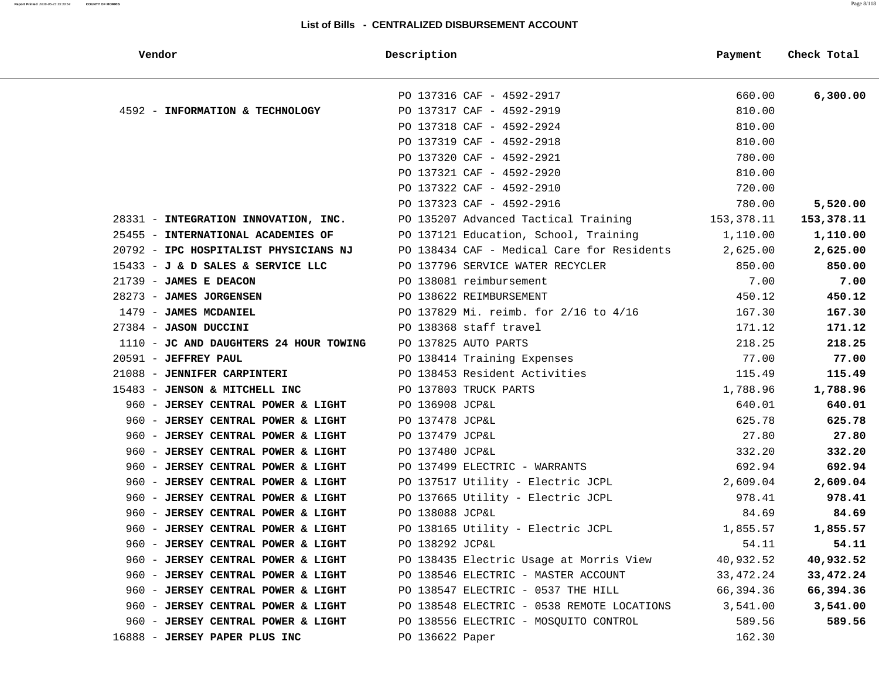## List of Bills - CENTRALIZED DISBURSEMENT ACCOUNT

| Vendor | Description | Payment | Check Total |
|---|---|---|---|
| | PO 137316 CAF - 4592-2917 | 660.00 | **6,300.00** |
| 4592 - **INFORMATION & TECHNOLOGY** | PO 137317 CAF - 4592-2919 | 810.00 | |
| | PO 137318 CAF - 4592-2924 | 810.00 | |
| | PO 137319 CAF - 4592-2918 | 810.00 | |
| | PO 137320 CAF - 4592-2921 | 780.00 | |
| | PO 137321 CAF - 4592-2920 | 810.00 | |
| | PO 137322 CAF - 4592-2910 | 720.00 | |
| | PO 137323 CAF - 4592-2916 | 780.00 | **5,520.00** |
| 28331 - **INTEGRATION INNOVATION, INC.** | PO 135207 Advanced Tactical Training | 153,378.11 | **153,378.11** |
| 25455 - **INTERNATIONAL ACADEMIES OF** | PO 137121 Education, School, Training | 1,110.00 | **1,110.00** |
| 20792 - **IPC HOSPITALIST PHYSICIANS NJ** | PO 138434 CAF - Medical Care for Residents | 2,625.00 | **2,625.00** |
| 15433 - **J & D SALES & SERVICE LLC** | PO 137796 SERVICE WATER RECYCLER | 850.00 | **850.00** |
| 21739 - **JAMES E DEACON** | PO 138081 reimbursement | 7.00 | **7.00** |
| 28273 - **JAMES JORGENSEN** | PO 138622 REIMBURSEMENT | 450.12 | **450.12** |
| 1479 - **JAMES MCDANIEL** | PO 137829 Mi. reimb. for 2/16 to 4/16 | 167.30 | **167.30** |
| 27384 - **JASON DUCCINI** | PO 138368 staff travel | 171.12 | **171.12** |
| 1110 - **JC AND DAUGHTERS 24 HOUR TOWING** | PO 137825 AUTO PARTS | 218.25 | **218.25** |
| 20591 - **JEFFREY PAUL** | PO 138414 Training Expenses | 77.00 | **77.00** |
| 21088 - **JENNIFER CARPINTERI** | PO 138453 Resident Activities | 115.49 | **115.49** |
| 15483 - **JENSON & MITCHELL INC** | PO 137803 TRUCK PARTS | 1,788.96 | **1,788.96** |
| 960 - **JERSEY CENTRAL POWER & LIGHT** | PO 136908 JCP&L | 640.01 | **640.01** |
| 960 - **JERSEY CENTRAL POWER & LIGHT** | PO 137478 JCP&L | 625.78 | **625.78** |
| 960 - **JERSEY CENTRAL POWER & LIGHT** | PO 137479 JCP&L | 27.80 | **27.80** |
| 960 - **JERSEY CENTRAL POWER & LIGHT** | PO 137480 JCP&L | 332.20 | **332.20** |
| 960 - **JERSEY CENTRAL POWER & LIGHT** | PO 137499 ELECTRIC - WARRANTS | 692.94 | **692.94** |
| 960 - **JERSEY CENTRAL POWER & LIGHT** | PO 137517 Utility - Electric JCPL | 2,609.04 | **2,609.04** |
| 960 - **JERSEY CENTRAL POWER & LIGHT** | PO 137665 Utility - Electric JCPL | 978.41 | **978.41** |
| 960 - **JERSEY CENTRAL POWER & LIGHT** | PO 138088 JCP&L | 84.69 | **84.69** |
| 960 - **JERSEY CENTRAL POWER & LIGHT** | PO 138165 Utility - Electric JCPL | 1,855.57 | **1,855.57** |
| 960 - **JERSEY CENTRAL POWER & LIGHT** | PO 138292 JCP&L | 54.11 | **54.11** |
| 960 - **JERSEY CENTRAL POWER & LIGHT** | PO 138435 Electric Usage at Morris View | 40,932.52 | **40,932.52** |
| 960 - **JERSEY CENTRAL POWER & LIGHT** | PO 138546 ELECTRIC - MASTER ACCOUNT | 33,472.24 | **33,472.24** |
| 960 - **JERSEY CENTRAL POWER & LIGHT** | PO 138547 ELECTRIC - 0537 THE HILL | 66,394.36 | **66,394.36** |
| 960 - **JERSEY CENTRAL POWER & LIGHT** | PO 138548 ELECTRIC - 0538 REMOTE LOCATIONS | 3,541.00 | **3,541.00** |
| 960 - **JERSEY CENTRAL POWER & LIGHT** | PO 138556 ELECTRIC - MOSQUITO CONTROL | 589.56 | **589.56** |
| 16888 - **JERSEY PAPER PLUS INC** | PO 136622 Paper | 162.30 | |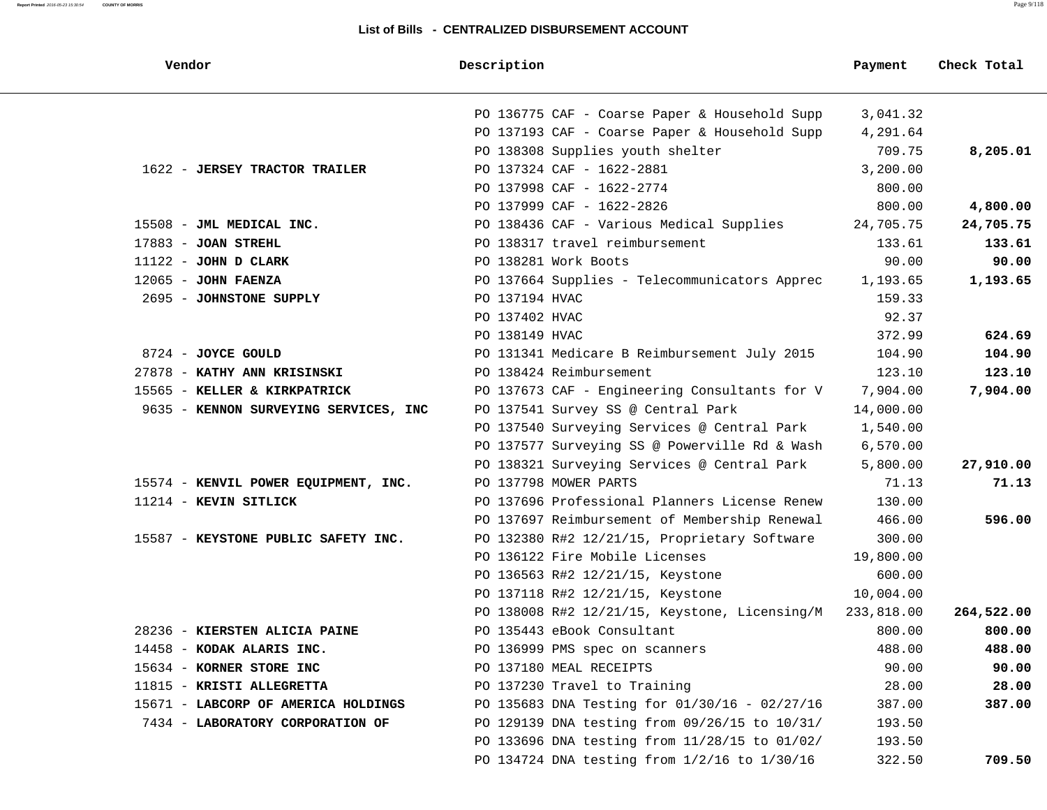## List of Bills - CENTRALIZED DISBURSEMENT ACCOUNT

| Vendor | Description | Payment | Check Total |
|---|---|---|---|
| | PO 136775 CAF - Coarse Paper & Household Supp | 3,041.32 | |
| | PO 137193 CAF - Coarse Paper & Household Supp | 4,291.64 | |
| | PO 138308 Supplies youth shelter | 709.75 | **8,205.01** |
| 1622 - **JERSEY TRACTOR TRAILER** | PO 137324 CAF - 1622-2881 | 3,200.00 | |
| | PO 137998 CAF - 1622-2774 | 800.00 | |
| | PO 137999 CAF - 1622-2826 | 800.00 | **4,800.00** |
| 15508 - **JML MEDICAL INC.** | PO 138436 CAF - Various Medical Supplies | 24,705.75 | **24,705.75** |
| 17883 - **JOAN STREHL** | PO 138317 travel reimbursement | 133.61 | **133.61** |
| 11122 - **JOHN D CLARK** | PO 138281 Work Boots | 90.00 | **90.00** |
| 12065 - **JOHN FAENZA** | PO 137664 Supplies - Telecommunicators Apprec | 1,193.65 | **1,193.65** |
| 2695 - **JOHNSTONE SUPPLY** | PO 137194 HVAC | 159.33 | |
| | PO 137402 HVAC | 92.37 | |
| | PO 138149 HVAC | 372.99 | **624.69** |
| 8724 - **JOYCE GOULD** | PO 131341 Medicare B Reimbursement July 2015 | 104.90 | **104.90** |
| 27878 - **KATHY ANN KRISINSKI** | PO 138424 Reimbursement | 123.10 | **123.10** |
| 15565 - **KELLER & KIRKPATRICK** | PO 137673 CAF - Engineering Consultants for V | 7,904.00 | **7,904.00** |
| 9635 - **KENNON SURVEYING SERVICES, INC** | PO 137541 Survey SS @ Central Park | 14,000.00 | |
| | PO 137540 Surveying Services @ Central Park | 1,540.00 | |
| | PO 137577 Surveying SS @ Powerville Rd & Wash | 6,570.00 | |
| | PO 138321 Surveying Services @ Central Park | 5,800.00 | **27,910.00** |
| 15574 - **KENVIL POWER EQUIPMENT, INC.** | PO 137798 MOWER PARTS | 71.13 | **71.13** |
| 11214 - **KEVIN SITLICK** | PO 137696 Professional Planners License Renew | 130.00 | |
| | PO 137697 Reimbursement of Membership Renewal | 466.00 | **596.00** |
| 15587 - **KEYSTONE PUBLIC SAFETY INC.** | PO 132380 R#2 12/21/15, Proprietary Software | 300.00 | |
| | PO 136122 Fire Mobile Licenses | 19,800.00 | |
| | PO 136563 R#2 12/21/15, Keystone | 600.00 | |
| | PO 137118 R#2 12/21/15, Keystone | 10,004.00 | |
| | PO 138008 R#2 12/21/15, Keystone, Licensing/M | 233,818.00 | **264,522.00** |
| 28236 - **KIERSTEN ALICIA PAINE** | PO 135443 eBook Consultant | 800.00 | **800.00** |
| 14458 - **KODAK ALARIS INC.** | PO 136999 PMS spec on scanners | 488.00 | **488.00** |
| 15634 - **KORNER STORE INC** | PO 137180 MEAL RECEIPTS | 90.00 | **90.00** |
| 11815 - **KRISTI ALLEGRETTA** | PO 137230 Travel to Training | 28.00 | **28.00** |
| 15671 - **LABCORP OF AMERICA HOLDINGS** | PO 135683 DNA Testing for 01/30/16 - 02/27/16 | 387.00 | **387.00** |
| 7434 - **LABORATORY CORPORATION OF** | PO 129139 DNA testing from 09/26/15 to 10/31/ | 193.50 | |
| | PO 133696 DNA testing from 11/28/15 to 01/02/ | 193.50 | |
| | PO 134724 DNA testing from 1/2/16 to 1/30/16 | 322.50 | **709.50** |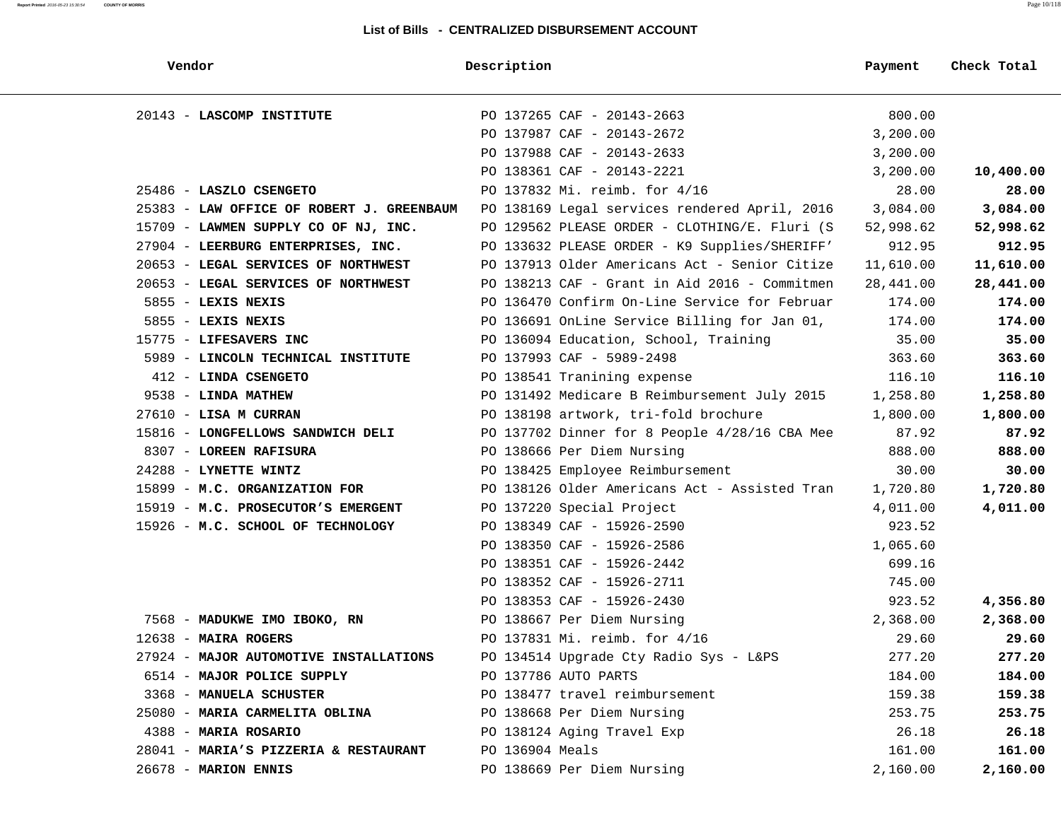## List of Bills - CENTRALIZED DISBURSEMENT ACCOUNT

| Vendor | Description | Payment | Check Total |
|---|---|---|---|
| 20143 - **LASCOMP INSTITUTE** | PO 137265 CAF - 20143-2663 | 800.00 | |
| | PO 137987 CAF - 20143-2672 | 3,200.00 | |
| | PO 137988 CAF - 20143-2633 | 3,200.00 | |
| | PO 138361 CAF - 20143-2221 | 3,200.00 | **10,400.00** |
| 25486 - **LASZLO CSENGETO** | PO 137832 Mi. reimb. for 4/16 | 28.00 | **28.00** |
| 25383 - **LAW OFFICE OF ROBERT J. GREENBAUM** | PO 138169 Legal services rendered April, 2016 | 3,084.00 | **3,084.00** |
| 15709 - **LAWMEN SUPPLY CO OF NJ, INC.** | PO 129562 PLEASE ORDER - CLOTHING/E. Fluri (S | 52,998.62 | **52,998.62** |
| 27904 - **LEERBURG ENTERPRISES, INC.** | PO 133632 PLEASE ORDER - K9 Supplies/SHERIFF' | 912.95 | **912.95** |
| 20653 - **LEGAL SERVICES OF NORTHWEST** | PO 137913 Older Americans Act - Senior Citize | 11,610.00 | **11,610.00** |
| 20653 - **LEGAL SERVICES OF NORTHWEST** | PO 138213 CAF - Grant in Aid 2016 - Commitmen | 28,441.00 | **28,441.00** |
| 5855 - **LEXIS NEXIS** | PO 136470 Confirm On-Line Service for Februar | 174.00 | **174.00** |
| 5855 - **LEXIS NEXIS** | PO 136691 OnLine Service Billing for Jan 01, | 174.00 | **174.00** |
| 15775 - **LIFESAVERS INC** | PO 136094 Education, School, Training | 35.00 | **35.00** |
| 5989 - **LINCOLN TECHNICAL INSTITUTE** | PO 137993 CAF - 5989-2498 | 363.60 | **363.60** |
| 412 - **LINDA CSENGETO** | PO 138541 Tranining expense | 116.10 | **116.10** |
| 9538 - **LINDA MATHEW** | PO 131492 Medicare B Reimbursement July 2015 | 1,258.80 | **1,258.80** |
| 27610 - **LISA M CURRAN** | PO 138198 artwork, tri-fold brochure | 1,800.00 | **1,800.00** |
| 15816 - **LONGFELLOWS SANDWICH DELI** | PO 137702 Dinner for 8 People 4/28/16 CBA Mee | 87.92 | **87.92** |
| 8307 - **LOREEN RAFISURA** | PO 138666 Per Diem Nursing | 888.00 | **888.00** |
| 24288 - **LYNETTE WINTZ** | PO 138425 Employee Reimbursement | 30.00 | **30.00** |
| 15899 - **M.C. ORGANIZATION FOR** | PO 138126 Older Americans Act - Assisted Tran | 1,720.80 | **1,720.80** |
| 15919 - **M.C. PROSECUTOR'S EMERGENT** | PO 137220 Special Project | 4,011.00 | **4,011.00** |
| 15926 - **M.C. SCHOOL OF TECHNOLOGY** | PO 138349 CAF - 15926-2590 | 923.52 | |
| | PO 138350 CAF - 15926-2586 | 1,065.60 | |
| | PO 138351 CAF - 15926-2442 | 699.16 | |
| | PO 138352 CAF - 15926-2711 | 745.00 | |
| | PO 138353 CAF - 15926-2430 | 923.52 | **4,356.80** |
| 7568 - **MADUKWE IMO IBOKO, RN** | PO 138667 Per Diem Nursing | 2,368.00 | **2,368.00** |
| 12638 - **MAIRA ROGERS** | PO 137831 Mi. reimb. for 4/16 | 29.60 | **29.60** |
| 27924 - **MAJOR AUTOMOTIVE INSTALLATIONS** | PO 134514 Upgrade Cty Radio Sys - L&PS | 277.20 | **277.20** |
| 6514 - **MAJOR POLICE SUPPLY** | PO 137786 AUTO PARTS | 184.00 | **184.00** |
| 3368 - **MANUELA SCHUSTER** | PO 138477 travel reimbursement | 159.38 | **159.38** |
| 25080 - **MARIA CARMELITA OBLINA** | PO 138668 Per Diem Nursing | 253.75 | **253.75** |
| 4388 - **MARIA ROSARIO** | PO 138124 Aging Travel Exp | 26.18 | **26.18** |
| 28041 - **MARIA'S PIZZERIA & RESTAURANT** | PO 136904 Meals | 161.00 | **161.00** |
| 26678 - **MARION ENNIS** | PO 138669 Per Diem Nursing | 2,160.00 | **2,160.00** |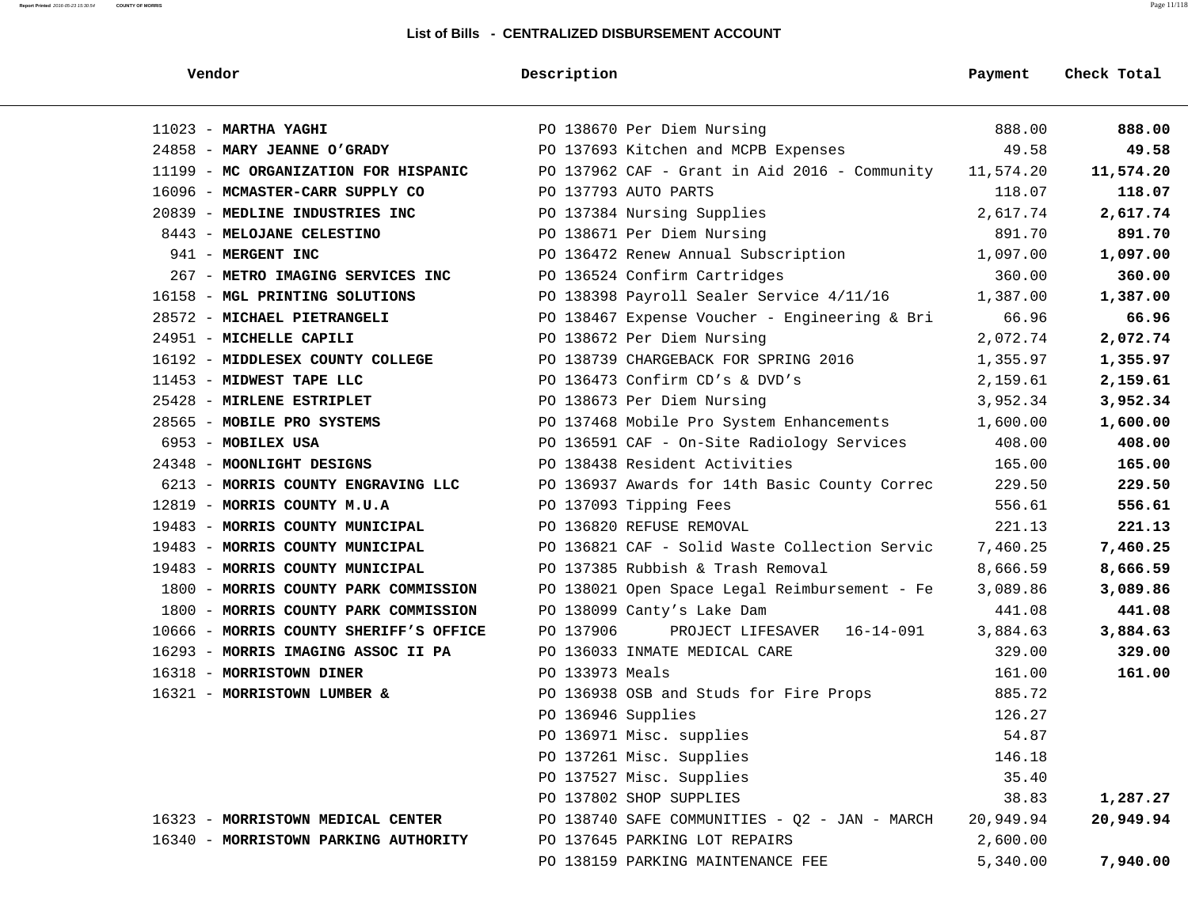## List of Bills - CENTRALIZED DISBURSEMENT ACCOUNT

| Vendor | Description | Payment | Check Total |
|---|---|---|---|
| 11023 - **MARTHA YAGHI** | PO 138670 Per Diem Nursing | 888.00 | **888.00** |
| 24858 - **MARY JEANNE O'GRADY** | PO 137693 Kitchen and MCPB Expenses | 49.58 | **49.58** |
| 11199 - **MC ORGANIZATION FOR HISPANIC** | PO 137962 CAF - Grant in Aid 2016 - Community | 11,574.20 | **11,574.20** |
| 16096 - **MCMASTER-CARR SUPPLY CO** | PO 137793 AUTO PARTS | 118.07 | **118.07** |
| 20839 - **MEDLINE INDUSTRIES INC** | PO 137384 Nursing Supplies | 2,617.74 | **2,617.74** |
| 8443 - **MELOJANE CELESTINO** | PO 138671 Per Diem Nursing | 891.70 | **891.70** |
| 941 - **MERGENT INC** | PO 136472 Renew Annual Subscription | 1,097.00 | **1,097.00** |
| 267 - **METRO IMAGING SERVICES INC** | PO 136524 Confirm Cartridges | 360.00 | **360.00** |
| 16158 - **MGL PRINTING SOLUTIONS** | PO 138398 Payroll Sealer Service 4/11/16 | 1,387.00 | **1,387.00** |
| 28572 - **MICHAEL PIETRANGELI** | PO 138467 Expense Voucher - Engineering & Bri | 66.96 | **66.96** |
| 24951 - **MICHELLE CAPILI** | PO 138672 Per Diem Nursing | 2,072.74 | **2,072.74** |
| 16192 - **MIDDLESEX COUNTY COLLEGE** | PO 138739 CHARGEBACK FOR SPRING 2016 | 1,355.97 | **1,355.97** |
| 11453 - **MIDWEST TAPE LLC** | PO 136473 Confirm CD's & DVD's | 2,159.61 | **2,159.61** |
| 25428 - **MIRLENE ESTRIPLET** | PO 138673 Per Diem Nursing | 3,952.34 | **3,952.34** |
| 28565 - **MOBILE PRO SYSTEMS** | PO 137468 Mobile Pro System Enhancements | 1,600.00 | **1,600.00** |
| 6953 - **MOBILEX USA** | PO 136591 CAF - On-Site Radiology Services | 408.00 | **408.00** |
| 24348 - **MOONLIGHT DESIGNS** | PO 138438 Resident Activities | 165.00 | **165.00** |
| 6213 - **MORRIS COUNTY ENGRAVING LLC** | PO 136937 Awards for 14th Basic County Correc | 229.50 | **229.50** |
| 12819 - **MORRIS COUNTY M.U.A** | PO 137093 Tipping Fees | 556.61 | **556.61** |
| 19483 - **MORRIS COUNTY MUNICIPAL** | PO 136820 REFUSE REMOVAL | 221.13 | **221.13** |
| 19483 - **MORRIS COUNTY MUNICIPAL** | PO 136821 CAF - Solid Waste Collection Servic | 7,460.25 | **7,460.25** |
| 19483 - **MORRIS COUNTY MUNICIPAL** | PO 137385 Rubbish & Trash Removal | 8,666.59 | **8,666.59** |
| 1800 - **MORRIS COUNTY PARK COMMISSION** | PO 138021 Open Space Legal Reimbursement - Fe | 3,089.86 | **3,089.86** |
| 1800 - **MORRIS COUNTY PARK COMMISSION** | PO 138099 Canty's Lake Dam | 441.08 | **441.08** |
| 10666 - **MORRIS COUNTY SHERIFF'S OFFICE** | PO 137906 PROJECT LIFESAVER 16-14-091 | 3,884.63 | **3,884.63** |
| 16293 - **MORRIS IMAGING ASSOC II PA** | PO 136033 INMATE MEDICAL CARE | 329.00 | **329.00** |
| 16318 - **MORRISTOWN DINER** | PO 133973 Meals | 161.00 | **161.00** |
| 16321 - **MORRISTOWN LUMBER &** | PO 136938 OSB and Studs for Fire Props | 885.72 | |
| | PO 136946 Supplies | 126.27 | |
| | PO 136971 Misc. supplies | 54.87 | |
| | PO 137261 Misc. Supplies | 146.18 | |
| | PO 137527 Misc. Supplies | 35.40 | |
| | PO 137802 SHOP SUPPLIES | 38.83 | **1,287.27** |
| 16323 - **MORRISTOWN MEDICAL CENTER** | PO 138740 SAFE COMMUNITIES - Q2 - JAN - MARCH | 20,949.94 | **20,949.94** |
| 16340 - **MORRISTOWN PARKING AUTHORITY** | PO 137645 PARKING LOT REPAIRS | 2,600.00 | |
| | PO 138159 PARKING MAINTENANCE FEE | 5,340.00 | **7,940.00** |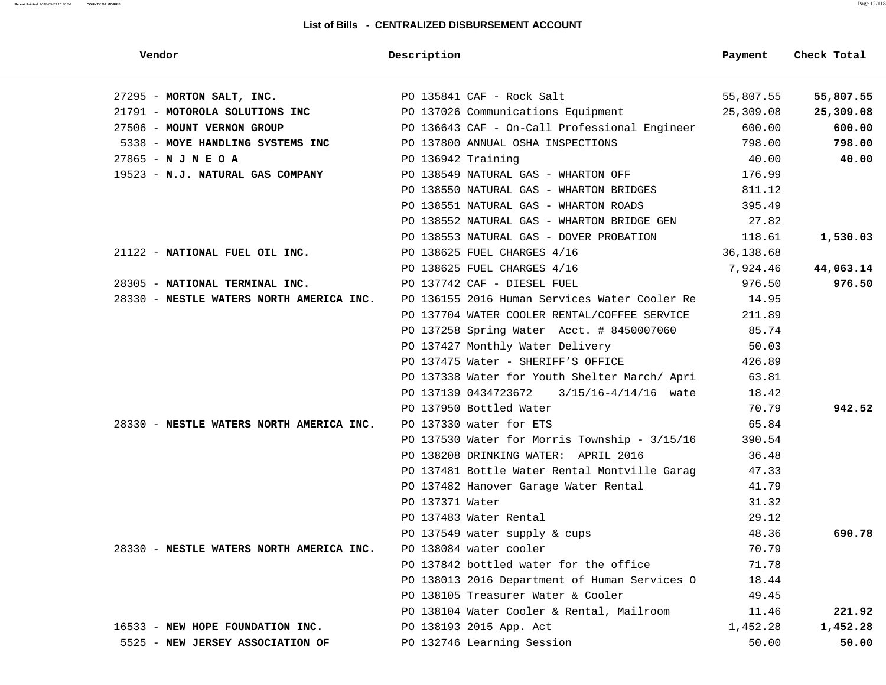## List of Bills - CENTRALIZED DISBURSEMENT ACCOUNT

| Vendor | Description | Payment | Check Total |
|---|---|---|---|
| 27295 - **MORTON SALT, INC.** | PO 135841 CAF - Rock Salt | 55,807.55 | **55,807.55** |
| 21791 - **MOTOROLA SOLUTIONS INC** | PO 137026 Communications Equipment | 25,309.08 | **25,309.08** |
| 27506 - **MOUNT VERNON GROUP** | PO 136643 CAF - On-Call Professional Engineer | 600.00 | **600.00** |
| 5338 - **MOYE HANDLING SYSTEMS INC** | PO 137800 ANNUAL OSHA INSPECTIONS | 798.00 | **798.00** |
| 27865 - **N J N E O A** | PO 136942 Training | 40.00 | **40.00** |
| 19523 - **N.J. NATURAL GAS COMPANY** | PO 138549 NATURAL GAS - WHARTON OFF | 176.99 | |
| | PO 138550 NATURAL GAS - WHARTON BRIDGES | 811.12 | |
| | PO 138551 NATURAL GAS - WHARTON ROADS | 395.49 | |
| | PO 138552 NATURAL GAS - WHARTON BRIDGE GEN | 27.82 | |
| | PO 138553 NATURAL GAS - DOVER PROBATION | 118.61 | **1,530.03** |
| 21122 - **NATIONAL FUEL OIL INC.** | PO 138625 FUEL CHARGES 4/16 | 36,138.68 | |
| | PO 138625 FUEL CHARGES 4/16 | 7,924.46 | **44,063.14** |
| 28305 - **NATIONAL TERMINAL INC.** | PO 137742 CAF - DIESEL FUEL | 976.50 | **976.50** |
| 28330 - **NESTLE WATERS NORTH AMERICA INC.** | PO 136155 2016 Human Services Water Cooler Re | 14.95 | |
| | PO 137704 WATER COOLER RENTAL/COFFEE SERVICE | 211.89 | |
| | PO 137258 Spring Water Acct. # 8450007060 | 85.74 | |
| | PO 137427 Monthly Water Delivery | 50.03 | |
| | PO 137475 Water - SHERIFF'S OFFICE | 426.89 | |
| | PO 137338 Water for Youth Shelter March/ Apri | 63.81 | |
| | PO 137139 0434723672 3/15/16-4/14/16 wate | 18.42 | |
| | PO 137950 Bottled Water | 70.79 | **942.52** |
| 28330 - **NESTLE WATERS NORTH AMERICA INC.** | PO 137330 water for ETS | 65.84 | |
| | PO 137530 Water for Morris Township - 3/15/16 | 390.54 | |
| | PO 138208 DRINKING WATER: APRIL 2016 | 36.48 | |
| | PO 137481 Bottle Water Rental Montville Garag | 47.33 | |
| | PO 137482 Hanover Garage Water Rental | 41.79 | |
| | PO 137371 Water | 31.32 | |
| | PO 137483 Water Rental | 29.12 | |
| | PO 137549 water supply & cups | 48.36 | **690.78** |
| 28330 - **NESTLE WATERS NORTH AMERICA INC.** | PO 138084 water cooler | 70.79 | |
| | PO 137842 bottled water for the office | 71.78 | |
| | PO 138013 2016 Department of Human Services O | 18.44 | |
| | PO 138105 Treasurer Water & Cooler | 49.45 | |
| | PO 138104 Water Cooler & Rental, Mailroom | 11.46 | **221.92** |
| 16533 - **NEW HOPE FOUNDATION INC.** | PO 138193 2015 App. Act | 1,452.28 | **1,452.28** |
| 5525 - **NEW JERSEY ASSOCIATION OF** | PO 132746 Learning Session | 50.00 | **50.00** |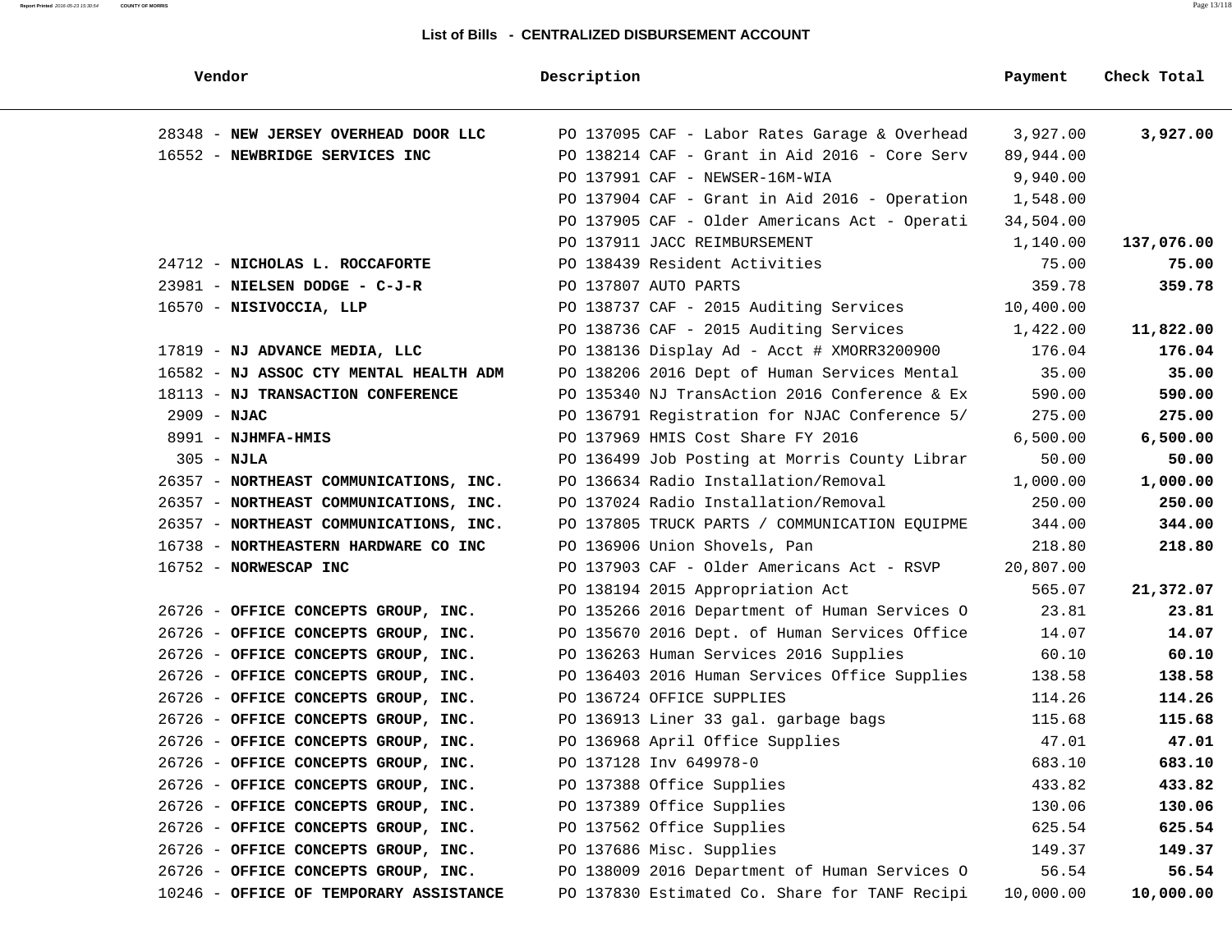## List of Bills - CENTRALIZED DISBURSEMENT ACCOUNT

| Vendor | Description | Payment | Check Total |
|---|---|---|---|
| 28348 - **NEW JERSEY OVERHEAD DOOR LLC** | PO 137095 CAF - Labor Rates Garage & Overhead | 3,927.00 | **3,927.00** |
| 16552 - **NEWBRIDGE SERVICES INC** | PO 138214 CAF - Grant in Aid 2016 - Core Serv | 89,944.00 | |
| | PO 137991 CAF - NEWSER-16M-WIA | 9,940.00 | |
| | PO 137904 CAF - Grant in Aid 2016 - Operation | 1,548.00 | |
| | PO 137905 CAF - Older Americans Act - Operati | 34,504.00 | |
| | PO 137911 JACC REIMBURSEMENT | 1,140.00 | **137,076.00** |
| 24712 - **NICHOLAS L. ROCCAFORTE** | PO 138439 Resident Activities | 75.00 | **75.00** |
| 23981 - **NIELSEN DODGE - C-J-R** | PO 137807 AUTO PARTS | 359.78 | **359.78** |
| 16570 - **NISIVOCCIA, LLP** | PO 138737 CAF - 2015 Auditing Services | 10,400.00 | |
| | PO 138736 CAF - 2015 Auditing Services | 1,422.00 | **11,822.00** |
| 17819 - **NJ ADVANCE MEDIA, LLC** | PO 138136 Display Ad - Acct # XMORR3200900 | 176.04 | **176.04** |
| 16582 - **NJ ASSOC CTY MENTAL HEALTH ADM** | PO 138206 2016 Dept of Human Services Mental | 35.00 | **35.00** |
| 18113 - **NJ TRANSACTION CONFERENCE** | PO 135340 NJ TransAction 2016 Conference & Ex | 590.00 | **590.00** |
| 2909 - **NJAC** | PO 136791 Registration for NJAC Conference 5/ | 275.00 | **275.00** |
| 8991 - **NJHMFA-HMIS** | PO 137969 HMIS Cost Share FY 2016 | 6,500.00 | **6,500.00** |
| 305 - **NJLA** | PO 136499 Job Posting at Morris County Librar | 50.00 | **50.00** |
| 26357 - **NORTHEAST COMMUNICATIONS, INC.** | PO 136634 Radio Installation/Removal | 1,000.00 | **1,000.00** |
| 26357 - **NORTHEAST COMMUNICATIONS, INC.** | PO 137024 Radio Installation/Removal | 250.00 | **250.00** |
| 26357 - **NORTHEAST COMMUNICATIONS, INC.** | PO 137805 TRUCK PARTS / COMMUNICATION EQUIPME | 344.00 | **344.00** |
| 16738 - **NORTHEASTERN HARDWARE CO INC** | PO 136906 Union Shovels, Pan | 218.80 | **218.80** |
| 16752 - **NORWESCAP INC** | PO 137903 CAF - Older Americans Act - RSVP | 20,807.00 | |
| | PO 138194 2015 Appropriation Act | 565.07 | **21,372.07** |
| 26726 - **OFFICE CONCEPTS GROUP, INC.** | PO 135266 2016 Department of Human Services O | 23.81 | **23.81** |
| 26726 - **OFFICE CONCEPTS GROUP, INC.** | PO 135670 2016 Dept. of Human Services Office | 14.07 | **14.07** |
| 26726 - **OFFICE CONCEPTS GROUP, INC.** | PO 136263 Human Services 2016 Supplies | 60.10 | **60.10** |
| 26726 - **OFFICE CONCEPTS GROUP, INC.** | PO 136403 2016 Human Services Office Supplies | 138.58 | **138.58** |
| 26726 - **OFFICE CONCEPTS GROUP, INC.** | PO 136724 OFFICE SUPPLIES | 114.26 | **114.26** |
| 26726 - **OFFICE CONCEPTS GROUP, INC.** | PO 136913 Liner 33 gal. garbage bags | 115.68 | **115.68** |
| 26726 - **OFFICE CONCEPTS GROUP, INC.** | PO 136968 April Office Supplies | 47.01 | **47.01** |
| 26726 - **OFFICE CONCEPTS GROUP, INC.** | PO 137128 Inv 649978-0 | 683.10 | **683.10** |
| 26726 - **OFFICE CONCEPTS GROUP, INC.** | PO 137388 Office Supplies | 433.82 | **433.82** |
| 26726 - **OFFICE CONCEPTS GROUP, INC.** | PO 137389 Office Supplies | 130.06 | **130.06** |
| 26726 - **OFFICE CONCEPTS GROUP, INC.** | PO 137562 Office Supplies | 625.54 | **625.54** |
| 26726 - **OFFICE CONCEPTS GROUP, INC.** | PO 137686 Misc. Supplies | 149.37 | **149.37** |
| 26726 - **OFFICE CONCEPTS GROUP, INC.** | PO 138009 2016 Department of Human Services O | 56.54 | **56.54** |
| 10246 - **OFFICE OF TEMPORARY ASSISTANCE** | PO 137830 Estimated Co. Share for TANF Recipi | 10,000.00 | **10,000.00** |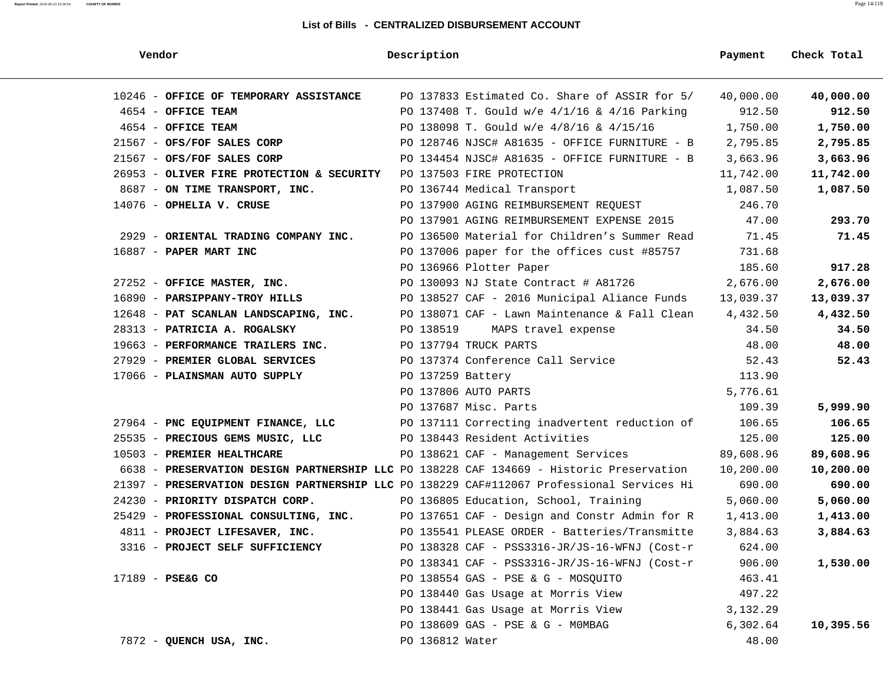## List of Bills - CENTRALIZED DISBURSEMENT ACCOUNT

| Vendor | Description | Payment | Check Total |
|---|---|---|---|
| 10246 - **OFFICE OF TEMPORARY ASSISTANCE** | PO 137833 Estimated Co. Share of ASSIR for 5/ | 40,000.00 | **40,000.00** |
| 4654 - **OFFICE TEAM** | PO 137408 T. Gould w/e 4/1/16 & 4/16 Parking | 912.50 | **912.50** |
| 4654 - **OFFICE TEAM** | PO 138098 T. Gould w/e 4/8/16 & 4/15/16 | 1,750.00 | **1,750.00** |
| 21567 - **OFS/FOF SALES CORP** | PO 128746 NJSC# A81635 - OFFICE FURNITURE - B | 2,795.85 | **2,795.85** |
| 21567 - **OFS/FOF SALES CORP** | PO 134454 NJSC# A81635 - OFFICE FURNITURE - B | 3,663.96 | **3,663.96** |
| 26953 - **OLIVER FIRE PROTECTION & SECURITY** | PO 137503 FIRE PROTECTION | 11,742.00 | **11,742.00** |
| 8687 - **ON TIME TRANSPORT, INC.** | PO 136744 Medical Transport | 1,087.50 | **1,087.50** |
| 14076 - **OPHELIA V. CRUSE** | PO 137900 AGING REIMBURSEMENT REQUEST | 246.70 | |
| | PO 137901 AGING REIMBURSEMENT EXPENSE 2015 | 47.00 | **293.70** |
| 2929 - **ORIENTAL TRADING COMPANY INC.** | PO 136500 Material for Children's Summer Read | 71.45 | **71.45** |
| 16887 - **PAPER MART INC** | PO 137006 paper for the offices cust #85757 | 731.68 | |
| | PO 136966 Plotter Paper | 185.60 | **917.28** |
| 27252 - **OFFICE MASTER, INC.** | PO 130093 NJ State Contract # A81726 | 2,676.00 | **2,676.00** |
| 16890 - **PARSIPPANY-TROY HILLS** | PO 138527 CAF - 2016 Municipal Aliance Funds | 13,039.37 | **13,039.37** |
| 12648 - **PAT SCANLAN LANDSCAPING, INC.** | PO 138071 CAF - Lawn Maintenance & Fall Clean | 4,432.50 | **4,432.50** |
| 28313 - **PATRICIA A. ROGALSKY** | PO 138519 MAPS travel expense | 34.50 | **34.50** |
| 19663 - **PERFORMANCE TRAILERS INC.** | PO 137794 TRUCK PARTS | 48.00 | **48.00** |
| 27929 - **PREMIER GLOBAL SERVICES** | PO 137374 Conference Call Service | 52.43 | **52.43** |
| 17066 - **PLAINSMAN AUTO SUPPLY** | PO 137259 Battery | 113.90 | |
| | PO 137806 AUTO PARTS | 5,776.61 | |
| | PO 137687 Misc. Parts | 109.39 | **5,999.90** |
| 27964 - **PNC EQUIPMENT FINANCE, LLC** | PO 137111 Correcting inadvertent reduction of | 106.65 | **106.65** |
| 25535 - **PRECIOUS GEMS MUSIC, LLC** | PO 138443 Resident Activities | 125.00 | **125.00** |
| 10503 - **PREMIER HEALTHCARE** | PO 138621 CAF - Management Services | 89,608.96 | **89,608.96** |
| 6638 - **PRESERVATION DESIGN PARTNERSHIP LLC** | PO 138228 CAF 134669 - Historic Preservation | 10,200.00 | **10,200.00** |
| 21397 - **PRESERVATION DESIGN PARTNERSHIP LLC** | PO 138229 CAF#112067 Professional Services Hi | 690.00 | **690.00** |
| 24230 - **PRIORITY DISPATCH CORP.** | PO 136805 Education, School, Training | 5,060.00 | **5,060.00** |
| 25429 - **PROFESSIONAL CONSULTING, INC.** | PO 137651 CAF - Design and Constr Admin for R | 1,413.00 | **1,413.00** |
| 4811 - **PROJECT LIFESAVER, INC.** | PO 135541 PLEASE ORDER - Batteries/Transmitte | 3,884.63 | **3,884.63** |
| 3316 - **PROJECT SELF SUFFICIENCY** | PO 138328 CAF - PSS3316-JR/JS-16-WFNJ (Cost-r | 624.00 | |
| | PO 138341 CAF - PSS3316-JR/JS-16-WFNJ (Cost-r | 906.00 | **1,530.00** |
| 17189 - **PSE&G CO** | PO 138554 GAS - PSE & G - MOSQUITO | 463.41 | |
| | PO 138440 Gas Usage at Morris View | 497.22 | |
| | PO 138441 Gas Usage at Morris View | 3,132.29 | |
| | PO 138609 GAS - PSE & G - M0MBAG | 6,302.64 | **10,395.56** |
| 7872 - **QUENCH USA, INC.** | PO 136812 Water | 48.00 | |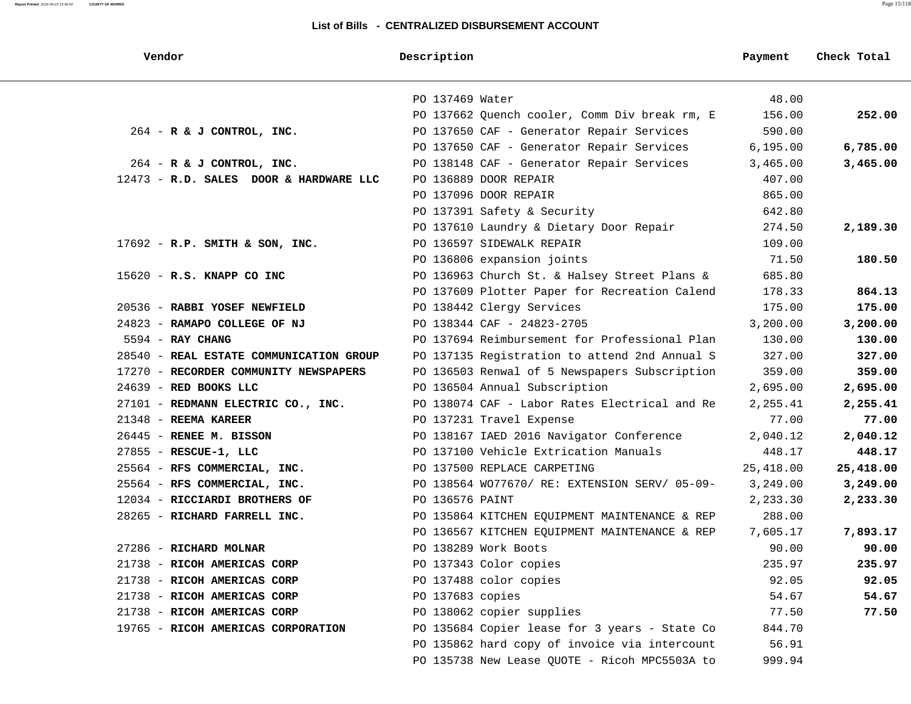## List of Bills - CENTRALIZED DISBURSEMENT ACCOUNT

| Vendor | Description | Payment | Check Total |
|---|---|---|---|
| | PO 137469 Water | 48.00 | |
| | PO 137662 Quench cooler, Comm Div break rm, E | 156.00 | **252.00** |
| 264 - **R & J CONTROL, INC.** | PO 137650 CAF - Generator Repair Services | 590.00 | |
| | PO 137650 CAF - Generator Repair Services | 6,195.00 | **6,785.00** |
| 264 - **R & J CONTROL, INC.** | PO 138148 CAF - Generator Repair Services | 3,465.00 | **3,465.00** |
| 12473 - **R.D. SALES DOOR & HARDWARE LLC** | PO 136889 DOOR REPAIR | 407.00 | |
| | PO 137096 DOOR REPAIR | 865.00 | |
| | PO 137391 Safety & Security | 642.80 | |
| | PO 137610 Laundry & Dietary Door Repair | 274.50 | **2,189.30** |
| 17692 - **R.P. SMITH & SON, INC.** | PO 136597 SIDEWALK REPAIR | 109.00 | |
| | PO 136806 expansion joints | 71.50 | **180.50** |
| 15620 - **R.S. KNAPP CO INC** | PO 136963 Church St. & Halsey Street Plans & | 685.80 | |
| | PO 137609 Plotter Paper for Recreation Calend | 178.33 | **864.13** |
| 20536 - **RABBI YOSEF NEWFIELD** | PO 138442 Clergy Services | 175.00 | **175.00** |
| 24823 - **RAMAPO COLLEGE OF NJ** | PO 138344 CAF - 24823-2705 | 3,200.00 | **3,200.00** |
| 5594 - **RAY CHANG** | PO 137694 Reimbursement for Professional Plan | 130.00 | **130.00** |
| 28540 - **REAL ESTATE COMMUNICATION GROUP** | PO 137135 Registration to attend 2nd Annual S | 327.00 | **327.00** |
| 17270 - **RECORDER COMMUNITY NEWSPAPERS** | PO 136503 Renwal of 5 Newspapers Subscription | 359.00 | **359.00** |
| 24639 - **RED BOOKS LLC** | PO 136504 Annual Subscription | 2,695.00 | **2,695.00** |
| 27101 - **REDMANN ELECTRIC CO., INC.** | PO 138074 CAF - Labor Rates Electrical and Re | 2,255.41 | **2,255.41** |
| 21348 - **REEMA KAREER** | PO 137231 Travel Expense | 77.00 | **77.00** |
| 26445 - **RENEE M. BISSON** | PO 138167 IAED 2016 Navigator Conference | 2,040.12 | **2,040.12** |
| 27855 - **RESCUE-1, LLC** | PO 137100 Vehicle Extrication Manuals | 448.17 | **448.17** |
| 25564 - **RFS COMMERCIAL, INC.** | PO 137500 REPLACE CARPETING | 25,418.00 | **25,418.00** |
| 25564 - **RFS COMMERCIAL, INC.** | PO 138564 WO77670/ RE: EXTENSION SERV/ 05-09- | 3,249.00 | **3,249.00** |
| 12034 - **RICCIARDI BROTHERS OF** | PO 136576 PAINT | 2,233.30 | **2,233.30** |
| 28265 - **RICHARD FARRELL INC.** | PO 135864 KITCHEN EQUIPMENT MAINTENANCE & REP | 288.00 | |
| | PO 136567 KITCHEN EQUIPMENT MAINTENANCE & REP | 7,605.17 | **7,893.17** |
| 27286 - **RICHARD MOLNAR** | PO 138289 Work Boots | 90.00 | **90.00** |
| 21738 - **RICOH AMERICAS CORP** | PO 137343 Color copies | 235.97 | **235.97** |
| 21738 - **RICOH AMERICAS CORP** | PO 137488 color copies | 92.05 | **92.05** |
| 21738 - **RICOH AMERICAS CORP** | PO 137683 copies | 54.67 | **54.67** |
| 21738 - **RICOH AMERICAS CORP** | PO 138062 copier supplies | 77.50 | **77.50** |
| 19765 - **RICOH AMERICAS CORPORATION** | PO 135684 Copier lease for 3 years - State Co | 844.70 | |
| | PO 135862 hard copy of invoice via intercount | 56.91 | |
| | PO 135738 New Lease QUOTE - Ricoh MPC5503A to | 999.94 | |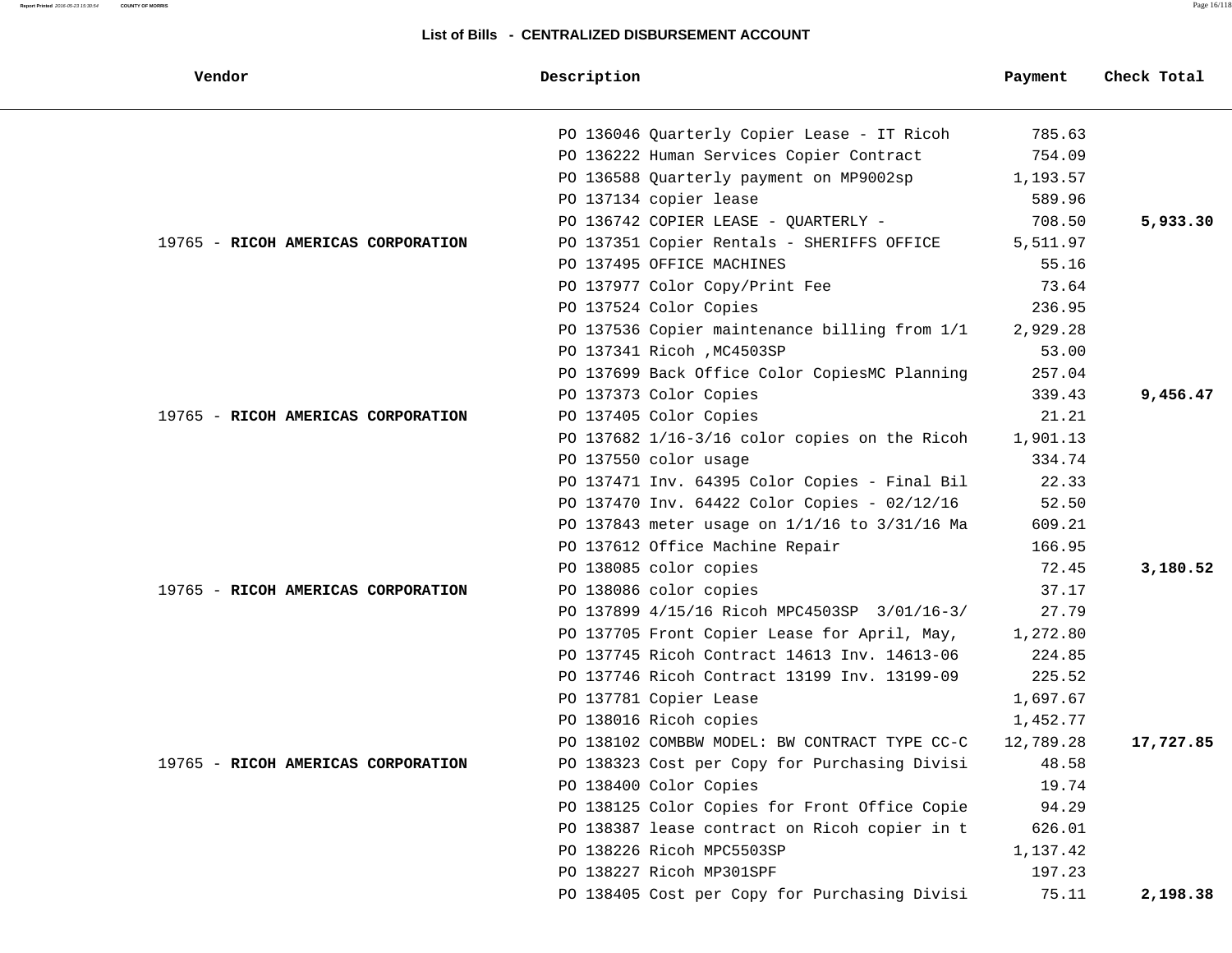## List of Bills - CENTRALIZED DISBURSEMENT ACCOUNT

| Vendor | Description | Payment | Check Total |
|---|---|---|---|
| | PO 136046 Quarterly Copier Lease - IT Ricoh | 785.63 | |
| | PO 136222 Human Services Copier Contract | 754.09 | |
| | PO 136588 Quarterly payment on MP9002sp | 1,193.57 | |
| | PO 137134 copier lease | 589.96 | |
| | PO 136742 COPIER LEASE - QUARTERLY - | 708.50 | **5,933.30** |
| 19765 - **RICOH AMERICAS CORPORATION** | PO 137351 Copier Rentals - SHERIFFS OFFICE | 5,511.97 | |
| | PO 137495 OFFICE MACHINES | 55.16 | |
| | PO 137977 Color Copy/Print Fee | 73.64 | |
| | PO 137524 Color Copies | 236.95 | |
| | PO 137536 Copier maintenance billing from 1/1 | 2,929.28 | |
| | PO 137341 Ricoh ,MC4503SP | 53.00 | |
| | PO 137699 Back Office Color CopiesMC Planning | 257.04 | |
| | PO 137373 Color Copies | 339.43 | **9,456.47** |
| 19765 - **RICOH AMERICAS CORPORATION** | PO 137405 Color Copies | 21.21 | |
| | PO 137682 1/16-3/16 color copies on the Ricoh | 1,901.13 | |
| | PO 137550 color usage | 334.74 | |
| | PO 137471 Inv. 64395 Color Copies - Final Bil | 22.33 | |
| | PO 137470 Inv. 64422 Color Copies - 02/12/16 | 52.50 | |
| | PO 137843 meter usage on 1/1/16 to 3/31/16 Ma | 609.21 | |
| | PO 137612 Office Machine Repair | 166.95 | |
| | PO 138085 color copies | 72.45 | **3,180.52** |
| 19765 - **RICOH AMERICAS CORPORATION** | PO 138086 color copies | 37.17 | |
| | PO 137899 4/15/16 Ricoh MPC4503SP 3/01/16-3/ | 27.79 | |
| | PO 137705 Front Copier Lease for April, May, | 1,272.80 | |
| | PO 137745 Ricoh Contract 14613 Inv. 14613-06 | 224.85 | |
| | PO 137746 Ricoh Contract 13199 Inv. 13199-09 | 225.52 | |
| | PO 137781 Copier Lease | 1,697.67 | |
| | PO 138016 Ricoh copies | 1,452.77 | |
| | PO 138102 COMBBW MODEL: BW CONTRACT TYPE CC-C | 12,789.28 | **17,727.85** |
| 19765 - **RICOH AMERICAS CORPORATION** | PO 138323 Cost per Copy for Purchasing Divisi | 48.58 | |
| | PO 138400 Color Copies | 19.74 | |
| | PO 138125 Color Copies for Front Office Copie | 94.29 | |
| | PO 138387 lease contract on Ricoh copier in t | 626.01 | |
| | PO 138226 Ricoh MPC5503SP | 1,137.42 | |
| | PO 138227 Ricoh MP301SPF | 197.23 | |
| | PO 138405 Cost per Copy for Purchasing Divisi | 75.11 | **2,198.38** |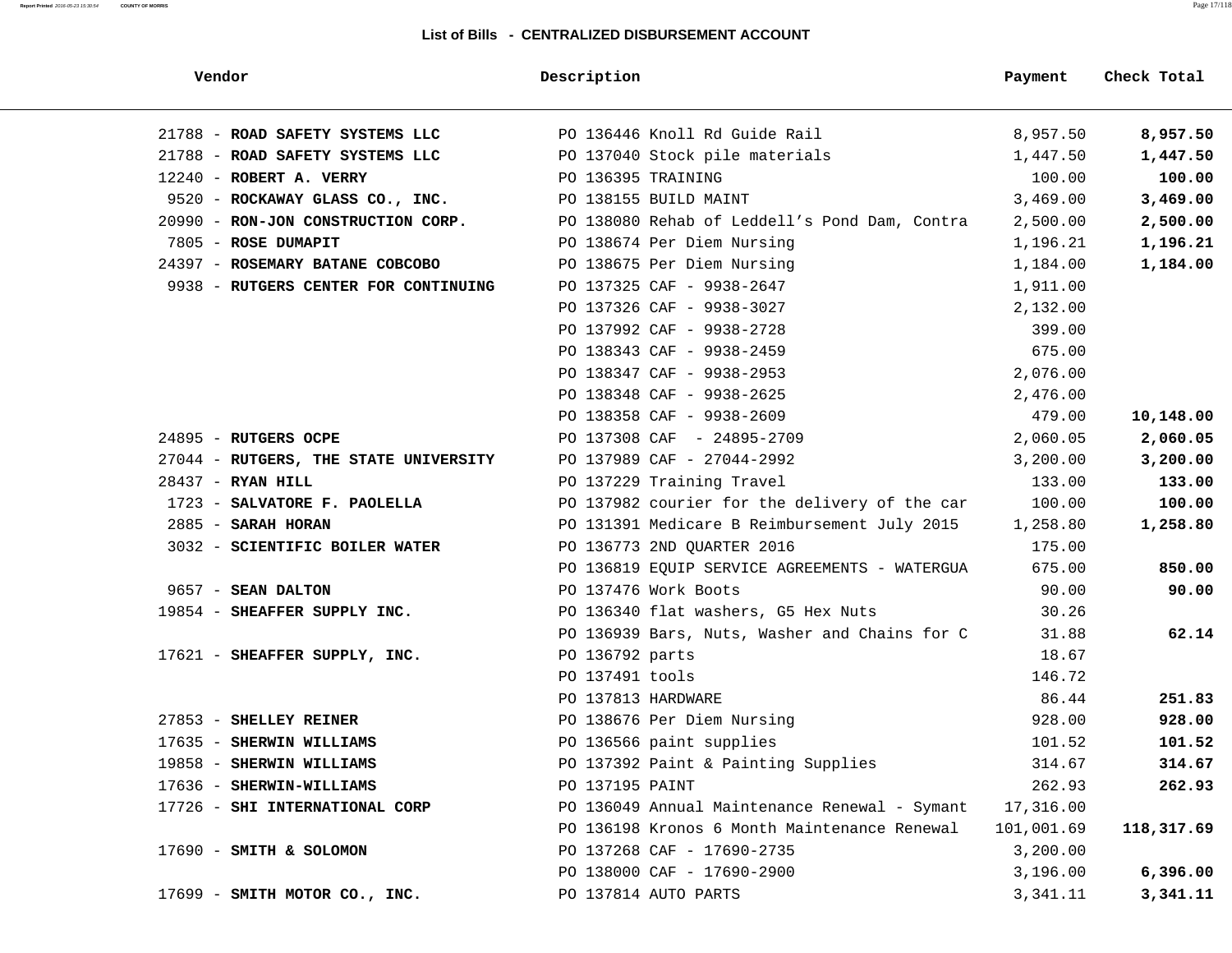## List of Bills - CENTRALIZED DISBURSEMENT ACCOUNT

| Vendor | Description | Payment | Check Total |
|---|---|---|---|
| 21788 - **ROAD SAFETY SYSTEMS LLC** | PO 136446 Knoll Rd Guide Rail | 8,957.50 | **8,957.50** |
| 21788 - **ROAD SAFETY SYSTEMS LLC** | PO 137040 Stock pile materials | 1,447.50 | **1,447.50** |
| 12240 - **ROBERT A. VERRY** | PO 136395 TRAINING | 100.00 | **100.00** |
| 9520 - **ROCKAWAY GLASS CO., INC.** | PO 138155 BUILD MAINT | 3,469.00 | **3,469.00** |
| 20990 - **RON-JON CONSTRUCTION CORP.** | PO 138080 Rehab of Leddell's Pond Dam, Contra | 2,500.00 | **2,500.00** |
| 7805 - **ROSE DUMAPIT** | PO 138674 Per Diem Nursing | 1,196.21 | **1,196.21** |
| 24397 - **ROSEMARY BATANE COBCOBO** | PO 138675 Per Diem Nursing | 1,184.00 | **1,184.00** |
| 9938 - **RUTGERS CENTER FOR CONTINUING** | PO 137325 CAF - 9938-2647 | 1,911.00 | |
| | PO 137326 CAF - 9938-3027 | 2,132.00 | |
| | PO 137992 CAF - 9938-2728 | 399.00 | |
| | PO 138343 CAF - 9938-2459 | 675.00 | |
| | PO 138347 CAF - 9938-2953 | 2,076.00 | |
| | PO 138348 CAF - 9938-2625 | 2,476.00 | |
| | PO 138358 CAF - 9938-2609 | 479.00 | **10,148.00** |
| 24895 - **RUTGERS OCPE** | PO 137308 CAF - 24895-2709 | 2,060.05 | **2,060.05** |
| 27044 - **RUTGERS, THE STATE UNIVERSITY** | PO 137989 CAF - 27044-2992 | 3,200.00 | **3,200.00** |
| 28437 - **RYAN HILL** | PO 137229 Training Travel | 133.00 | **133.00** |
| 1723 - **SALVATORE F. PAOLELLA** | PO 137982 courier for the delivery of the car | 100.00 | **100.00** |
| 2885 - **SARAH HORAN** | PO 131391 Medicare B Reimbursement July 2015 | 1,258.80 | **1,258.80** |
| 3032 - **SCIENTIFIC BOILER WATER** | PO 136773 2ND QUARTER 2016 | 175.00 | |
| | PO 136819 EQUIP SERVICE AGREEMENTS - WATERGUA | 675.00 | **850.00** |
| 9657 - **SEAN DALTON** | PO 137476 Work Boots | 90.00 | **90.00** |
| 19854 - **SHEAFFER SUPPLY INC.** | PO 136340 flat washers, G5 Hex Nuts | 30.26 | |
| | PO 136939 Bars, Nuts, Washer and Chains for C | 31.88 | **62.14** |
| 17621 - **SHEAFFER SUPPLY, INC.** | PO 136792 parts | 18.67 | |
| | PO 137491 tools | 146.72 | |
| | PO 137813 HARDWARE | 86.44 | **251.83** |
| 27853 - **SHELLEY REINER** | PO 138676 Per Diem Nursing | 928.00 | **928.00** |
| 17635 - **SHERWIN WILLIAMS** | PO 136566 paint supplies | 101.52 | **101.52** |
| 19858 - **SHERWIN WILLIAMS** | PO 137392 Paint & Painting Supplies | 314.67 | **314.67** |
| 17636 - **SHERWIN-WILLIAMS** | PO 137195 PAINT | 262.93 | **262.93** |
| 17726 - **SHI INTERNATIONAL CORP** | PO 136049 Annual Maintenance Renewal - Symant | 17,316.00 | |
| | PO 136198 Kronos 6 Month Maintenance Renewal | 101,001.69 | **118,317.69** |
| 17690 - **SMITH & SOLOMON** | PO 137268 CAF - 17690-2735 | 3,200.00 | |
| | PO 138000 CAF - 17690-2900 | 3,196.00 | **6,396.00** |
| 17699 - **SMITH MOTOR CO., INC.** | PO 137814 AUTO PARTS | 3,341.11 | **3,341.11** |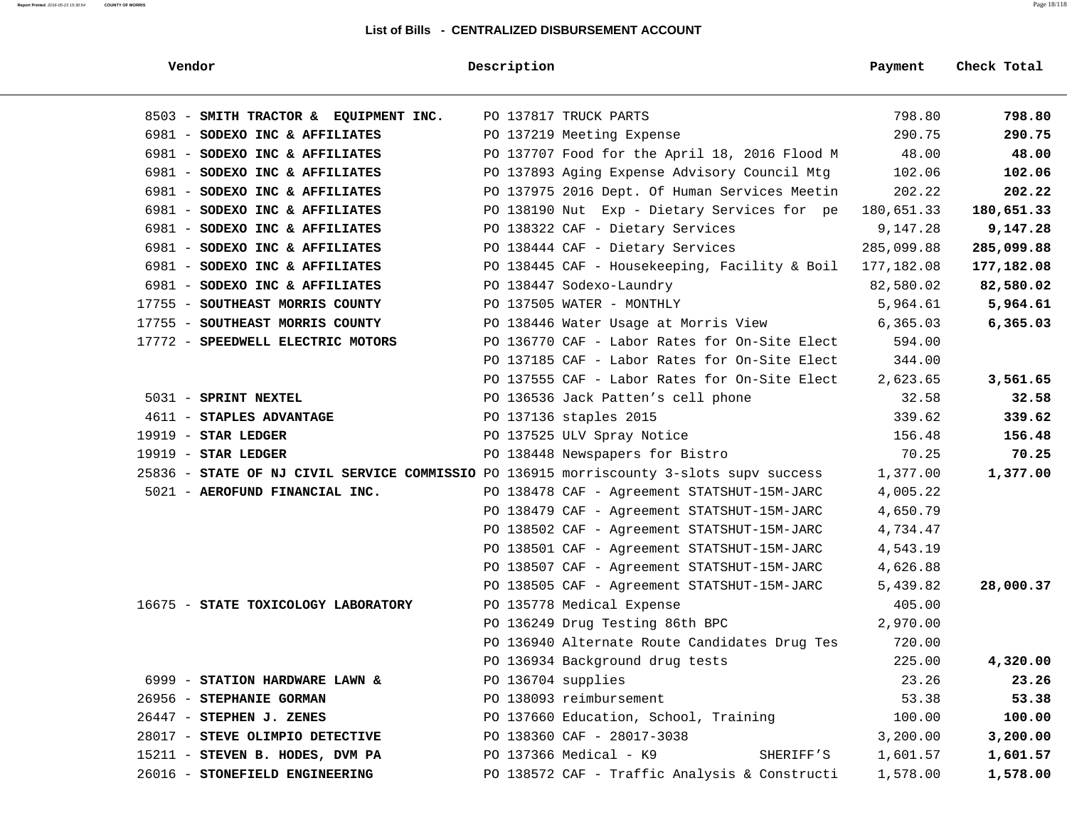## List of Bills - CENTRALIZED DISBURSEMENT ACCOUNT

| Vendor | Description | Payment | Check Total |
|---|---|---|---|
| 8503 - **SMITH TRACTOR & EQUIPMENT INC.** | PO 137817 TRUCK PARTS | 798.80 | **798.80** |
| 6981 - **SODEXO INC & AFFILIATES** | PO 137219 Meeting Expense | 290.75 | **290.75** |
| 6981 - **SODEXO INC & AFFILIATES** | PO 137707 Food for the April 18, 2016 Flood M | 48.00 | **48.00** |
| 6981 - **SODEXO INC & AFFILIATES** | PO 137893 Aging Expense Advisory Council Mtg | 102.06 | **102.06** |
| 6981 - **SODEXO INC & AFFILIATES** | PO 137975 2016 Dept. Of Human Services Meetin | 202.22 | **202.22** |
| 6981 - **SODEXO INC & AFFILIATES** | PO 138190 Nut Exp - Dietary Services for pe | 180,651.33 | **180,651.33** |
| 6981 - **SODEXO INC & AFFILIATES** | PO 138322 CAF - Dietary Services | 9,147.28 | **9,147.28** |
| 6981 - **SODEXO INC & AFFILIATES** | PO 138444 CAF - Dietary Services | 285,099.88 | **285,099.88** |
| 6981 - **SODEXO INC & AFFILIATES** | PO 138445 CAF - Housekeeping, Facility & Boil | 177,182.08 | **177,182.08** |
| 6981 - **SODEXO INC & AFFILIATES** | PO 138447 Sodexo-Laundry | 82,580.02 | **82,580.02** |
| 17755 - **SOUTHEAST MORRIS COUNTY** | PO 137505 WATER - MONTHLY | 5,964.61 | **5,964.61** |
| 17755 - **SOUTHEAST MORRIS COUNTY** | PO 138446 Water Usage at Morris View | 6,365.03 | **6,365.03** |
| 17772 - **SPEEDWELL ELECTRIC MOTORS** | PO 136770 CAF - Labor Rates for On-Site Elect | 594.00 | |
| | PO 137185 CAF - Labor Rates for On-Site Elect | 344.00 | |
| | PO 137555 CAF - Labor Rates for On-Site Elect | 2,623.65 | **3,561.65** |
| 5031 - **SPRINT NEXTEL** | PO 136536 Jack Patten's cell phone | 32.58 | **32.58** |
| 4611 - **STAPLES ADVANTAGE** | PO 137136 staples 2015 | 339.62 | **339.62** |
| 19919 - **STAR LEDGER** | PO 137525 ULV Spray Notice | 156.48 | **156.48** |
| 19919 - **STAR LEDGER** | PO 138448 Newspapers for Bistro | 70.25 | **70.25** |
| 25836 - **STATE OF NJ CIVIL SERVICE COMMISSIO** | PO 136915 morriscounty 3-slots supv success | 1,377.00 | **1,377.00** |
| 5021 - **AEROFUND FINANCIAL INC.** | PO 138478 CAF - Agreement STATSHUT-15M-JARC | 4,005.22 | |
| | PO 138479 CAF - Agreement STATSHUT-15M-JARC | 4,650.79 | |
| | PO 138502 CAF - Agreement STATSHUT-15M-JARC | 4,734.47 | |
| | PO 138501 CAF - Agreement STATSHUT-15M-JARC | 4,543.19 | |
| | PO 138507 CAF - Agreement STATSHUT-15M-JARC | 4,626.88 | |
| | PO 138505 CAF - Agreement STATSHUT-15M-JARC | 5,439.82 | **28,000.37** |
| 16675 - **STATE TOXICOLOGY LABORATORY** | PO 135778 Medical Expense | 405.00 | |
| | PO 136249 Drug Testing 86th BPC | 2,970.00 | |
| | PO 136940 Alternate Route Candidates Drug Tes | 720.00 | |
| | PO 136934 Background drug tests | 225.00 | **4,320.00** |
| 6999 - **STATION HARDWARE LAWN &** | PO 136704 supplies | 23.26 | **23.26** |
| 26956 - **STEPHANIE GORMAN** | PO 138093 reimbursement | 53.38 | **53.38** |
| 26447 - **STEPHEN J. ZENES** | PO 137660 Education, School, Training | 100.00 | **100.00** |
| 28017 - **STEVE OLIMPIO DETECTIVE** | PO 138360 CAF - 28017-3038 | 3,200.00 | **3,200.00** |
| 15211 - **STEVEN B. HODES, DVM PA** | PO 137366 Medical - K9 SHERIFF'S | 1,601.57 | **1,601.57** |
| 26016 - **STONEFIELD ENGINEERING** | PO 138572 CAF - Traffic Analysis & Constructi | 1,578.00 | **1,578.00** |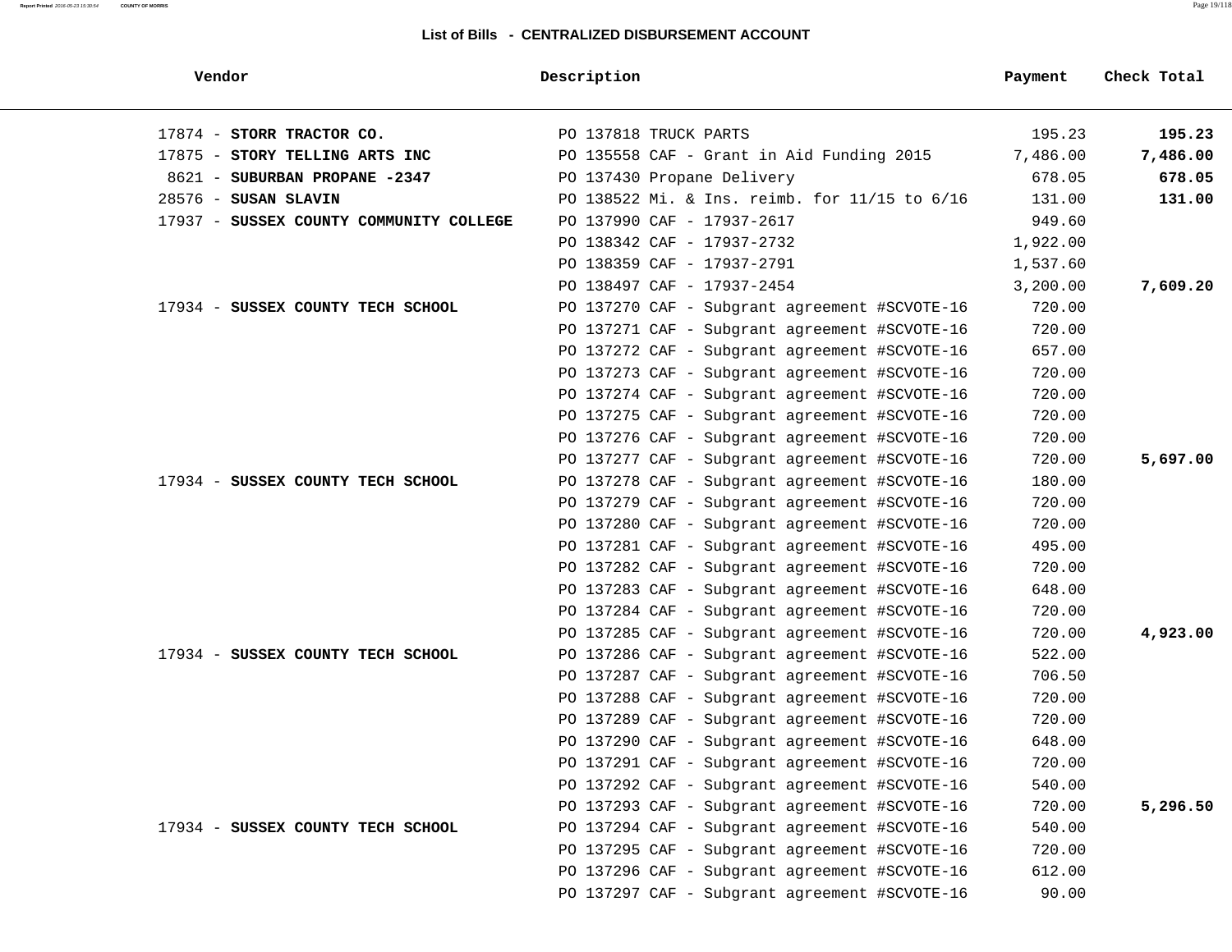## List of Bills - CENTRALIZED DISBURSEMENT ACCOUNT

| Vendor | Description | Payment | Check Total |
|---|---|---|---|
| 17874 - **STORR TRACTOR CO.** | PO 137818 TRUCK PARTS | 195.23 | **195.23** |
| 17875 - **STORY TELLING ARTS INC** | PO 135558 CAF - Grant in Aid Funding 2015 | 7,486.00 | **7,486.00** |
| 8621 - **SUBURBAN PROPANE -2347** | PO 137430 Propane Delivery | 678.05 | **678.05** |
| 28576 - **SUSAN SLAVIN** | PO 138522 Mi. & Ins. reimb. for 11/15 to 6/16 | 131.00 | **131.00** |
| 17937 - **SUSSEX COUNTY COMMUNITY COLLEGE** | PO 137990 CAF - 17937-2617 | 949.60 | |
| | PO 138342 CAF - 17937-2732 | 1,922.00 | |
| | PO 138359 CAF - 17937-2791 | 1,537.60 | |
| | PO 138497 CAF - 17937-2454 | 3,200.00 | **7,609.20** |
| 17934 - **SUSSEX COUNTY TECH SCHOOL** | PO 137270 CAF - Subgrant agreement #SCVOTE-16 | 720.00 | |
| | PO 137271 CAF - Subgrant agreement #SCVOTE-16 | 720.00 | |
| | PO 137272 CAF - Subgrant agreement #SCVOTE-16 | 657.00 | |
| | PO 137273 CAF - Subgrant agreement #SCVOTE-16 | 720.00 | |
| | PO 137274 CAF - Subgrant agreement #SCVOTE-16 | 720.00 | |
| | PO 137275 CAF - Subgrant agreement #SCVOTE-16 | 720.00 | |
| | PO 137276 CAF - Subgrant agreement #SCVOTE-16 | 720.00 | |
| | PO 137277 CAF - Subgrant agreement #SCVOTE-16 | 720.00 | **5,697.00** |
| 17934 - **SUSSEX COUNTY TECH SCHOOL** | PO 137278 CAF - Subgrant agreement #SCVOTE-16 | 180.00 | |
| | PO 137279 CAF - Subgrant agreement #SCVOTE-16 | 720.00 | |
| | PO 137280 CAF - Subgrant agreement #SCVOTE-16 | 720.00 | |
| | PO 137281 CAF - Subgrant agreement #SCVOTE-16 | 495.00 | |
| | PO 137282 CAF - Subgrant agreement #SCVOTE-16 | 720.00 | |
| | PO 137283 CAF - Subgrant agreement #SCVOTE-16 | 648.00 | |
| | PO 137284 CAF - Subgrant agreement #SCVOTE-16 | 720.00 | |
| | PO 137285 CAF - Subgrant agreement #SCVOTE-16 | 720.00 | **4,923.00** |
| 17934 - **SUSSEX COUNTY TECH SCHOOL** | PO 137286 CAF - Subgrant agreement #SCVOTE-16 | 522.00 | |
| | PO 137287 CAF - Subgrant agreement #SCVOTE-16 | 706.50 | |
| | PO 137288 CAF - Subgrant agreement #SCVOTE-16 | 720.00 | |
| | PO 137289 CAF - Subgrant agreement #SCVOTE-16 | 720.00 | |
| | PO 137290 CAF - Subgrant agreement #SCVOTE-16 | 648.00 | |
| | PO 137291 CAF - Subgrant agreement #SCVOTE-16 | 720.00 | |
| | PO 137292 CAF - Subgrant agreement #SCVOTE-16 | 540.00 | |
| | PO 137293 CAF - Subgrant agreement #SCVOTE-16 | 720.00 | **5,296.50** |
| 17934 - **SUSSEX COUNTY TECH SCHOOL** | PO 137294 CAF - Subgrant agreement #SCVOTE-16 | 540.00 | |
| | PO 137295 CAF - Subgrant agreement #SCVOTE-16 | 720.00 | |
| | PO 137296 CAF - Subgrant agreement #SCVOTE-16 | 612.00 | |
| | PO 137297 CAF - Subgrant agreement #SCVOTE-16 | 90.00 | |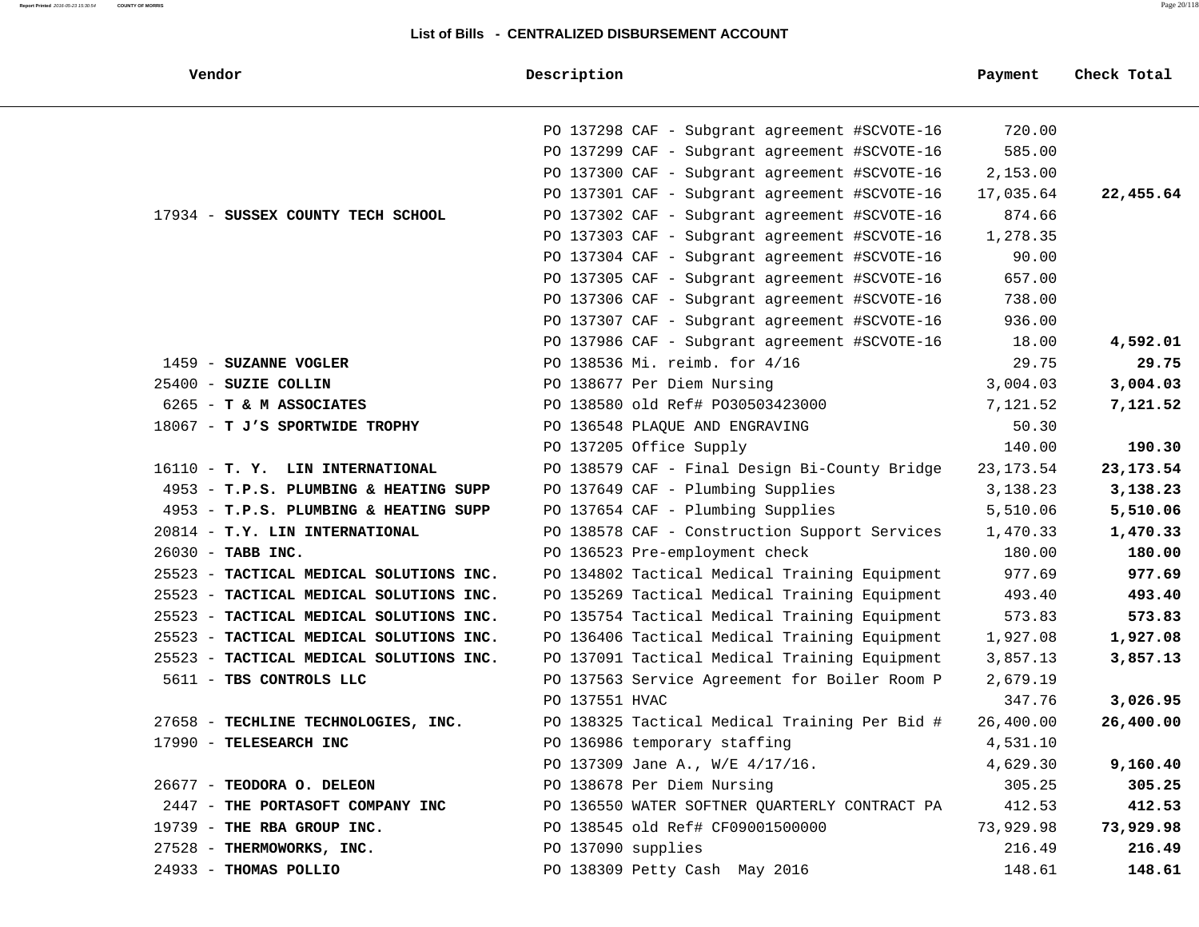## List of Bills - CENTRALIZED DISBURSEMENT ACCOUNT

| Vendor | Description | Payment | Check Total |
|---|---|---|---|
| | PO 137298 CAF - Subgrant agreement #SCVOTE-16 | 720.00 | |
| | PO 137299 CAF - Subgrant agreement #SCVOTE-16 | 585.00 | |
| | PO 137300 CAF - Subgrant agreement #SCVOTE-16 | 2,153.00 | |
| | PO 137301 CAF - Subgrant agreement #SCVOTE-16 | 17,035.64 | **22,455.64** |
| 17934 - **SUSSEX COUNTY TECH SCHOOL** | PO 137302 CAF - Subgrant agreement #SCVOTE-16 | 874.66 | |
| | PO 137303 CAF - Subgrant agreement #SCVOTE-16 | 1,278.35 | |
| | PO 137304 CAF - Subgrant agreement #SCVOTE-16 | 90.00 | |
| | PO 137305 CAF - Subgrant agreement #SCVOTE-16 | 657.00 | |
| | PO 137306 CAF - Subgrant agreement #SCVOTE-16 | 738.00 | |
| | PO 137307 CAF - Subgrant agreement #SCVOTE-16 | 936.00 | |
| | PO 137986 CAF - Subgrant agreement #SCVOTE-16 | 18.00 | **4,592.01** |
| 1459 - **SUZANNE VOGLER** | PO 138536 Mi. reimb. for 4/16 | 29.75 | **29.75** |
| 25400 - **SUZIE COLLIN** | PO 138677 Per Diem Nursing | 3,004.03 | **3,004.03** |
| 6265 - **T & M ASSOCIATES** | PO 138580 old Ref# PO30503423000 | 7,121.52 | **7,121.52** |
| 18067 - **T J'S SPORTWIDE TROPHY** | PO 136548 PLAQUE AND ENGRAVING | 50.30 | |
| | PO 137205 Office Supply | 140.00 | **190.30** |
| 16110 - **T. Y. LIN INTERNATIONAL** | PO 138579 CAF - Final Design Bi-County Bridge | 23,173.54 | **23,173.54** |
| 4953 - **T.P.S. PLUMBING & HEATING SUPP** | PO 137649 CAF - Plumbing Supplies | 3,138.23 | **3,138.23** |
| 4953 - **T.P.S. PLUMBING & HEATING SUPP** | PO 137654 CAF - Plumbing Supplies | 5,510.06 | **5,510.06** |
| 20814 - **T.Y. LIN INTERNATIONAL** | PO 138578 CAF - Construction Support Services | 1,470.33 | **1,470.33** |
| 26030 - **TABB INC.** | PO 136523 Pre-employment check | 180.00 | **180.00** |
| 25523 - **TACTICAL MEDICAL SOLUTIONS INC.** | PO 134802 Tactical Medical Training Equipment | 977.69 | **977.69** |
| 25523 - **TACTICAL MEDICAL SOLUTIONS INC.** | PO 135269 Tactical Medical Training Equipment | 493.40 | **493.40** |
| 25523 - **TACTICAL MEDICAL SOLUTIONS INC.** | PO 135754 Tactical Medical Training Equipment | 573.83 | **573.83** |
| 25523 - **TACTICAL MEDICAL SOLUTIONS INC.** | PO 136406 Tactical Medical Training Equipment | 1,927.08 | **1,927.08** |
| 25523 - **TACTICAL MEDICAL SOLUTIONS INC.** | PO 137091 Tactical Medical Training Equipment | 3,857.13 | **3,857.13** |
| 5611 - **TBS CONTROLS LLC** | PO 137563 Service Agreement for Boiler Room P | 2,679.19 | |
| | PO 137551 HVAC | 347.76 | **3,026.95** |
| 27658 - **TECHLINE TECHNOLOGIES, INC.** | PO 138325 Tactical Medical Training Per Bid # | 26,400.00 | **26,400.00** |
| 17990 - **TELESEARCH INC** | PO 136986 temporary staffing | 4,531.10 | |
| | PO 137309 Jane A., W/E 4/17/16. | 4,629.30 | **9,160.40** |
| 26677 - **TEODORA O. DELEON** | PO 138678 Per Diem Nursing | 305.25 | **305.25** |
| 2447 - **THE PORTASOFT COMPANY INC** | PO 136550 WATER SOFTNER QUARTERLY CONTRACT PA | 412.53 | **412.53** |
| 19739 - **THE RBA GROUP INC.** | PO 138545 old Ref# CF09001500000 | 73,929.98 | **73,929.98** |
| 27528 - **THERMOWORKS, INC.** | PO 137090 supplies | 216.49 | **216.49** |
| 24933 - **THOMAS POLLIO** | PO 138309 Petty Cash May 2016 | 148.61 | **148.61** |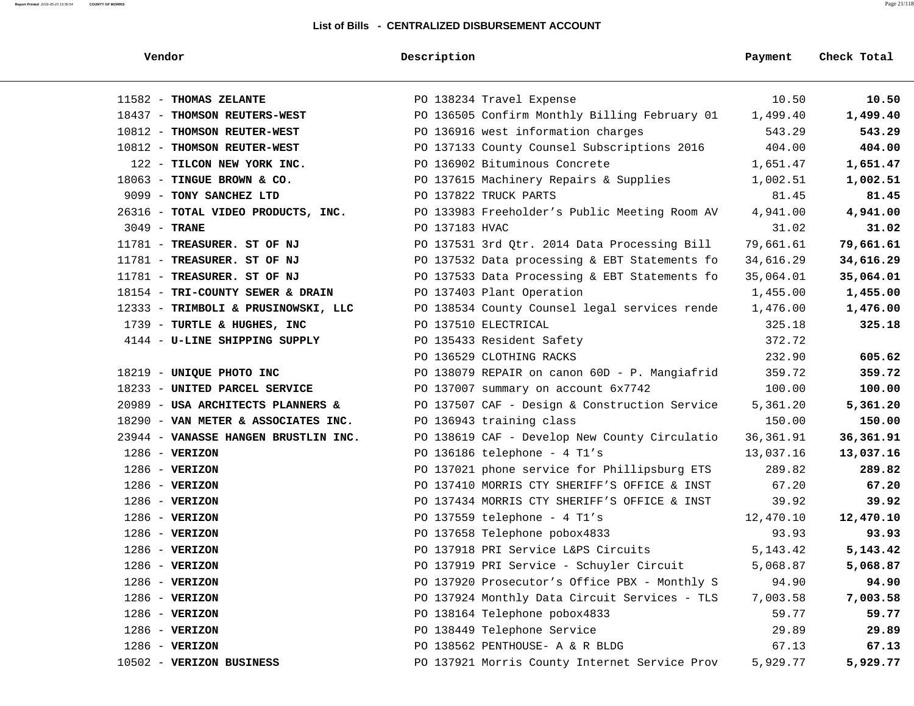## List of Bills - CENTRALIZED DISBURSEMENT ACCOUNT

| Vendor | Description | Payment | Check Total |
|---|---|---|---|
| 11582 - **THOMAS ZELANTE** | PO 138234 Travel Expense | 10.50 | **10.50** |
| 18437 - **THOMSON REUTERS-WEST** | PO 136505 Confirm Monthly Billing February 01 | 1,499.40 | **1,499.40** |
| 10812 - **THOMSON REUTER-WEST** | PO 136916 west information charges | 543.29 | **543.29** |
| 10812 - **THOMSON REUTER-WEST** | PO 137133 County Counsel Subscriptions 2016 | 404.00 | **404.00** |
| 122 - **TILCON NEW YORK INC.** | PO 136902 Bituminous Concrete | 1,651.47 | **1,651.47** |
| 18063 - **TINGUE BROWN & CO.** | PO 137615 Machinery Repairs & Supplies | 1,002.51 | **1,002.51** |
| 9099 - **TONY SANCHEZ LTD** | PO 137822 TRUCK PARTS | 81.45 | **81.45** |
| 26316 - **TOTAL VIDEO PRODUCTS, INC.** | PO 133983 Freeholder's Public Meeting Room AV | 4,941.00 | **4,941.00** |
| 3049 - **TRANE** | PO 137183 HVAC | 31.02 | **31.02** |
| 11781 - **TREASURER. ST OF NJ** | PO 137531 3rd Qtr. 2014 Data Processing Bill | 79,661.61 | **79,661.61** |
| 11781 - **TREASURER. ST OF NJ** | PO 137532 Data processing & EBT Statements fo | 34,616.29 | **34,616.29** |
| 11781 - **TREASURER. ST OF NJ** | PO 137533 Data Processing & EBT Statements fo | 35,064.01 | **35,064.01** |
| 18154 - **TRI-COUNTY SEWER & DRAIN** | PO 137403 Plant Operation | 1,455.00 | **1,455.00** |
| 12333 - **TRIMBOLI & PRUSINOWSKI, LLC** | PO 138534 County Counsel legal services rende | 1,476.00 | **1,476.00** |
| 1739 - **TURTLE & HUGHES, INC** | PO 137510 ELECTRICAL | 325.18 | **325.18** |
| 4144 - **U-LINE SHIPPING SUPPLY** | PO 135433 Resident Safety | 372.72 | |
| | PO 136529 CLOTHING RACKS | 232.90 | **605.62** |
| 18219 - **UNIQUE PHOTO INC** | PO 138079 REPAIR on canon 60D - P. Mangiafrid | 359.72 | **359.72** |
| 18233 - **UNITED PARCEL SERVICE** | PO 137007 summary on account 6x7742 | 100.00 | **100.00** |
| 20989 - **USA ARCHITECTS PLANNERS &** | PO 137507 CAF - Design & Construction Service | 5,361.20 | **5,361.20** |
| 18290 - **VAN METER & ASSOCIATES INC.** | PO 136943 training class | 150.00 | **150.00** |
| 23944 - **VANASSE HANGEN BRUSTLIN INC.** | PO 138619 CAF - Develop New County Circulatio | 36,361.91 | **36,361.91** |
| 1286 - **VERIZON** | PO 136186 telephone - 4 T1's | 13,037.16 | **13,037.16** |
| 1286 - **VERIZON** | PO 137021 phone service for Phillipsburg ETS | 289.82 | **289.82** |
| 1286 - **VERIZON** | PO 137410 MORRIS CTY SHERIFF'S OFFICE & INST | 67.20 | **67.20** |
| 1286 - **VERIZON** | PO 137434 MORRIS CTY SHERIFF'S OFFICE & INST | 39.92 | **39.92** |
| 1286 - **VERIZON** | PO 137559 telephone - 4 T1's | 12,470.10 | **12,470.10** |
| 1286 - **VERIZON** | PO 137658 Telephone pobox4833 | 93.93 | **93.93** |
| 1286 - **VERIZON** | PO 137918 PRI Service L&PS Circuits | 5,143.42 | **5,143.42** |
| 1286 - **VERIZON** | PO 137919 PRI Service - Schuyler Circuit | 5,068.87 | **5,068.87** |
| 1286 - **VERIZON** | PO 137920 Prosecutor's Office PBX - Monthly S | 94.90 | **94.90** |
| 1286 - **VERIZON** | PO 137924 Monthly Data Circuit Services - TLS | 7,003.58 | **7,003.58** |
| 1286 - **VERIZON** | PO 138164 Telephone pobox4833 | 59.77 | **59.77** |
| 1286 - **VERIZON** | PO 138449 Telephone Service | 29.89 | **29.89** |
| 1286 - **VERIZON** | PO 138562 PENTHOUSE- A & R BLDG | 67.13 | **67.13** |
| 10502 - **VERIZON BUSINESS** | PO 137921 Morris County Internet Service Prov | 5,929.77 | **5,929.77** |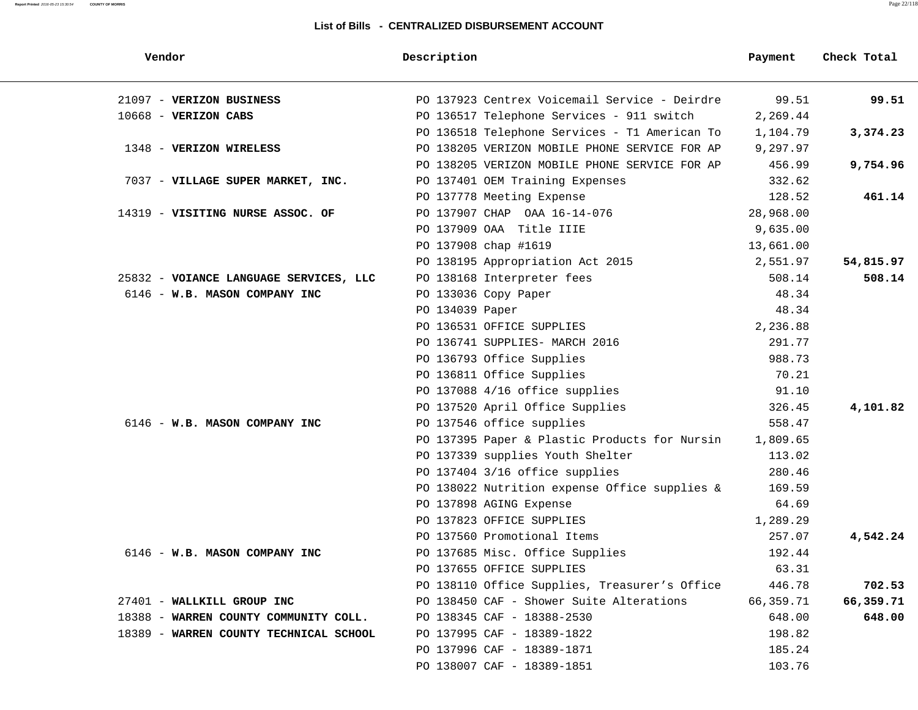## List of Bills - CENTRALIZED DISBURSEMENT ACCOUNT

| Vendor | Description | Payment | Check Total |
|---|---|---|---|
| 21097 - **VERIZON BUSINESS** | PO 137923 Centrex Voicemail Service - Deirdre | 99.51 | **99.51** |
| 10668 - **VERIZON CABS** | PO 136517 Telephone Services - 911 switch | 2,269.44 | |
| | PO 136518 Telephone Services - T1 American To | 1,104.79 | **3,374.23** |
| 1348 - **VERIZON WIRELESS** | PO 138205 VERIZON MOBILE PHONE SERVICE FOR AP | 9,297.97 | |
| | PO 138205 VERIZON MOBILE PHONE SERVICE FOR AP | 456.99 | **9,754.96** |
| 7037 - **VILLAGE SUPER MARKET, INC.** | PO 137401 OEM Training Expenses | 332.62 | |
| | PO 137778 Meeting Expense | 128.52 | **461.14** |
| 14319 - **VISITING NURSE ASSOC. OF** | PO 137907 CHAP OAA 16-14-076 | 28,968.00 | |
| | PO 137909 OAA Title IIIE | 9,635.00 | |
| | PO 137908 chap #1619 | 13,661.00 | |
| | PO 138195 Appropriation Act 2015 | 2,551.97 | **54,815.97** |
| 25832 - **VOIANCE LANGUAGE SERVICES, LLC** | PO 138168 Interpreter fees | 508.14 | **508.14** |
| 6146 - **W.B. MASON COMPANY INC** | PO 133036 Copy Paper | 48.34 | |
| | PO 134039 Paper | 48.34 | |
| | PO 136531 OFFICE SUPPLIES | 2,236.88 | |
| | PO 136741 SUPPLIES- MARCH 2016 | 291.77 | |
| | PO 136793 Office Supplies | 988.73 | |
| | PO 136811 Office Supplies | 70.21 | |
| | PO 137088 4/16 office supplies | 91.10 | |
| | PO 137520 April Office Supplies | 326.45 | **4,101.82** |
| 6146 - **W.B. MASON COMPANY INC** | PO 137546 office supplies | 558.47 | |
| | PO 137395 Paper & Plastic Products for Nursin | 1,809.65 | |
| | PO 137339 supplies Youth Shelter | 113.02 | |
| | PO 137404 3/16 office supplies | 280.46 | |
| | PO 138022 Nutrition expense Office supplies & | 169.59 | |
| | PO 137898 AGING Expense | 64.69 | |
| | PO 137823 OFFICE SUPPLIES | 1,289.29 | |
| | PO 137560 Promotional Items | 257.07 | **4,542.24** |
| 6146 - **W.B. MASON COMPANY INC** | PO 137685 Misc. Office Supplies | 192.44 | |
| | PO 137655 OFFICE SUPPLIES | 63.31 | |
| | PO 138110 Office Supplies, Treasurer's Office | 446.78 | **702.53** |
| 27401 - **WALLKILL GROUP INC** | PO 138450 CAF - Shower Suite Alterations | 66,359.71 | **66,359.71** |
| 18388 - **WARREN COUNTY COMMUNITY COLL.** | PO 138345 CAF - 18388-2530 | 648.00 | **648.00** |
| 18389 - **WARREN COUNTY TECHNICAL SCHOOL** | PO 137995 CAF - 18389-1822 | 198.82 | |
| | PO 137996 CAF - 18389-1871 | 185.24 | |
| | PO 138007 CAF - 18389-1851 | 103.76 | |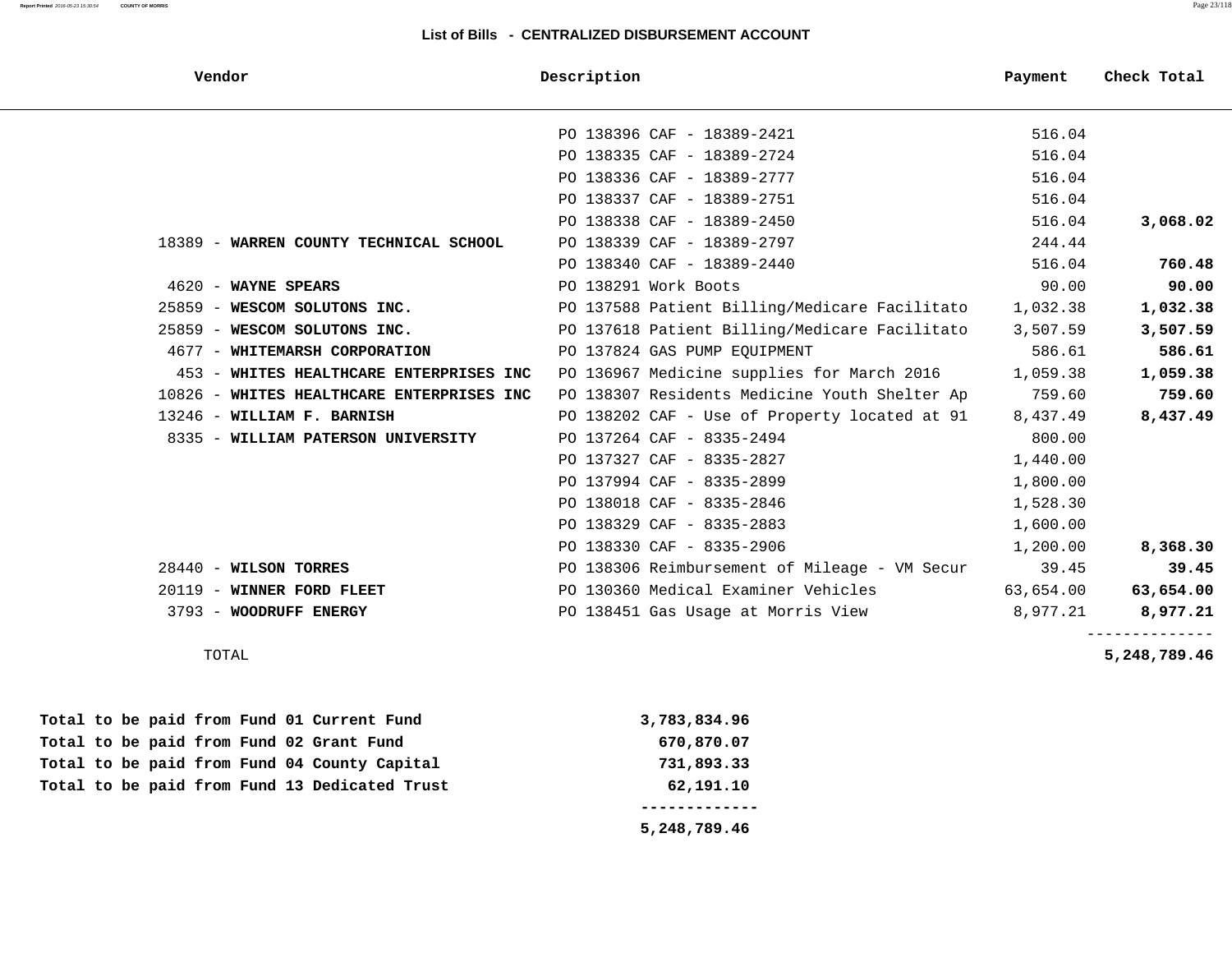## List of Bills - CENTRALIZED DISBURSEMENT ACCOUNT

| Vendor | Description | Payment | Check Total |
|---|---|---|---|
| | PO 138396 CAF - 18389-2421 | 516.04 | |
| | PO 138335 CAF - 18389-2724 | 516.04 | |
| | PO 138336 CAF - 18389-2777 | 516.04 | |
| | PO 138337 CAF - 18389-2751 | 516.04 | |
| | PO 138338 CAF - 18389-2450 | 516.04 | **3,068.02** |
| 18389 - **WARREN COUNTY TECHNICAL SCHOOL** | PO 138339 CAF - 18389-2797 | 244.44 | |
| | PO 138340 CAF - 18389-2440 | 516.04 | **760.48** |
| 4620 - **WAYNE SPEARS** | PO 138291 Work Boots | 90.00 | **90.00** |
| 25859 - **WESCOM SOLUTONS INC.** | PO 137588 Patient Billing/Medicare Facilitato | 1,032.38 | **1,032.38** |
| 25859 - **WESCOM SOLUTONS INC.** | PO 137618 Patient Billing/Medicare Facilitato | 3,507.59 | **3,507.59** |
| 4677 - **WHITEMARSH CORPORATION** | PO 137824 GAS PUMP EQUIPMENT | 586.61 | **586.61** |
| 453 - **WHITES HEALTHCARE ENTERPRISES INC** | PO 136967 Medicine supplies for March 2016 | 1,059.38 | **1,059.38** |
| 10826 - **WHITES HEALTHCARE ENTERPRISES INC** | PO 138307 Residents Medicine Youth Shelter Ap | 759.60 | **759.60** |
| 13246 - **WILLIAM F. BARNISH** | PO 138202 CAF - Use of Property located at 91 | 8,437.49 | **8,437.49** |
| 8335 - **WILLIAM PATERSON UNIVERSITY** | PO 137264 CAF - 8335-2494 | 800.00 | |
| | PO 137327 CAF - 8335-2827 | 1,440.00 | |
| | PO 137994 CAF - 8335-2899 | 1,800.00 | |
| | PO 138018 CAF - 8335-2846 | 1,528.30 | |
| | PO 138329 CAF - 8335-2883 | 1,600.00 | |
| | PO 138330 CAF - 8335-2906 | 1,200.00 | **8,368.30** |
| 28440 - **WILSON TORRES** | PO 138306 Reimbursement of Mileage - VM Secur | 39.45 | **39.45** |
| 20119 - **WINNER FORD FLEET** | PO 130360 Medical Examiner Vehicles | 63,654.00 | **63,654.00** |
| 3793 - **WOODRUFF ENERGY** | PO 138451 Gas Usage at Morris View | 8,977.21 | **8,977.21** |
| TOTAL | | | **5,248,789.46** |

| | |
|---|---|
| **Total to be paid from Fund 01 Current Fund** | **3,783,834.96** |
| **Total to be paid from Fund 02 Grant Fund** | **670,870.07** |
| **Total to be paid from Fund 04 County Capital** | **731,893.33** |
| **Total to be paid from Fund 13 Dedicated Trust** | **62,191.10** |
| | **5,248,789.46** |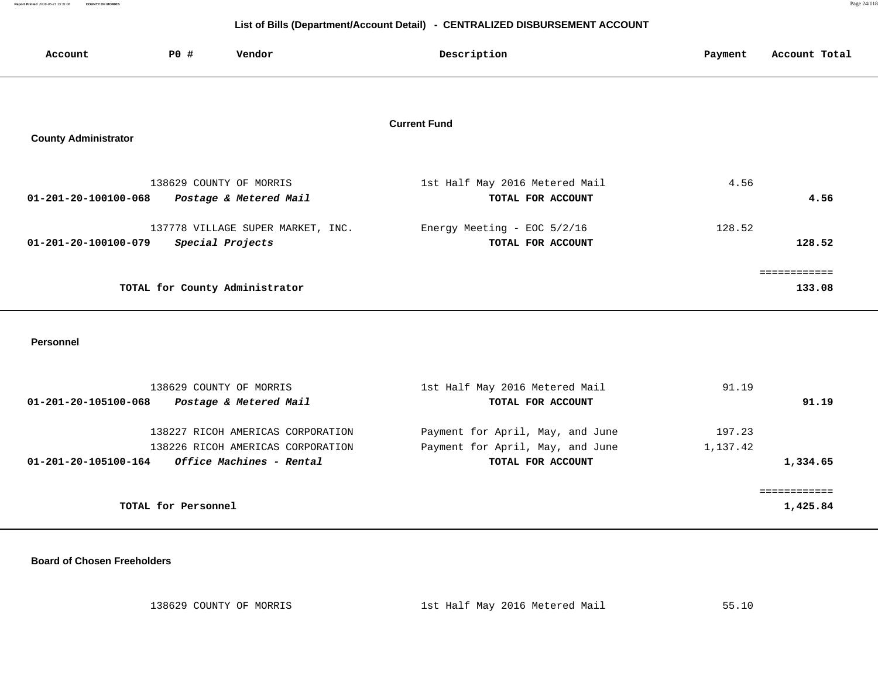## List of Bills (Department/Account Detail) - CENTRALIZED DISBURSEMENT ACCOUNT

### Current Fund

#### County Administrator

| Account | PO # | Vendor | Description | Payment | Account Total |
|---|---|---|---|---|---|
| | 138629 | COUNTY OF MORRIS | 1st Half May 2016 Metered Mail | 4.56 | |
| **01-201-20-100100-068** | | ***Postage & Metered Mail*** | **TOTAL FOR ACCOUNT** | | **4.56** |
| | 137778 | VILLAGE SUPER MARKET, INC. | Energy Meeting - EOC 5/2/16 | 128.52 | |
| **01-201-20-100100-079** | | ***Special Projects*** | **TOTAL FOR ACCOUNT** | | **128.52** |
| | | **TOTAL for County Administrator** | | | **133.08** |

#### Personnel

| Account | PO # | Vendor | Description | Payment | Account Total |
|---|---|---|---|---|---|
| | 138629 | COUNTY OF MORRIS | 1st Half May 2016 Metered Mail | 91.19 | |
| **01-201-20-105100-068** | | ***Postage & Metered Mail*** | **TOTAL FOR ACCOUNT** | | **91.19** |
| | 138227 | RICOH AMERICAS CORPORATION | Payment for April, May, and June | 197.23 | |
| | 138226 | RICOH AMERICAS CORPORATION | Payment for April, May, and June | 1,137.42 | |
| **01-201-20-105100-164** | | ***Office Machines - Rental*** | **TOTAL FOR ACCOUNT** | | **1,334.65** |
| | | **TOTAL for Personnel** | | | **1,425.84** |

#### Board of Chosen Freeholders

| Account | PO # | Vendor | Description | Payment | Account Total |
|---|---|---|---|---|---|
| | 138629 | COUNTY OF MORRIS | 1st Half May 2016 Metered Mail | 55.10 | |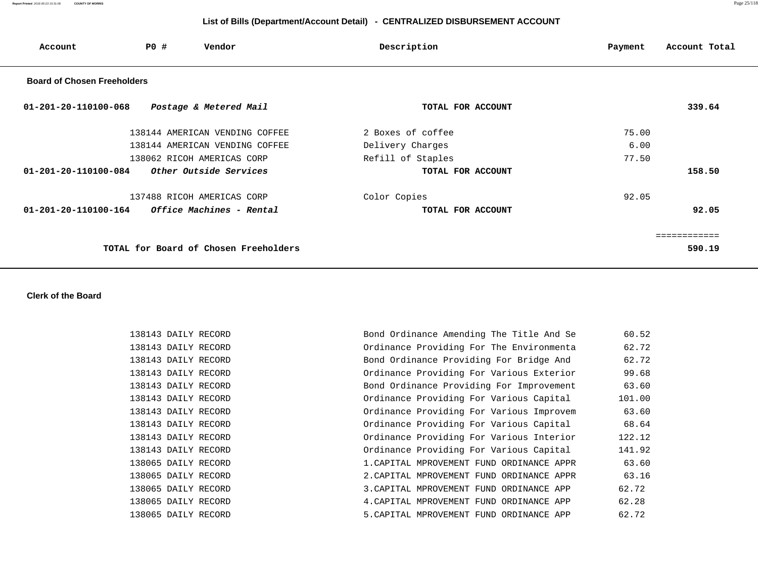## List of Bills (Department/Account Detail) - CENTRALIZED DISBURSEMENT ACCOUNT

| Account | PO # | Vendor | Description | Payment | Account Total |
|---|---|---|---|---|---|

### Board of Chosen Freeholders

| Account | PO # | Vendor | Description | Payment | Account Total |
|---|---|---|---|---|---|
| **01-201-20-110100-068** | | ***Postage & Metered Mail*** | **TOTAL FOR ACCOUNT** | | **339.64** |
| | 138144 | AMERICAN VENDING COFFEE | 2 Boxes of coffee | 75.00 | |
| | 138144 | AMERICAN VENDING COFFEE | Delivery Charges | 6.00 | |
| | 138062 | RICOH AMERICAS CORP | Refill of Staples | 77.50 | |
| **01-201-20-110100-084** | | ***Other Outside Services*** | **TOTAL FOR ACCOUNT** | | **158.50** |
| | 137488 | RICOH AMERICAS CORP | Color Copies | 92.05 | |
| **01-201-20-110100-164** | | ***Office Machines - Rental*** | **TOTAL FOR ACCOUNT** | | **92.05** |
| | | | | | ============ |
| | | **TOTAL for Board of Chosen Freeholders** | | | **590.19** |

### Clerk of the Board

| Account | PO # | Vendor | Description | Payment | Account Total |
|---|---|---|---|---|---|
| | 138143 | DAILY RECORD | Bond Ordinance Amending The Title And Se | 60.52 | |
| | 138143 | DAILY RECORD | Ordinance Providing For The Environmenta | 62.72 | |
| | 138143 | DAILY RECORD | Bond Ordinance Providing For Bridge And | 62.72 | |
| | 138143 | DAILY RECORD | Ordinance Providing For Various Exterior | 99.68 | |
| | 138143 | DAILY RECORD | Bond Ordinance Providing For Improvement | 63.60 | |
| | 138143 | DAILY RECORD | Ordinance Providing For Various Capital | 101.00 | |
| | 138143 | DAILY RECORD | Ordinance Providing For Various Improvem | 63.60 | |
| | 138143 | DAILY RECORD | Ordinance Providing For Various Capital | 68.64 | |
| | 138143 | DAILY RECORD | Ordinance Providing For Various Interior | 122.12 | |
| | 138143 | DAILY RECORD | Ordinance Providing For Various Capital | 141.92 | |
| | 138065 | DAILY RECORD | 1.CAPITAL MPROVEMENT FUND ORDINANCE APPR | 63.60 | |
| | 138065 | DAILY RECORD | 2.CAPITAL MPROVEMENT FUND ORDINANCE APPR | 63.16 | |
| | 138065 | DAILY RECORD | 3.CAPITAL MPROVEMENT FUND ORDINANCE APP | 62.72 | |
| | 138065 | DAILY RECORD | 4.CAPITAL MPROVEMENT FUND ORDINANCE APP | 62.28 | |
| | 138065 | DAILY RECORD | 5.CAPITAL MPROVEMENT FUND ORDINANCE APP | 62.72 | |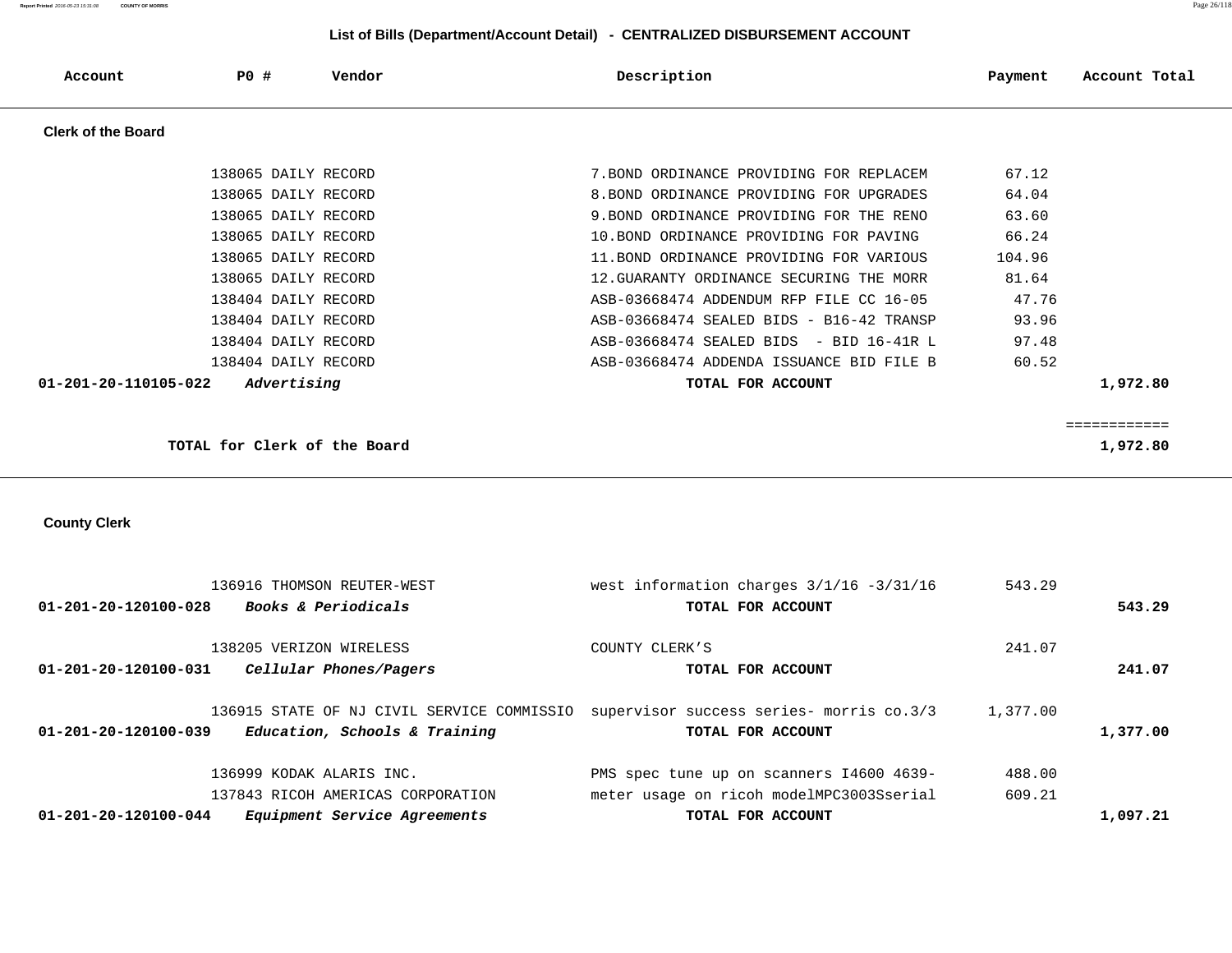## List of Bills (Department/Account Detail) - CENTRALIZED DISBURSEMENT ACCOUNT

| Account | PO # | Vendor | Description | Payment | Account Total |
|---|---|---|---|---|---|
| **Clerk of the Board** | | | | | |
| | 138065 | DAILY RECORD | 7.BOND ORDINANCE PROVIDING FOR REPLACEM | 67.12 | |
| | 138065 | DAILY RECORD | 8.BOND ORDINANCE PROVIDING FOR UPGRADES | 64.04 | |
| | 138065 | DAILY RECORD | 9.BOND ORDINANCE PROVIDING FOR THE RENO | 63.60 | |
| | 138065 | DAILY RECORD | 10.BOND ORDINANCE PROVIDING FOR PAVING | 66.24 | |
| | 138065 | DAILY RECORD | 11.BOND ORDINANCE PROVIDING FOR VARIOUS | 104.96 | |
| | 138065 | DAILY RECORD | 12.GUARANTY ORDINANCE SECURING THE MORR | 81.64 | |
| | 138404 | DAILY RECORD | ASB-03668474 ADDENDUM RFP FILE CC 16-05 | 47.76 | |
| | 138404 | DAILY RECORD | ASB-03668474 SEALED BIDS - B16-42 TRANSP | 93.96 | |
| | 138404 | DAILY RECORD | ASB-03668474 SEALED BIDS - BID 16-41R L | 97.48 | |
| | 138404 | DAILY RECORD | ASB-03668474 ADDENDA ISSUANCE BID FILE B | 60.52 | |
| **01-201-20-110105-022** | | *Advertising* | **TOTAL FOR ACCOUNT** | | **1,972.80** |
| | | | | | ============ |
| | | **TOTAL for Clerk of the Board** | | | **1,972.80** |
| **County Clerk** | | | | | |
| | 136916 | THOMSON REUTER-WEST | west information charges 3/1/16 -3/31/16 | 543.29 | |
| **01-201-20-120100-028** | | *Books & Periodicals* | **TOTAL FOR ACCOUNT** | | **543.29** |
| | 138205 | VERIZON WIRELESS | COUNTY CLERK'S | 241.07 | |
| **01-201-20-120100-031** | | *Cellular Phones/Pagers* | **TOTAL FOR ACCOUNT** | | **241.07** |
| | 136915 | STATE OF NJ CIVIL SERVICE COMMISSIO | supervisor success series- morris co.3/3 | 1,377.00 | |
| **01-201-20-120100-039** | | *Education, Schools & Training* | **TOTAL FOR ACCOUNT** | | **1,377.00** |
| | 136999 | KODAK ALARIS INC. | PMS spec tune up on scanners I4600 4639- | 488.00 | |
| | 137843 | RICOH AMERICAS CORPORATION | meter usage on ricoh modelMPC3003Sserial | 609.21 | |
| **01-201-20-120100-044** | | *Equipment Service Agreements* | **TOTAL FOR ACCOUNT** | | **1,097.21** |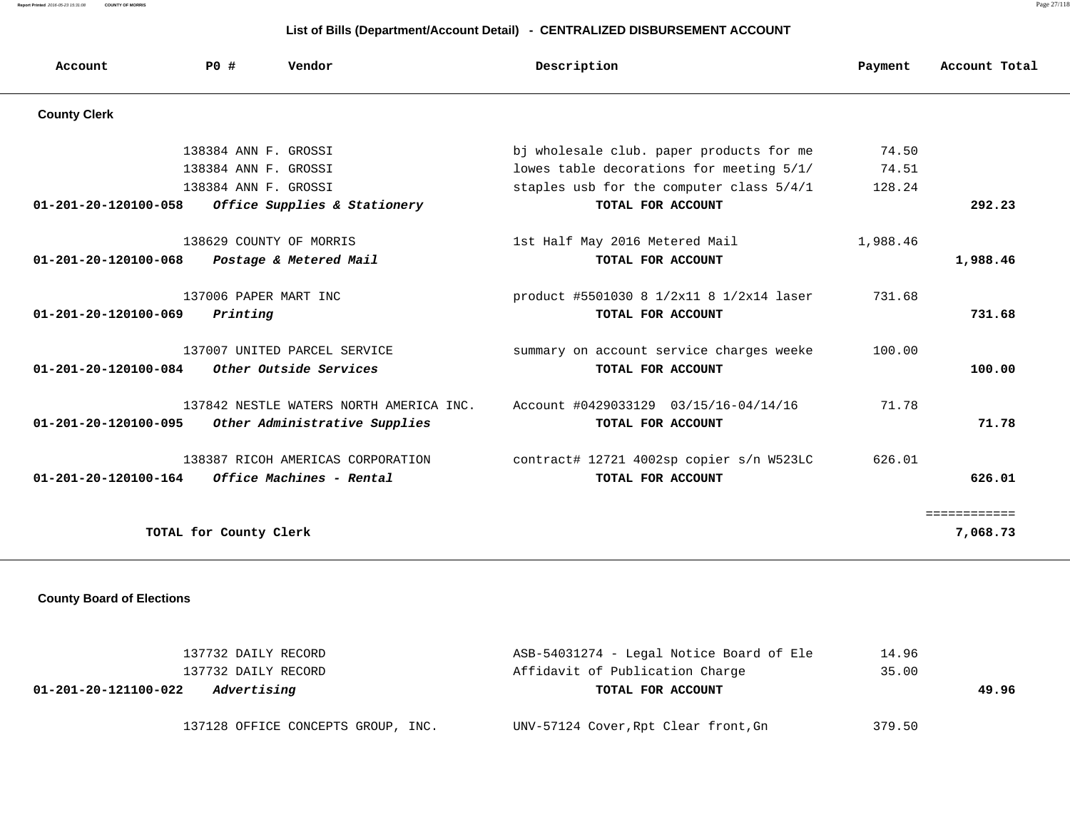## List of Bills (Department/Account Detail) - CENTRALIZED DISBURSEMENT ACCOUNT

| Account | PO # | Vendor | Description | Payment | Account Total |
|---|---|---|---|---|---|
| **County Clerk** | | | | | |
| | 138384 | ANN F. GROSSI | bj wholesale club. paper products for me | 74.50 | |
| | 138384 | ANN F. GROSSI | lowes table decorations for meeting 5/1/ | 74.51 | |
| | 138384 | ANN F. GROSSI | staples usb for the computer class 5/4/1 | 128.24 | |
| **01-201-20-120100-058** | | ***Office Supplies & Stationery*** | **TOTAL FOR ACCOUNT** | | **292.23** |
| | 138629 | COUNTY OF MORRIS | 1st Half May 2016 Metered Mail | 1,988.46 | |
| **01-201-20-120100-068** | | ***Postage & Metered Mail*** | **TOTAL FOR ACCOUNT** | | **1,988.46** |
| | 137006 | PAPER MART INC | product #5501030 8 1/2x11 8 1/2x14 laser | 731.68 | |
| **01-201-20-120100-069** | | ***Printing*** | **TOTAL FOR ACCOUNT** | | **731.68** |
| | 137007 | UNITED PARCEL SERVICE | summary on account service charges weeke | 100.00 | |
| **01-201-20-120100-084** | | ***Other Outside Services*** | **TOTAL FOR ACCOUNT** | | **100.00** |
| | 137842 | NESTLE WATERS NORTH AMERICA INC. | Account #0429033129 03/15/16-04/14/16 | 71.78 | |
| **01-201-20-120100-095** | | ***Other Administrative Supplies*** | **TOTAL FOR ACCOUNT** | | **71.78** |
| | 138387 | RICOH AMERICAS CORPORATION | contract# 12721 4002sp copier s/n W523LC | 626.01 | |
| **01-201-20-120100-164** | | ***Office Machines - Rental*** | **TOTAL FOR ACCOUNT** | | **626.01** |
| | | | | | ============ |
| **TOTAL for County Clerk** | | | | | **7,068.73** |
| **County Board of Elections** | | | | | |
| | 137732 | DAILY RECORD | ASB-54031274 - Legal Notice Board of Ele | 14.96 | |
| | 137732 | DAILY RECORD | Affidavit of Publication Charge | 35.00 | |
| **01-201-20-121100-022** | | ***Advertising*** | **TOTAL FOR ACCOUNT** | | **49.96** |
| | 137128 | OFFICE CONCEPTS GROUP, INC. | UNV-57124 Cover,Rpt Clear front,Gn | 379.50 | |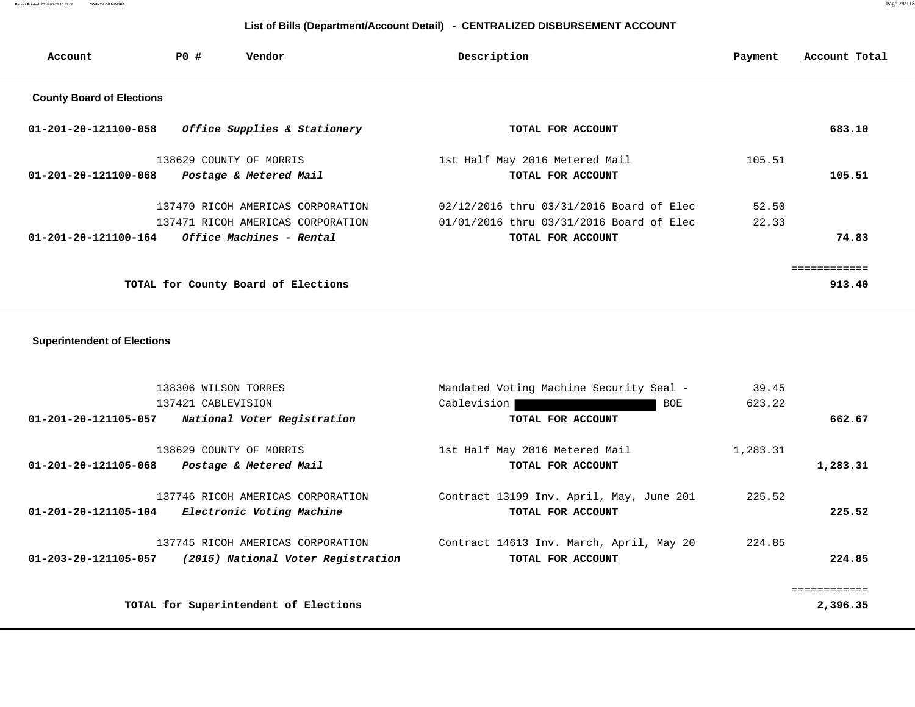## List of Bills (Department/Account Detail) - CENTRALIZED DISBURSEMENT ACCOUNT

| Account | PO # | Vendor | Description | Payment | Account Total |
|---|---|---|---|---|---|
| **County Board of Elections** | | | | | |
| **01-201-20-121100-058** | | ***Office Supplies & Stationery*** | **TOTAL FOR ACCOUNT** | | **683.10** |
| | 138629 | COUNTY OF MORRIS | 1st Half May 2016 Metered Mail | 105.51 | |
| **01-201-20-121100-068** | | ***Postage & Metered Mail*** | **TOTAL FOR ACCOUNT** | | **105.51** |
| | 137470 | RICOH AMERICAS CORPORATION | 02/12/2016 thru 03/31/2016 Board of Elec | 52.50 | |
| | 137471 | RICOH AMERICAS CORPORATION | 01/01/2016 thru 03/31/2016 Board of Elec | 22.33 | |
| **01-201-20-121100-164** | | ***Office Machines - Rental*** | **TOTAL FOR ACCOUNT** | | **74.83** |
| | | | | | ============ |
| | | **TOTAL for County Board of Elections** | | | **913.40** |

| Account | PO # | Vendor | Description | Payment | Account Total |
|---|---|---|---|---|---|
| **Superintendent of Elections** | | | | | |
| | 138306 | WILSON TORRES | Mandated Voting Machine Security Seal - | 39.45 | |
| | 137421 | CABLEVISION | Cablevision [REDACTED] BOE | 623.22 | |
| **01-201-20-121105-057** | | ***National Voter Registration*** | **TOTAL FOR ACCOUNT** | | **662.67** |
| | 138629 | COUNTY OF MORRIS | 1st Half May 2016 Metered Mail | 1,283.31 | |
| **01-201-20-121105-068** | | ***Postage & Metered Mail*** | **TOTAL FOR ACCOUNT** | | **1,283.31** |
| | 137746 | RICOH AMERICAS CORPORATION | Contract 13199 Inv. April, May, June 201 | 225.52 | |
| **01-201-20-121105-104** | | ***Electronic Voting Machine*** | **TOTAL FOR ACCOUNT** | | **225.52** |
| | 137745 | RICOH AMERICAS CORPORATION | Contract 14613 Inv. March, April, May 20 | 224.85 | |
| **01-203-20-121105-057** | | ***(2015) National Voter Registration*** | **TOTAL FOR ACCOUNT** | | **224.85** |
| | | | | | ============ |
| | | **TOTAL for Superintendent of Elections** | | | **2,396.35** |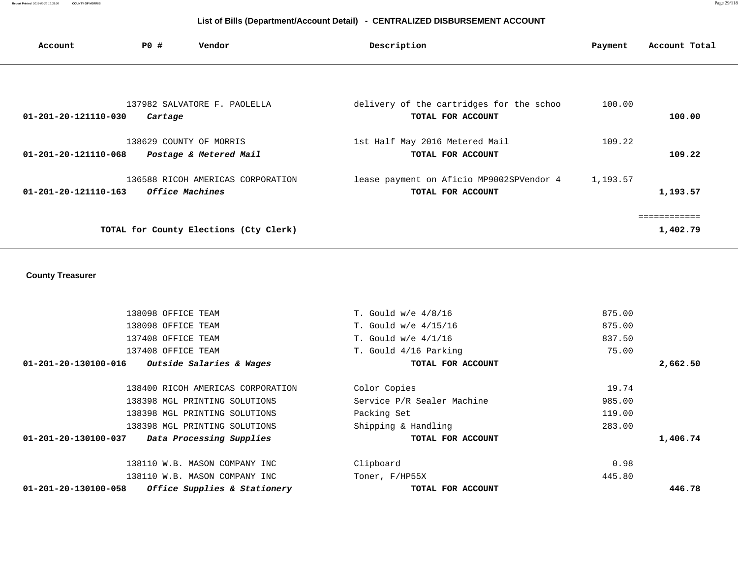## List of Bills (Department/Account Detail) - CENTRALIZED DISBURSEMENT ACCOUNT

| Account | PO # | Vendor | Description | Payment | Account Total |
|---|---|---|---|---|---|
| | 137982 | SALVATORE F. PAOLELLA | delivery of the cartridges for the schoo | 100.00 | |
| **01-201-20-121110-030** | | ***Cartage*** | **TOTAL FOR ACCOUNT** | | **100.00** |
| | 138629 | COUNTY OF MORRIS | 1st Half May 2016 Metered Mail | 109.22 | |
| **01-201-20-121110-068** | | ***Postage & Metered Mail*** | **TOTAL FOR ACCOUNT** | | **109.22** |
| | 136588 | RICOH AMERICAS CORPORATION | lease payment on Aficio MP9002SPVendor 4 | 1,193.57 | |
| **01-201-20-121110-163** | | ***Office Machines*** | **TOTAL FOR ACCOUNT** | | **1,193.57** |
| | | | | | ============ |
| | | **TOTAL for County Elections (Cty Clerk)** | | | **1,402.79** |

### County Treasurer

| Account | PO # | Vendor | Description | Payment | Account Total |
|---|---|---|---|---|---|
| | 138098 | OFFICE TEAM | T. Gould w/e 4/8/16 | 875.00 | |
| | 138098 | OFFICE TEAM | T. Gould w/e 4/15/16 | 875.00 | |
| | 137408 | OFFICE TEAM | T. Gould w/e 4/1/16 | 837.50 | |
| | 137408 | OFFICE TEAM | T. Gould 4/16 Parking | 75.00 | |
| **01-201-20-130100-016** | | ***Outside Salaries & Wages*** | **TOTAL FOR ACCOUNT** | | **2,662.50** |
| | 138400 | RICOH AMERICAS CORPORATION | Color Copies | 19.74 | |
| | 138398 | MGL PRINTING SOLUTIONS | Service P/R Sealer Machine | 985.00 | |
| | 138398 | MGL PRINTING SOLUTIONS | Packing Set | 119.00 | |
| | 138398 | MGL PRINTING SOLUTIONS | Shipping & Handling | 283.00 | |
| **01-201-20-130100-037** | | ***Data Processing Supplies*** | **TOTAL FOR ACCOUNT** | | **1,406.74** |
| | 138110 | W.B. MASON COMPANY INC | Clipboard | 0.98 | |
| | 138110 | W.B. MASON COMPANY INC | Toner, F/HP55X | 445.80 | |
| **01-201-20-130100-058** | | ***Office Supplies & Stationery*** | **TOTAL FOR ACCOUNT** | | **446.78** |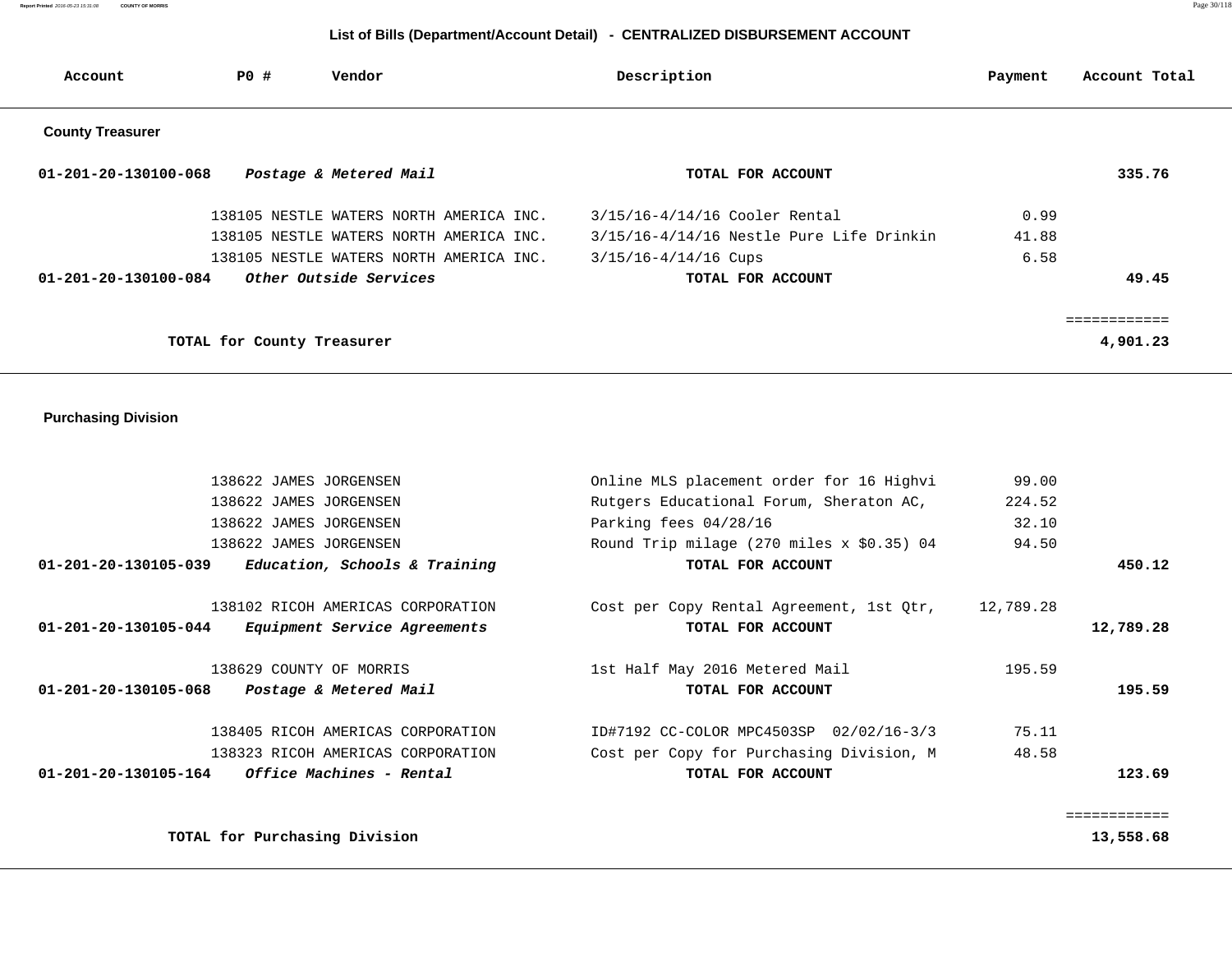## List of Bills (Department/Account Detail) - CENTRALIZED DISBURSEMENT ACCOUNT

| Account | PO # | Vendor | Description | Payment | Account Total |
|---|---|---|---|---|---|
| **County Treasurer** | | | | | |
| **01-201-20-130100-068** | | ***Postage & Metered Mail*** | **TOTAL FOR ACCOUNT** | | **335.76** |
| | 138105 | NESTLE WATERS NORTH AMERICA INC. | 3/15/16-4/14/16 Cooler Rental | 0.99 | |
| | 138105 | NESTLE WATERS NORTH AMERICA INC. | 3/15/16-4/14/16 Nestle Pure Life Drinkin | 41.88 | |
| | 138105 | NESTLE WATERS NORTH AMERICA INC. | 3/15/16-4/14/16 Cups | 6.58 | |
| **01-201-20-130100-084** | | ***Other Outside Services*** | **TOTAL FOR ACCOUNT** | | **49.45** |
| | | | | | ============ |
| | | **TOTAL for County Treasurer** | | | **4,901.23** |
| **Purchasing Division** | | | | | |
| | 138622 | JAMES JORGENSEN | Online MLS placement order for 16 Highvi | 99.00 | |
| | 138622 | JAMES JORGENSEN | Rutgers Educational Forum, Sheraton AC, | 224.52 | |
| | 138622 | JAMES JORGENSEN | Parking fees 04/28/16 | 32.10 | |
| | 138622 | JAMES JORGENSEN | Round Trip milage (270 miles x $0.35) 04 | 94.50 | |
| **01-201-20-130105-039** | | ***Education, Schools & Training*** | **TOTAL FOR ACCOUNT** | | **450.12** |
| | 138102 | RICOH AMERICAS CORPORATION | Cost per Copy Rental Agreement, 1st Qtr, | 12,789.28 | |
| **01-201-20-130105-044** | | ***Equipment Service Agreements*** | **TOTAL FOR ACCOUNT** | | **12,789.28** |
| | 138629 | COUNTY OF MORRIS | 1st Half May 2016 Metered Mail | 195.59 | |
| **01-201-20-130105-068** | | ***Postage & Metered Mail*** | **TOTAL FOR ACCOUNT** | | **195.59** |
| | 138405 | RICOH AMERICAS CORPORATION | ID#7192 CC-COLOR MPC4503SP 02/02/16-3/3 | 75.11 | |
| | 138323 | RICOH AMERICAS CORPORATION | Cost per Copy for Purchasing Division, M | 48.58 | |
| **01-201-20-130105-164** | | ***Office Machines - Rental*** | **TOTAL FOR ACCOUNT** | | **123.69** |
| | | | | | ============ |
| | | **TOTAL for Purchasing Division** | | | **13,558.68** |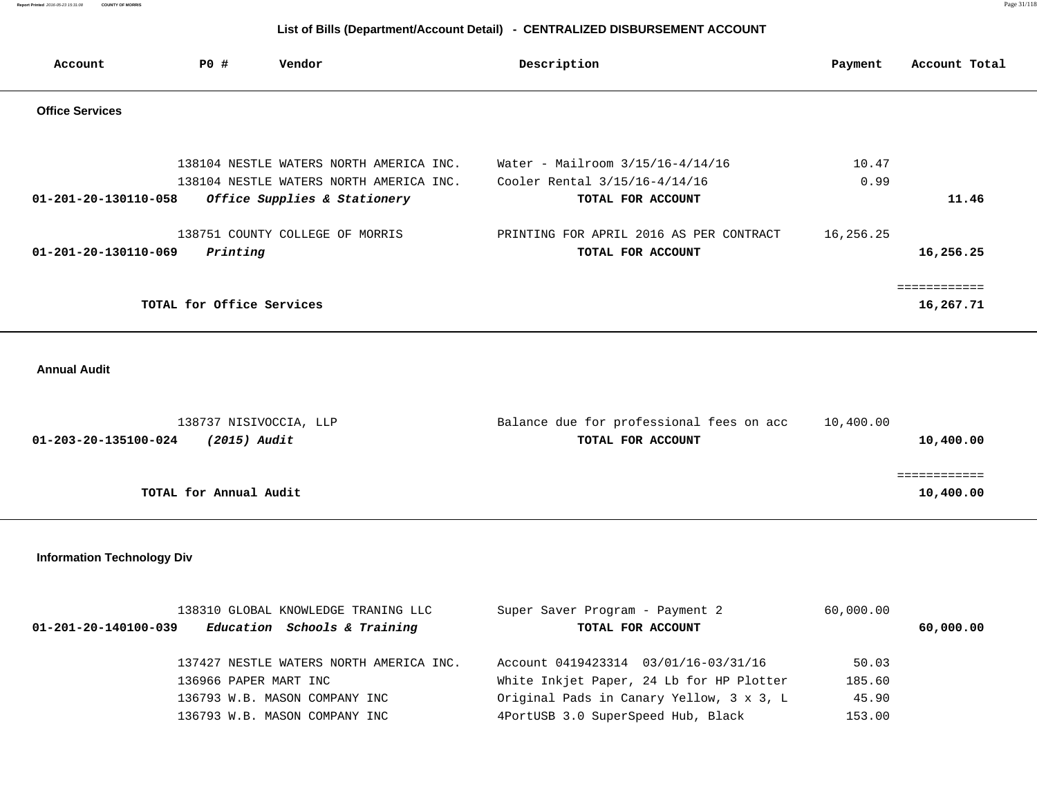## List of Bills (Department/Account Detail) - CENTRALIZED DISBURSEMENT ACCOUNT

| Account | PO # | Vendor | Description | Payment | Account Total |
|---|---|---|---|---|---|
| **Office Services** | | | | | |
| | 138104 | NESTLE WATERS NORTH AMERICA INC. | Water - Mailroom 3/15/16-4/14/16 | 10.47 | |
| | 138104 | NESTLE WATERS NORTH AMERICA INC. | Cooler Rental 3/15/16-4/14/16 | 0.99 | |
| **01-201-20-130110-058** | | ***Office Supplies & Stationery*** | **TOTAL FOR ACCOUNT** | | **11.46** |
| | 138751 | COUNTY COLLEGE OF MORRIS | PRINTING FOR APRIL 2016 AS PER CONTRACT | 16,256.25 | |
| **01-201-20-130110-069** | | ***Printing*** | **TOTAL FOR ACCOUNT** | | **16,256.25** |
| | | | | | ============ |
| | **TOTAL for Office Services** | | | | **16,267.71** |
| **Annual Audit** | | | | | |
| | 138737 | NISIVOCCIA, LLP | Balance due for professional fees on acc | 10,400.00 | |
| **01-203-20-135100-024** | | ***(2015) Audit*** | **TOTAL FOR ACCOUNT** | | **10,400.00** |
| | | | | | ============ |
| | **TOTAL for Annual Audit** | | | | **10,400.00** |
| **Information Technology Div** | | | | | |
| | 138310 | GLOBAL KNOWLEDGE TRANING LLC | Super Saver Program - Payment 2 | 60,000.00 | |
| **01-201-20-140100-039** | | ***Education Schools & Training*** | **TOTAL FOR ACCOUNT** | | **60,000.00** |
| | 137427 | NESTLE WATERS NORTH AMERICA INC. | Account 0419423314 03/01/16-03/31/16 | 50.03 | |
| | 136966 | PAPER MART INC | White Inkjet Paper, 24 Lb for HP Plotter | 185.60 | |
| | 136793 | W.B. MASON COMPANY INC | Original Pads in Canary Yellow, 3 x 3, L | 45.90 | |
| | 136793 | W.B. MASON COMPANY INC | 4PortUSB 3.0 SuperSpeed Hub, Black | 153.00 | |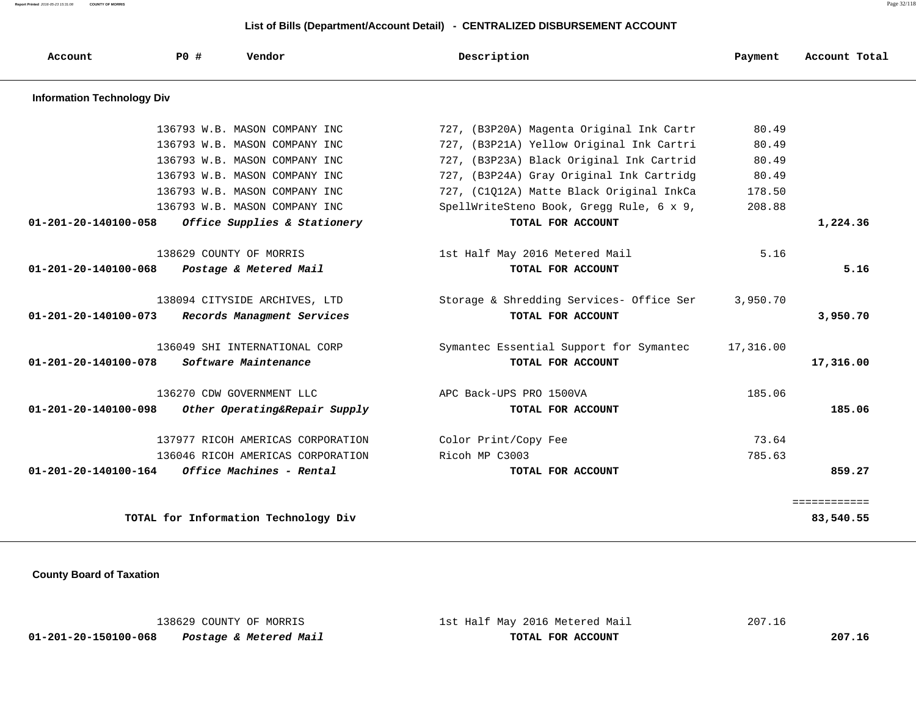## List of Bills (Department/Account Detail) - CENTRALIZED DISBURSEMENT ACCOUNT

| Account | PO # | Vendor | Description | Payment | Account Total |
|---|---|---|---|---|---|
| **Information Technology Div** | | | | | |
| | 136793 | W.B. MASON COMPANY INC | 727, (B3P20A) Magenta Original Ink Cartr | 80.49 | |
| | 136793 | W.B. MASON COMPANY INC | 727, (B3P21A) Yellow Original Ink Cartri | 80.49 | |
| | 136793 | W.B. MASON COMPANY INC | 727, (B3P23A) Black Original Ink Cartrid | 80.49 | |
| | 136793 | W.B. MASON COMPANY INC | 727, (B3P24A) Gray Original Ink Cartridg | 80.49 | |
| | 136793 | W.B. MASON COMPANY INC | 727, (C1Q12A) Matte Black Original InkCa | 178.50 | |
| | 136793 | W.B. MASON COMPANY INC | SpellWriteSteno Book, Gregg Rule, 6 x 9, | 208.88 | |
| **01-201-20-140100-058** | | ***Office Supplies & Stationery*** | **TOTAL FOR ACCOUNT** | | **1,224.36** |
| | 138629 | COUNTY OF MORRIS | 1st Half May 2016 Metered Mail | 5.16 | |
| **01-201-20-140100-068** | | ***Postage & Metered Mail*** | **TOTAL FOR ACCOUNT** | | **5.16** |
| | 138094 | CITYSIDE ARCHIVES, LTD | Storage & Shredding Services- Office Ser | 3,950.70 | |
| **01-201-20-140100-073** | | ***Records Managment Services*** | **TOTAL FOR ACCOUNT** | | **3,950.70** |
| | 136049 | SHI INTERNATIONAL CORP | Symantec Essential Support for Symantec | 17,316.00 | |
| **01-201-20-140100-078** | | ***Software Maintenance*** | **TOTAL FOR ACCOUNT** | | **17,316.00** |
| | 136270 | CDW GOVERNMENT LLC | APC Back-UPS PRO 1500VA | 185.06 | |
| **01-201-20-140100-098** | | ***Other Operating&Repair Supply*** | **TOTAL FOR ACCOUNT** | | **185.06** |
| | 137977 | RICOH AMERICAS CORPORATION | Color Print/Copy Fee | 73.64 | |
| | 136046 | RICOH AMERICAS CORPORATION | Ricoh MP C3003 | 785.63 | |
| **01-201-20-140100-164** | | ***Office Machines - Rental*** | **TOTAL FOR ACCOUNT** | | **859.27** |
| | | | | | ============ |
| | | **TOTAL for Information Technology Div** | | | **83,540.55** |

| Account | PO # | Vendor | Description | Payment | Account Total |
|---|---|---|---|---|---|
| **County Board of Taxation** | | | | | |
| | 138629 | COUNTY OF MORRIS | 1st Half May 2016 Metered Mail | 207.16 | |
| **01-201-20-150100-068** | | ***Postage & Metered Mail*** | **TOTAL FOR ACCOUNT** | | **207.16** |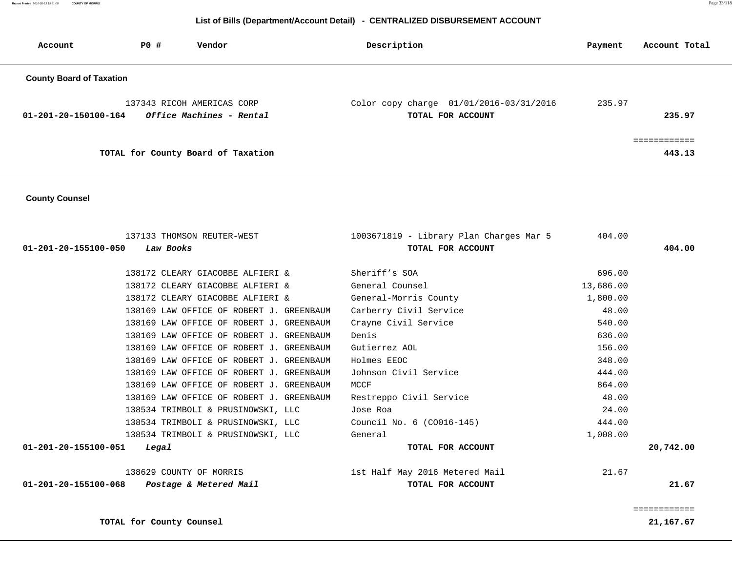## List of Bills (Department/Account Detail) - CENTRALIZED DISBURSEMENT ACCOUNT

| Account | PO # | Vendor | Description | Payment | Account Total |
|---|---|---|---|---|---|
| **County Board of Taxation** | | | | | |
| | 137343 | RICOH AMERICAS CORP | Color copy charge 01/01/2016-03/31/2016 | 235.97 | |
| **01-201-20-150100-164** | | ***Office Machines - Rental*** | **TOTAL FOR ACCOUNT** | | **235.97** |
| | | | | | ============ |
| | | **TOTAL for County Board of Taxation** | | | **443.13** |
| **County Counsel** | | | | | |
| | 137133 | THOMSON REUTER-WEST | 1003671819 - Library Plan Charges Mar 5 | 404.00 | |
| **01-201-20-155100-050** | | ***Law Books*** | **TOTAL FOR ACCOUNT** | | **404.00** |
| | 138172 | CLEARY GIACOBBE ALFIERI & | Sheriff's SOA | 696.00 | |
| | 138172 | CLEARY GIACOBBE ALFIERI & | General Counsel | 13,686.00 | |
| | 138172 | CLEARY GIACOBBE ALFIERI & | General-Morris County | 1,800.00 | |
| | 138169 | LAW OFFICE OF ROBERT J. GREENBAUM | Carberry Civil Service | 48.00 | |
| | 138169 | LAW OFFICE OF ROBERT J. GREENBAUM | Crayne Civil Service | 540.00 | |
| | 138169 | LAW OFFICE OF ROBERT J. GREENBAUM | Denis | 636.00 | |
| | 138169 | LAW OFFICE OF ROBERT J. GREENBAUM | Gutierrez AOL | 156.00 | |
| | 138169 | LAW OFFICE OF ROBERT J. GREENBAUM | Holmes EEOC | 348.00 | |
| | 138169 | LAW OFFICE OF ROBERT J. GREENBAUM | Johnson Civil Service | 444.00 | |
| | 138169 | LAW OFFICE OF ROBERT J. GREENBAUM | MCCF | 864.00 | |
| | 138169 | LAW OFFICE OF ROBERT J. GREENBAUM | Restreppo Civil Service | 48.00 | |
| | 138534 | TRIMBOLI & PRUSINOWSKI, LLC | Jose Roa | 24.00 | |
| | 138534 | TRIMBOLI & PRUSINOWSKI, LLC | Council No. 6 (CO016-145) | 444.00 | |
| | 138534 | TRIMBOLI & PRUSINOWSKI, LLC | General | 1,008.00 | |
| **01-201-20-155100-051** | | ***Legal*** | **TOTAL FOR ACCOUNT** | | **20,742.00** |
| | 138629 | COUNTY OF MORRIS | 1st Half May 2016 Metered Mail | 21.67 | |
| **01-201-20-155100-068** | | ***Postage & Metered Mail*** | **TOTAL FOR ACCOUNT** | | **21.67** |
| | | | | | ============ |
| | | **TOTAL for County Counsel** | | | **21,167.67** |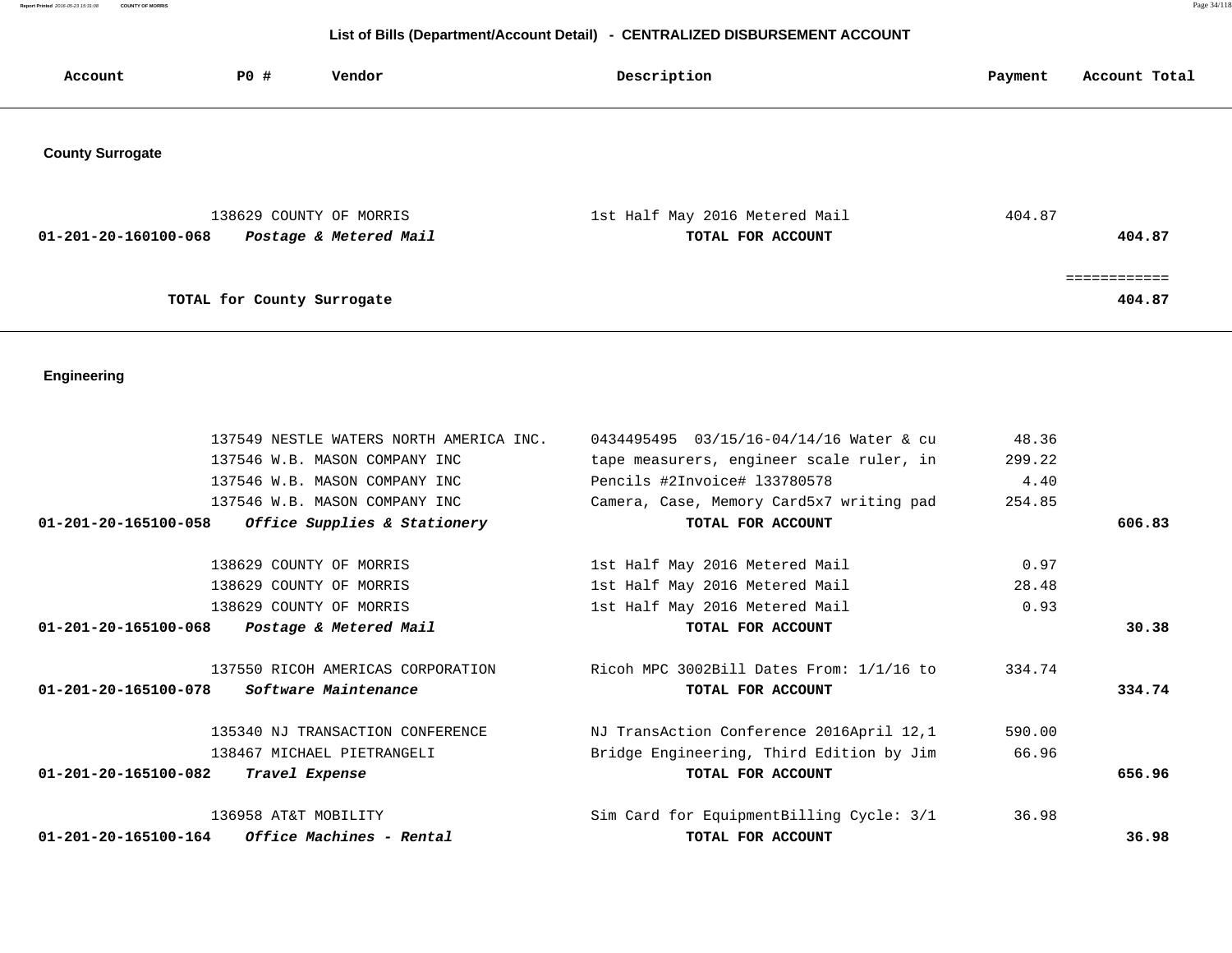## List of Bills (Department/Account Detail) - CENTRALIZED DISBURSEMENT ACCOUNT

| Account | PO # | Vendor | Description | Payment | Account Total |
|---|---|---|---|---|---|

### County Surrogate

| Account | PO # | Vendor | Description | Payment | Account Total |
|---|---|---|---|---|---|
| | 138629 | COUNTY OF MORRIS | 1st Half May 2016 Metered Mail | 404.87 | |
| **01-201-20-160100-068** | | ***Postage & Metered Mail*** | **TOTAL FOR ACCOUNT** | | **404.87** |
| | | | | | ============ |
| | | **TOTAL for County Surrogate** | | | **404.87** |

### Engineering

| Account | PO # | Vendor | Description | Payment | Account Total |
|---|---|---|---|---|---|
| | 137549 | NESTLE WATERS NORTH AMERICA INC. | 0434495495 03/15/16-04/14/16 Water & cu | 48.36 | |
| | 137546 | W.B. MASON COMPANY INC | tape measurers, engineer scale ruler, in | 299.22 | |
| | 137546 | W.B. MASON COMPANY INC | Pencils #2Invoice# 133780578 | 4.40 | |
| | 137546 | W.B. MASON COMPANY INC | Camera, Case, Memory Card5x7 writing pad | 254.85 | |
| **01-201-20-165100-058** | | ***Office Supplies & Stationery*** | **TOTAL FOR ACCOUNT** | | **606.83** |
| | 138629 | COUNTY OF MORRIS | 1st Half May 2016 Metered Mail | 0.97 | |
| | 138629 | COUNTY OF MORRIS | 1st Half May 2016 Metered Mail | 28.48 | |
| | 138629 | COUNTY OF MORRIS | 1st Half May 2016 Metered Mail | 0.93 | |
| **01-201-20-165100-068** | | ***Postage & Metered Mail*** | **TOTAL FOR ACCOUNT** | | **30.38** |
| | 137550 | RICOH AMERICAS CORPORATION | Ricoh MPC 3002Bill Dates From: 1/1/16 to | 334.74 | |
| **01-201-20-165100-078** | | ***Software Maintenance*** | **TOTAL FOR ACCOUNT** | | **334.74** |
| | 135340 | NJ TRANSACTION CONFERENCE | NJ TransAction Conference 2016April 12,1 | 590.00 | |
| | 138467 | MICHAEL PIETRANGELI | Bridge Engineering, Third Edition by Jim | 66.96 | |
| **01-201-20-165100-082** | | ***Travel Expense*** | **TOTAL FOR ACCOUNT** | | **656.96** |
| | 136958 | AT&T MOBILITY | Sim Card for EquipmentBilling Cycle: 3/1 | 36.98 | |
| **01-201-20-165100-164** | | ***Office Machines - Rental*** | **TOTAL FOR ACCOUNT** | | **36.98** |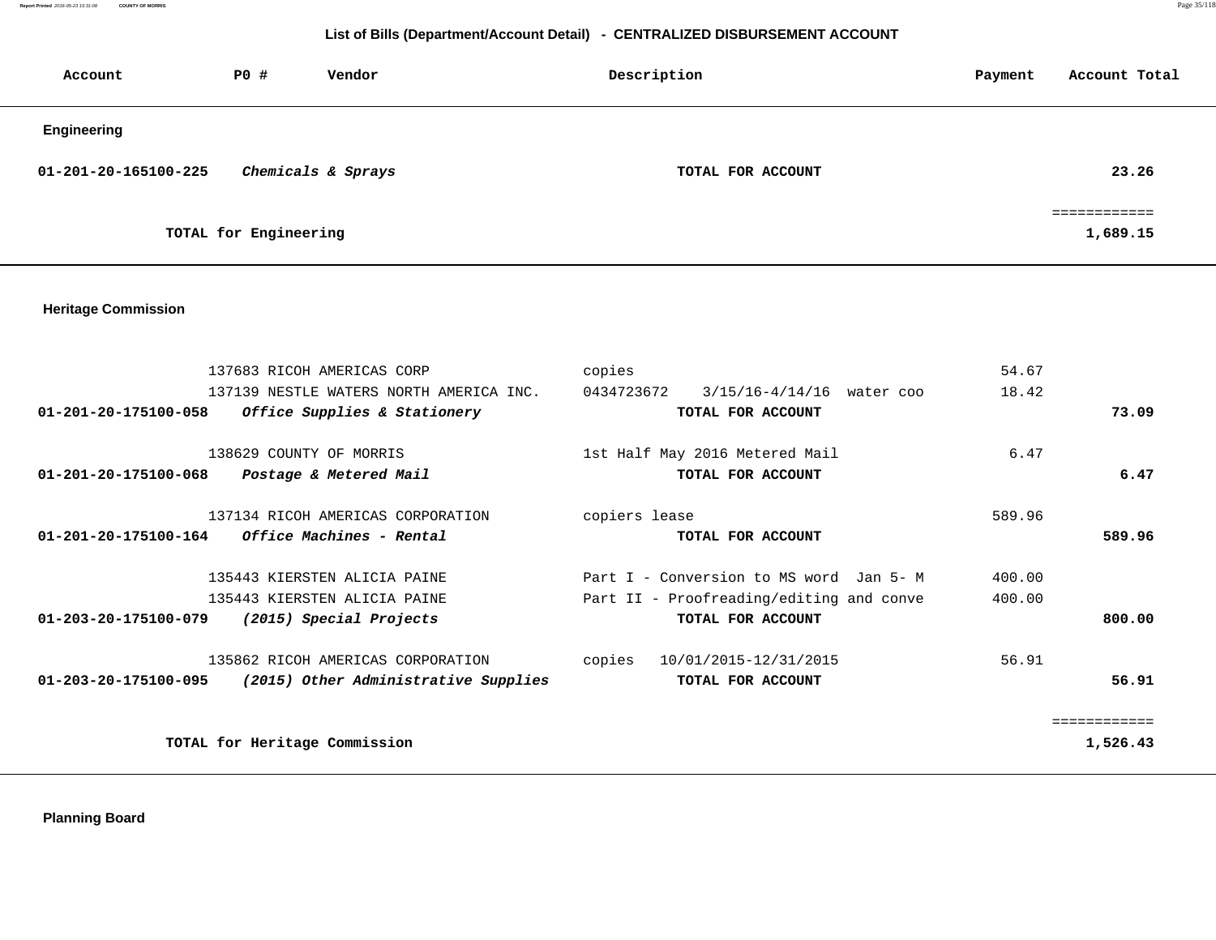## List of Bills (Department/Account Detail) - CENTRALIZED DISBURSEMENT ACCOUNT

| Account | PO # | Vendor | Description | Payment | Account Total |
|---|---|---|---|---|---|
| **Engineering** | | | | | |
| **01-201-20-165100-225** | | ***Chemicals & Sprays*** | **TOTAL FOR ACCOUNT** | | **23.26** |
| | | | | | ============ |
| | | **TOTAL for Engineering** | | | **1,689.15** |
| **Heritage Commission** | | | | | |
| | 137683 | RICOH AMERICAS CORP | copies | 54.67 | |
| | 137139 | NESTLE WATERS NORTH AMERICA INC. | 0434723672 3/15/16-4/14/16 water coo | 18.42 | |
| **01-201-20-175100-058** | | ***Office Supplies & Stationery*** | **TOTAL FOR ACCOUNT** | | **73.09** |
| | 138629 | COUNTY OF MORRIS | 1st Half May 2016 Metered Mail | 6.47 | |
| **01-201-20-175100-068** | | ***Postage & Metered Mail*** | **TOTAL FOR ACCOUNT** | | **6.47** |
| | 137134 | RICOH AMERICAS CORPORATION | copiers lease | 589.96 | |
| **01-201-20-175100-164** | | ***Office Machines - Rental*** | **TOTAL FOR ACCOUNT** | | **589.96** |
| | 135443 | KIERSTEN ALICIA PAINE | Part I - Conversion to MS word Jan 5- M | 400.00 | |
| | 135443 | KIERSTEN ALICIA PAINE | Part II - Proofreading/editing and conve | 400.00 | |
| **01-203-20-175100-079** | | ***(2015) Special Projects*** | **TOTAL FOR ACCOUNT** | | **800.00** |
| | 135862 | RICOH AMERICAS CORPORATION | copies 10/01/2015-12/31/2015 | 56.91 | |
| **01-203-20-175100-095** | | ***(2015) Other Administrative Supplies*** | **TOTAL FOR ACCOUNT** | | **56.91** |
| | | | | | ============ |
| | | **TOTAL for Heritage Commission** | | | **1,526.43** |

**Planning Board**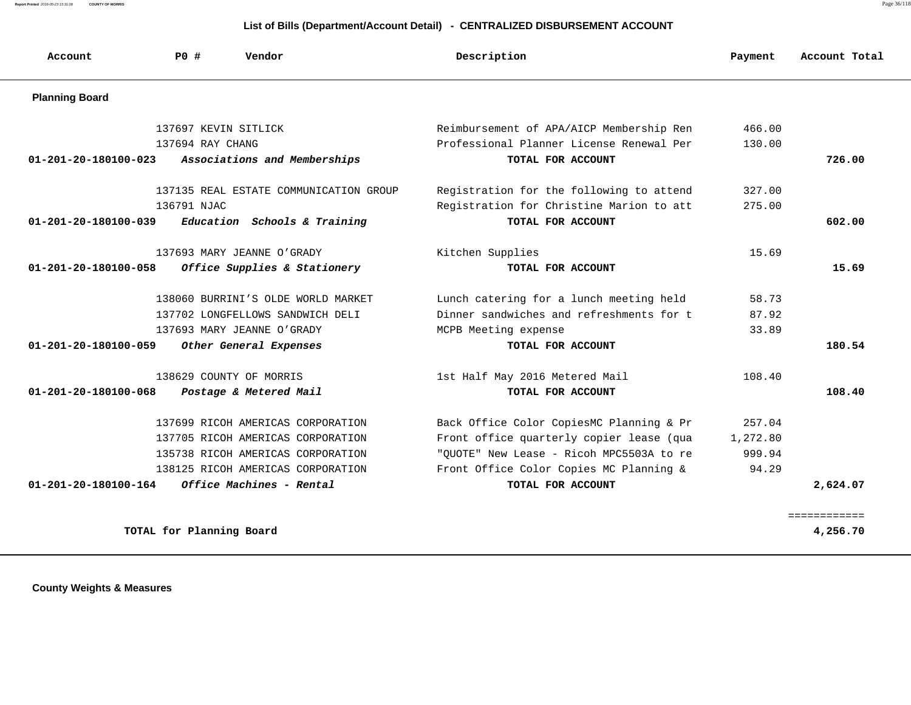## List of Bills (Department/Account Detail) - CENTRALIZED DISBURSEMENT ACCOUNT

| Account | PO # | Vendor | Description | Payment | Account Total |
|---|---|---|---|---|---|
| **Planning Board** | | | | | |
| | 137697 | KEVIN SITLICK | Reimbursement of APA/AICP Membership Ren | 466.00 | |
| | 137694 | RAY CHANG | Professional Planner License Renewal Per | 130.00 | |
| **01-201-20-180100-023** | | ***Associations and Memberships*** | **TOTAL FOR ACCOUNT** | | **726.00** |
| | 137135 | REAL ESTATE COMMUNICATION GROUP | Registration for the following to attend | 327.00 | |
| | 136791 | NJAC | Registration for Christine Marion to att | 275.00 | |
| **01-201-20-180100-039** | | ***Education Schools & Training*** | **TOTAL FOR ACCOUNT** | | **602.00** |
| | 137693 | MARY JEANNE O'GRADY | Kitchen Supplies | 15.69 | |
| **01-201-20-180100-058** | | ***Office Supplies & Stationery*** | **TOTAL FOR ACCOUNT** | | **15.69** |
| | 138060 | BURRINI'S OLDE WORLD MARKET | Lunch catering for a lunch meeting held | 58.73 | |
| | 137702 | LONGFELLOWS SANDWICH DELI | Dinner sandwiches and refreshments for t | 87.92 | |
| | 137693 | MARY JEANNE O'GRADY | MCPB Meeting expense | 33.89 | |
| **01-201-20-180100-059** | | ***Other General Expenses*** | **TOTAL FOR ACCOUNT** | | **180.54** |
| | 138629 | COUNTY OF MORRIS | 1st Half May 2016 Metered Mail | 108.40 | |
| **01-201-20-180100-068** | | ***Postage & Metered Mail*** | **TOTAL FOR ACCOUNT** | | **108.40** |
| | 137699 | RICOH AMERICAS CORPORATION | Back Office Color CopiesMC Planning & Pr | 257.04 | |
| | 137705 | RICOH AMERICAS CORPORATION | Front office quarterly copier lease (qua | 1,272.80 | |
| | 135738 | RICOH AMERICAS CORPORATION | "QUOTE" New Lease - Ricoh MPC5503A to re | 999.94 | |
| | 138125 | RICOH AMERICAS CORPORATION | Front Office Color Copies MC Planning & | 94.29 | |
| **01-201-20-180100-164** | | ***Office Machines - Rental*** | **TOTAL FOR ACCOUNT** | | **2,624.07** |
| | | | | | ============ |
| | **TOTAL for Planning Board** | | | | **4,256.70** |

**County Weights & Measures**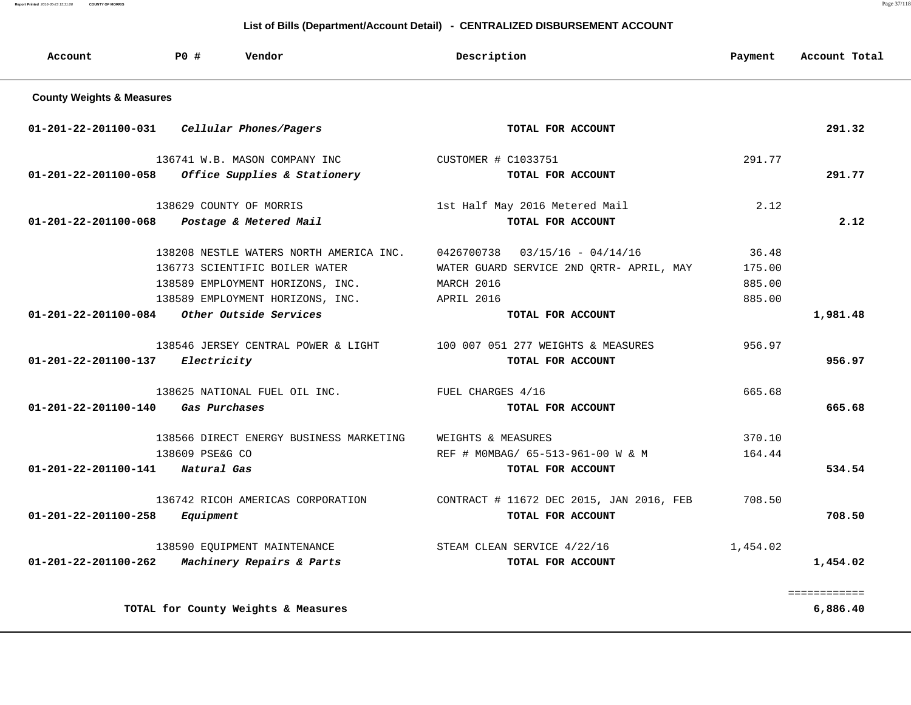## List of Bills (Department/Account Detail) - CENTRALIZED DISBURSEMENT ACCOUNT

| Account | PO # | Vendor | Description | Payment | Account Total |
|---|---|---|---|---|---|
| **County Weights & Measures** | | | | | |
| **01-201-22-201100-031** | | ***Cellular Phones/Pagers*** | **TOTAL FOR ACCOUNT** | | **291.32** |
| | 136741 | W.B. MASON COMPANY INC | CUSTOMER # C1033751 | 291.77 | |
| **01-201-22-201100-058** | | ***Office Supplies & Stationery*** | **TOTAL FOR ACCOUNT** | | **291.77** |
| | 138629 | COUNTY OF MORRIS | 1st Half May 2016 Metered Mail | 2.12 | |
| **01-201-22-201100-068** | | ***Postage & Metered Mail*** | **TOTAL FOR ACCOUNT** | | **2.12** |
| | 138208 | NESTLE WATERS NORTH AMERICA INC. | 0426700738 03/15/16 - 04/14/16 | 36.48 | |
| | 136773 | SCIENTIFIC BOILER WATER | WATER GUARD SERVICE 2ND QRTR- APRIL, MAY | 175.00 | |
| | 138589 | EMPLOYMENT HORIZONS, INC. | MARCH 2016 | 885.00 | |
| | 138589 | EMPLOYMENT HORIZONS, INC. | APRIL 2016 | 885.00 | |
| **01-201-22-201100-084** | | ***Other Outside Services*** | **TOTAL FOR ACCOUNT** | | **1,981.48** |
| | 138546 | JERSEY CENTRAL POWER & LIGHT | 100 007 051 277 WEIGHTS & MEASURES | 956.97 | |
| **01-201-22-201100-137** | | ***Electricity*** | **TOTAL FOR ACCOUNT** | | **956.97** |
| | 138625 | NATIONAL FUEL OIL INC. | FUEL CHARGES 4/16 | 665.68 | |
| **01-201-22-201100-140** | | ***Gas Purchases*** | **TOTAL FOR ACCOUNT** | | **665.68** |
| | 138566 | DIRECT ENERGY BUSINESS MARKETING | WEIGHTS & MEASURES | 370.10 | |
| | 138609 | PSE&G CO | REF # M0MBAG/ 65-513-961-00 W & M | 164.44 | |
| **01-201-22-201100-141** | | ***Natural Gas*** | **TOTAL FOR ACCOUNT** | | **534.54** |
| | 136742 | RICOH AMERICAS CORPORATION | CONTRACT # 11672 DEC 2015, JAN 2016, FEB | 708.50 | |
| **01-201-22-201100-258** | | ***Equipment*** | **TOTAL FOR ACCOUNT** | | **708.50** |
| | 138590 | EQUIPMENT MAINTENANCE | STEAM CLEAN SERVICE 4/22/16 | 1,454.02 | |
| **01-201-22-201100-262** | | ***Machinery Repairs & Parts*** | **TOTAL FOR ACCOUNT** | | **1,454.02** |
| | | | | | ============ |
| **TOTAL for County Weights & Measures** | | | | | **6,886.40** |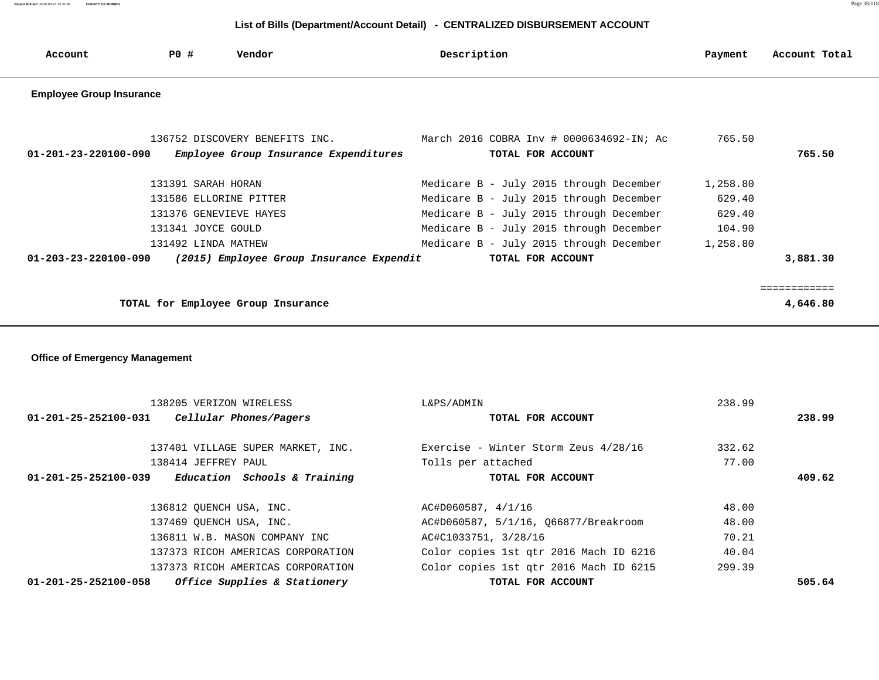## List of Bills (Department/Account Detail) - CENTRALIZED DISBURSEMENT ACCOUNT

| Account | PO # | Vendor | Description | Payment | Account Total |
|---|---|---|---|---|---|

### Employee Group Insurance

| Account | PO # | Vendor | Description | Payment | Account Total |
|---|---|---|---|---|---|
| | 136752 | DISCOVERY BENEFITS INC. | March 2016 COBRA Inv # 0000634692-IN; Ac | 765.50 | |
| **01-201-23-220100-090** | | ***Employee Group Insurance Expenditures*** | **TOTAL FOR ACCOUNT** | | **765.50** |
| | 131391 | SARAH HORAN | Medicare B - July 2015 through December | 1,258.80 | |
| | 131586 | ELLORINE PITTER | Medicare B - July 2015 through December | 629.40 | |
| | 131376 | GENEVIEVE HAYES | Medicare B - July 2015 through December | 629.40 | |
| | 131341 | JOYCE GOULD | Medicare B - July 2015 through December | 104.90 | |
| | 131492 | LINDA MATHEW | Medicare B - July 2015 through December | 1,258.80 | |
| **01-203-23-220100-090** | | ***(2015) Employee Group Insurance Expendit*** | **TOTAL FOR ACCOUNT** | | **3,881.30** |
| | | | | | ============ |
| | | **TOTAL for Employee Group Insurance** | | | **4,646.80** |

### Office of Emergency Management

| Account | PO # | Vendor | Description | Payment | Account Total |
|---|---|---|---|---|---|
| | 138205 | VERIZON WIRELESS | L&PS/ADMIN | 238.99 | |
| **01-201-25-252100-031** | | ***Cellular Phones/Pagers*** | **TOTAL FOR ACCOUNT** | | **238.99** |
| | 137401 | VILLAGE SUPER MARKET, INC. | Exercise - Winter Storm Zeus 4/28/16 | 332.62 | |
| | 138414 | JEFFREY PAUL | Tolls per attached | 77.00 | |
| **01-201-25-252100-039** | | ***Education Schools & Training*** | **TOTAL FOR ACCOUNT** | | **409.62** |
| | 136812 | QUENCH USA, INC. | AC#D060587, 4/1/16 | 48.00 | |
| | 137469 | QUENCH USA, INC. | AC#D060587, 5/1/16, Q66877/Breakroom | 48.00 | |
| | 136811 | W.B. MASON COMPANY INC | AC#C1033751, 3/28/16 | 70.21 | |
| | 137373 | RICOH AMERICAS CORPORATION | Color copies 1st qtr 2016 Mach ID 6216 | 40.04 | |
| | 137373 | RICOH AMERICAS CORPORATION | Color copies 1st qtr 2016 Mach ID 6215 | 299.39 | |
| **01-201-25-252100-058** | | ***Office Supplies & Stationery*** | **TOTAL FOR ACCOUNT** | | **505.64** |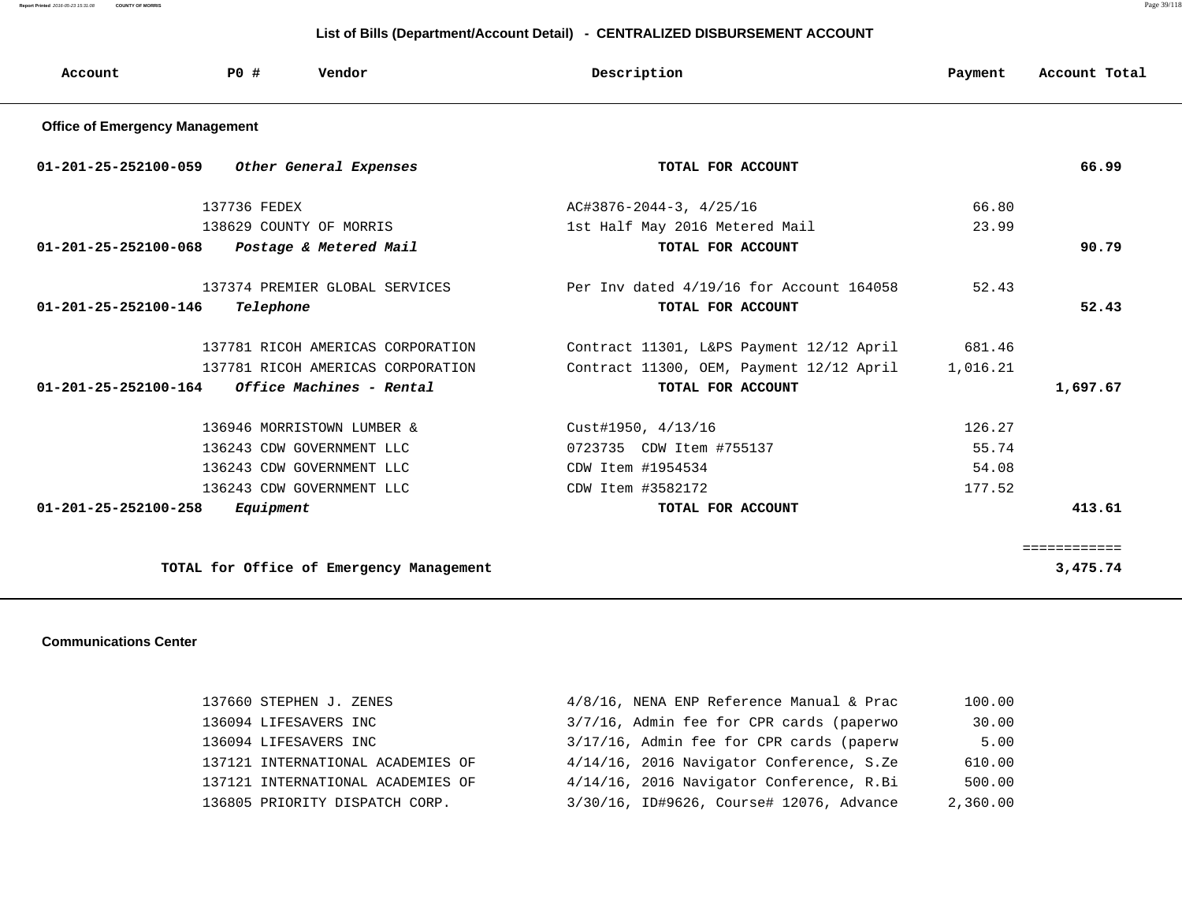## List of Bills (Department/Account Detail) - CENTRALIZED DISBURSEMENT ACCOUNT

| Account | PO # | Vendor | Description | Payment | Account Total |
|---|---|---|---|---|---|
| **Office of Emergency Management** | | | | | |
| **01-201-25-252100-059** | | ***Other General Expenses*** | **TOTAL FOR ACCOUNT** | | **66.99** |
| | 137736 | FEDEX | AC#3876-2044-3, 4/25/16 | 66.80 | |
| | 138629 | COUNTY OF MORRIS | 1st Half May 2016 Metered Mail | 23.99 | |
| **01-201-25-252100-068** | | ***Postage & Metered Mail*** | **TOTAL FOR ACCOUNT** | | **90.79** |
| | 137374 | PREMIER GLOBAL SERVICES | Per Inv dated 4/19/16 for Account 164058 | 52.43 | |
| **01-201-25-252100-146** | | ***Telephone*** | **TOTAL FOR ACCOUNT** | | **52.43** |
| | 137781 | RICOH AMERICAS CORPORATION | Contract 11301, L&PS Payment 12/12 April | 681.46 | |
| | 137781 | RICOH AMERICAS CORPORATION | Contract 11300, OEM, Payment 12/12 April | 1,016.21 | |
| **01-201-25-252100-164** | | ***Office Machines - Rental*** | **TOTAL FOR ACCOUNT** | | **1,697.67** |
| | 136946 | MORRISTOWN LUMBER & | Cust#1950, 4/13/16 | 126.27 | |
| | 136243 | CDW GOVERNMENT LLC | 0723735 CDW Item #755137 | 55.74 | |
| | 136243 | CDW GOVERNMENT LLC | CDW Item #1954534 | 54.08 | |
| | 136243 | CDW GOVERNMENT LLC | CDW Item #3582172 | 177.52 | |
| **01-201-25-252100-258** | | ***Equipment*** | **TOTAL FOR ACCOUNT** | | **413.61** |
| | | | | | ============ |
| | **TOTAL for Office of Emergency Management** | | | | **3,475.74** |

| Account | PO # | Vendor | Description | Payment | Account Total |
|---|---|---|---|---|---|
| **Communications Center** | | | | | |
| | 137660 | STEPHEN J. ZENES | 4/8/16, NENA ENP Reference Manual & Prac | 100.00 | |
| | 136094 | LIFESAVERS INC | 3/7/16, Admin fee for CPR cards (paperwo | 30.00 | |
| | 136094 | LIFESAVERS INC | 3/17/16, Admin fee for CPR cards (paperw | 5.00 | |
| | 137121 | INTERNATIONAL ACADEMIES OF | 4/14/16, 2016 Navigator Conference, S.Ze | 610.00 | |
| | 137121 | INTERNATIONAL ACADEMIES OF | 4/14/16, 2016 Navigator Conference, R.Bi | 500.00 | |
| | 136805 | PRIORITY DISPATCH CORP. | 3/30/16, ID#9626, Course# 12076, Advance | 2,360.00 | |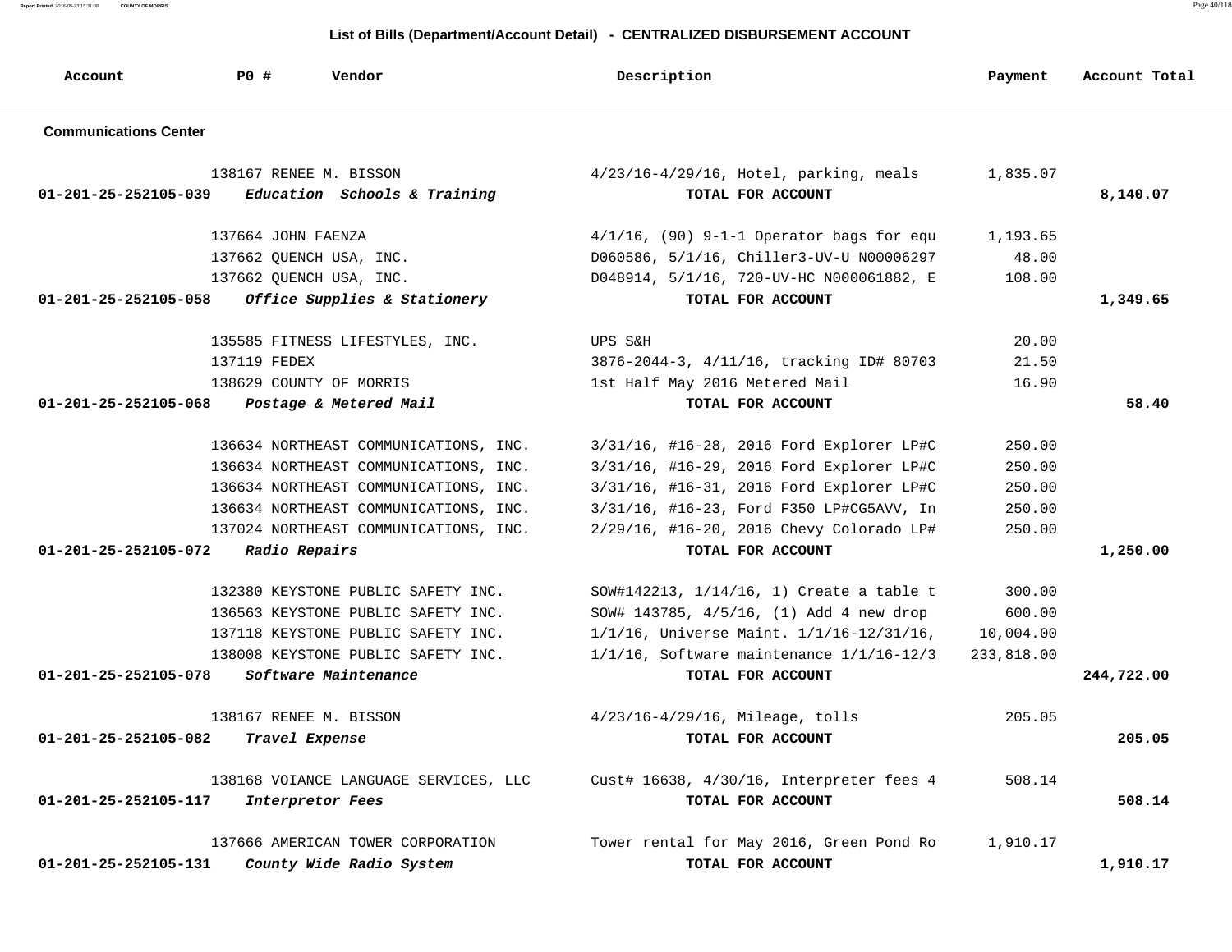## List of Bills (Department/Account Detail) - CENTRALIZED DISBURSEMENT ACCOUNT

| Account | PO # | Vendor | Description | Payment | Account Total |
|---|---|---|---|---|---|
| **Communications Center** | | | | | |
| | 138167 | RENEE M. BISSON | 4/23/16-4/29/16, Hotel, parking, meals | 1,835.07 | |
| **01-201-25-252105-039** | | ***Education Schools & Training*** | **TOTAL FOR ACCOUNT** | | **8,140.07** |
| | 137664 | JOHN FAENZA | 4/1/16, (90) 9-1-1 Operator bags for equ | 1,193.65 | |
| | 137662 | QUENCH USA, INC. | D060586, 5/1/16, Chiller3-UV-U N00006297 | 48.00 | |
| | 137662 | QUENCH USA, INC. | D048914, 5/1/16, 720-UV-HC N000061882, E | 108.00 | |
| **01-201-25-252105-058** | | ***Office Supplies & Stationery*** | **TOTAL FOR ACCOUNT** | | **1,349.65** |
| | 135585 | FITNESS LIFESTYLES, INC. | UPS S&H | 20.00 | |
| | 137119 | FEDEX | 3876-2044-3, 4/11/16, tracking ID# 80703 | 21.50 | |
| | 138629 | COUNTY OF MORRIS | 1st Half May 2016 Metered Mail | 16.90 | |
| **01-201-25-252105-068** | | ***Postage & Metered Mail*** | **TOTAL FOR ACCOUNT** | | **58.40** |
| | 136634 | NORTHEAST COMMUNICATIONS, INC. | 3/31/16, #16-28, 2016 Ford Explorer LP#C | 250.00 | |
| | 136634 | NORTHEAST COMMUNICATIONS, INC. | 3/31/16, #16-29, 2016 Ford Explorer LP#C | 250.00 | |
| | 136634 | NORTHEAST COMMUNICATIONS, INC. | 3/31/16, #16-31, 2016 Ford Explorer LP#C | 250.00 | |
| | 136634 | NORTHEAST COMMUNICATIONS, INC. | 3/31/16, #16-23, Ford F350 LP#CG5AVV, In | 250.00 | |
| | 137024 | NORTHEAST COMMUNICATIONS, INC. | 2/29/16, #16-20, 2016 Chevy Colorado LP# | 250.00 | |
| **01-201-25-252105-072** | | ***Radio Repairs*** | **TOTAL FOR ACCOUNT** | | **1,250.00** |
| | 132380 | KEYSTONE PUBLIC SAFETY INC. | SOW#142213, 1/14/16, 1) Create a table t | 300.00 | |
| | 136563 | KEYSTONE PUBLIC SAFETY INC. | SOW# 143785, 4/5/16, (1) Add 4 new drop | 600.00 | |
| | 137118 | KEYSTONE PUBLIC SAFETY INC. | 1/1/16, Universe Maint. 1/1/16-12/31/16, | 10,004.00 | |
| | 138008 | KEYSTONE PUBLIC SAFETY INC. | 1/1/16, Software maintenance 1/1/16-12/3 | 233,818.00 | |
| **01-201-25-252105-078** | | ***Software Maintenance*** | **TOTAL FOR ACCOUNT** | | **244,722.00** |
| | 138167 | RENEE M. BISSON | 4/23/16-4/29/16, Mileage, tolls | 205.05 | |
| **01-201-25-252105-082** | | ***Travel Expense*** | **TOTAL FOR ACCOUNT** | | **205.05** |
| | 138168 | VOIANCE LANGUAGE SERVICES, LLC | Cust# 16638, 4/30/16, Interpreter fees 4 | 508.14 | |
| **01-201-25-252105-117** | | ***Interpretor Fees*** | **TOTAL FOR ACCOUNT** | | **508.14** |
| | 137666 | AMERICAN TOWER CORPORATION | Tower rental for May 2016, Green Pond Ro | 1,910.17 | |
| **01-201-25-252105-131** | | ***County Wide Radio System*** | **TOTAL FOR ACCOUNT** | | **1,910.17** |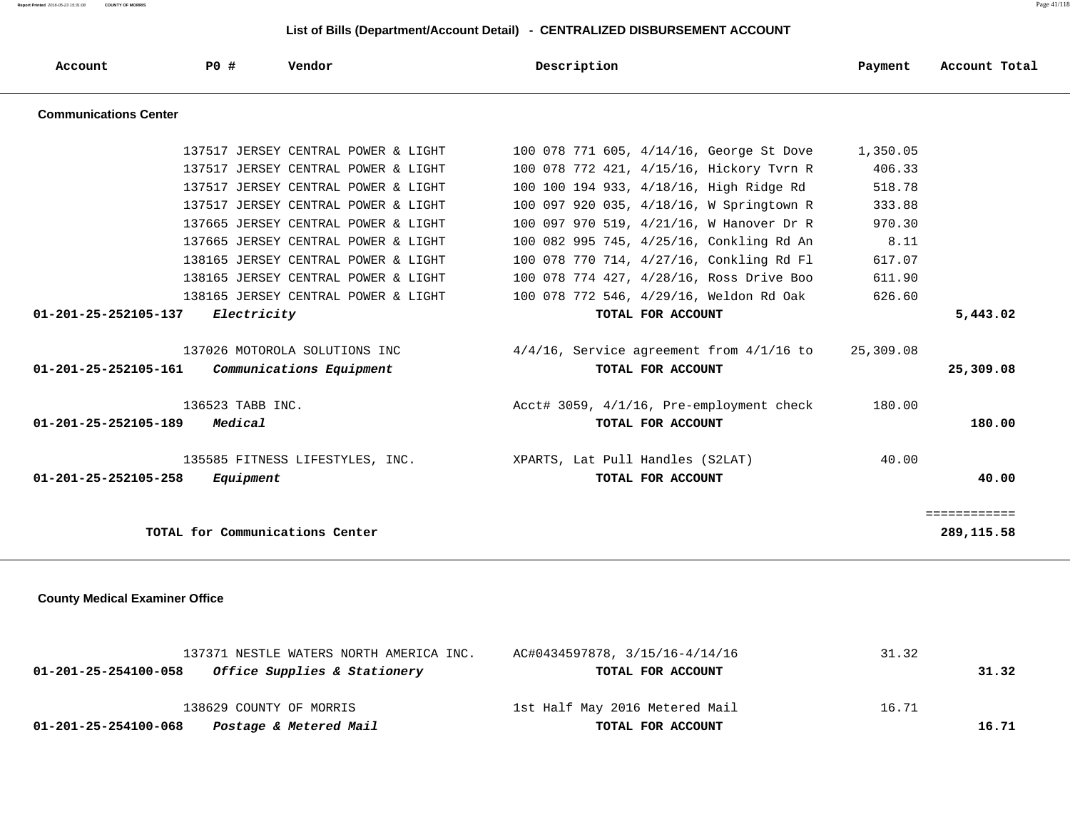## List of Bills (Department/Account Detail) - CENTRALIZED DISBURSEMENT ACCOUNT

| Account | PO # | Vendor | Description | Payment | Account Total |
|---|---|---|---|---|---|
| **Communications Center** | | | | | |
| | 137517 | JERSEY CENTRAL POWER & LIGHT | 100 078 771 605, 4/14/16, George St Dove | 1,350.05 | |
| | 137517 | JERSEY CENTRAL POWER & LIGHT | 100 078 772 421, 4/15/16, Hickory Tvrn R | 406.33 | |
| | 137517 | JERSEY CENTRAL POWER & LIGHT | 100 100 194 933, 4/18/16, High Ridge Rd | 518.78 | |
| | 137517 | JERSEY CENTRAL POWER & LIGHT | 100 097 920 035, 4/18/16, W Springtown R | 333.88 | |
| | 137665 | JERSEY CENTRAL POWER & LIGHT | 100 097 970 519, 4/21/16, W Hanover Dr R | 970.30 | |
| | 137665 | JERSEY CENTRAL POWER & LIGHT | 100 082 995 745, 4/25/16, Conkling Rd An | 8.11 | |
| | 138165 | JERSEY CENTRAL POWER & LIGHT | 100 078 770 714, 4/27/16, Conkling Rd Fl | 617.07 | |
| | 138165 | JERSEY CENTRAL POWER & LIGHT | 100 078 774 427, 4/28/16, Ross Drive Boo | 611.90 | |
| | 138165 | JERSEY CENTRAL POWER & LIGHT | 100 078 772 546, 4/29/16, Weldon Rd Oak | 626.60 | |
| **01-201-25-252105-137** | | *Electricity* | **TOTAL FOR ACCOUNT** | | **5,443.02** |
| | 137026 | MOTOROLA SOLUTIONS INC | 4/4/16, Service agreement from 4/1/16 to | 25,309.08 | |
| **01-201-25-252105-161** | | *Communications Equipment* | **TOTAL FOR ACCOUNT** | | **25,309.08** |
| | 136523 | TABB INC. | Acct# 3059, 4/1/16, Pre-employment check | 180.00 | |
| **01-201-25-252105-189** | | *Medical* | **TOTAL FOR ACCOUNT** | | **180.00** |
| | 135585 | FITNESS LIFESTYLES, INC. | XPARTS, Lat Pull Handles (S2LAT) | 40.00 | |
| **01-201-25-252105-258** | | *Equipment* | **TOTAL FOR ACCOUNT** | | **40.00** |
| | | | | | ============ |
| **TOTAL for Communications Center** | | | | | **289,115.58** |
| **County Medical Examiner Office** | | | | | |
| | 137371 | NESTLE WATERS NORTH AMERICA INC. | AC#0434597878, 3/15/16-4/14/16 | 31.32 | |
| **01-201-25-254100-058** | | *Office Supplies & Stationery* | **TOTAL FOR ACCOUNT** | | **31.32** |
| | 138629 | COUNTY OF MORRIS | 1st Half May 2016 Metered Mail | 16.71 | |
| **01-201-25-254100-068** | | *Postage & Metered Mail* | **TOTAL FOR ACCOUNT** | | **16.71** |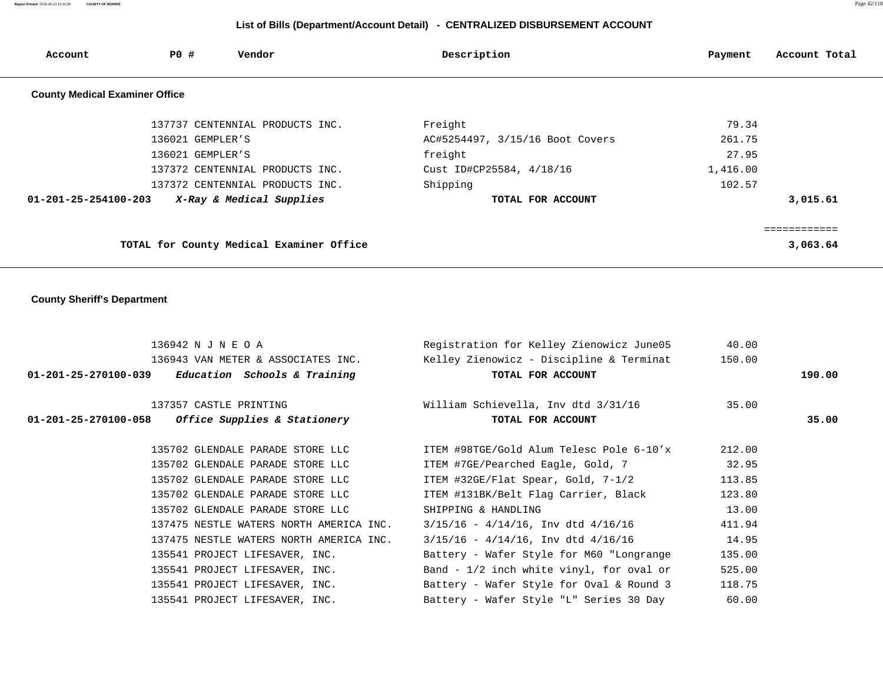## List of Bills (Department/Account Detail) - CENTRALIZED DISBURSEMENT ACCOUNT

| Account | PO # | Vendor | Description | Payment | Account Total |
|---|---|---|---|---|---|

### County Medical Examiner Office

| Account | PO # | Vendor | Description | Payment | Account Total |
|---|---|---|---|---|---|
| | 137737 | CENTENNIAL PRODUCTS INC. | Freight | 79.34 | |
| | 136021 | GEMPLER'S | AC#5254497, 3/15/16 Boot Covers | 261.75 | |
| | 136021 | GEMPLER'S | freight | 27.95 | |
| | 137372 | CENTENNIAL PRODUCTS INC. | Cust ID#CP25584, 4/18/16 | 1,416.00 | |
| | 137372 | CENTENNIAL PRODUCTS INC. | Shipping | 102.57 | |
| **01-201-25-254100-203** | | ***X-Ray & Medical Supplies*** | **TOTAL FOR ACCOUNT** | | **3,015.61** |
| | | | | | ============ |
| | | **TOTAL for County Medical Examiner Office** | | | **3,063.64** |

### County Sheriff's Department

| Account | PO # | Vendor | Description | Payment | Account Total |
|---|---|---|---|---|---|
| | 136942 | N J N E O A | Registration for Kelley Zienowicz June05 | 40.00 | |
| | 136943 | VAN METER & ASSOCIATES INC. | Kelley Zienowicz - Discipline & Terminat | 150.00 | |
| **01-201-25-270100-039** | | ***Education Schools & Training*** | **TOTAL FOR ACCOUNT** | | **190.00** |
| | 137357 | CASTLE PRINTING | William Schievella, Inv dtd 3/31/16 | 35.00 | |
| **01-201-25-270100-058** | | ***Office Supplies & Stationery*** | **TOTAL FOR ACCOUNT** | | **35.00** |
| | 135702 | GLENDALE PARADE STORE LLC | ITEM #98TGE/Gold Alum Telesc Pole 6-10'x | 212.00 | |
| | 135702 | GLENDALE PARADE STORE LLC | ITEM #7GE/Pearched Eagle, Gold, 7 | 32.95 | |
| | 135702 | GLENDALE PARADE STORE LLC | ITEM #32GE/Flat Spear, Gold, 7-1/2 | 113.85 | |
| | 135702 | GLENDALE PARADE STORE LLC | ITEM #131BK/Belt Flag Carrier, Black | 123.80 | |
| | 135702 | GLENDALE PARADE STORE LLC | SHIPPING & HANDLING | 13.00 | |
| | 137475 | NESTLE WATERS NORTH AMERICA INC. | 3/15/16 - 4/14/16, Inv dtd 4/16/16 | 411.94 | |
| | 137475 | NESTLE WATERS NORTH AMERICA INC. | 3/15/16 - 4/14/16, Inv dtd 4/16/16 | 14.95 | |
| | 135541 | PROJECT LIFESAVER, INC. | Battery - Wafer Style for M60 "Longrange | 135.00 | |
| | 135541 | PROJECT LIFESAVER, INC. | Band - 1/2 inch white vinyl, for oval or | 525.00 | |
| | 135541 | PROJECT LIFESAVER, INC. | Battery - Wafer Style for Oval & Round 3 | 118.75 | |
| | 135541 | PROJECT LIFESAVER, INC. | Battery - Wafer Style "L" Series 30 Day | 60.00 | |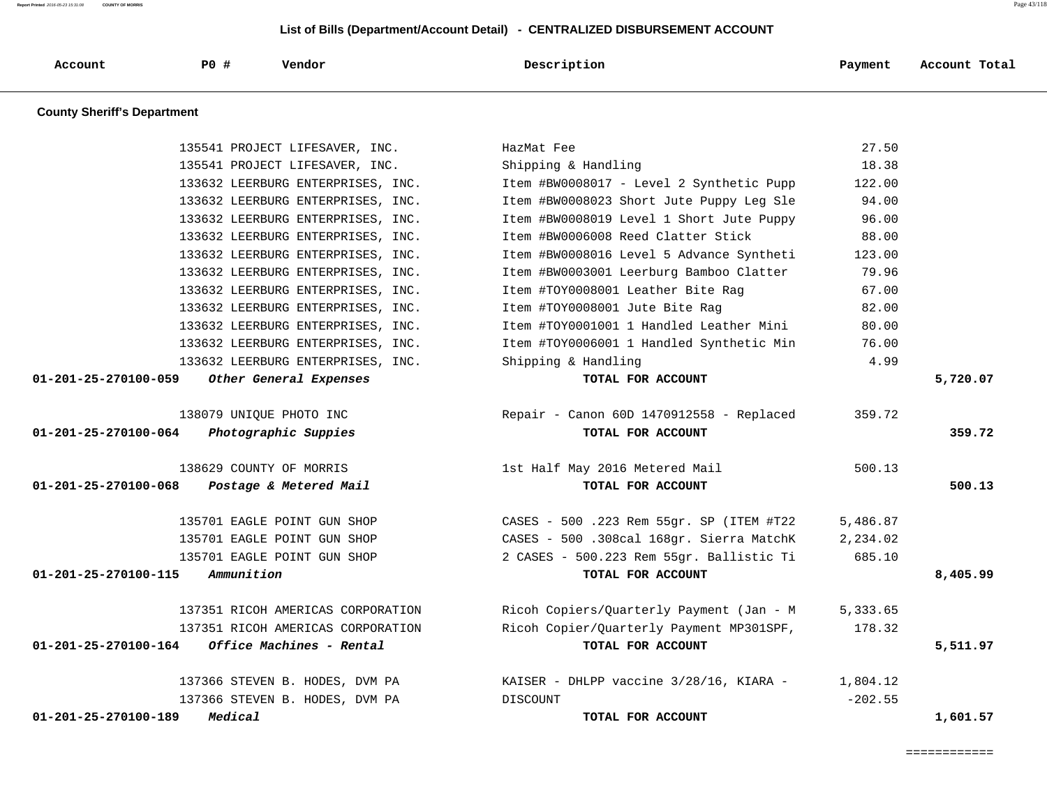## List of Bills (Department/Account Detail) - CENTRALIZED DISBURSEMENT ACCOUNT

| Account | PO # | Vendor | Description | Payment | Account Total |
|---|---|---|---|---|---|

### County Sheriff's Department

| Account | PO # | Vendor | Description | Payment | Account Total |
|---|---|---|---|---|---|
| | 135541 | PROJECT LIFESAVER, INC. | HazMat Fee | 27.50 | |
| | 135541 | PROJECT LIFESAVER, INC. | Shipping & Handling | 18.38 | |
| | 133632 | LEERBURG ENTERPRISES, INC. | Item #BW0008017 - Level 2 Synthetic Pupp | 122.00 | |
| | 133632 | LEERBURG ENTERPRISES, INC. | Item #BW0008023 Short Jute Puppy Leg Sle | 94.00 | |
| | 133632 | LEERBURG ENTERPRISES, INC. | Item #BW0008019 Level 1 Short Jute Puppy | 96.00 | |
| | 133632 | LEERBURG ENTERPRISES, INC. | Item #BW0006008 Reed Clatter Stick | 88.00 | |
| | 133632 | LEERBURG ENTERPRISES, INC. | Item #BW0008016 Level 5 Advance Syntheti | 123.00 | |
| | 133632 | LEERBURG ENTERPRISES, INC. | Item #BW0003001 Leerburg Bamboo Clatter | 79.96 | |
| | 133632 | LEERBURG ENTERPRISES, INC. | Item #TOY0008001 Leather Bite Rag | 67.00 | |
| | 133632 | LEERBURG ENTERPRISES, INC. | Item #TOY0008001 Jute Bite Rag | 82.00 | |
| | 133632 | LEERBURG ENTERPRISES, INC. | Item #TOY0001001 1 Handled Leather Mini | 80.00 | |
| | 133632 | LEERBURG ENTERPRISES, INC. | Item #TOY0006001 1 Handled Synthetic Min | 76.00 | |
| | 133632 | LEERBURG ENTERPRISES, INC. | Shipping & Handling | 4.99 | |
| **01-201-25-270100-059** | ***Other General Expenses*** | | **TOTAL FOR ACCOUNT** | | **5,720.07** |
| | 138079 | UNIQUE PHOTO INC | Repair - Canon 60D 1470912558 - Replaced | 359.72 | |
| **01-201-25-270100-064** | ***Photographic Suppies*** | | **TOTAL FOR ACCOUNT** | | **359.72** |
| | 138629 | COUNTY OF MORRIS | 1st Half May 2016 Metered Mail | 500.13 | |
| **01-201-25-270100-068** | ***Postage & Metered Mail*** | | **TOTAL FOR ACCOUNT** | | **500.13** |
| | 135701 | EAGLE POINT GUN SHOP | CASES - 500 .223 Rem 55gr. SP (ITEM #T22 | 5,486.87 | |
| | 135701 | EAGLE POINT GUN SHOP | CASES - 500 .308cal 168gr. Sierra MatchK | 2,234.02 | |
| | 135701 | EAGLE POINT GUN SHOP | 2 CASES - 500.223 Rem 55gr. Ballistic Ti | 685.10 | |
| **01-201-25-270100-115** | ***Ammunition*** | | **TOTAL FOR ACCOUNT** | | **8,405.99** |
| | 137351 | RICOH AMERICAS CORPORATION | Ricoh Copiers/Quarterly Payment (Jan - M | 5,333.65 | |
| | 137351 | RICOH AMERICAS CORPORATION | Ricoh Copier/Quarterly Payment MP301SPF, | 178.32 | |
| **01-201-25-270100-164** | ***Office Machines - Rental*** | | **TOTAL FOR ACCOUNT** | | **5,511.97** |
| | 137366 | STEVEN B. HODES, DVM PA | KAISER - DHLPP vaccine 3/28/16, KIARA - | 1,804.12 | |
| | 137366 | STEVEN B. HODES, DVM PA | DISCOUNT | -202.55 | |
| **01-201-25-270100-189** | ***Medical*** | | **TOTAL FOR ACCOUNT** | | **1,601.57** |

============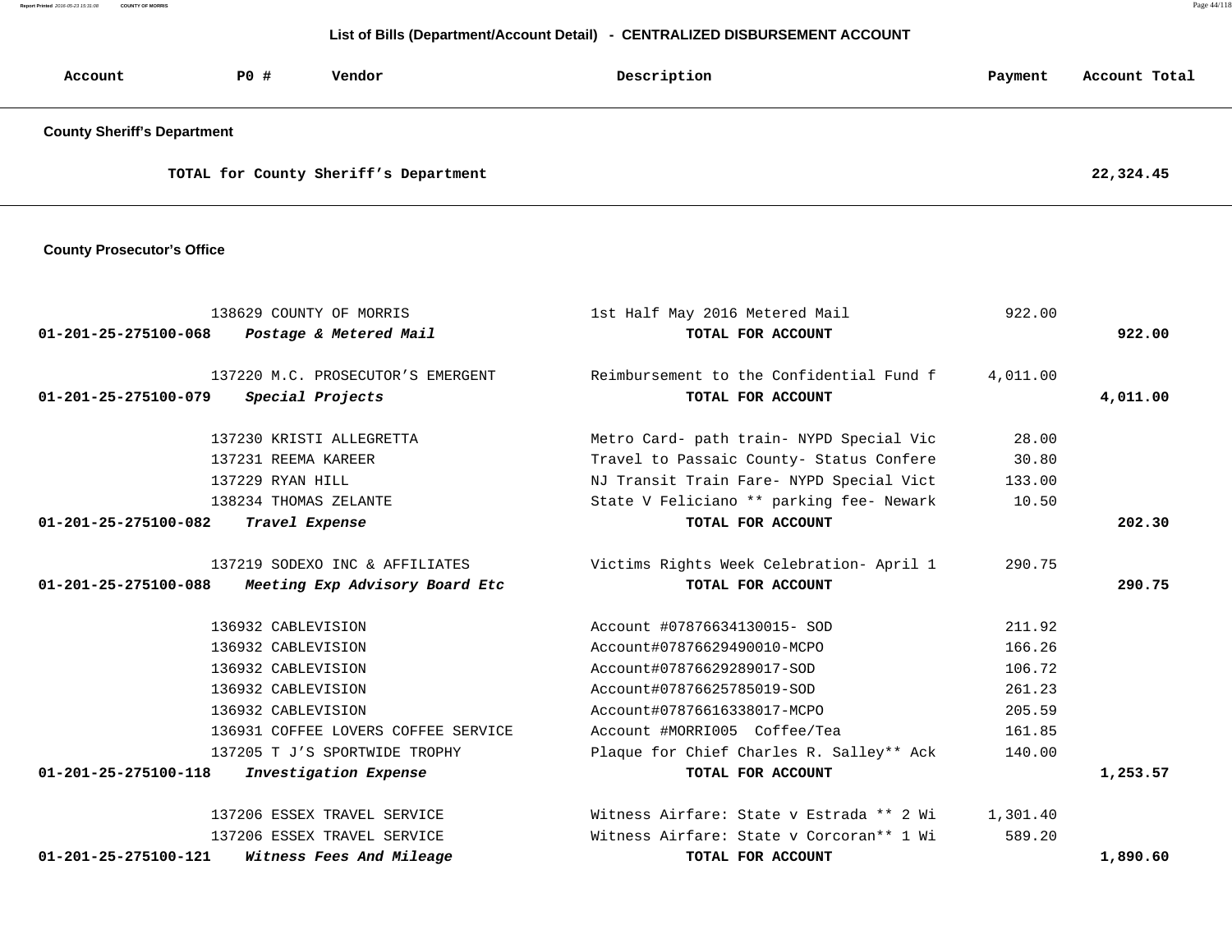## List of Bills (Department/Account Detail) - CENTRALIZED DISBURSEMENT ACCOUNT

| Account | PO # | Vendor | Description | Payment | Account Total |
|---|---|---|---|---|---|

### County Sheriff's Department

**TOTAL for County Sheriff's Department** — **22,324.45**

### County Prosecutor's Office

| Account | PO # | Vendor | Description | Payment | Account Total |
|---|---|---|---|---|---|
| | 138629 | COUNTY OF MORRIS | 1st Half May 2016 Metered Mail | 922.00 | |
| **01-201-25-275100-068** | | ***Postage & Metered Mail*** | **TOTAL FOR ACCOUNT** | | **922.00** |
| | 137220 | M.C. PROSECUTOR'S EMERGENT | Reimbursement to the Confidential Fund f | 4,011.00 | |
| **01-201-25-275100-079** | | ***Special Projects*** | **TOTAL FOR ACCOUNT** | | **4,011.00** |
| | 137230 | KRISTI ALLEGRETTA | Metro Card- path train- NYPD Special Vic | 28.00 | |
| | 137231 | REEMA KAREER | Travel to Passaic County- Status Confere | 30.80 | |
| | 137229 | RYAN HILL | NJ Transit Train Fare- NYPD Special Vict | 133.00 | |
| | 138234 | THOMAS ZELANTE | State V Feliciano ** parking fee- Newark | 10.50 | |
| **01-201-25-275100-082** | | ***Travel Expense*** | **TOTAL FOR ACCOUNT** | | **202.30** |
| | 137219 | SODEXO INC & AFFILIATES | Victims Rights Week Celebration- April 1 | 290.75 | |
| **01-201-25-275100-088** | | ***Meeting Exp Advisory Board Etc*** | **TOTAL FOR ACCOUNT** | | **290.75** |
| | 136932 | CABLEVISION | Account #07876634130015- SOD | 211.92 | |
| | 136932 | CABLEVISION | Account#07876629490010-MCPO | 166.26 | |
| | 136932 | CABLEVISION | Account#07876629289017-SOD | 106.72 | |
| | 136932 | CABLEVISION | Account#07876625785019-SOD | 261.23 | |
| | 136932 | CABLEVISION | Account#07876616338017-MCPO | 205.59 | |
| | 136931 | COFFEE LOVERS COFFEE SERVICE | Account #MORRI005 Coffee/Tea | 161.85 | |
| | 137205 | T J'S SPORTWIDE TROPHY | Plaque for Chief Charles R. Salley** Ack | 140.00 | |
| **01-201-25-275100-118** | | ***Investigation Expense*** | **TOTAL FOR ACCOUNT** | | **1,253.57** |
| | 137206 | ESSEX TRAVEL SERVICE | Witness Airfare: State v Estrada ** 2 Wi | 1,301.40 | |
| | 137206 | ESSEX TRAVEL SERVICE | Witness Airfare: State v Corcoran** 1 Wi | 589.20 | |
| **01-201-25-275100-121** | | ***Witness Fees And Mileage*** | **TOTAL FOR ACCOUNT** | | **1,890.60** |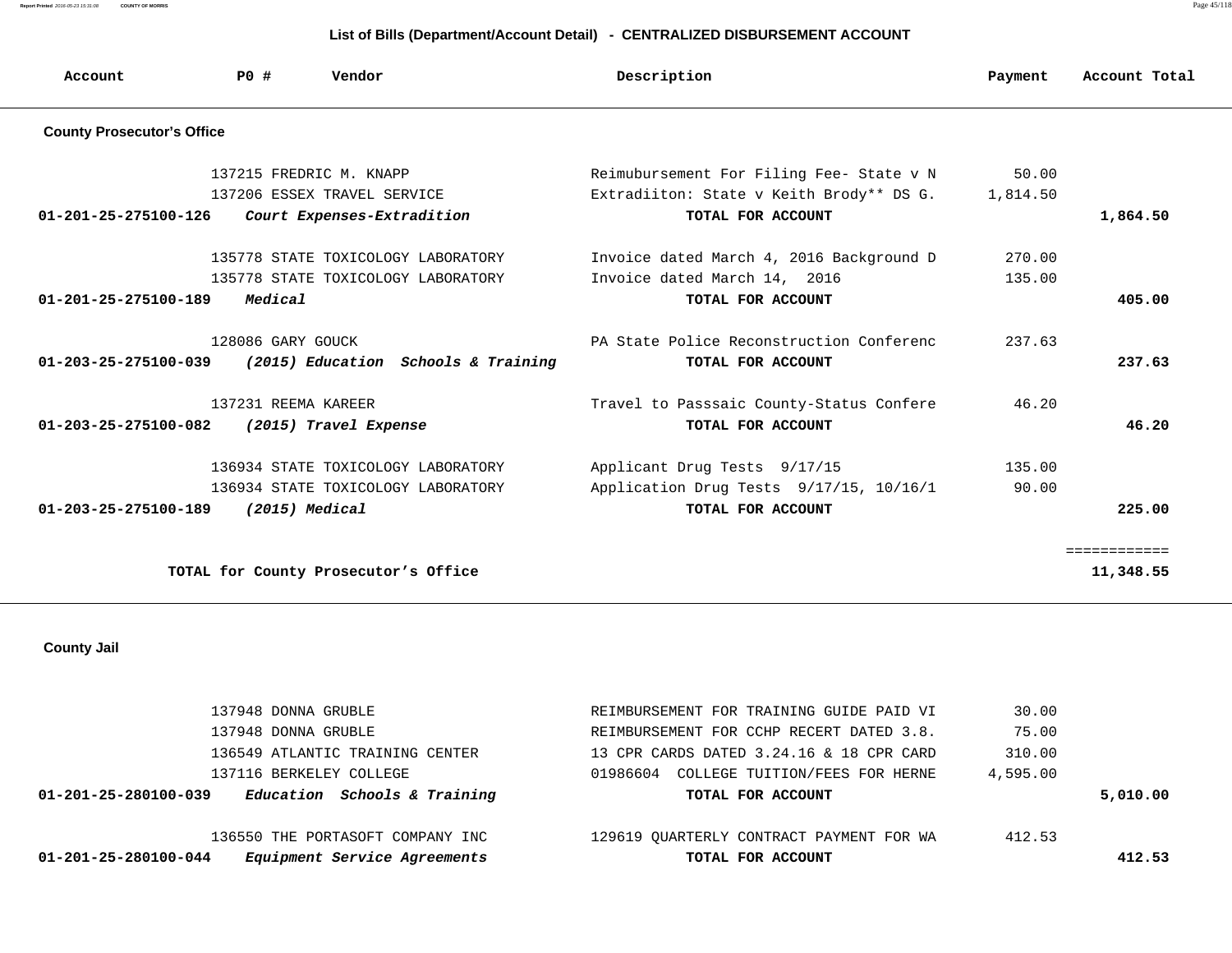## List of Bills (Department/Account Detail) - CENTRALIZED DISBURSEMENT ACCOUNT

| Account | PO # | Vendor | Description | Payment | Account Total |
|---|---|---|---|---|---|
| **County Prosecutor's Office** | | | | | |
| | 137215 | FREDRIC M. KNAPP | Reimubursement For Filing Fee- State v N | 50.00 | |
| | 137206 | ESSEX TRAVEL SERVICE | Extradiiton: State v Keith Brody** DS G. | 1,814.50 | |
| **01-201-25-275100-126** | | ***Court Expenses-Extradition*** | **TOTAL FOR ACCOUNT** | | **1,864.50** |
| | 135778 | STATE TOXICOLOGY LABORATORY | Invoice dated March 4, 2016 Background D | 270.00 | |
| | 135778 | STATE TOXICOLOGY LABORATORY | Invoice dated March 14, 2016 | 135.00 | |
| **01-201-25-275100-189** | | ***Medical*** | **TOTAL FOR ACCOUNT** | | **405.00** |
| | 128086 | GARY GOUCK | PA State Police Reconstruction Conferenc | 237.63 | |
| **01-203-25-275100-039** | | ***(2015) Education Schools & Training*** | **TOTAL FOR ACCOUNT** | | **237.63** |
| | 137231 | REEMA KAREER | Travel to Passsaic County-Status Confere | 46.20 | |
| **01-203-25-275100-082** | | ***(2015) Travel Expense*** | **TOTAL FOR ACCOUNT** | | **46.20** |
| | 136934 | STATE TOXICOLOGY LABORATORY | Applicant Drug Tests 9/17/15 | 135.00 | |
| | 136934 | STATE TOXICOLOGY LABORATORY | Application Drug Tests 9/17/15, 10/16/1 | 90.00 | |
| **01-203-25-275100-189** | | ***(2015) Medical*** | **TOTAL FOR ACCOUNT** | | **225.00** |
| | | | | | ============ |
| | | **TOTAL for County Prosecutor's Office** | | | **11,348.55** |
| **County Jail** | | | | | |
| | 137948 | DONNA GRUBLE | REIMBURSEMENT FOR TRAINING GUIDE PAID VI | 30.00 | |
| | 137948 | DONNA GRUBLE | REIMBURSEMENT FOR CCHP RECERT DATED 3.8. | 75.00 | |
| | 136549 | ATLANTIC TRAINING CENTER | 13 CPR CARDS DATED 3.24.16 & 18 CPR CARD | 310.00 | |
| | 137116 | BERKELEY COLLEGE | 01986604 COLLEGE TUITION/FEES FOR HERNE | 4,595.00 | |
| **01-201-25-280100-039** | | ***Education Schools & Training*** | **TOTAL FOR ACCOUNT** | | **5,010.00** |
| | 136550 | THE PORTASOFT COMPANY INC | 129619 QUARTERLY CONTRACT PAYMENT FOR WA | 412.53 | |
| **01-201-25-280100-044** | | ***Equipment Service Agreements*** | **TOTAL FOR ACCOUNT** | | **412.53** |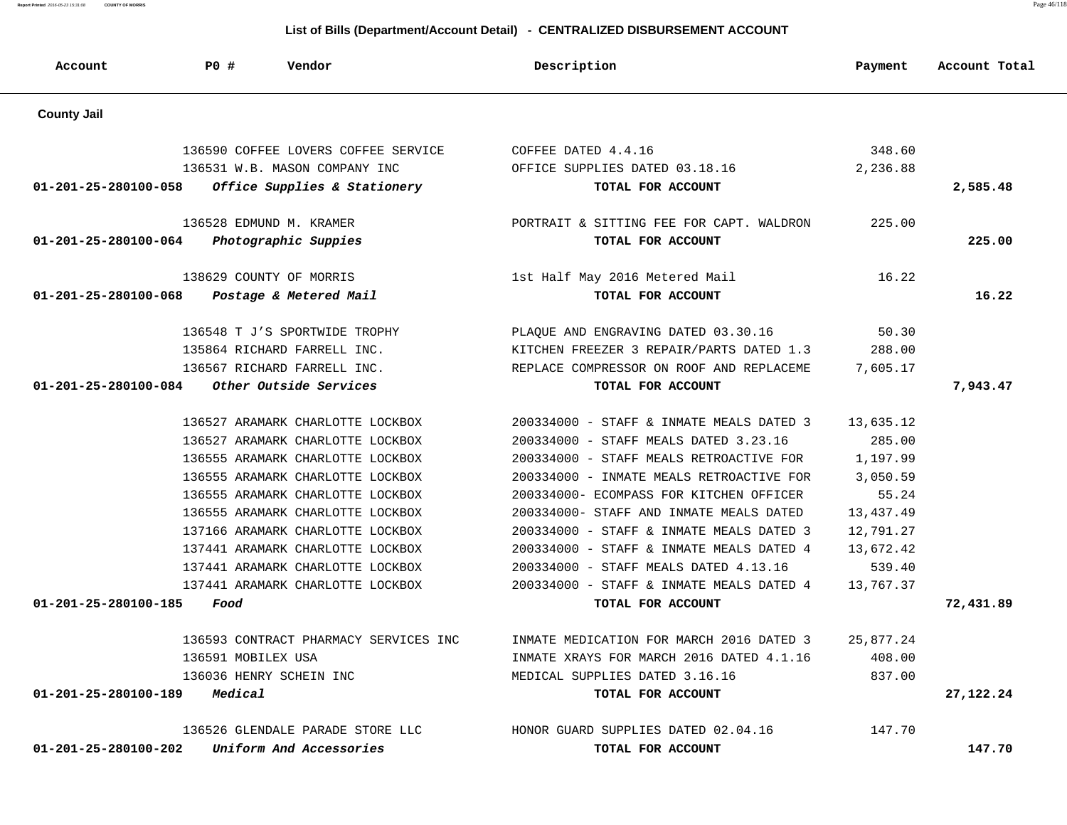## List of Bills (Department/Account Detail) - CENTRALIZED DISBURSEMENT ACCOUNT

| Account | PO # | Vendor | Description | Payment | Account Total |
|---|---|---|---|---|---|
| **County Jail** | | | | | |
| | 136590 | COFFEE LOVERS COFFEE SERVICE | COFFEE DATED 4.4.16 | 348.60 | |
| | 136531 | W.B. MASON COMPANY INC | OFFICE SUPPLIES DATED 03.18.16 | 2,236.88 | |
| **01-201-25-280100-058** | | ***Office Supplies & Stationery*** | **TOTAL FOR ACCOUNT** | | **2,585.48** |
| | 136528 | EDMUND M. KRAMER | PORTRAIT & SITTING FEE FOR CAPT. WALDRON | 225.00 | |
| **01-201-25-280100-064** | | ***Photographic Suppies*** | **TOTAL FOR ACCOUNT** | | **225.00** |
| | 138629 | COUNTY OF MORRIS | 1st Half May 2016 Metered Mail | 16.22 | |
| **01-201-25-280100-068** | | ***Postage & Metered Mail*** | **TOTAL FOR ACCOUNT** | | **16.22** |
| | 136548 | T J'S SPORTWIDE TROPHY | PLAQUE AND ENGRAVING DATED 03.30.16 | 50.30 | |
| | 135864 | RICHARD FARRELL INC. | KITCHEN FREEZER 3 REPAIR/PARTS DATED 1.3 | 288.00 | |
| | 136567 | RICHARD FARRELL INC. | REPLACE COMPRESSOR ON ROOF AND REPLACEME | 7,605.17 | |
| **01-201-25-280100-084** | | ***Other Outside Services*** | **TOTAL FOR ACCOUNT** | | **7,943.47** |
| | 136527 | ARAMARK CHARLOTTE LOCKBOX | 200334000 - STAFF & INMATE MEALS DATED 3 | 13,635.12 | |
| | 136527 | ARAMARK CHARLOTTE LOCKBOX | 200334000 - STAFF MEALS DATED 3.23.16 | 285.00 | |
| | 136555 | ARAMARK CHARLOTTE LOCKBOX | 200334000 - STAFF MEALS RETROACTIVE FOR | 1,197.99 | |
| | 136555 | ARAMARK CHARLOTTE LOCKBOX | 200334000 - INMATE MEALS RETROACTIVE FOR | 3,050.59 | |
| | 136555 | ARAMARK CHARLOTTE LOCKBOX | 200334000- ECOMPASS FOR KITCHEN OFFICER | 55.24 | |
| | 136555 | ARAMARK CHARLOTTE LOCKBOX | 200334000- STAFF AND INMATE MEALS DATED | 13,437.49 | |
| | 137166 | ARAMARK CHARLOTTE LOCKBOX | 200334000 - STAFF & INMATE MEALS DATED 3 | 12,791.27 | |
| | 137441 | ARAMARK CHARLOTTE LOCKBOX | 200334000 - STAFF & INMATE MEALS DATED 4 | 13,672.42 | |
| | 137441 | ARAMARK CHARLOTTE LOCKBOX | 200334000 - STAFF MEALS DATED 4.13.16 | 539.40 | |
| | 137441 | ARAMARK CHARLOTTE LOCKBOX | 200334000 - STAFF & INMATE MEALS DATED 4 | 13,767.37 | |
| **01-201-25-280100-185** | | ***Food*** | **TOTAL FOR ACCOUNT** | | **72,431.89** |
| | 136593 | CONTRACT PHARMACY SERVICES INC | INMATE MEDICATION FOR MARCH 2016 DATED 3 | 25,877.24 | |
| | 136591 | MOBILEX USA | INMATE XRAYS FOR MARCH 2016 DATED 4.1.16 | 408.00 | |
| | 136036 | HENRY SCHEIN INC | MEDICAL SUPPLIES DATED 3.16.16 | 837.00 | |
| **01-201-25-280100-189** | | ***Medical*** | **TOTAL FOR ACCOUNT** | | **27,122.24** |
| | 136526 | GLENDALE PARADE STORE LLC | HONOR GUARD SUPPLIES DATED 02.04.16 | 147.70 | |
| **01-201-25-280100-202** | | ***Uniform And Accessories*** | **TOTAL FOR ACCOUNT** | | **147.70** |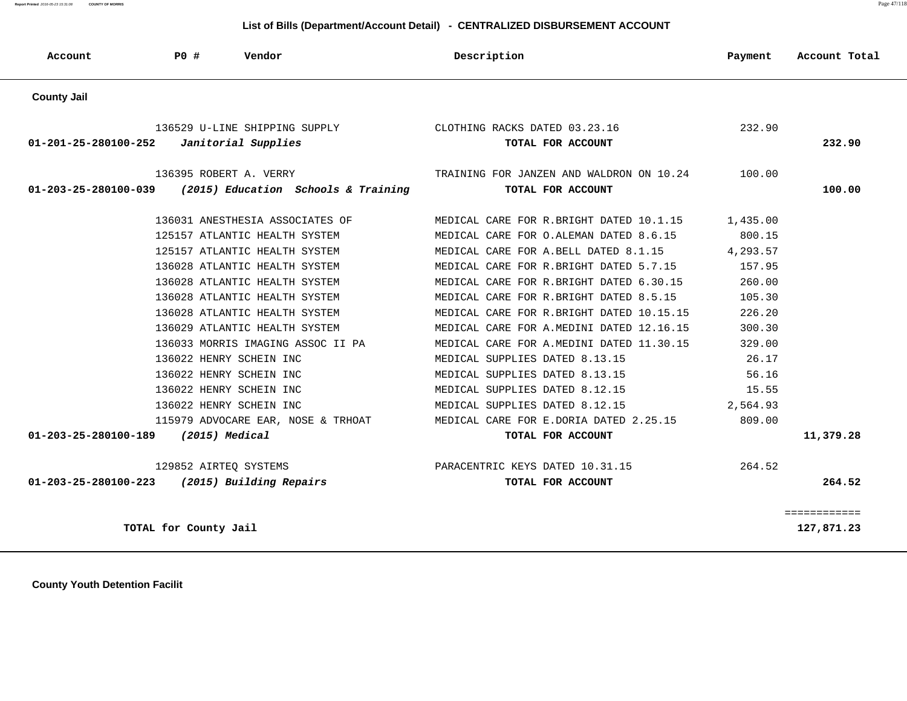## List of Bills (Department/Account Detail) - CENTRALIZED DISBURSEMENT ACCOUNT

| Account | PO # | Vendor | Description | Payment | Account Total |
|---|---|---|---|---|---|
| **County Jail** | | | | | |
| | 136529 | U-LINE SHIPPING SUPPLY | CLOTHING RACKS DATED 03.23.16 | 232.90 | |
| **01-201-25-280100-252** | | ***Janitorial Supplies*** | **TOTAL FOR ACCOUNT** | | **232.90** |
| | 136395 | ROBERT A. VERRY | TRAINING FOR JANZEN AND WALDRON ON 10.24 | 100.00 | |
| **01-203-25-280100-039** | | ***(2015) Education Schools & Training*** | **TOTAL FOR ACCOUNT** | | **100.00** |
| | 136031 | ANESTHESIA ASSOCIATES OF | MEDICAL CARE FOR R.BRIGHT DATED 10.1.15 | 1,435.00 | |
| | 125157 | ATLANTIC HEALTH SYSTEM | MEDICAL CARE FOR O.ALEMAN DATED 8.6.15 | 800.15 | |
| | 125157 | ATLANTIC HEALTH SYSTEM | MEDICAL CARE FOR A.BELL DATED 8.1.15 | 4,293.57 | |
| | 136028 | ATLANTIC HEALTH SYSTEM | MEDICAL CARE FOR R.BRIGHT DATED 5.7.15 | 157.95 | |
| | 136028 | ATLANTIC HEALTH SYSTEM | MEDICAL CARE FOR R.BRIGHT DATED 6.30.15 | 260.00 | |
| | 136028 | ATLANTIC HEALTH SYSTEM | MEDICAL CARE FOR R.BRIGHT DATED 8.5.15 | 105.30 | |
| | 136028 | ATLANTIC HEALTH SYSTEM | MEDICAL CARE FOR R.BRIGHT DATED 10.15.15 | 226.20 | |
| | 136029 | ATLANTIC HEALTH SYSTEM | MEDICAL CARE FOR A.MEDINI DATED 12.16.15 | 300.30 | |
| | 136033 | MORRIS IMAGING ASSOC II PA | MEDICAL CARE FOR A.MEDINI DATED 11.30.15 | 329.00 | |
| | 136022 | HENRY SCHEIN INC | MEDICAL SUPPLIES DATED 8.13.15 | 26.17 | |
| | 136022 | HENRY SCHEIN INC | MEDICAL SUPPLIES DATED 8.13.15 | 56.16 | |
| | 136022 | HENRY SCHEIN INC | MEDICAL SUPPLIES DATED 8.12.15 | 15.55 | |
| | 136022 | HENRY SCHEIN INC | MEDICAL SUPPLIES DATED 8.12.15 | 2,564.93 | |
| | 115979 | ADVOCARE EAR, NOSE & TRHOAT | MEDICAL CARE FOR E.DORIA DATED 2.25.15 | 809.00 | |
| **01-203-25-280100-189** | | ***(2015) Medical*** | **TOTAL FOR ACCOUNT** | | **11,379.28** |
| | 129852 | AIRTEQ SYSTEMS | PARACENTRIC KEYS DATED 10.31.15 | 264.52 | |
| **01-203-25-280100-223** | | ***(2015) Building Repairs*** | **TOTAL FOR ACCOUNT** | | **264.52** |
| | | | | | ============ |
| **TOTAL for County Jail** | | | | | **127,871.23** |

**County Youth Detention Facilit**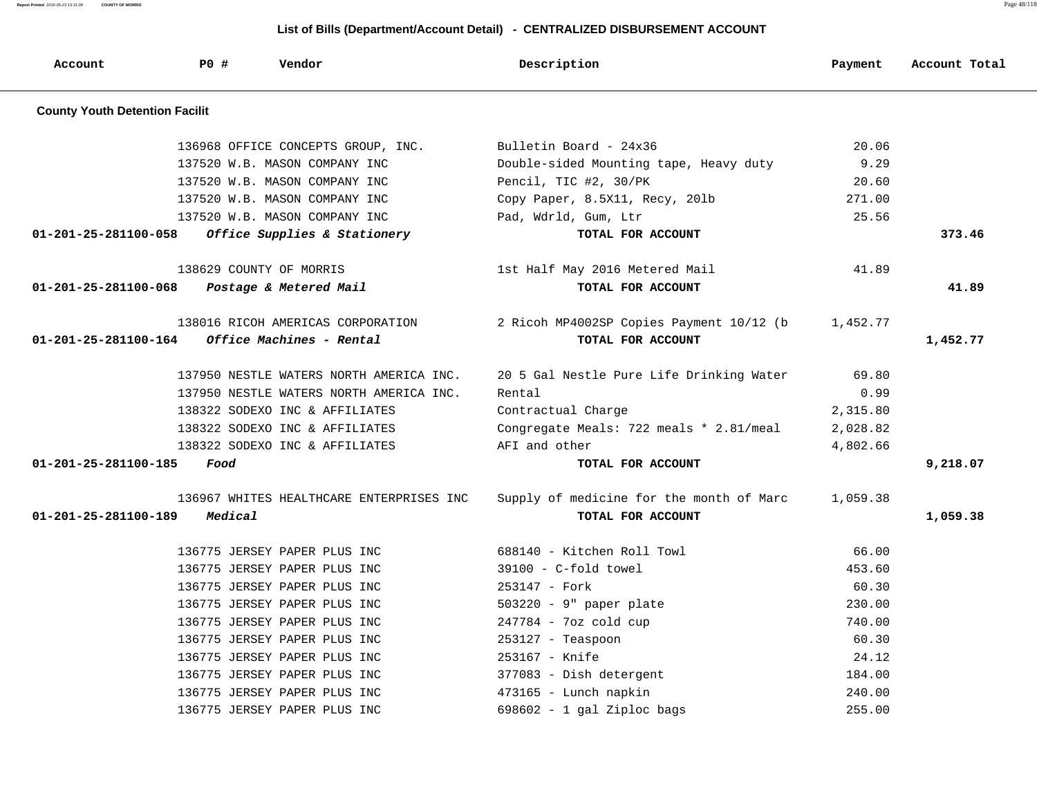## List of Bills (Department/Account Detail) - CENTRALIZED DISBURSEMENT ACCOUNT

| Account | PO # | Vendor | Description | Payment | Account Total |
|---|---|---|---|---|---|
| **County Youth Detention Facilit** | | | | | |
| | 136968 | OFFICE CONCEPTS GROUP, INC. | Bulletin Board - 24x36 | 20.06 | |
| | 137520 | W.B. MASON COMPANY INC | Double-sided Mounting tape, Heavy duty | 9.29 | |
| | 137520 | W.B. MASON COMPANY INC | Pencil, TIC #2, 30/PK | 20.60 | |
| | 137520 | W.B. MASON COMPANY INC | Copy Paper, 8.5X11, Recy, 20lb | 271.00 | |
| | 137520 | W.B. MASON COMPANY INC | Pad, Wdrld, Gum, Ltr | 25.56 | |
| **01-201-25-281100-058** | | ***Office Supplies & Stationery*** | **TOTAL FOR ACCOUNT** | | **373.46** |
| | 138629 | COUNTY OF MORRIS | 1st Half May 2016 Metered Mail | 41.89 | |
| **01-201-25-281100-068** | | ***Postage & Metered Mail*** | **TOTAL FOR ACCOUNT** | | **41.89** |
| | 138016 | RICOH AMERICAS CORPORATION | 2 Ricoh MP4002SP Copies Payment 10/12 (b | 1,452.77 | |
| **01-201-25-281100-164** | | ***Office Machines - Rental*** | **TOTAL FOR ACCOUNT** | | **1,452.77** |
| | 137950 | NESTLE WATERS NORTH AMERICA INC. | 20 5 Gal Nestle Pure Life Drinking Water | 69.80 | |
| | 137950 | NESTLE WATERS NORTH AMERICA INC. | Rental | 0.99 | |
| | 138322 | SODEXO INC & AFFILIATES | Contractual Charge | 2,315.80 | |
| | 138322 | SODEXO INC & AFFILIATES | Congregate Meals: 722 meals * 2.81/meal | 2,028.82 | |
| | 138322 | SODEXO INC & AFFILIATES | AFI and other | 4,802.66 | |
| **01-201-25-281100-185** | | ***Food*** | **TOTAL FOR ACCOUNT** | | **9,218.07** |
| | 136967 | WHITES HEALTHCARE ENTERPRISES INC | Supply of medicine for the month of Marc | 1,059.38 | |
| **01-201-25-281100-189** | | ***Medical*** | **TOTAL FOR ACCOUNT** | | **1,059.38** |
| | 136775 | JERSEY PAPER PLUS INC | 688140 - Kitchen Roll Towl | 66.00 | |
| | 136775 | JERSEY PAPER PLUS INC | 39100 - C-fold towel | 453.60 | |
| | 136775 | JERSEY PAPER PLUS INC | 253147 - Fork | 60.30 | |
| | 136775 | JERSEY PAPER PLUS INC | 503220 - 9" paper plate | 230.00 | |
| | 136775 | JERSEY PAPER PLUS INC | 247784 - 7oz cold cup | 740.00 | |
| | 136775 | JERSEY PAPER PLUS INC | 253127 - Teaspoon | 60.30 | |
| | 136775 | JERSEY PAPER PLUS INC | 253167 - Knife | 24.12 | |
| | 136775 | JERSEY PAPER PLUS INC | 377083 - Dish detergent | 184.00 | |
| | 136775 | JERSEY PAPER PLUS INC | 473165 - Lunch napkin | 240.00 | |
| | 136775 | JERSEY PAPER PLUS INC | 698602 - 1 gal Ziploc bags | 255.00 | |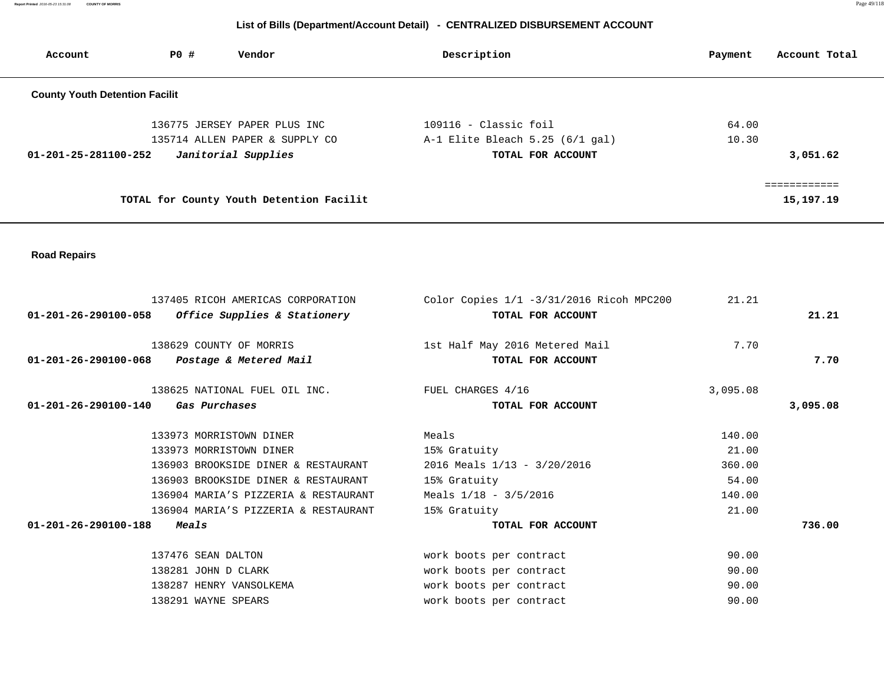## List of Bills (Department/Account Detail) - CENTRALIZED DISBURSEMENT ACCOUNT

| Account | PO # | Vendor | Description | Payment | Account Total |
|---|---|---|---|---|---|
| **County Youth Detention Facilit** | | | | | |
| | 136775 | JERSEY PAPER PLUS INC | 109116 - Classic foil | 64.00 | |
| | 135714 | ALLEN PAPER & SUPPLY CO | A-1 Elite Bleach 5.25 (6/1 gal) | 10.30 | |
| **01-201-25-281100-252** | | ***Janitorial Supplies*** | **TOTAL FOR ACCOUNT** | | **3,051.62** |
| | | | | | ============ |
| | | **TOTAL for County Youth Detention Facilit** | | | **15,197.19** |
| **Road Repairs** | | | | | |
| | 137405 | RICOH AMERICAS CORPORATION | Color Copies 1/1 -3/31/2016 Ricoh MPC200 | 21.21 | |
| **01-201-26-290100-058** | | ***Office Supplies & Stationery*** | **TOTAL FOR ACCOUNT** | | **21.21** |
| | 138629 | COUNTY OF MORRIS | 1st Half May 2016 Metered Mail | 7.70 | |
| **01-201-26-290100-068** | | ***Postage & Metered Mail*** | **TOTAL FOR ACCOUNT** | | **7.70** |
| | 138625 | NATIONAL FUEL OIL INC. | FUEL CHARGES 4/16 | 3,095.08 | |
| **01-201-26-290100-140** | | ***Gas Purchases*** | **TOTAL FOR ACCOUNT** | | **3,095.08** |
| | 133973 | MORRISTOWN DINER | Meals | 140.00 | |
| | 133973 | MORRISTOWN DINER | 15% Gratuity | 21.00 | |
| | 136903 | BROOKSIDE DINER & RESTAURANT | 2016 Meals 1/13 - 3/20/2016 | 360.00 | |
| | 136903 | BROOKSIDE DINER & RESTAURANT | 15% Gratuity | 54.00 | |
| | 136904 | MARIA'S PIZZERIA & RESTAURANT | Meals 1/18 - 3/5/2016 | 140.00 | |
| | 136904 | MARIA'S PIZZERIA & RESTAURANT | 15% Gratuity | 21.00 | |
| **01-201-26-290100-188** | | ***Meals*** | **TOTAL FOR ACCOUNT** | | **736.00** |
| | 137476 | SEAN DALTON | work boots per contract | 90.00 | |
| | 138281 | JOHN D CLARK | work boots per contract | 90.00 | |
| | 138287 | HENRY VANSOLKEMA | work boots per contract | 90.00 | |
| | 138291 | WAYNE SPEARS | work boots per contract | 90.00 | |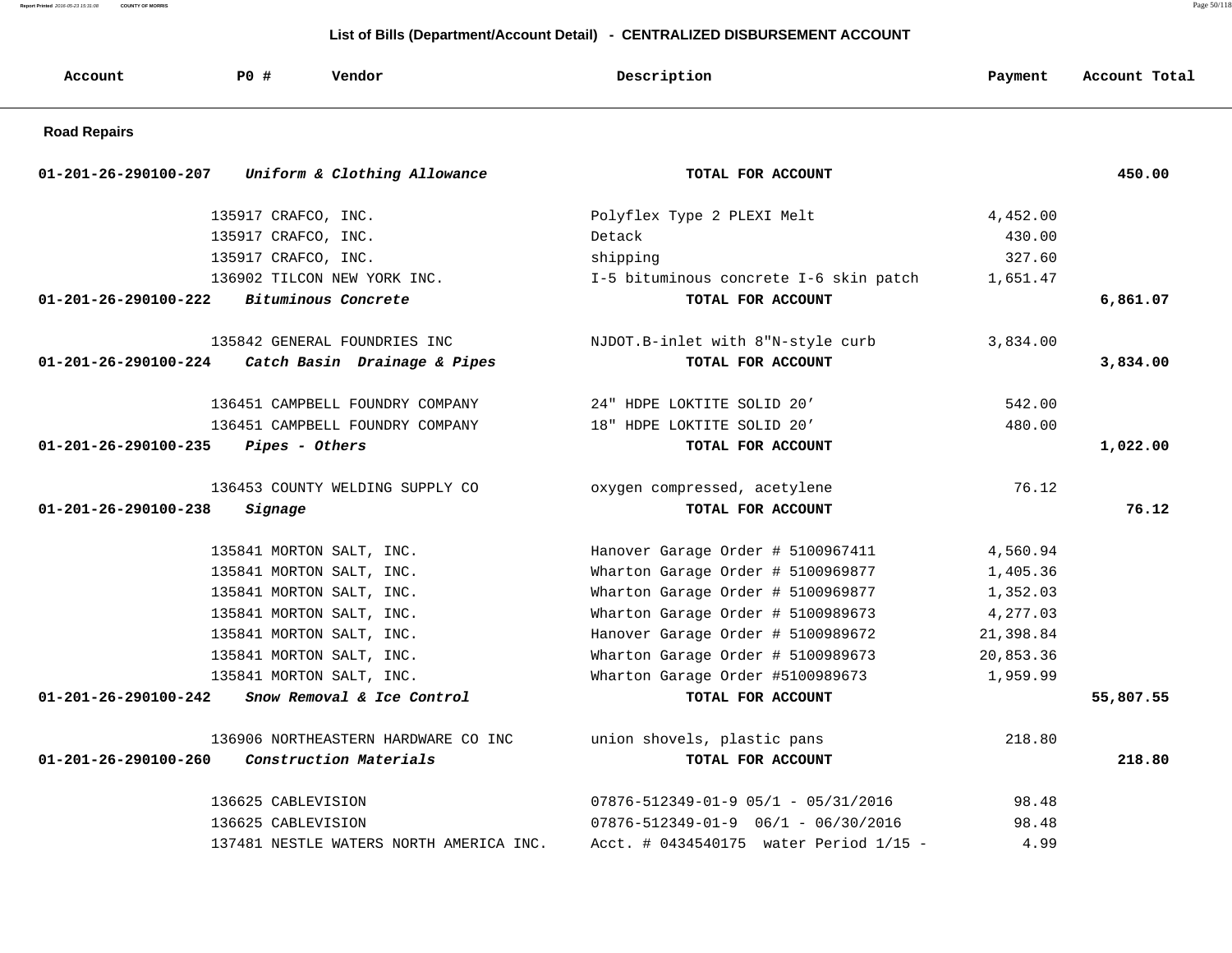## List of Bills (Department/Account Detail) - CENTRALIZED DISBURSEMENT ACCOUNT

| Account | PO # | Vendor | Description | Payment | Account Total |
|---|---|---|---|---|---|
| **Road Repairs** | | | | | |
| **01-201-26-290100-207** | | ***Uniform & Clothing Allowance*** | **TOTAL FOR ACCOUNT** | | **450.00** |
| | 135917 | CRAFCO, INC. | Polyflex Type 2 PLEXI Melt | 4,452.00 | |
| | 135917 | CRAFCO, INC. | Detack | 430.00 | |
| | 135917 | CRAFCO, INC. | shipping | 327.60 | |
| | 136902 | TILCON NEW YORK INC. | I-5 bituminous concrete I-6 skin patch | 1,651.47 | |
| **01-201-26-290100-222** | | ***Bituminous Concrete*** | **TOTAL FOR ACCOUNT** | | **6,861.07** |
| | 135842 | GENERAL FOUNDRIES INC | NJDOT.B-inlet with 8"N-style curb | 3,834.00 | |
| **01-201-26-290100-224** | | ***Catch Basin Drainage & Pipes*** | **TOTAL FOR ACCOUNT** | | **3,834.00** |
| | 136451 | CAMPBELL FOUNDRY COMPANY | 24" HDPE LOKTITE SOLID 20' | 542.00 | |
| | 136451 | CAMPBELL FOUNDRY COMPANY | 18" HDPE LOKTITE SOLID 20' | 480.00 | |
| **01-201-26-290100-235** | | ***Pipes - Others*** | **TOTAL FOR ACCOUNT** | | **1,022.00** |
| | 136453 | COUNTY WELDING SUPPLY CO | oxygen compressed, acetylene | 76.12 | |
| **01-201-26-290100-238** | | ***Signage*** | **TOTAL FOR ACCOUNT** | | **76.12** |
| | 135841 | MORTON SALT, INC. | Hanover Garage Order # 5100967411 | 4,560.94 | |
| | 135841 | MORTON SALT, INC. | Wharton Garage Order # 5100969877 | 1,405.36 | |
| | 135841 | MORTON SALT, INC. | Wharton Garage Order # 5100969877 | 1,352.03 | |
| | 135841 | MORTON SALT, INC. | Wharton Garage Order # 5100989673 | 4,277.03 | |
| | 135841 | MORTON SALT, INC. | Hanover Garage Order # 5100989672 | 21,398.84 | |
| | 135841 | MORTON SALT, INC. | Wharton Garage Order # 5100989673 | 20,853.36 | |
| | 135841 | MORTON SALT, INC. | Wharton Garage Order #5100989673 | 1,959.99 | |
| **01-201-26-290100-242** | | ***Snow Removal & Ice Control*** | **TOTAL FOR ACCOUNT** | | **55,807.55** |
| | 136906 | NORTHEASTERN HARDWARE CO INC | union shovels, plastic pans | 218.80 | |
| **01-201-26-290100-260** | | ***Construction Materials*** | **TOTAL FOR ACCOUNT** | | **218.80** |
| | 136625 | CABLEVISION | 07876-512349-01-9 05/1 - 05/31/2016 | 98.48 | |
| | 136625 | CABLEVISION | 07876-512349-01-9 06/1 - 06/30/2016 | 98.48 | |
| | 137481 | NESTLE WATERS NORTH AMERICA INC. | Acct. # 0434540175 water Period 1/15 - | 4.99 | |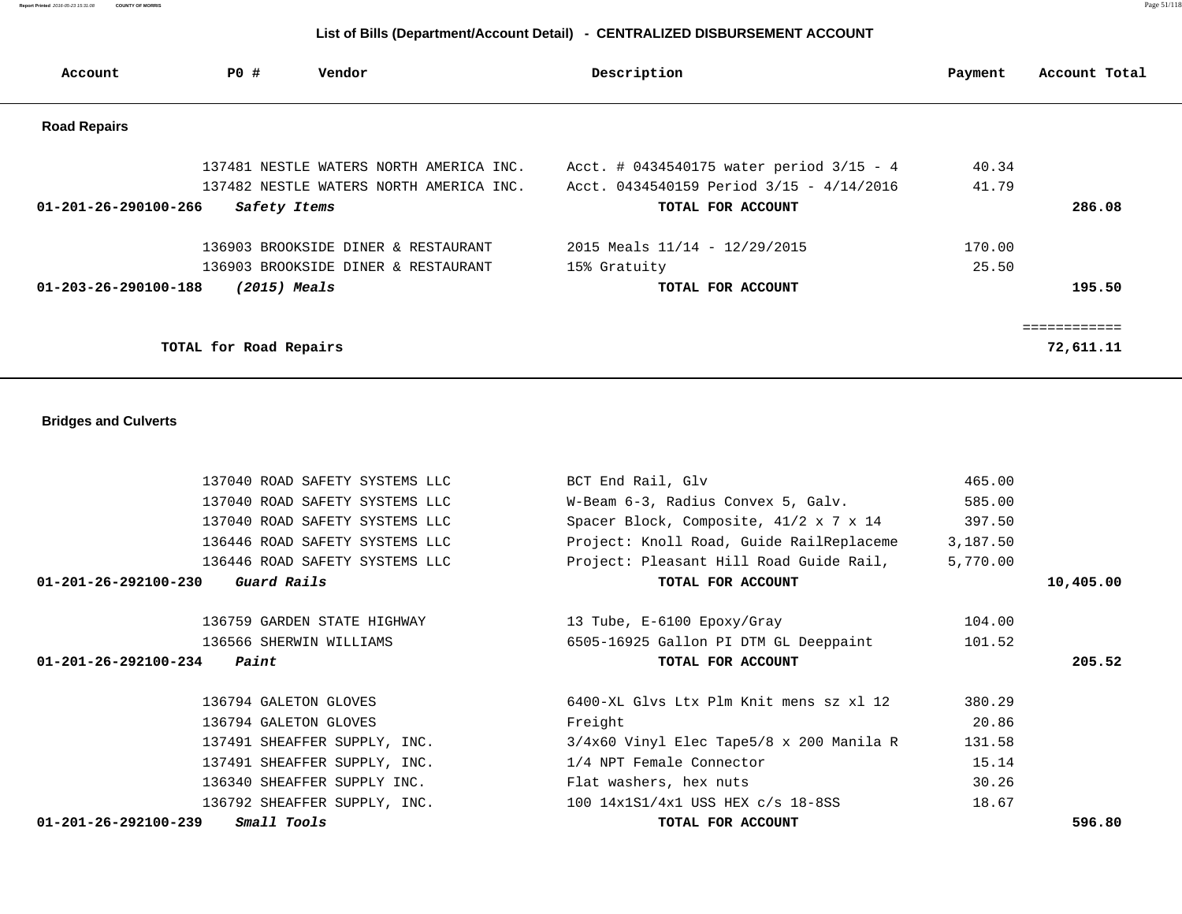## List of Bills (Department/Account Detail) - CENTRALIZED DISBURSEMENT ACCOUNT

| Account | PO # | Vendor | Description | Payment | Account Total |
|---|---|---|---|---|---|
| **Road Repairs** | | | | | |
| | 137481 | NESTLE WATERS NORTH AMERICA INC. | Acct. # 0434540175 water period 3/15 - 4 | 40.34 | |
| | 137482 | NESTLE WATERS NORTH AMERICA INC. | Acct. 0434540159 Period 3/15 - 4/14/2016 | 41.79 | |
| **01-201-26-290100-266** | | ***Safety Items*** | **TOTAL FOR ACCOUNT** | | **286.08** |
| | 136903 | BROOKSIDE DINER & RESTAURANT | 2015 Meals 11/14 - 12/29/2015 | 170.00 | |
| | 136903 | BROOKSIDE DINER & RESTAURANT | 15% Gratuity | 25.50 | |
| **01-203-26-290100-188** | | ***(2015) Meals*** | **TOTAL FOR ACCOUNT** | | **195.50** |
| | | | | | ============ |
| | **TOTAL for Road Repairs** | | | | **72,611.11** |

| Account | PO # | Vendor | Description | Payment | Account Total |
|---|---|---|---|---|---|
| **Bridges and Culverts** | | | | | |
| | 137040 | ROAD SAFETY SYSTEMS LLC | BCT End Rail, Glv | 465.00 | |
| | 137040 | ROAD SAFETY SYSTEMS LLC | W-Beam 6-3, Radius Convex 5, Galv. | 585.00 | |
| | 137040 | ROAD SAFETY SYSTEMS LLC | Spacer Block, Composite, 41/2 x 7 x 14 | 397.50 | |
| | 136446 | ROAD SAFETY SYSTEMS LLC | Project: Knoll Road, Guide RailReplaceme | 3,187.50 | |
| | 136446 | ROAD SAFETY SYSTEMS LLC | Project: Pleasant Hill Road Guide Rail, | 5,770.00 | |
| **01-201-26-292100-230** | | ***Guard Rails*** | **TOTAL FOR ACCOUNT** | | **10,405.00** |
| | 136759 | GARDEN STATE HIGHWAY | 13 Tube, E-6100 Epoxy/Gray | 104.00 | |
| | 136566 | SHERWIN WILLIAMS | 6505-16925 Gallon PI DTM GL Deeppaint | 101.52 | |
| **01-201-26-292100-234** | | ***Paint*** | **TOTAL FOR ACCOUNT** | | **205.52** |
| | 136794 | GALETON GLOVES | 6400-XL Glvs Ltx Plm Knit mens sz xl 12 | 380.29 | |
| | 136794 | GALETON GLOVES | Freight | 20.86 | |
| | 137491 | SHEAFFER SUPPLY, INC. | 3/4x60 Vinyl Elec Tape5/8 x 200 Manila R | 131.58 | |
| | 137491 | SHEAFFER SUPPLY, INC. | 1/4 NPT Female Connector | 15.14 | |
| | 136340 | SHEAFFER SUPPLY INC. | Flat washers, hex nuts | 30.26 | |
| | 136792 | SHEAFFER SUPPLY, INC. | 100 14x1S1/4x1 USS HEX c/s 18-8SS | 18.67 | |
| **01-201-26-292100-239** | | ***Small Tools*** | **TOTAL FOR ACCOUNT** | | **596.80** |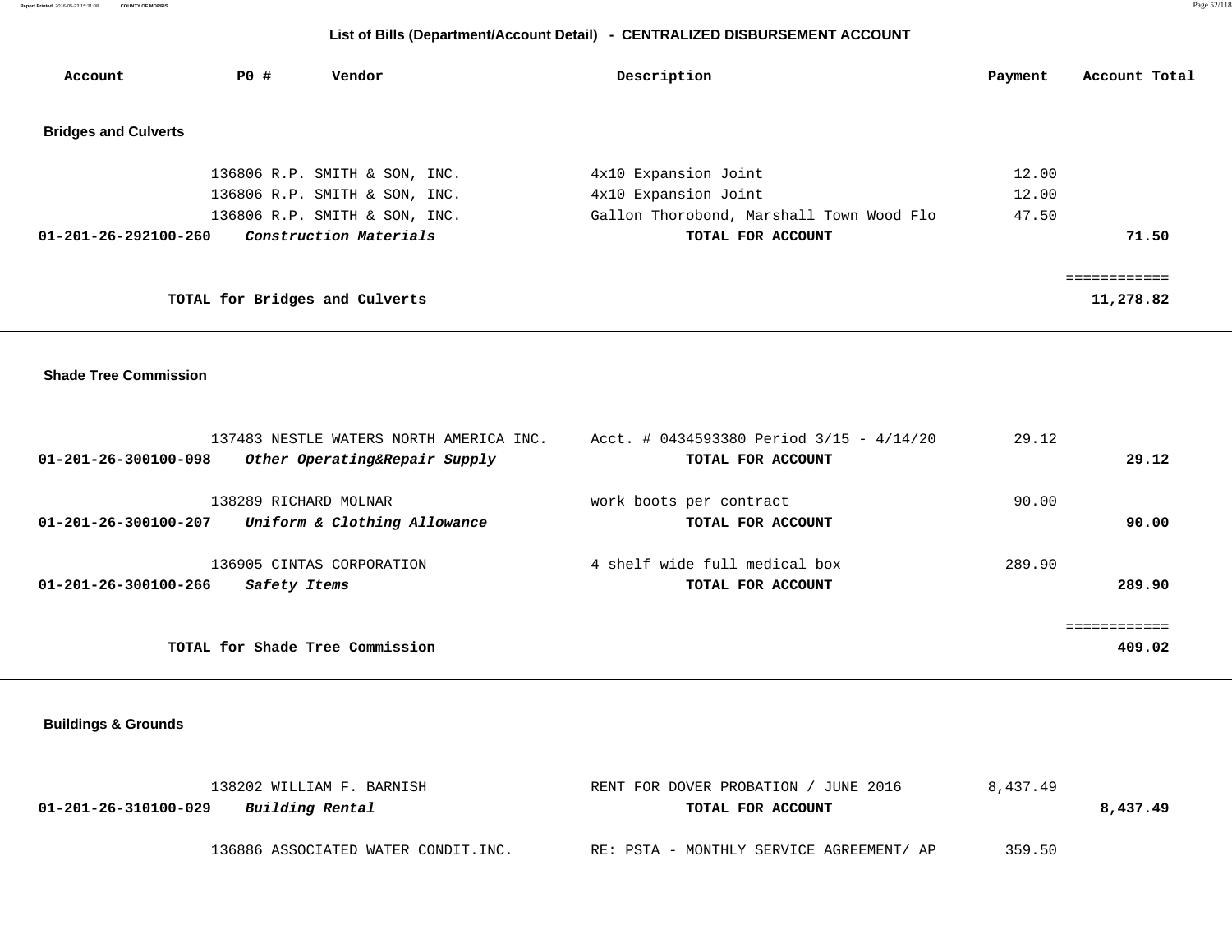## List of Bills (Department/Account Detail) - CENTRALIZED DISBURSEMENT ACCOUNT

| Account | PO # | Vendor | Description | Payment | Account Total |
|---|---|---|---|---|---|
| **Bridges and Culverts** | | | | | |
| | 136806 | R.P. SMITH & SON, INC. | 4x10 Expansion Joint | 12.00 | |
| | 136806 | R.P. SMITH & SON, INC. | 4x10 Expansion Joint | 12.00 | |
| | 136806 | R.P. SMITH & SON, INC. | Gallon Thorobond, Marshall Town Wood Flo | 47.50 | |
| **01-201-26-292100-260** | | ***Construction Materials*** | **TOTAL FOR ACCOUNT** | | **71.50** |
| | | | | | ============ |
| | | **TOTAL for Bridges and Culverts** | | | **11,278.82** |
| **Shade Tree Commission** | | | | | |
| | 137483 | NESTLE WATERS NORTH AMERICA INC. | Acct. # 0434593380 Period 3/15 - 4/14/20 | 29.12 | |
| **01-201-26-300100-098** | | ***Other Operating&Repair Supply*** | **TOTAL FOR ACCOUNT** | | **29.12** |
| | 138289 | RICHARD MOLNAR | work boots per contract | 90.00 | |
| **01-201-26-300100-207** | | ***Uniform & Clothing Allowance*** | **TOTAL FOR ACCOUNT** | | **90.00** |
| | 136905 | CINTAS CORPORATION | 4 shelf wide full medical box | 289.90 | |
| **01-201-26-300100-266** | | ***Safety Items*** | **TOTAL FOR ACCOUNT** | | **289.90** |
| | | | | | ============ |
| | | **TOTAL for Shade Tree Commission** | | | **409.02** |
| **Buildings & Grounds** | | | | | |
| | 138202 | WILLIAM F. BARNISH | RENT FOR DOVER PROBATION / JUNE 2016 | 8,437.49 | |
| **01-201-26-310100-029** | | ***Building Rental*** | **TOTAL FOR ACCOUNT** | | **8,437.49** |
| | 136886 | ASSOCIATED WATER CONDIT.INC. | RE: PSTA - MONTHLY SERVICE AGREEMENT/ AP | 359.50 | |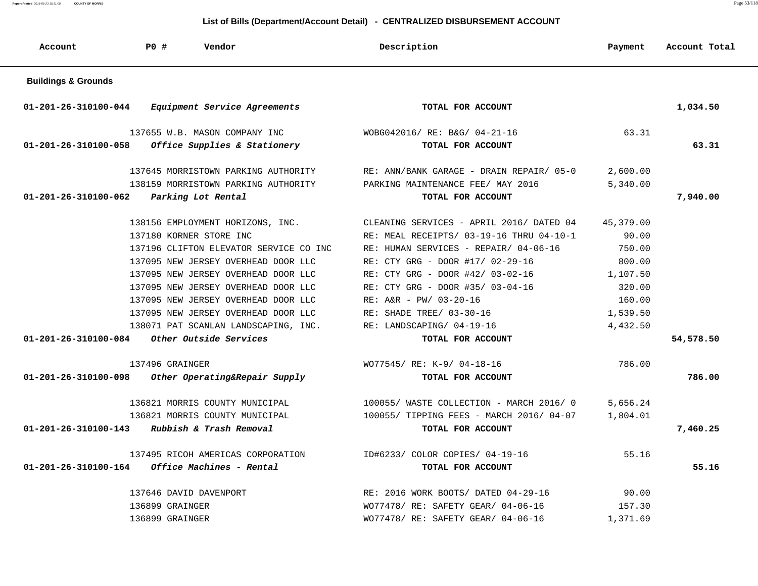## List of Bills (Department/Account Detail) - CENTRALIZED DISBURSEMENT ACCOUNT

| Account | PO # | Vendor | Description | Payment | Account Total |
|---|---|---|---|---|---|
| **Buildings & Grounds** | | | | | |
| **01-201-26-310100-044** | | *Equipment Service Agreements* | **TOTAL FOR ACCOUNT** | | **1,034.50** |
| | 137655 | W.B. MASON COMPANY INC | WOBG042016/ RE: B&G/ 04-21-16 | 63.31 | |
| **01-201-26-310100-058** | | *Office Supplies & Stationery* | **TOTAL FOR ACCOUNT** | | **63.31** |
| | 137645 | MORRISTOWN PARKING AUTHORITY | RE: ANN/BANK GARAGE - DRAIN REPAIR/ 05-0 | 2,600.00 | |
| | 138159 | MORRISTOWN PARKING AUTHORITY | PARKING MAINTENANCE FEE/ MAY 2016 | 5,340.00 | |
| **01-201-26-310100-062** | | *Parking Lot Rental* | **TOTAL FOR ACCOUNT** | | **7,940.00** |
| | 138156 | EMPLOYMENT HORIZONS, INC. | CLEANING SERVICES - APRIL 2016/ DATED 04 | 45,379.00 | |
| | 137180 | KORNER STORE INC | RE: MEAL RECEIPTS/ 03-19-16 THRU 04-10-1 | 90.00 | |
| | 137196 | CLIFTON ELEVATOR SERVICE CO INC | RE: HUMAN SERVICES - REPAIR/ 04-06-16 | 750.00 | |
| | 137095 | NEW JERSEY OVERHEAD DOOR LLC | RE: CTY GRG - DOOR #17/ 02-29-16 | 800.00 | |
| | 137095 | NEW JERSEY OVERHEAD DOOR LLC | RE: CTY GRG - DOOR #42/ 03-02-16 | 1,107.50 | |
| | 137095 | NEW JERSEY OVERHEAD DOOR LLC | RE: CTY GRG - DOOR #35/ 03-04-16 | 320.00 | |
| | 137095 | NEW JERSEY OVERHEAD DOOR LLC | RE: A&R - PW/ 03-20-16 | 160.00 | |
| | 137095 | NEW JERSEY OVERHEAD DOOR LLC | RE: SHADE TREE/ 03-30-16 | 1,539.50 | |
| | 138071 | PAT SCANLAN LANDSCAPING, INC. | RE: LANDSCAPING/ 04-19-16 | 4,432.50 | |
| **01-201-26-310100-084** | | *Other Outside Services* | **TOTAL FOR ACCOUNT** | | **54,578.50** |
| | 137496 | GRAINGER | WO77545/ RE: K-9/ 04-18-16 | 786.00 | |
| **01-201-26-310100-098** | | *Other Operating&Repair Supply* | **TOTAL FOR ACCOUNT** | | **786.00** |
| | 136821 | MORRIS COUNTY MUNICIPAL | 100055/ WASTE COLLECTION - MARCH 2016/ 0 | 5,656.24 | |
| | 136821 | MORRIS COUNTY MUNICIPAL | 100055/ TIPPING FEES - MARCH 2016/ 04-07 | 1,804.01 | |
| **01-201-26-310100-143** | | *Rubbish & Trash Removal* | **TOTAL FOR ACCOUNT** | | **7,460.25** |
| | 137495 | RICOH AMERICAS CORPORATION | ID#6233/ COLOR COPIES/ 04-19-16 | 55.16 | |
| **01-201-26-310100-164** | | *Office Machines - Rental* | **TOTAL FOR ACCOUNT** | | **55.16** |
| | 137646 | DAVID DAVENPORT | RE: 2016 WORK BOOTS/ DATED 04-29-16 | 90.00 | |
| | 136899 | GRAINGER | WO77478/ RE: SAFETY GEAR/ 04-06-16 | 157.30 | |
| | 136899 | GRAINGER | WO77478/ RE: SAFETY GEAR/ 04-06-16 | 1,371.69 | |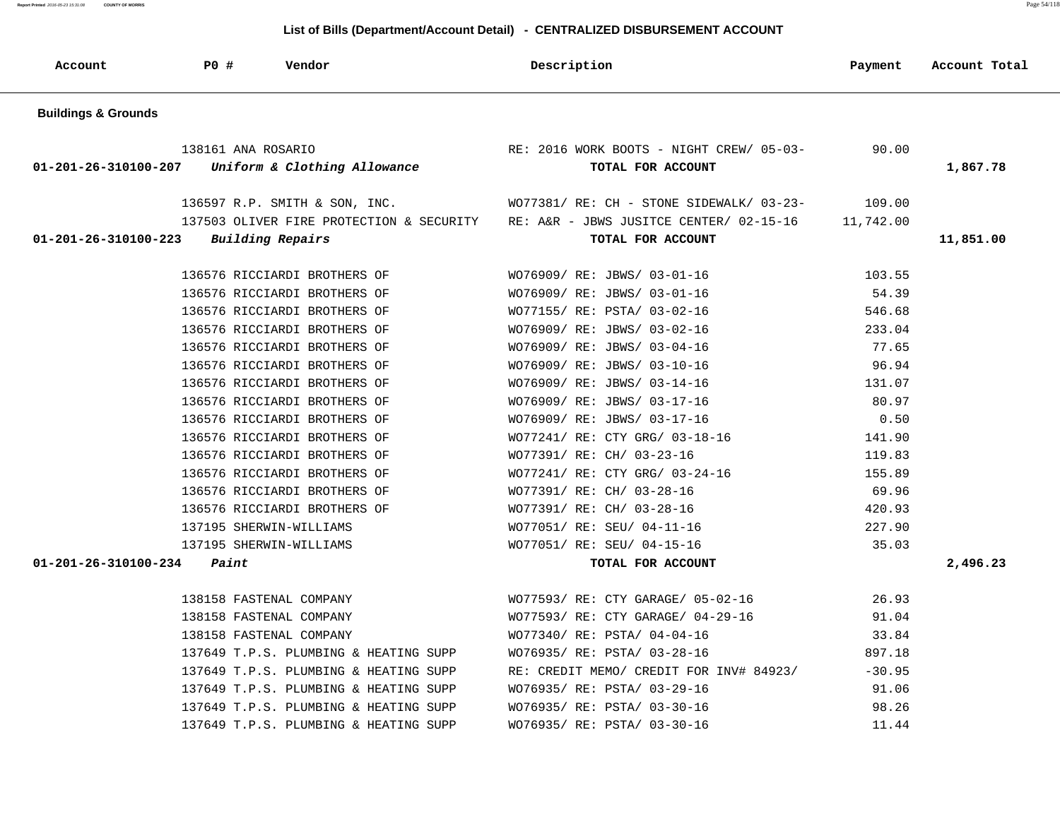## List of Bills (Department/Account Detail) - CENTRALIZED DISBURSEMENT ACCOUNT

| Account | PO # | Vendor | Description | Payment | Account Total |
|---|---|---|---|---|---|
| **Buildings & Grounds** | | | | | |
| | 138161 | ANA ROSARIO | RE: 2016 WORK BOOTS - NIGHT CREW/ 05-03- | 90.00 | |
| **01-201-26-310100-207** | | ***Uniform & Clothing Allowance*** | **TOTAL FOR ACCOUNT** | | **1,867.78** |
| | 136597 | R.P. SMITH & SON, INC. | WO77381/ RE: CH - STONE SIDEWALK/ 03-23- | 109.00 | |
| | 137503 | OLIVER FIRE PROTECTION & SECURITY | RE: A&R - JBWS JUSITCE CENTER/ 02-15-16 | 11,742.00 | |
| **01-201-26-310100-223** | | ***Building Repairs*** | **TOTAL FOR ACCOUNT** | | **11,851.00** |
| | 136576 | RICCIARDI BROTHERS OF | WO76909/ RE: JBWS/ 03-01-16 | 103.55 | |
| | 136576 | RICCIARDI BROTHERS OF | WO76909/ RE: JBWS/ 03-01-16 | 54.39 | |
| | 136576 | RICCIARDI BROTHERS OF | WO77155/ RE: PSTA/ 03-02-16 | 546.68 | |
| | 136576 | RICCIARDI BROTHERS OF | WO76909/ RE: JBWS/ 03-02-16 | 233.04 | |
| | 136576 | RICCIARDI BROTHERS OF | WO76909/ RE: JBWS/ 03-04-16 | 77.65 | |
| | 136576 | RICCIARDI BROTHERS OF | WO76909/ RE: JBWS/ 03-10-16 | 96.94 | |
| | 136576 | RICCIARDI BROTHERS OF | WO76909/ RE: JBWS/ 03-14-16 | 131.07 | |
| | 136576 | RICCIARDI BROTHERS OF | WO76909/ RE: JBWS/ 03-17-16 | 80.97 | |
| | 136576 | RICCIARDI BROTHERS OF | WO76909/ RE: JBWS/ 03-17-16 | 0.50 | |
| | 136576 | RICCIARDI BROTHERS OF | WO77241/ RE: CTY GRG/ 03-18-16 | 141.90 | |
| | 136576 | RICCIARDI BROTHERS OF | WO77391/ RE: CH/ 03-23-16 | 119.83 | |
| | 136576 | RICCIARDI BROTHERS OF | WO77241/ RE: CTY GRG/ 03-24-16 | 155.89 | |
| | 136576 | RICCIARDI BROTHERS OF | WO77391/ RE: CH/ 03-28-16 | 69.96 | |
| | 136576 | RICCIARDI BROTHERS OF | WO77391/ RE: CH/ 03-28-16 | 420.93 | |
| | 137195 | SHERWIN-WILLIAMS | WO77051/ RE: SEU/ 04-11-16 | 227.90 | |
| | 137195 | SHERWIN-WILLIAMS | WO77051/ RE: SEU/ 04-15-16 | 35.03 | |
| **01-201-26-310100-234** | | ***Paint*** | **TOTAL FOR ACCOUNT** | | **2,496.23** |
| | 138158 | FASTENAL COMPANY | WO77593/ RE: CTY GARAGE/ 05-02-16 | 26.93 | |
| | 138158 | FASTENAL COMPANY | WO77593/ RE: CTY GARAGE/ 04-29-16 | 91.04 | |
| | 138158 | FASTENAL COMPANY | WO77340/ RE: PSTA/ 04-04-16 | 33.84 | |
| | 137649 | T.P.S. PLUMBING & HEATING SUPP | WO76935/ RE: PSTA/ 03-28-16 | 897.18 | |
| | 137649 | T.P.S. PLUMBING & HEATING SUPP | RE: CREDIT MEMO/ CREDIT FOR INV# 84923/ | -30.95 | |
| | 137649 | T.P.S. PLUMBING & HEATING SUPP | WO76935/ RE: PSTA/ 03-29-16 | 91.06 | |
| | 137649 | T.P.S. PLUMBING & HEATING SUPP | WO76935/ RE: PSTA/ 03-30-16 | 98.26 | |
| | 137649 | T.P.S. PLUMBING & HEATING SUPP | WO76935/ RE: PSTA/ 03-30-16 | 11.44 | |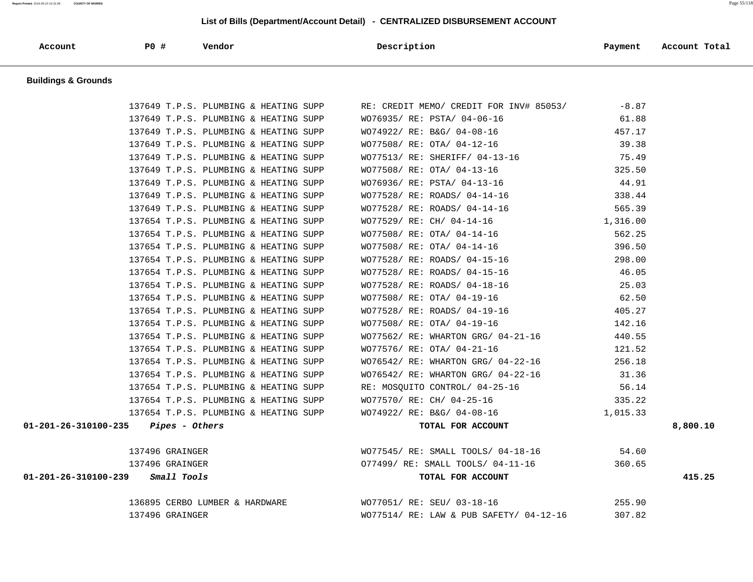## List of Bills (Department/Account Detail) - CENTRALIZED DISBURSEMENT ACCOUNT

| Account | PO # | Vendor | Description | Payment | Account Total |
|---|---|---|---|---|---|

### Buildings & Grounds

| Account | PO # | Vendor | Description | Payment | Account Total |
|---|---|---|---|---|---|
| | 137649 | T.P.S. PLUMBING & HEATING SUPP | RE: CREDIT MEMO/ CREDIT FOR INV# 85053/ | -8.87 | |
| | 137649 | T.P.S. PLUMBING & HEATING SUPP | WO76935/ RE: PSTA/ 04-06-16 | 61.88 | |
| | 137649 | T.P.S. PLUMBING & HEATING SUPP | WO74922/ RE: B&G/ 04-08-16 | 457.17 | |
| | 137649 | T.P.S. PLUMBING & HEATING SUPP | WO77508/ RE: OTA/ 04-12-16 | 39.38 | |
| | 137649 | T.P.S. PLUMBING & HEATING SUPP | WO77513/ RE: SHERIFF/ 04-13-16 | 75.49 | |
| | 137649 | T.P.S. PLUMBING & HEATING SUPP | WO77508/ RE: OTA/ 04-13-16 | 325.50 | |
| | 137649 | T.P.S. PLUMBING & HEATING SUPP | WO76936/ RE: PSTA/ 04-13-16 | 44.91 | |
| | 137649 | T.P.S. PLUMBING & HEATING SUPP | WO77528/ RE: ROADS/ 04-14-16 | 338.44 | |
| | 137649 | T.P.S. PLUMBING & HEATING SUPP | WO77528/ RE: ROADS/ 04-14-16 | 565.39 | |
| | 137654 | T.P.S. PLUMBING & HEATING SUPP | WO77529/ RE: CH/ 04-14-16 | 1,316.00 | |
| | 137654 | T.P.S. PLUMBING & HEATING SUPP | WO77508/ RE: OTA/ 04-14-16 | 562.25 | |
| | 137654 | T.P.S. PLUMBING & HEATING SUPP | WO77508/ RE: OTA/ 04-14-16 | 396.50 | |
| | 137654 | T.P.S. PLUMBING & HEATING SUPP | WO77528/ RE: ROADS/ 04-15-16 | 298.00 | |
| | 137654 | T.P.S. PLUMBING & HEATING SUPP | WO77528/ RE: ROADS/ 04-15-16 | 46.05 | |
| | 137654 | T.P.S. PLUMBING & HEATING SUPP | WO77528/ RE: ROADS/ 04-18-16 | 25.03 | |
| | 137654 | T.P.S. PLUMBING & HEATING SUPP | WO77508/ RE: OTA/ 04-19-16 | 62.50 | |
| | 137654 | T.P.S. PLUMBING & HEATING SUPP | WO77528/ RE: ROADS/ 04-19-16 | 405.27 | |
| | 137654 | T.P.S. PLUMBING & HEATING SUPP | WO77508/ RE: OTA/ 04-19-16 | 142.16 | |
| | 137654 | T.P.S. PLUMBING & HEATING SUPP | WO77562/ RE: WHARTON GRG/ 04-21-16 | 440.55 | |
| | 137654 | T.P.S. PLUMBING & HEATING SUPP | WO77576/ RE: OTA/ 04-21-16 | 121.52 | |
| | 137654 | T.P.S. PLUMBING & HEATING SUPP | WO76542/ RE: WHARTON GRG/ 04-22-16 | 256.18 | |
| | 137654 | T.P.S. PLUMBING & HEATING SUPP | WO76542/ RE: WHARTON GRG/ 04-22-16 | 31.36 | |
| | 137654 | T.P.S. PLUMBING & HEATING SUPP | RE: MOSQUITO CONTROL/ 04-25-16 | 56.14 | |
| | 137654 | T.P.S. PLUMBING & HEATING SUPP | WO77570/ RE: CH/ 04-25-16 | 335.22 | |
| | 137654 | T.P.S. PLUMBING & HEATING SUPP | WO74922/ RE: B&G/ 04-08-16 | 1,015.33 | |
| **01-201-26-310100-235** | ***Pipes - Others*** | | **TOTAL FOR ACCOUNT** | | **8,800.10** |
| | 137496 | GRAINGER | WO77545/ RE: SMALL TOOLS/ 04-18-16 | 54.60 | |
| | 137496 | GRAINGER | O77499/ RE: SMALL TOOLS/ 04-11-16 | 360.65 | |
| **01-201-26-310100-239** | ***Small Tools*** | | **TOTAL FOR ACCOUNT** | | **415.25** |
| | 136895 | CERBO LUMBER & HARDWARE | WO77051/ RE: SEU/ 03-18-16 | 255.90 | |
| | 137496 | GRAINGER | WO77514/ RE: LAW & PUB SAFETY/ 04-12-16 | 307.82 | |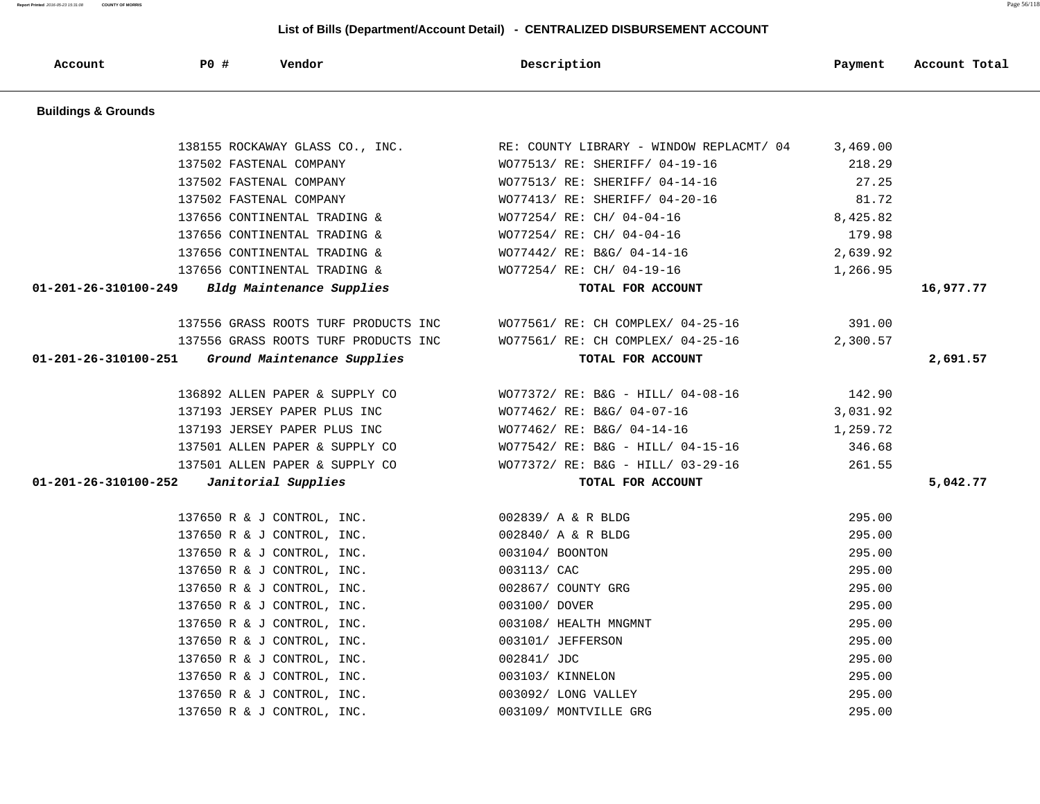## List of Bills (Department/Account Detail) - CENTRALIZED DISBURSEMENT ACCOUNT

| Account | PO # | Vendor | Description | Payment | Account Total |
|---|---|---|---|---|---|
| **Buildings & Grounds** | | | | | |
| | 138155 | ROCKAWAY GLASS CO., INC. | RE: COUNTY LIBRARY - WINDOW REPLACMT/ 04 | 3,469.00 | |
| | 137502 | FASTENAL COMPANY | WO77513/ RE: SHERIFF/ 04-19-16 | 218.29 | |
| | 137502 | FASTENAL COMPANY | WO77513/ RE: SHERIFF/ 04-14-16 | 27.25 | |
| | 137502 | FASTENAL COMPANY | WO77413/ RE: SHERIFF/ 04-20-16 | 81.72 | |
| | 137656 | CONTINENTAL TRADING & | WO77254/ RE: CH/ 04-04-16 | 8,425.82 | |
| | 137656 | CONTINENTAL TRADING & | WO77254/ RE: CH/ 04-04-16 | 179.98 | |
| | 137656 | CONTINENTAL TRADING & | WO77442/ RE: B&G/ 04-14-16 | 2,639.92 | |
| | 137656 | CONTINENTAL TRADING & | WO77254/ RE: CH/ 04-19-16 | 1,266.95 | |
| **01-201-26-310100-249** | | ***Bldg Maintenance Supplies*** | **TOTAL FOR ACCOUNT** | | **16,977.77** |
| | 137556 | GRASS ROOTS TURF PRODUCTS INC | WO77561/ RE: CH COMPLEX/ 04-25-16 | 391.00 | |
| | 137556 | GRASS ROOTS TURF PRODUCTS INC | WO77561/ RE: CH COMPLEX/ 04-25-16 | 2,300.57 | |
| **01-201-26-310100-251** | | ***Ground Maintenance Supplies*** | **TOTAL FOR ACCOUNT** | | **2,691.57** |
| | 136892 | ALLEN PAPER & SUPPLY CO | WO77372/ RE: B&G - HILL/ 04-08-16 | 142.90 | |
| | 137193 | JERSEY PAPER PLUS INC | WO77462/ RE: B&G/ 04-07-16 | 3,031.92 | |
| | 137193 | JERSEY PAPER PLUS INC | WO77462/ RE: B&G/ 04-14-16 | 1,259.72 | |
| | 137501 | ALLEN PAPER & SUPPLY CO | WO77542/ RE: B&G - HILL/ 04-15-16 | 346.68 | |
| | 137501 | ALLEN PAPER & SUPPLY CO | WO77372/ RE: B&G - HILL/ 03-29-16 | 261.55 | |
| **01-201-26-310100-252** | | ***Janitorial Supplies*** | **TOTAL FOR ACCOUNT** | | **5,042.77** |
| | 137650 | R & J CONTROL, INC. | 002839/ A & R BLDG | 295.00 | |
| | 137650 | R & J CONTROL, INC. | 002840/ A & R BLDG | 295.00 | |
| | 137650 | R & J CONTROL, INC. | 003104/ BOONTON | 295.00 | |
| | 137650 | R & J CONTROL, INC. | 003113/ CAC | 295.00 | |
| | 137650 | R & J CONTROL, INC. | 002867/ COUNTY GRG | 295.00 | |
| | 137650 | R & J CONTROL, INC. | 003100/ DOVER | 295.00 | |
| | 137650 | R & J CONTROL, INC. | 003108/ HEALTH MNGMNT | 295.00 | |
| | 137650 | R & J CONTROL, INC. | 003101/ JEFFERSON | 295.00 | |
| | 137650 | R & J CONTROL, INC. | 002841/ JDC | 295.00 | |
| | 137650 | R & J CONTROL, INC. | 003103/ KINNELON | 295.00 | |
| | 137650 | R & J CONTROL, INC. | 003092/ LONG VALLEY | 295.00 | |
| | 137650 | R & J CONTROL, INC. | 003109/ MONTVILLE GRG | 295.00 | |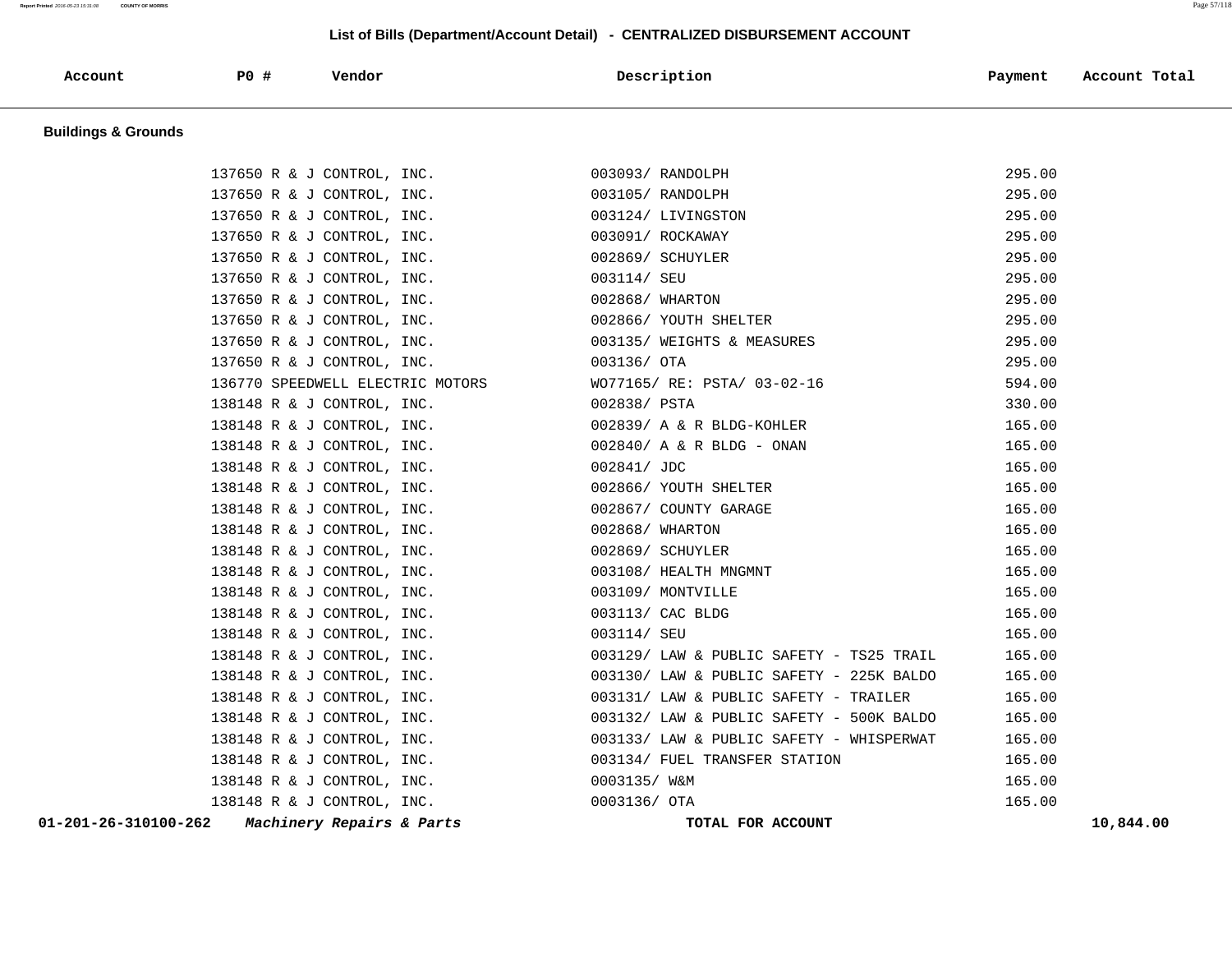## List of Bills (Department/Account Detail) - CENTRALIZED DISBURSEMENT ACCOUNT

| Account | PO # | Vendor | Description | Payment | Account Total |
|---|---|---|---|---|---|
| **Buildings & Grounds** | | | | | |
| | 137650 | R & J CONTROL, INC. | 003093/ RANDOLPH | 295.00 | |
| | 137650 | R & J CONTROL, INC. | 003105/ RANDOLPH | 295.00 | |
| | 137650 | R & J CONTROL, INC. | 003124/ LIVINGSTON | 295.00 | |
| | 137650 | R & J CONTROL, INC. | 003091/ ROCKAWAY | 295.00 | |
| | 137650 | R & J CONTROL, INC. | 002869/ SCHUYLER | 295.00 | |
| | 137650 | R & J CONTROL, INC. | 003114/ SEU | 295.00 | |
| | 137650 | R & J CONTROL, INC. | 002868/ WHARTON | 295.00 | |
| | 137650 | R & J CONTROL, INC. | 002866/ YOUTH SHELTER | 295.00 | |
| | 137650 | R & J CONTROL, INC. | 003135/ WEIGHTS & MEASURES | 295.00 | |
| | 137650 | R & J CONTROL, INC. | 003136/ OTA | 295.00 | |
| | 136770 | SPEEDWELL ELECTRIC MOTORS | WO77165/ RE: PSTA/ 03-02-16 | 594.00 | |
| | 138148 | R & J CONTROL, INC. | 002838/ PSTA | 330.00 | |
| | 138148 | R & J CONTROL, INC. | 002839/ A & R BLDG-KOHLER | 165.00 | |
| | 138148 | R & J CONTROL, INC. | 002840/ A & R BLDG - ONAN | 165.00 | |
| | 138148 | R & J CONTROL, INC. | 002841/ JDC | 165.00 | |
| | 138148 | R & J CONTROL, INC. | 002866/ YOUTH SHELTER | 165.00 | |
| | 138148 | R & J CONTROL, INC. | 002867/ COUNTY GARAGE | 165.00 | |
| | 138148 | R & J CONTROL, INC. | 002868/ WHARTON | 165.00 | |
| | 138148 | R & J CONTROL, INC. | 002869/ SCHUYLER | 165.00 | |
| | 138148 | R & J CONTROL, INC. | 003108/ HEALTH MNGMNT | 165.00 | |
| | 138148 | R & J CONTROL, INC. | 003109/ MONTVILLE | 165.00 | |
| | 138148 | R & J CONTROL, INC. | 003113/ CAC BLDG | 165.00 | |
| | 138148 | R & J CONTROL, INC. | 003114/ SEU | 165.00 | |
| | 138148 | R & J CONTROL, INC. | 003129/ LAW & PUBLIC SAFETY - TS25 TRAIL | 165.00 | |
| | 138148 | R & J CONTROL, INC. | 003130/ LAW & PUBLIC SAFETY - 225K BALDO | 165.00 | |
| | 138148 | R & J CONTROL, INC. | 003131/ LAW & PUBLIC SAFETY - TRAILER | 165.00 | |
| | 138148 | R & J CONTROL, INC. | 003132/ LAW & PUBLIC SAFETY - 500K BALDO | 165.00 | |
| | 138148 | R & J CONTROL, INC. | 003133/ LAW & PUBLIC SAFETY - WHISPERWAT | 165.00 | |
| | 138148 | R & J CONTROL, INC. | 003134/ FUEL TRANSFER STATION | 165.00 | |
| | 138148 | R & J CONTROL, INC. | 0003135/ W&M | 165.00 | |
| | 138148 | R & J CONTROL, INC. | 0003136/ OTA | 165.00 | |
| **01-201-26-310100-262** | | ***Machinery Repairs & Parts*** | **TOTAL FOR ACCOUNT** | | **10,844.00** |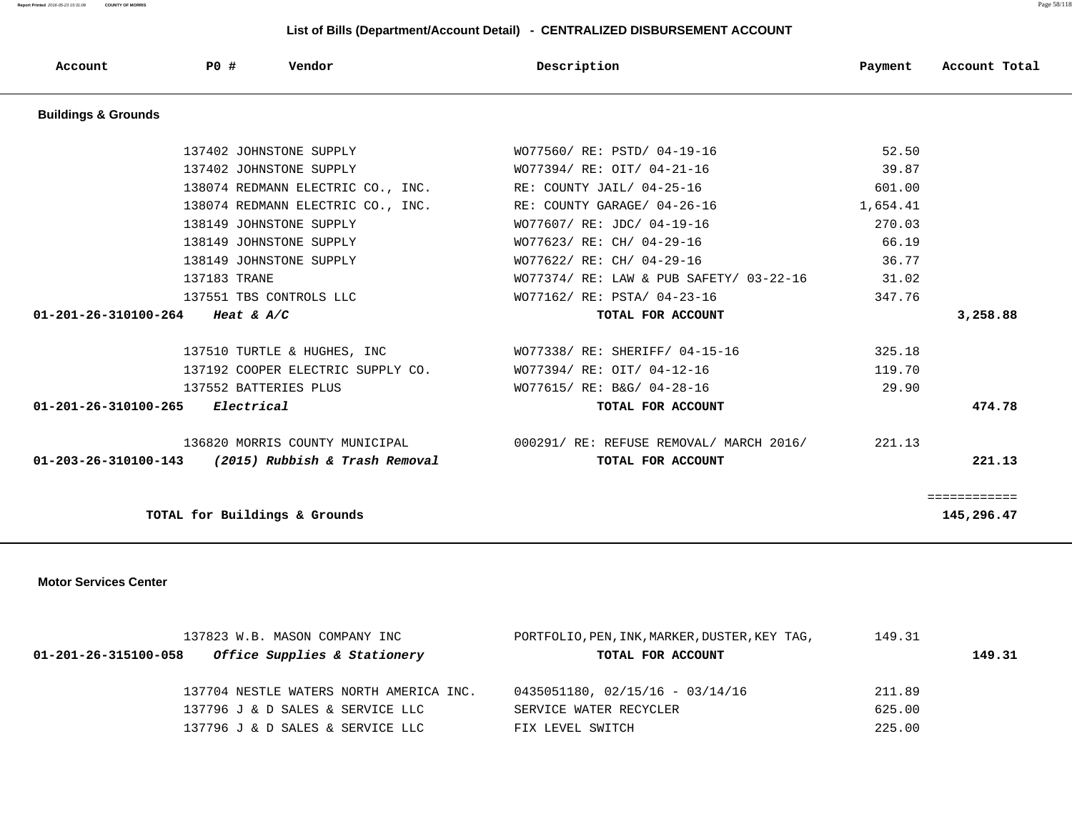## List of Bills (Department/Account Detail) - CENTRALIZED DISBURSEMENT ACCOUNT

| Account | PO # | Vendor | Description | Payment | Account Total |
|---|---|---|---|---|---|
| **Buildings & Grounds** | | | | | |
| | 137402 | JOHNSTONE SUPPLY | WO77560/ RE: PSTD/ 04-19-16 | 52.50 | |
| | 137402 | JOHNSTONE SUPPLY | WO77394/ RE: OIT/ 04-21-16 | 39.87 | |
| | 138074 | REDMANN ELECTRIC CO., INC. | RE: COUNTY JAIL/ 04-25-16 | 601.00 | |
| | 138074 | REDMANN ELECTRIC CO., INC. | RE: COUNTY GARAGE/ 04-26-16 | 1,654.41 | |
| | 138149 | JOHNSTONE SUPPLY | WO77607/ RE: JDC/ 04-19-16 | 270.03 | |
| | 138149 | JOHNSTONE SUPPLY | WO77623/ RE: CH/ 04-29-16 | 66.19 | |
| | 138149 | JOHNSTONE SUPPLY | WO77622/ RE: CH/ 04-29-16 | 36.77 | |
| | 137183 | TRANE | WO77374/ RE: LAW & PUB SAFETY/ 03-22-16 | 31.02 | |
| | 137551 | TBS CONTROLS LLC | WO77162/ RE: PSTA/ 04-23-16 | 347.76 | |
| **01-201-26-310100-264** | | *Heat & A/C* | **TOTAL FOR ACCOUNT** | | **3,258.88** |
| | 137510 | TURTLE & HUGHES, INC | WO77338/ RE: SHERIFF/ 04-15-16 | 325.18 | |
| | 137192 | COOPER ELECTRIC SUPPLY CO. | WO77394/ RE: OIT/ 04-12-16 | 119.70 | |
| | 137552 | BATTERIES PLUS | WO77615/ RE: B&G/ 04-28-16 | 29.90 | |
| **01-201-26-310100-265** | | *Electrical* | **TOTAL FOR ACCOUNT** | | **474.78** |
| | 136820 | MORRIS COUNTY MUNICIPAL | 000291/ RE: REFUSE REMOVAL/ MARCH 2016/ | 221.13 | |
| **01-203-26-310100-143** | | *(2015) Rubbish & Trash Removal* | **TOTAL FOR ACCOUNT** | | **221.13** |
| | | | | | ============ |
| **TOTAL for Buildings & Grounds** | | | | | **145,296.47** |
| **Motor Services Center** | | | | | |
| | 137823 | W.B. MASON COMPANY INC | PORTFOLIO,PEN,INK,MARKER,DUSTER,KEY TAG, | 149.31 | |
| **01-201-26-315100-058** | | *Office Supplies & Stationery* | **TOTAL FOR ACCOUNT** | | **149.31** |
| | 137704 | NESTLE WATERS NORTH AMERICA INC. | 0435051180, 02/15/16 - 03/14/16 | 211.89 | |
| | 137796 | J & D SALES & SERVICE LLC | SERVICE WATER RECYCLER | 625.00 | |
| | 137796 | J & D SALES & SERVICE LLC | FIX LEVEL SWITCH | 225.00 | |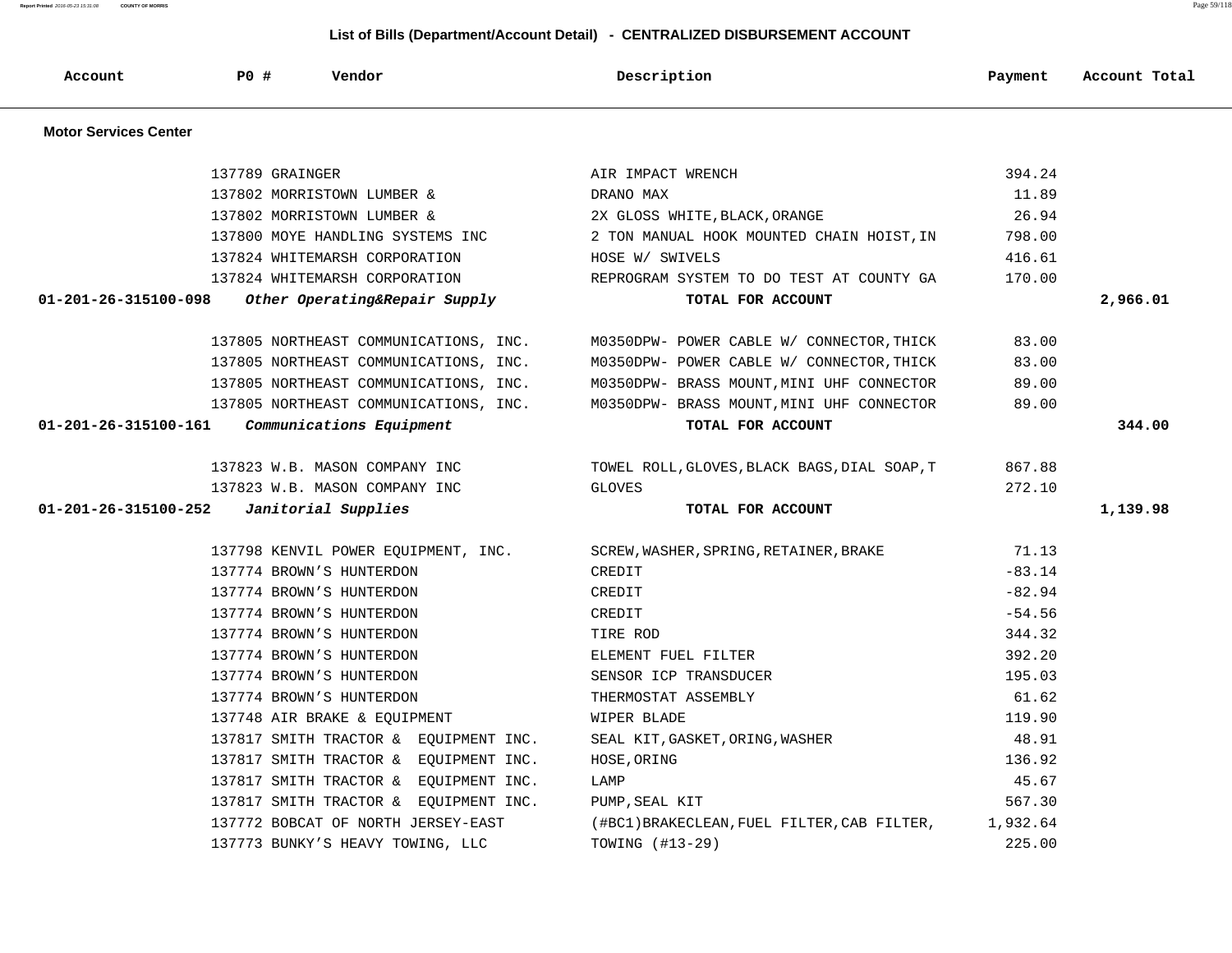## List of Bills (Department/Account Detail) - CENTRALIZED DISBURSEMENT ACCOUNT

| Account | PO # | Vendor | Description | Payment | Account Total |
|---|---|---|---|---|---|
| **Motor Services Center** | | | | | |
| | 137789 | GRAINGER | AIR IMPACT WRENCH | 394.24 | |
| | 137802 | MORRISTOWN LUMBER & | DRANO MAX | 11.89 | |
| | 137802 | MORRISTOWN LUMBER & | 2X GLOSS WHITE,BLACK,ORANGE | 26.94 | |
| | 137800 | MOYE HANDLING SYSTEMS INC | 2 TON MANUAL HOOK MOUNTED CHAIN HOIST,IN | 798.00 | |
| | 137824 | WHITEMARSH CORPORATION | HOSE W/ SWIVELS | 416.61 | |
| | 137824 | WHITEMARSH CORPORATION | REPROGRAM SYSTEM TO DO TEST AT COUNTY GA | 170.00 | |
| **01-201-26-315100-098** | | ***Other Operating&Repair Supply*** | **TOTAL FOR ACCOUNT** | | **2,966.01** |
| | 137805 | NORTHEAST COMMUNICATIONS, INC. | M0350DPW- POWER CABLE W/ CONNECTOR,THICK | 83.00 | |
| | 137805 | NORTHEAST COMMUNICATIONS, INC. | M0350DPW- POWER CABLE W/ CONNECTOR,THICK | 83.00 | |
| | 137805 | NORTHEAST COMMUNICATIONS, INC. | M0350DPW- BRASS MOUNT,MINI UHF CONNECTOR | 89.00 | |
| | 137805 | NORTHEAST COMMUNICATIONS, INC. | M0350DPW- BRASS MOUNT,MINI UHF CONNECTOR | 89.00 | |
| **01-201-26-315100-161** | | ***Communications Equipment*** | **TOTAL FOR ACCOUNT** | | **344.00** |
| | 137823 | W.B. MASON COMPANY INC | TOWEL ROLL,GLOVES,BLACK BAGS,DIAL SOAP,T | 867.88 | |
| | 137823 | W.B. MASON COMPANY INC | GLOVES | 272.10 | |
| **01-201-26-315100-252** | | ***Janitorial Supplies*** | **TOTAL FOR ACCOUNT** | | **1,139.98** |
| | 137798 | KENVIL POWER EQUIPMENT, INC. | SCREW,WASHER,SPRING,RETAINER,BRAKE | 71.13 | |
| | 137774 | BROWN'S HUNTERDON | CREDIT | -83.14 | |
| | 137774 | BROWN'S HUNTERDON | CREDIT | -82.94 | |
| | 137774 | BROWN'S HUNTERDON | CREDIT | -54.56 | |
| | 137774 | BROWN'S HUNTERDON | TIRE ROD | 344.32 | |
| | 137774 | BROWN'S HUNTERDON | ELEMENT FUEL FILTER | 392.20 | |
| | 137774 | BROWN'S HUNTERDON | SENSOR ICP TRANSDUCER | 195.03 | |
| | 137774 | BROWN'S HUNTERDON | THERMOSTAT ASSEMBLY | 61.62 | |
| | 137748 | AIR BRAKE & EQUIPMENT | WIPER BLADE | 119.90 | |
| | 137817 | SMITH TRACTOR & EQUIPMENT INC. | SEAL KIT,GASKET,ORING,WASHER | 48.91 | |
| | 137817 | SMITH TRACTOR & EQUIPMENT INC. | HOSE,ORING | 136.92 | |
| | 137817 | SMITH TRACTOR & EQUIPMENT INC. | LAMP | 45.67 | |
| | 137817 | SMITH TRACTOR & EQUIPMENT INC. | PUMP,SEAL KIT | 567.30 | |
| | 137772 | BOBCAT OF NORTH JERSEY-EAST | (#BC1)BRAKECLEAN,FUEL FILTER,CAB FILTER, | 1,932.64 | |
| | 137773 | BUNKY'S HEAVY TOWING, LLC | TOWING (#13-29) | 225.00 | |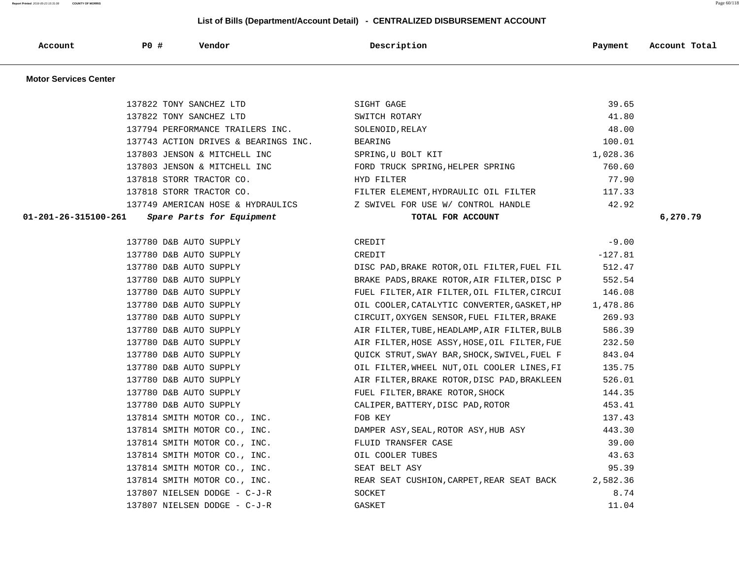## List of Bills (Department/Account Detail) - CENTRALIZED DISBURSEMENT ACCOUNT

| Account | PO # | Vendor | Description | Payment | Account Total |
|---|---|---|---|---|---|
| **Motor Services Center** | | | | | |
| | 137822 | TONY SANCHEZ LTD | SIGHT GAGE | 39.65 | |
| | 137822 | TONY SANCHEZ LTD | SWITCH ROTARY | 41.80 | |
| | 137794 | PERFORMANCE TRAILERS INC. | SOLENOID,RELAY | 48.00 | |
| | 137743 | ACTION DRIVES & BEARINGS INC. | BEARING | 100.01 | |
| | 137803 | JENSON & MITCHELL INC | SPRING,U BOLT KIT | 1,028.36 | |
| | 137803 | JENSON & MITCHELL INC | FORD TRUCK SPRING,HELPER SPRING | 760.60 | |
| | 137818 | STORR TRACTOR CO. | HYD FILTER | 77.90 | |
| | 137818 | STORR TRACTOR CO. | FILTER ELEMENT,HYDRAULIC OIL FILTER | 117.33 | |
| | 137749 | AMERICAN HOSE & HYDRAULICS | Z SWIVEL FOR USE W/ CONTROL HANDLE | 42.92 | |
| **01-201-26-315100-261** | | ***Spare Parts for Equipment*** | **TOTAL FOR ACCOUNT** | | **6,270.79** |
| | 137780 | D&B AUTO SUPPLY | CREDIT | -9.00 | |
| | 137780 | D&B AUTO SUPPLY | CREDIT | -127.81 | |
| | 137780 | D&B AUTO SUPPLY | DISC PAD,BRAKE ROTOR,OIL FILTER,FUEL FIL | 512.47 | |
| | 137780 | D&B AUTO SUPPLY | BRAKE PADS,BRAKE ROTOR,AIR FILTER,DISC P | 552.54 | |
| | 137780 | D&B AUTO SUPPLY | FUEL FILTER,AIR FILTER,OIL FILTER,CIRCUI | 146.08 | |
| | 137780 | D&B AUTO SUPPLY | OIL COOLER,CATALYTIC CONVERTER,GASKET,HP | 1,478.86 | |
| | 137780 | D&B AUTO SUPPLY | CIRCUIT,OXYGEN SENSOR,FUEL FILTER,BRAKE | 269.93 | |
| | 137780 | D&B AUTO SUPPLY | AIR FILTER,TUBE,HEADLAMP,AIR FILTER,BULB | 586.39 | |
| | 137780 | D&B AUTO SUPPLY | AIR FILTER,HOSE ASSY,HOSE,OIL FILTER,FUE | 232.50 | |
| | 137780 | D&B AUTO SUPPLY | QUICK STRUT,SWAY BAR,SHOCK,SWIVEL,FUEL F | 843.04 | |
| | 137780 | D&B AUTO SUPPLY | OIL FILTER,WHEEL NUT,OIL COOLER LINES,FI | 135.75 | |
| | 137780 | D&B AUTO SUPPLY | AIR FILTER,BRAKE ROTOR,DISC PAD,BRAKLEEN | 526.01 | |
| | 137780 | D&B AUTO SUPPLY | FUEL FILTER,BRAKE ROTOR,SHOCK | 144.35 | |
| | 137780 | D&B AUTO SUPPLY | CALIPER,BATTERY,DISC PAD,ROTOR | 453.41 | |
| | 137814 | SMITH MOTOR CO., INC. | FOB KEY | 137.43 | |
| | 137814 | SMITH MOTOR CO., INC. | DAMPER ASY,SEAL,ROTOR ASY,HUB ASY | 443.30 | |
| | 137814 | SMITH MOTOR CO., INC. | FLUID TRANSFER CASE | 39.00 | |
| | 137814 | SMITH MOTOR CO., INC. | OIL COOLER TUBES | 43.63 | |
| | 137814 | SMITH MOTOR CO., INC. | SEAT BELT ASY | 95.39 | |
| | 137814 | SMITH MOTOR CO., INC. | REAR SEAT CUSHION,CARPET,REAR SEAT BACK | 2,582.36 | |
| | 137807 | NIELSEN DODGE - C-J-R | SOCKET | 8.74 | |
| | 137807 | NIELSEN DODGE - C-J-R | GASKET | 11.04 | |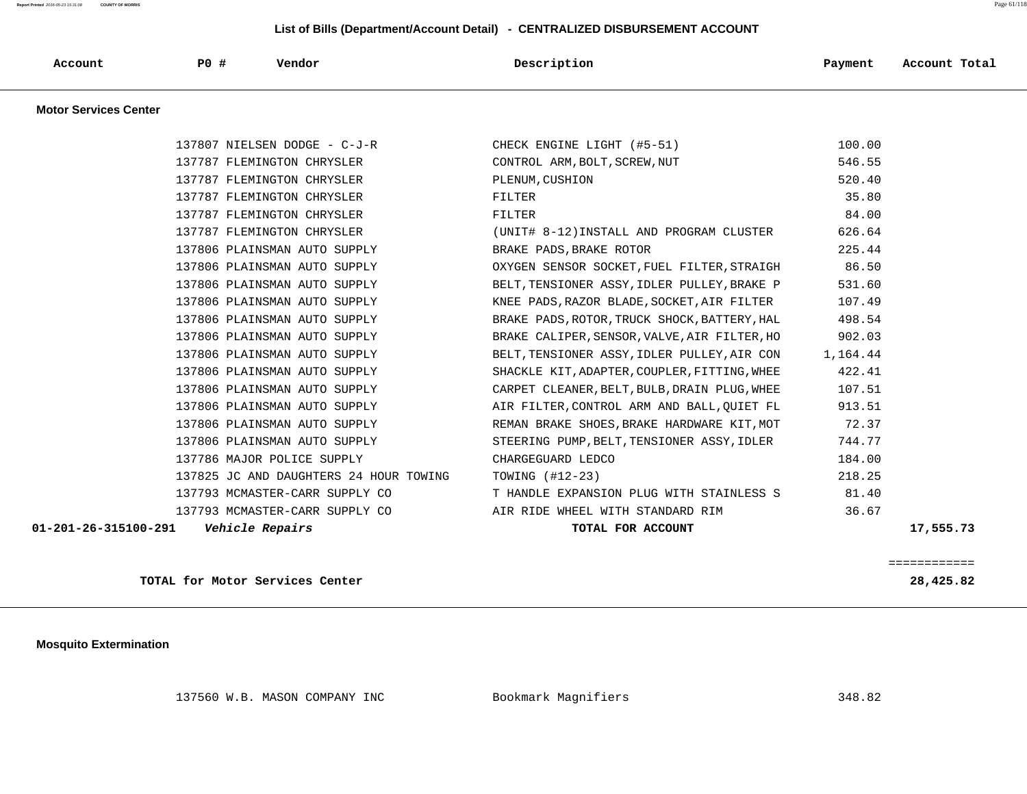## List of Bills (Department/Account Detail) - CENTRALIZED DISBURSEMENT ACCOUNT

| Account | PO # | Vendor | Description | Payment | Account Total |
|---|---|---|---|---|---|
| **Motor Services Center** | | | | | |
| | 137807 | NIELSEN DODGE - C-J-R | CHECK ENGINE LIGHT (#5-51) | 100.00 | |
| | 137787 | FLEMINGTON CHRYSLER | CONTROL ARM,BOLT,SCREW,NUT | 546.55 | |
| | 137787 | FLEMINGTON CHRYSLER | PLENUM,CUSHION | 520.40 | |
| | 137787 | FLEMINGTON CHRYSLER | FILTER | 35.80 | |
| | 137787 | FLEMINGTON CHRYSLER | FILTER | 84.00 | |
| | 137787 | FLEMINGTON CHRYSLER | (UNIT# 8-12)INSTALL AND PROGRAM CLUSTER | 626.64 | |
| | 137806 | PLAINSMAN AUTO SUPPLY | BRAKE PADS,BRAKE ROTOR | 225.44 | |
| | 137806 | PLAINSMAN AUTO SUPPLY | OXYGEN SENSOR SOCKET,FUEL FILTER,STRAIGH | 86.50 | |
| | 137806 | PLAINSMAN AUTO SUPPLY | BELT,TENSIONER ASSY,IDLER PULLEY,BRAKE P | 531.60 | |
| | 137806 | PLAINSMAN AUTO SUPPLY | KNEE PADS,RAZOR BLADE,SOCKET,AIR FILTER | 107.49 | |
| | 137806 | PLAINSMAN AUTO SUPPLY | BRAKE PADS,ROTOR,TRUCK SHOCK,BATTERY,HAL | 498.54 | |
| | 137806 | PLAINSMAN AUTO SUPPLY | BRAKE CALIPER,SENSOR,VALVE,AIR FILTER,HO | 902.03 | |
| | 137806 | PLAINSMAN AUTO SUPPLY | BELT,TENSIONER ASSY,IDLER PULLEY,AIR CON | 1,164.44 | |
| | 137806 | PLAINSMAN AUTO SUPPLY | SHACKLE KIT,ADAPTER,COUPLER,FITTING,WHEE | 422.41 | |
| | 137806 | PLAINSMAN AUTO SUPPLY | CARPET CLEANER,BELT,BULB,DRAIN PLUG,WHEE | 107.51 | |
| | 137806 | PLAINSMAN AUTO SUPPLY | AIR FILTER,CONTROL ARM AND BALL,QUIET FL | 913.51 | |
| | 137806 | PLAINSMAN AUTO SUPPLY | REMAN BRAKE SHOES,BRAKE HARDWARE KIT,MOT | 72.37 | |
| | 137806 | PLAINSMAN AUTO SUPPLY | STEERING PUMP,BELT,TENSIONER ASSY,IDLER | 744.77 | |
| | 137786 | MAJOR POLICE SUPPLY | CHARGEGUARD LEDCO | 184.00 | |
| | 137825 | JC AND DAUGHTERS 24 HOUR TOWING | TOWING (#12-23) | 218.25 | |
| | 137793 | MCMASTER-CARR SUPPLY CO | T HANDLE EXPANSION PLUG WITH STAINLESS S | 81.40 | |
| | 137793 | MCMASTER-CARR SUPPLY CO | AIR RIDE WHEEL WITH STANDARD RIM | 36.67 | |
| **01-201-26-315100-291** | | ***Vehicle Repairs*** | **TOTAL FOR ACCOUNT** | | **17,555.73** |
| | | | | | ============ |
| | | **TOTAL for Motor Services Center** | | | **28,425.82** |
| **Mosquito Extermination** | | | | | |
| | 137560 | W.B. MASON COMPANY INC | Bookmark Magnifiers | 348.82 | |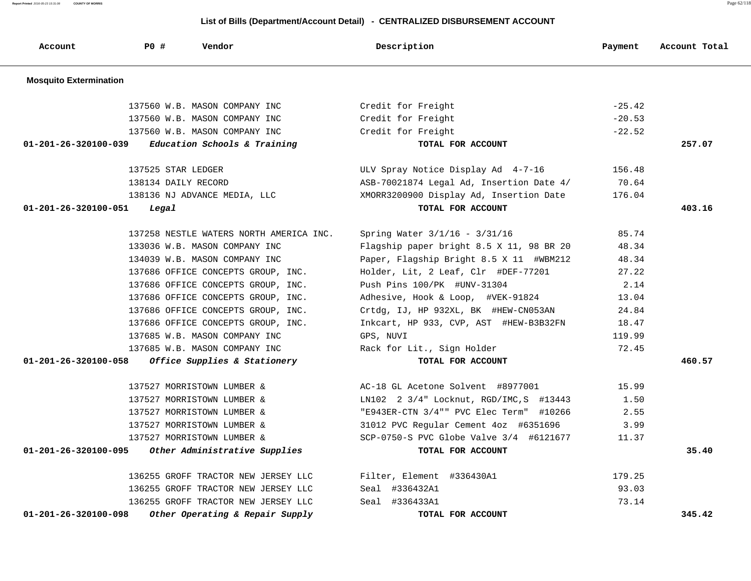## List of Bills (Department/Account Detail) - CENTRALIZED DISBURSEMENT ACCOUNT

| Account | PO # | Vendor | Description | Payment | Account Total |
|---|---|---|---|---|---|
| **Mosquito Extermination** | | | | | |
| | 137560 | W.B. MASON COMPANY INC | Credit for Freight | -25.42 | |
| | 137560 | W.B. MASON COMPANY INC | Credit for Freight | -20.53 | |
| | 137560 | W.B. MASON COMPANY INC | Credit for Freight | -22.52 | |
| **01-201-26-320100-039** | | ***Education Schools & Training*** | **TOTAL FOR ACCOUNT** | | **257.07** |
| | 137525 | STAR LEDGER | ULV Spray Notice Display Ad 4-7-16 | 156.48 | |
| | 138134 | DAILY RECORD | ASB-70021874 Legal Ad, Insertion Date 4/ | 70.64 | |
| | 138136 | NJ ADVANCE MEDIA, LLC | XMORR3200900 Display Ad, Insertion Date | 176.04 | |
| **01-201-26-320100-051** | | ***Legal*** | **TOTAL FOR ACCOUNT** | | **403.16** |
| | 137258 | NESTLE WATERS NORTH AMERICA INC. | Spring Water 3/1/16 - 3/31/16 | 85.74 | |
| | 133036 | W.B. MASON COMPANY INC | Flagship paper bright 8.5 X 11, 98 BR 20 | 48.34 | |
| | 134039 | W.B. MASON COMPANY INC | Paper, Flagship Bright 8.5 X 11 #WBM212 | 48.34 | |
| | 137686 | OFFICE CONCEPTS GROUP, INC. | Holder, Lit, 2 Leaf, Clr #DEF-77201 | 27.22 | |
| | 137686 | OFFICE CONCEPTS GROUP, INC. | Push Pins 100/PK #UNV-31304 | 2.14 | |
| | 137686 | OFFICE CONCEPTS GROUP, INC. | Adhesive, Hook & Loop, #VEK-91824 | 13.04 | |
| | 137686 | OFFICE CONCEPTS GROUP, INC. | Crtdg, IJ, HP 932XL, BK #HEW-CN053AN | 24.84 | |
| | 137686 | OFFICE CONCEPTS GROUP, INC. | Inkcart, HP 933, CVP, AST #HEW-B3B32FN | 18.47 | |
| | 137685 | W.B. MASON COMPANY INC | GPS, NUVI | 119.99 | |
| | 137685 | W.B. MASON COMPANY INC | Rack for Lit., Sign Holder | 72.45 | |
| **01-201-26-320100-058** | | ***Office Supplies & Stationery*** | **TOTAL FOR ACCOUNT** | | **460.57** |
| | 137527 | MORRISTOWN LUMBER & | AC-18 GL Acetone Solvent #8977001 | 15.99 | |
| | 137527 | MORRISTOWN LUMBER & | LN102 2 3/4" Locknut, RGD/IMC,S #13443 | 1.50 | |
| | 137527 | MORRISTOWN LUMBER & | "E943ER-CTN 3/4"" PVC Elec Term" #10266 | 2.55 | |
| | 137527 | MORRISTOWN LUMBER & | 31012 PVC Regular Cement 4oz #6351696 | 3.99 | |
| | 137527 | MORRISTOWN LUMBER & | SCP-0750-S PVC Globe Valve 3/4 #6121677 | 11.37 | |
| **01-201-26-320100-095** | | ***Other Administrative Supplies*** | **TOTAL FOR ACCOUNT** | | **35.40** |
| | 136255 | GROFF TRACTOR NEW JERSEY LLC | Filter, Element #336430A1 | 179.25 | |
| | 136255 | GROFF TRACTOR NEW JERSEY LLC | Seal #336432A1 | 93.03 | |
| | 136255 | GROFF TRACTOR NEW JERSEY LLC | Seal #336433A1 | 73.14 | |
| **01-201-26-320100-098** | | ***Other Operating & Repair Supply*** | **TOTAL FOR ACCOUNT** | | **345.42** |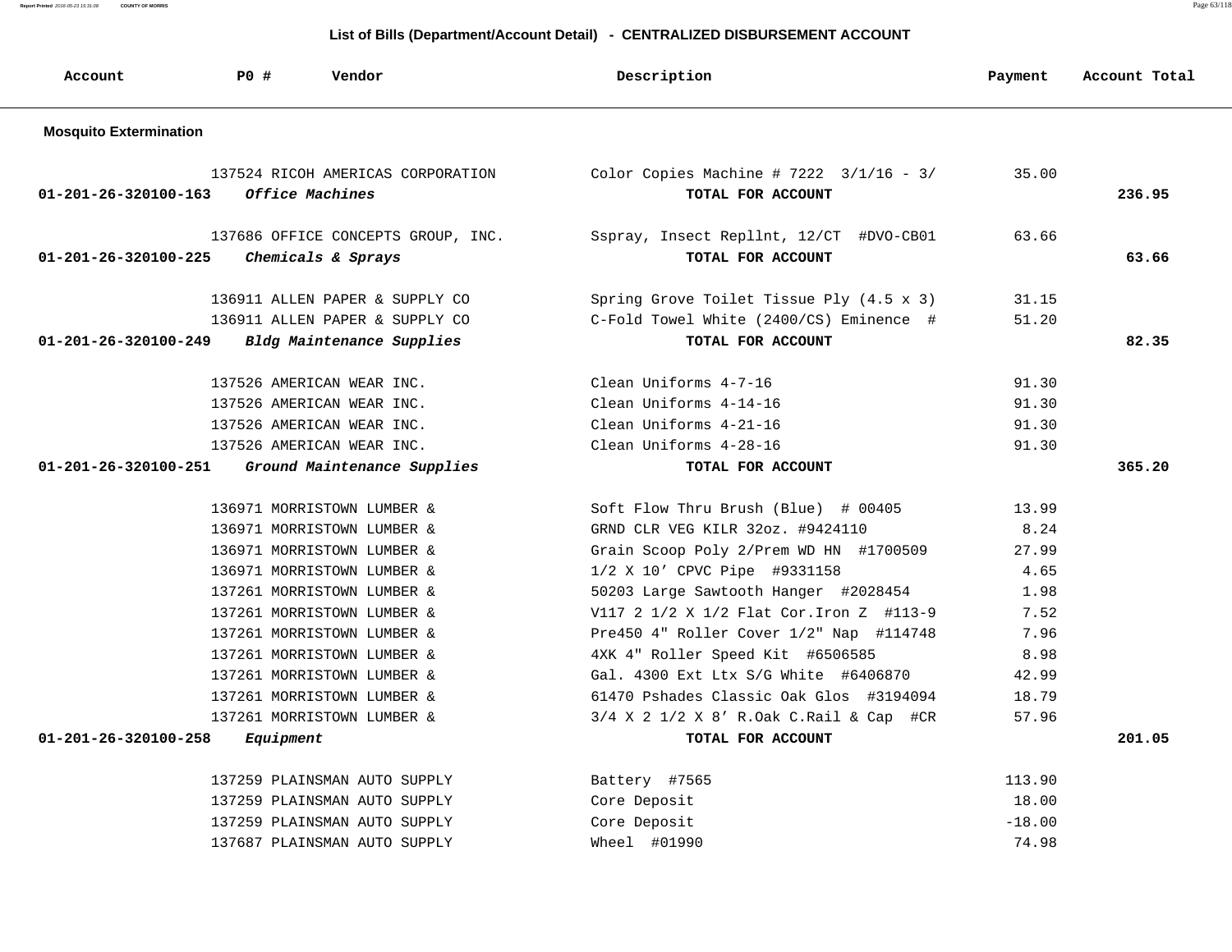## List of Bills (Department/Account Detail) - CENTRALIZED DISBURSEMENT ACCOUNT

| Account | PO # | Vendor | Description | Payment | Account Total |
|---|---|---|---|---|---|
| **Mosquito Extermination** | | | | | |
| | 137524 | RICOH AMERICAS CORPORATION | Color Copies Machine # 7222 3/1/16 - 3/ | 35.00 | |
| **01-201-26-320100-163** | | ***Office Machines*** | **TOTAL FOR ACCOUNT** | | **236.95** |
| | 137686 | OFFICE CONCEPTS GROUP, INC. | Sspray, Insect Repllnt, 12/CT #DVO-CB01 | 63.66 | |
| **01-201-26-320100-225** | | ***Chemicals & Sprays*** | **TOTAL FOR ACCOUNT** | | **63.66** |
| | 136911 | ALLEN PAPER & SUPPLY CO | Spring Grove Toilet Tissue Ply (4.5 x 3) | 31.15 | |
| | 136911 | ALLEN PAPER & SUPPLY CO | C-Fold Towel White (2400/CS) Eminence # | 51.20 | |
| **01-201-26-320100-249** | | ***Bldg Maintenance Supplies*** | **TOTAL FOR ACCOUNT** | | **82.35** |
| | 137526 | AMERICAN WEAR INC. | Clean Uniforms 4-7-16 | 91.30 | |
| | 137526 | AMERICAN WEAR INC. | Clean Uniforms 4-14-16 | 91.30 | |
| | 137526 | AMERICAN WEAR INC. | Clean Uniforms 4-21-16 | 91.30 | |
| | 137526 | AMERICAN WEAR INC. | Clean Uniforms 4-28-16 | 91.30 | |
| **01-201-26-320100-251** | | ***Ground Maintenance Supplies*** | **TOTAL FOR ACCOUNT** | | **365.20** |
| | 136971 | MORRISTOWN LUMBER & | Soft Flow Thru Brush (Blue) # 00405 | 13.99 | |
| | 136971 | MORRISTOWN LUMBER & | GRND CLR VEG KILR 32oz. #9424110 | 8.24 | |
| | 136971 | MORRISTOWN LUMBER & | Grain Scoop Poly 2/Prem WD HN #1700509 | 27.99 | |
| | 136971 | MORRISTOWN LUMBER & | 1/2 X 10' CPVC Pipe #9331158 | 4.65 | |
| | 137261 | MORRISTOWN LUMBER & | 50203 Large Sawtooth Hanger #2028454 | 1.98 | |
| | 137261 | MORRISTOWN LUMBER & | V117 2 1/2 X 1/2 Flat Cor.Iron Z #113-9 | 7.52 | |
| | 137261 | MORRISTOWN LUMBER & | Pre450 4" Roller Cover 1/2" Nap #114748 | 7.96 | |
| | 137261 | MORRISTOWN LUMBER & | 4XK 4" Roller Speed Kit #6506585 | 8.98 | |
| | 137261 | MORRISTOWN LUMBER & | Gal. 4300 Ext Ltx S/G White #6406870 | 42.99 | |
| | 137261 | MORRISTOWN LUMBER & | 61470 Pshades Classic Oak Glos #3194094 | 18.79 | |
| | 137261 | MORRISTOWN LUMBER & | 3/4 X 2 1/2 X 8' R.Oak C.Rail & Cap #CR | 57.96 | |
| **01-201-26-320100-258** | | ***Equipment*** | **TOTAL FOR ACCOUNT** | | **201.05** |
| | 137259 | PLAINSMAN AUTO SUPPLY | Battery #7565 | 113.90 | |
| | 137259 | PLAINSMAN AUTO SUPPLY | Core Deposit | 18.00 | |
| | 137259 | PLAINSMAN AUTO SUPPLY | Core Deposit | -18.00 | |
| | 137687 | PLAINSMAN AUTO SUPPLY | Wheel #01990 | 74.98 | |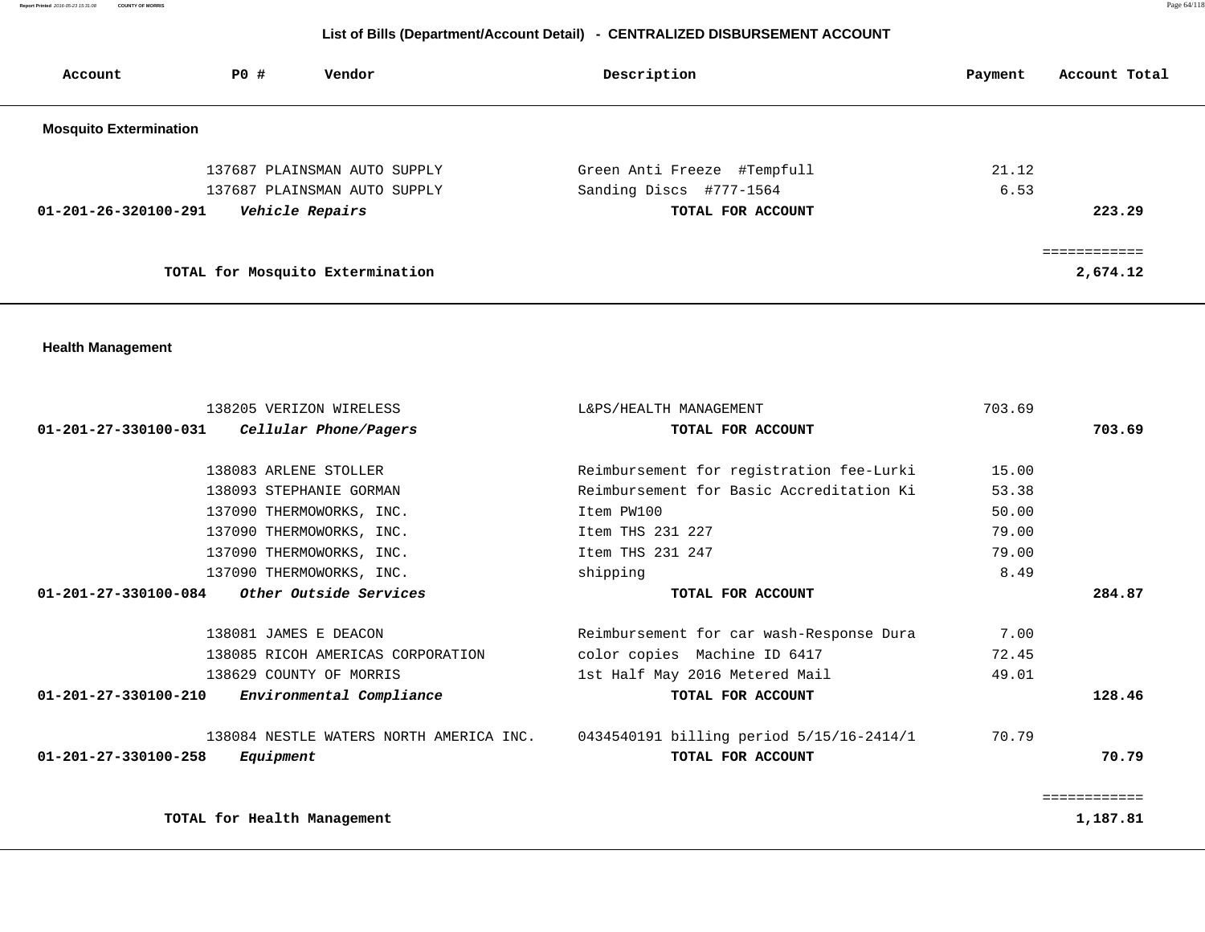## List of Bills (Department/Account Detail) - CENTRALIZED DISBURSEMENT ACCOUNT

| Account | PO # | Vendor | Description | Payment | Account Total |
|---|---|---|---|---|---|
| **Mosquito Extermination** | | | | | |
| | 137687 | PLAINSMAN AUTO SUPPLY | Green Anti Freeze #Tempfull | 21.12 | |
| | 137687 | PLAINSMAN AUTO SUPPLY | Sanding Discs #777-1564 | 6.53 | |
| **01-201-26-320100-291** | | ***Vehicle Repairs*** | **TOTAL FOR ACCOUNT** | | **223.29** |
| | | | | | ============ |
| | | **TOTAL for Mosquito Extermination** | | | **2,674.12** |

**Health Management**

| Account | PO # | Vendor | Description | Payment | Account Total |
|---|---|---|---|---|---|
| | 138205 | VERIZON WIRELESS | L&PS/HEALTH MANAGEMENT | 703.69 | |
| **01-201-27-330100-031** | | ***Cellular Phone/Pagers*** | **TOTAL FOR ACCOUNT** | | **703.69** |
| | 138083 | ARLENE STOLLER | Reimbursement for registration fee-Lurki | 15.00 | |
| | 138093 | STEPHANIE GORMAN | Reimbursement for Basic Accreditation Ki | 53.38 | |
| | 137090 | THERMOWORKS, INC. | Item PW100 | 50.00 | |
| | 137090 | THERMOWORKS, INC. | Item THS 231 227 | 79.00 | |
| | 137090 | THERMOWORKS, INC. | Item THS 231 247 | 79.00 | |
| | 137090 | THERMOWORKS, INC. | shipping | 8.49 | |
| **01-201-27-330100-084** | | ***Other Outside Services*** | **TOTAL FOR ACCOUNT** | | **284.87** |
| | 138081 | JAMES E DEACON | Reimbursement for car wash-Response Dura | 7.00 | |
| | 138085 | RICOH AMERICAS CORPORATION | color copies Machine ID 6417 | 72.45 | |
| | 138629 | COUNTY OF MORRIS | 1st Half May 2016 Metered Mail | 49.01 | |
| **01-201-27-330100-210** | | ***Environmental Compliance*** | **TOTAL FOR ACCOUNT** | | **128.46** |
| | 138084 | NESTLE WATERS NORTH AMERICA INC. | 0434540191 billing period 5/15/16-2414/1 | 70.79 | |
| **01-201-27-330100-258** | | ***Equipment*** | **TOTAL FOR ACCOUNT** | | **70.79** |
| | | | | | ============ |
| | | **TOTAL for Health Management** | | | **1,187.81** |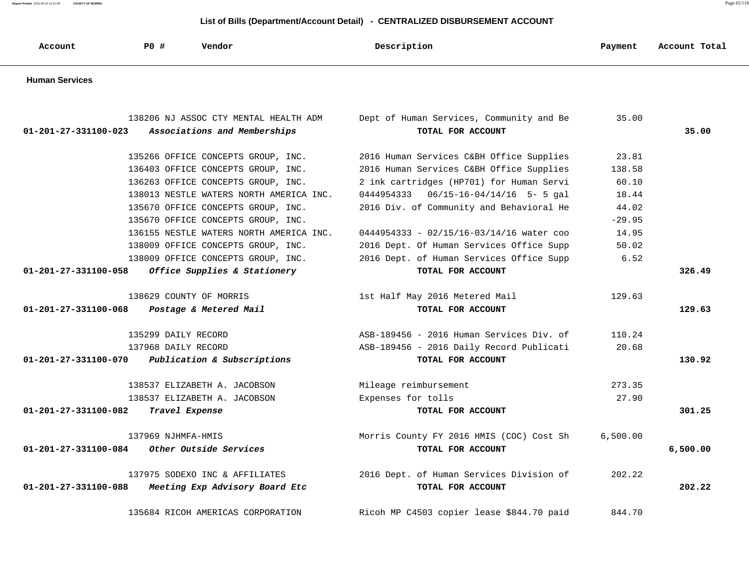## List of Bills (Department/Account Detail) - CENTRALIZED DISBURSEMENT ACCOUNT

| Account | PO # | Vendor | Description | Payment | Account Total |
|---|---|---|---|---|---|
| **Human Services** | | | | | |
| | 138206 | NJ ASSOC CTY MENTAL HEALTH ADM | Dept of Human Services, Community and Be | 35.00 | |
| **01-201-27-331100-023** | ***Associations and Memberships*** | | **TOTAL FOR ACCOUNT** | | **35.00** |
| | 135266 | OFFICE CONCEPTS GROUP, INC. | 2016 Human Services C&BH Office Supplies | 23.81 | |
| | 136403 | OFFICE CONCEPTS GROUP, INC. | 2016 Human Services C&BH Office Supplies | 138.58 | |
| | 136263 | OFFICE CONCEPTS GROUP, INC. | 2 ink cartridges (HP701) for Human Servi | 60.10 | |
| | 138013 | NESTLE WATERS NORTH AMERICA INC. | 0444954333 06/15-16-04/14/16 5- 5 gal | 18.44 | |
| | 135670 | OFFICE CONCEPTS GROUP, INC. | 2016 Div. of Community and Behavioral He | 44.02 | |
| | 135670 | OFFICE CONCEPTS GROUP, INC. | | -29.95 | |
| | 136155 | NESTLE WATERS NORTH AMERICA INC. | 0444954333 - 02/15/16-03/14/16 water coo | 14.95 | |
| | 138009 | OFFICE CONCEPTS GROUP, INC. | 2016 Dept. Of Human Services Office Supp | 50.02 | |
| | 138009 | OFFICE CONCEPTS GROUP, INC. | 2016 Dept. of Human Services Office Supp | 6.52 | |
| **01-201-27-331100-058** | ***Office Supplies & Stationery*** | | **TOTAL FOR ACCOUNT** | | **326.49** |
| | 138629 | COUNTY OF MORRIS | 1st Half May 2016 Metered Mail | 129.63 | |
| **01-201-27-331100-068** | ***Postage & Metered Mail*** | | **TOTAL FOR ACCOUNT** | | **129.63** |
| | 135299 | DAILY RECORD | ASB-189456 - 2016 Human Services Div. of | 110.24 | |
| | 137968 | DAILY RECORD | ASB-189456 - 2016 Daily Record Publicati | 20.68 | |
| **01-201-27-331100-070** | ***Publication & Subscriptions*** | | **TOTAL FOR ACCOUNT** | | **130.92** |
| | 138537 | ELIZABETH A. JACOBSON | Mileage reimbursement | 273.35 | |
| | 138537 | ELIZABETH A. JACOBSON | Expenses for tolls | 27.90 | |
| **01-201-27-331100-082** | ***Travel Expense*** | | **TOTAL FOR ACCOUNT** | | **301.25** |
| | 137969 | NJHMFA-HMIS | Morris County FY 2016 HMIS (COC) Cost Sh | 6,500.00 | |
| **01-201-27-331100-084** | ***Other Outside Services*** | | **TOTAL FOR ACCOUNT** | | **6,500.00** |
| | 137975 | SODEXO INC & AFFILIATES | 2016 Dept. of Human Services Division of | 202.22 | |
| **01-201-27-331100-088** | ***Meeting Exp Advisory Board Etc*** | | **TOTAL FOR ACCOUNT** | | **202.22** |
| | 135684 | RICOH AMERICAS CORPORATION | Ricoh MP C4503 copier lease $844.70 paid | 844.70 | |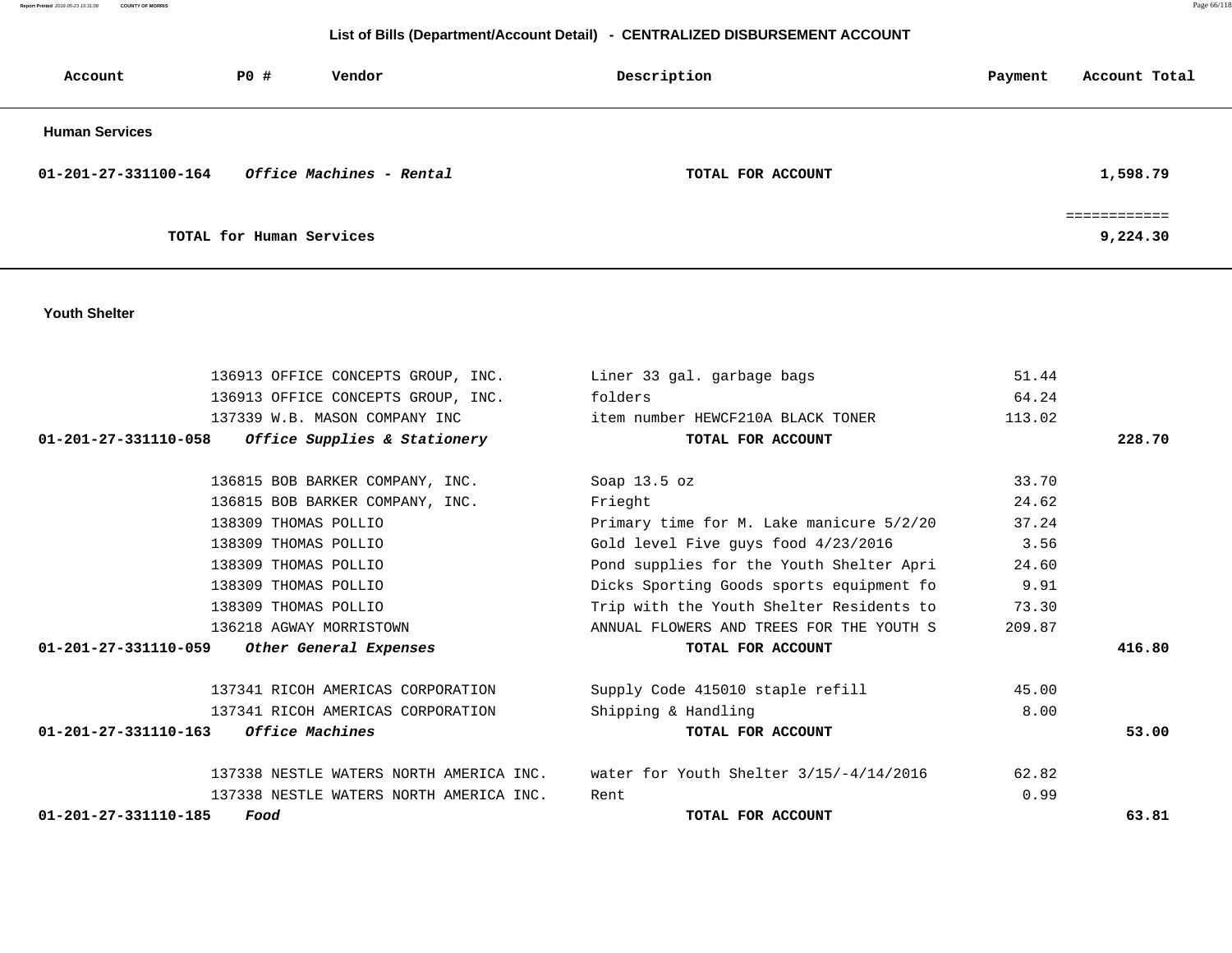## List of Bills (Department/Account Detail) - CENTRALIZED DISBURSEMENT ACCOUNT

| Account | PO # | Vendor | Description | Payment | Account Total |
|---|---|---|---|---|---|
| **Human Services** | | | | | |
| **01-201-27-331100-164** | | ***Office Machines - Rental*** | **TOTAL FOR ACCOUNT** | | **1,598.79** |
| | | | | | ============ |
| | | **TOTAL for Human Services** | | | **9,224.30** |
| **Youth Shelter** | | | | | |
| | 136913 | OFFICE CONCEPTS GROUP, INC. | Liner 33 gal. garbage bags | 51.44 | |
| | 136913 | OFFICE CONCEPTS GROUP, INC. | folders | 64.24 | |
| | 137339 | W.B. MASON COMPANY INC | item number HEWCF210A BLACK TONER | 113.02 | |
| **01-201-27-331110-058** | | ***Office Supplies & Stationery*** | **TOTAL FOR ACCOUNT** | | **228.70** |
| | 136815 | BOB BARKER COMPANY, INC. | Soap 13.5 oz | 33.70 | |
| | 136815 | BOB BARKER COMPANY, INC. | Frieght | 24.62 | |
| | 138309 | THOMAS POLLIO | Primary time for M. Lake manicure 5/2/20 | 37.24 | |
| | 138309 | THOMAS POLLIO | Gold level Five guys food 4/23/2016 | 3.56 | |
| | 138309 | THOMAS POLLIO | Pond supplies for the Youth Shelter Apri | 24.60 | |
| | 138309 | THOMAS POLLIO | Dicks Sporting Goods sports equipment fo | 9.91 | |
| | 138309 | THOMAS POLLIO | Trip with the Youth Shelter Residents to | 73.30 | |
| | 136218 | AGWAY MORRISTOWN | ANNUAL FLOWERS AND TREES FOR THE YOUTH S | 209.87 | |
| **01-201-27-331110-059** | | ***Other General Expenses*** | **TOTAL FOR ACCOUNT** | | **416.80** |
| | 137341 | RICOH AMERICAS CORPORATION | Supply Code 415010 staple refill | 45.00 | |
| | 137341 | RICOH AMERICAS CORPORATION | Shipping & Handling | 8.00 | |
| **01-201-27-331110-163** | | ***Office Machines*** | **TOTAL FOR ACCOUNT** | | **53.00** |
| | 137338 | NESTLE WATERS NORTH AMERICA INC. | water for Youth Shelter 3/15/-4/14/2016 | 62.82 | |
| | 137338 | NESTLE WATERS NORTH AMERICA INC. | Rent | 0.99 | |
| **01-201-27-331110-185** | | ***Food*** | **TOTAL FOR ACCOUNT** | | **63.81** |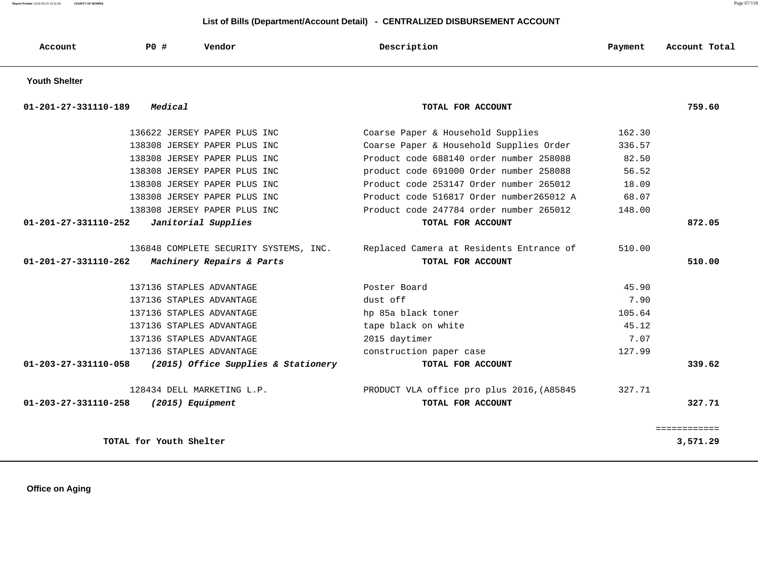## List of Bills (Department/Account Detail) - CENTRALIZED DISBURSEMENT ACCOUNT

| Account | PO # | Vendor | Description | Payment | Account Total |
|---|---|---|---|---|---|
| **Youth Shelter** | | | | | |
| **01-201-27-331110-189** | | ***Medical*** | **TOTAL FOR ACCOUNT** | | **759.60** |
| | 136622 | JERSEY PAPER PLUS INC | Coarse Paper & Household Supplies | 162.30 | |
| | 138308 | JERSEY PAPER PLUS INC | Coarse Paper & Household Supplies Order | 336.57 | |
| | 138308 | JERSEY PAPER PLUS INC | Product code 688140 order number 258088 | 82.50 | |
| | 138308 | JERSEY PAPER PLUS INC | product code 691000 Order number 258088 | 56.52 | |
| | 138308 | JERSEY PAPER PLUS INC | Product code 253147 Order number 265012 | 18.09 | |
| | 138308 | JERSEY PAPER PLUS INC | Product code 516817 Order number265012 A | 68.07 | |
| | 138308 | JERSEY PAPER PLUS INC | Product code 247784 order number 265012 | 148.00 | |
| **01-201-27-331110-252** | | ***Janitorial Supplies*** | **TOTAL FOR ACCOUNT** | | **872.05** |
| | 136848 | COMPLETE SECURITY SYSTEMS, INC. | Replaced Camera at Residents Entrance of | 510.00 | |
| **01-201-27-331110-262** | | ***Machinery Repairs & Parts*** | **TOTAL FOR ACCOUNT** | | **510.00** |
| | 137136 | STAPLES ADVANTAGE | Poster Board | 45.90 | |
| | 137136 | STAPLES ADVANTAGE | dust off | 7.90 | |
| | 137136 | STAPLES ADVANTAGE | hp 85a black toner | 105.64 | |
| | 137136 | STAPLES ADVANTAGE | tape black on white | 45.12 | |
| | 137136 | STAPLES ADVANTAGE | 2015 daytimer | 7.07 | |
| | 137136 | STAPLES ADVANTAGE | construction paper case | 127.99 | |
| **01-203-27-331110-058** | | ***(2015) Office Supplies & Stationery*** | **TOTAL FOR ACCOUNT** | | **339.62** |
| | 128434 | DELL MARKETING L.P. | PRODUCT VLA office pro plus 2016,(A85845 | 327.71 | |
| **01-203-27-331110-258** | | ***(2015) Equipment*** | **TOTAL FOR ACCOUNT** | | **327.71** |
| | | | | | ============ |
| | **TOTAL for Youth Shelter** | | | | **3,571.29** |

**Office on Aging**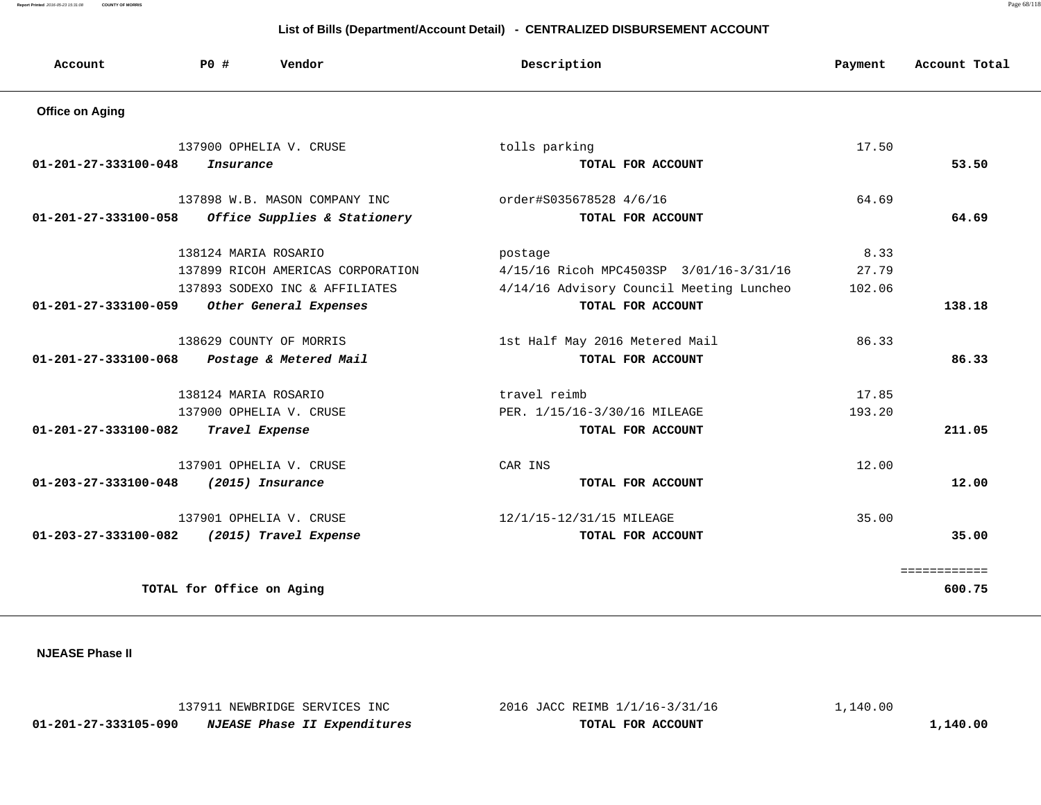## List of Bills (Department/Account Detail) - CENTRALIZED DISBURSEMENT ACCOUNT

| Account | PO # | Vendor | Description | Payment | Account Total |
|---|---|---|---|---|---|
| **Office on Aging** | | | | | |
| | 137900 | OPHELIA V. CRUSE | tolls parking | 17.50 | |
| **01-201-27-333100-048** | | ***Insurance*** | **TOTAL FOR ACCOUNT** | | **53.50** |
| | 137898 | W.B. MASON COMPANY INC | order#S035678528 4/6/16 | 64.69 | |
| **01-201-27-333100-058** | | ***Office Supplies & Stationery*** | **TOTAL FOR ACCOUNT** | | **64.69** |
| | 138124 | MARIA ROSARIO | postage | 8.33 | |
| | 137899 | RICOH AMERICAS CORPORATION | 4/15/16 Ricoh MPC4503SP 3/01/16-3/31/16 | 27.79 | |
| | 137893 | SODEXO INC & AFFILIATES | 4/14/16 Advisory Council Meeting Luncheo | 102.06 | |
| **01-201-27-333100-059** | | ***Other General Expenses*** | **TOTAL FOR ACCOUNT** | | **138.18** |
| | 138629 | COUNTY OF MORRIS | 1st Half May 2016 Metered Mail | 86.33 | |
| **01-201-27-333100-068** | | ***Postage & Metered Mail*** | **TOTAL FOR ACCOUNT** | | **86.33** |
| | 138124 | MARIA ROSARIO | travel reimb | 17.85 | |
| | 137900 | OPHELIA V. CRUSE | PER. 1/15/16-3/30/16 MILEAGE | 193.20 | |
| **01-201-27-333100-082** | | ***Travel Expense*** | **TOTAL FOR ACCOUNT** | | **211.05** |
| | 137901 | OPHELIA V. CRUSE | CAR INS | 12.00 | |
| **01-203-27-333100-048** | | ***(2015) Insurance*** | **TOTAL FOR ACCOUNT** | | **12.00** |
| | 137901 | OPHELIA V. CRUSE | 12/1/15-12/31/15 MILEAGE | 35.00 | |
| **01-203-27-333100-082** | | ***(2015) Travel Expense*** | **TOTAL FOR ACCOUNT** | | **35.00** |
| | | | | | ============ |
| **TOTAL for Office on Aging** | | | | | **600.75** |
| **NJEASE Phase II** | | | | | |
| | 137911 | NEWBRIDGE SERVICES INC | 2016 JACC REIMB 1/1/16-3/31/16 | 1,140.00 | |
| **01-201-27-333105-090** | | ***NJEASE Phase II Expenditures*** | **TOTAL FOR ACCOUNT** | | **1,140.00** |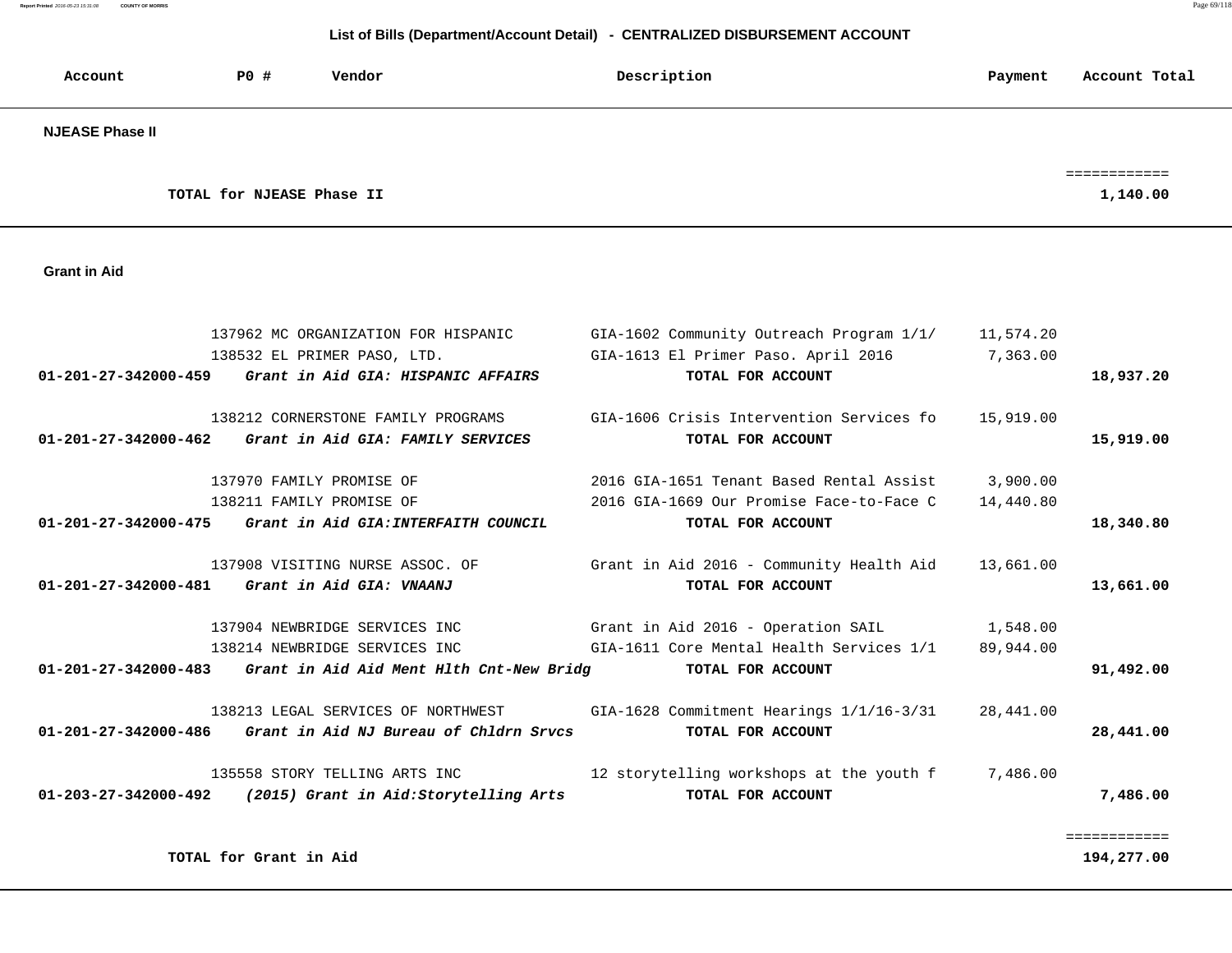## List of Bills (Department/Account Detail) - CENTRALIZED DISBURSEMENT ACCOUNT

| Account | PO # | Vendor | Description | Payment | Account Total |
|---|---|---|---|---|---|

**NJEASE Phase II**

| | | | | | |
|---|---|---|---|---|---|
| | | **TOTAL for NJEASE Phase II** | | | **1,140.00** |

**Grant in Aid**

| Account | PO # | Vendor | Description | Payment | Account Total |
|---|---|---|---|---|---|
| | 137962 | MC ORGANIZATION FOR HISPANIC | GIA-1602 Community Outreach Program 1/1/ | 11,574.20 | |
| | 138532 | EL PRIMER PASO, LTD. | GIA-1613 El Primer Paso. April 2016 | 7,363.00 | |
| **01-201-27-342000-459** | | ***Grant in Aid GIA: HISPANIC AFFAIRS*** | **TOTAL FOR ACCOUNT** | | **18,937.20** |
| | 138212 | CORNERSTONE FAMILY PROGRAMS | GIA-1606 Crisis Intervention Services fo | 15,919.00 | |
| **01-201-27-342000-462** | | ***Grant in Aid GIA: FAMILY SERVICES*** | **TOTAL FOR ACCOUNT** | | **15,919.00** |
| | 137970 | FAMILY PROMISE OF | 2016 GIA-1651 Tenant Based Rental Assist | 3,900.00 | |
| | 138211 | FAMILY PROMISE OF | 2016 GIA-1669 Our Promise Face-to-Face C | 14,440.80 | |
| **01-201-27-342000-475** | | ***Grant in Aid GIA:INTERFAITH COUNCIL*** | **TOTAL FOR ACCOUNT** | | **18,340.80** |
| | 137908 | VISITING NURSE ASSOC. OF | Grant in Aid 2016 - Community Health Aid | 13,661.00 | |
| **01-201-27-342000-481** | | ***Grant in Aid GIA: VNAANJ*** | **TOTAL FOR ACCOUNT** | | **13,661.00** |
| | 137904 | NEWBRIDGE SERVICES INC | Grant in Aid 2016 - Operation SAIL | 1,548.00 | |
| | 138214 | NEWBRIDGE SERVICES INC | GIA-1611 Core Mental Health Services 1/1 | 89,944.00 | |
| **01-201-27-342000-483** | | ***Grant in Aid Aid Ment Hlth Cnt-New Bridg*** | **TOTAL FOR ACCOUNT** | | **91,492.00** |
| | 138213 | LEGAL SERVICES OF NORTHWEST | GIA-1628 Commitment Hearings 1/1/16-3/31 | 28,441.00 | |
| **01-201-27-342000-486** | | ***Grant in Aid NJ Bureau of Chldrn Srvcs*** | **TOTAL FOR ACCOUNT** | | **28,441.00** |
| | 135558 | STORY TELLING ARTS INC | 12 storytelling workshops at the youth f | 7,486.00 | |
| **01-203-27-342000-492** | | ***(2015) Grant in Aid:Storytelling Arts*** | **TOTAL FOR ACCOUNT** | | **7,486.00** |
| | | **TOTAL for Grant in Aid** | | | **194,277.00** |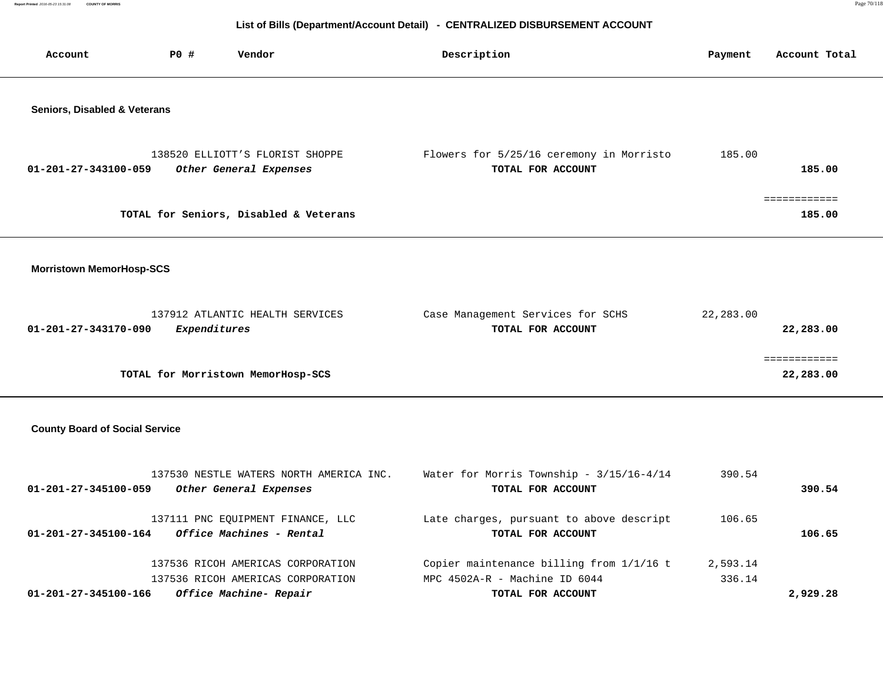## List of Bills (Department/Account Detail) - CENTRALIZED DISBURSEMENT ACCOUNT

| Account | PO # | Vendor | Description | Payment | Account Total |
|---|---|---|---|---|---|

### Seniors, Disabled & Veterans

| Account | PO # | Vendor | Description | Payment | Account Total |
|---|---|---|---|---|---|
| | 138520 | ELLIOTT'S FLORIST SHOPPE | Flowers for 5/25/16 ceremony in Morristo | 185.00 | |
| 01-201-27-343100-059 | | *Other General Expenses* | **TOTAL FOR ACCOUNT** | | **185.00** |
| | | | | | ============ |
| | | **TOTAL for Seniors, Disabled & Veterans** | | | **185.00** |

### Morristown MemorHosp-SCS

| Account | PO # | Vendor | Description | Payment | Account Total |
|---|---|---|---|---|---|
| | 137912 | ATLANTIC HEALTH SERVICES | Case Management Services for SCHS | 22,283.00 | |
| 01-201-27-343170-090 | | *Expenditures* | **TOTAL FOR ACCOUNT** | | **22,283.00** |
| | | | | | ============ |
| | | **TOTAL for Morristown MemorHosp-SCS** | | | **22,283.00** |

### County Board of Social Service

| Account | PO # | Vendor | Description | Payment | Account Total |
|---|---|---|---|---|---|
| | 137530 | NESTLE WATERS NORTH AMERICA INC. | Water for Morris Township - 3/15/16-4/14 | 390.54 | |
| 01-201-27-345100-059 | | *Other General Expenses* | **TOTAL FOR ACCOUNT** | | **390.54** |
| | 137111 | PNC EQUIPMENT FINANCE, LLC | Late charges, pursuant to above descript | 106.65 | |
| 01-201-27-345100-164 | | *Office Machines - Rental* | **TOTAL FOR ACCOUNT** | | **106.65** |
| | 137536 | RICOH AMERICAS CORPORATION | Copier maintenance billing from 1/1/16 t | 2,593.14 | |
| | 137536 | RICOH AMERICAS CORPORATION | MPC 4502A-R - Machine ID 6044 | 336.14 | |
| 01-201-27-345100-166 | | *Office Machine- Repair* | **TOTAL FOR ACCOUNT** | | **2,929.28** |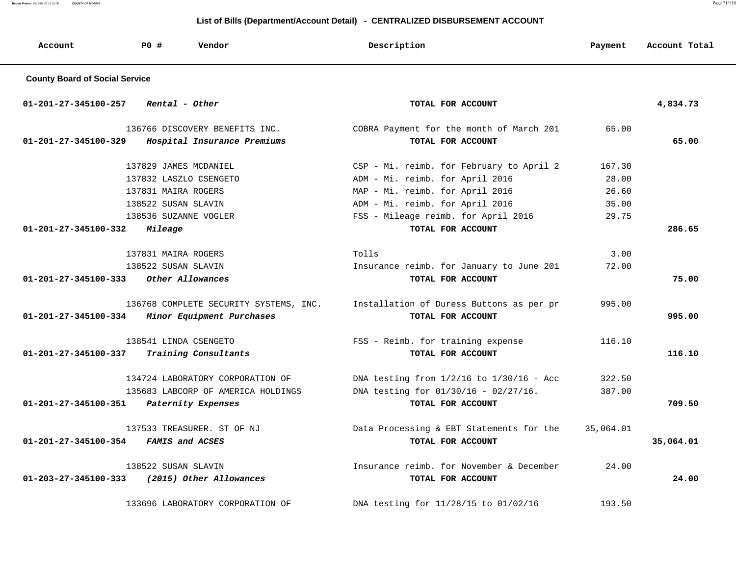## List of Bills (Department/Account Detail) - CENTRALIZED DISBURSEMENT ACCOUNT

| Account | PO # | Vendor | Description | Payment | Account Total |
|---|---|---|---|---|---|

**County Board of Social Service**

| Account | PO # | Vendor | Description | Payment | Account Total |
|---|---|---|---|---|---|
| 01-201-27-345100-257 | | *Rental - Other* | TOTAL FOR ACCOUNT | | 4,834.73 |
| | 136766 | DISCOVERY BENEFITS INC. | COBRA Payment for the month of March 201 | 65.00 | |
| 01-201-27-345100-329 | | *Hospital Insurance Premiums* | TOTAL FOR ACCOUNT | | 65.00 |
| | 137829 | JAMES MCDANIEL | CSP - Mi. reimb. for February to April 2 | 167.30 | |
| | 137832 | LASZLO CSENGETO | ADM - Mi. reimb. for April 2016 | 28.00 | |
| | 137831 | MAIRA ROGERS | MAP - Mi. reimb. for April 2016 | 26.60 | |
| | 138522 | SUSAN SLAVIN | ADM - Mi. reimb. for April 2016 | 35.00 | |
| | 138536 | SUZANNE VOGLER | FSS - Mileage reimb. for April 2016 | 29.75 | |
| 01-201-27-345100-332 | | *Mileage* | TOTAL FOR ACCOUNT | | 286.65 |
| | 137831 | MAIRA ROGERS | Tolls | 3.00 | |
| | 138522 | SUSAN SLAVIN | Insurance reimb. for January to June 201 | 72.00 | |
| 01-201-27-345100-333 | | *Other Allowances* | TOTAL FOR ACCOUNT | | 75.00 |
| | 136768 | COMPLETE SECURITY SYSTEMS, INC. | Installation of Duress Buttons as per pr | 995.00 | |
| 01-201-27-345100-334 | | *Minor Equipment Purchases* | TOTAL FOR ACCOUNT | | 995.00 |
| | 138541 | LINDA CSENGETO | FSS - Reimb. for training expense | 116.10 | |
| 01-201-27-345100-337 | | *Training Consultants* | TOTAL FOR ACCOUNT | | 116.10 |
| | 134724 | LABORATORY CORPORATION OF | DNA testing from 1/2/16 to 1/30/16 - Acc | 322.50 | |
| | 135683 | LABCORP OF AMERICA HOLDINGS | DNA testing for 01/30/16 - 02/27/16. | 387.00 | |
| 01-201-27-345100-351 | | *Paternity Expenses* | TOTAL FOR ACCOUNT | | 709.50 |
| | 137533 | TREASURER. ST OF NJ | Data Processing & EBT Statements for the | 35,064.01 | |
| 01-201-27-345100-354 | | *FAMIS and ACSES* | TOTAL FOR ACCOUNT | | 35,064.01 |
| | 138522 | SUSAN SLAVIN | Insurance reimb. for November & December | 24.00 | |
| 01-203-27-345100-333 | | *(2015) Other Allowances* | TOTAL FOR ACCOUNT | | 24.00 |
| | 133696 | LABORATORY CORPORATION OF | DNA testing for 11/28/15 to 01/02/16 | 193.50 | |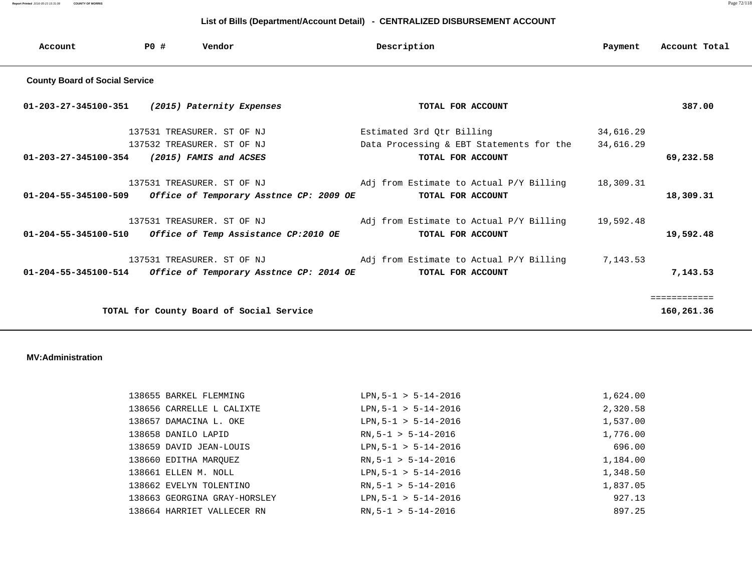## List of Bills (Department/Account Detail) - CENTRALIZED DISBURSEMENT ACCOUNT

| Account | PO # | Vendor | Description | Payment | Account Total |
|---|---|---|---|---|---|

### County Board of Social Service

| Account | PO # | Vendor | Description | Payment | Account Total |
|---|---|---|---|---|---|
| **01-203-27-345100-351** | | ***(2015) Paternity Expenses*** | **TOTAL FOR ACCOUNT** | | **387.00** |
| | 137531 | TREASURER. ST OF NJ | Estimated 3rd Qtr Billing | 34,616.29 | |
| | 137532 | TREASURER. ST OF NJ | Data Processing & EBT Statements for the | 34,616.29 | |
| **01-203-27-345100-354** | | ***(2015) FAMIS and ACSES*** | **TOTAL FOR ACCOUNT** | | **69,232.58** |
| | 137531 | TREASURER. ST OF NJ | Adj from Estimate to Actual P/Y Billing | 18,309.31 | |
| **01-204-55-345100-509** | | ***Office of Temporary Asstnce CP: 2009 OE*** | **TOTAL FOR ACCOUNT** | | **18,309.31** |
| | 137531 | TREASURER. ST OF NJ | Adj from Estimate to Actual P/Y Billing | 19,592.48 | |
| **01-204-55-345100-510** | | ***Office of Temp Assistance CP:2010 OE*** | **TOTAL FOR ACCOUNT** | | **19,592.48** |
| | 137531 | TREASURER. ST OF NJ | Adj from Estimate to Actual P/Y Billing | 7,143.53 | |
| **01-204-55-345100-514** | | ***Office of Temporary Asstnce CP: 2014 OE*** | **TOTAL FOR ACCOUNT** | | **7,143.53** |
| | | | | | ============ |
| | | **TOTAL for County Board of Social Service** | | | **160,261.36** |

### MV:Administration

| Account | PO # | Vendor | Description | Payment | Account Total |
|---|---|---|---|---|---|
| | 138655 | BARKEL FLEMMING | LPN,5-1 > 5-14-2016 | 1,624.00 | |
| | 138656 | CARRELLE L CALIXTE | LPN,5-1 > 5-14-2016 | 2,320.58 | |
| | 138657 | DAMACINA L. OKE | LPN,5-1 > 5-14-2016 | 1,537.00 | |
| | 138658 | DANILO LAPID | RN,5-1 > 5-14-2016 | 1,776.00 | |
| | 138659 | DAVID JEAN-LOUIS | LPN,5-1 > 5-14-2016 | 696.00 | |
| | 138660 | EDITHA MARQUEZ | RN,5-1 > 5-14-2016 | 1,184.00 | |
| | 138661 | ELLEN M. NOLL | LPN,5-1 > 5-14-2016 | 1,348.50 | |
| | 138662 | EVELYN TOLENTINO | RN,5-1 > 5-14-2016 | 1,837.05 | |
| | 138663 | GEORGINA GRAY-HORSLEY | LPN,5-1 > 5-14-2016 | 927.13 | |
| | 138664 | HARRIET VALLECER RN | RN,5-1 > 5-14-2016 | 897.25 | |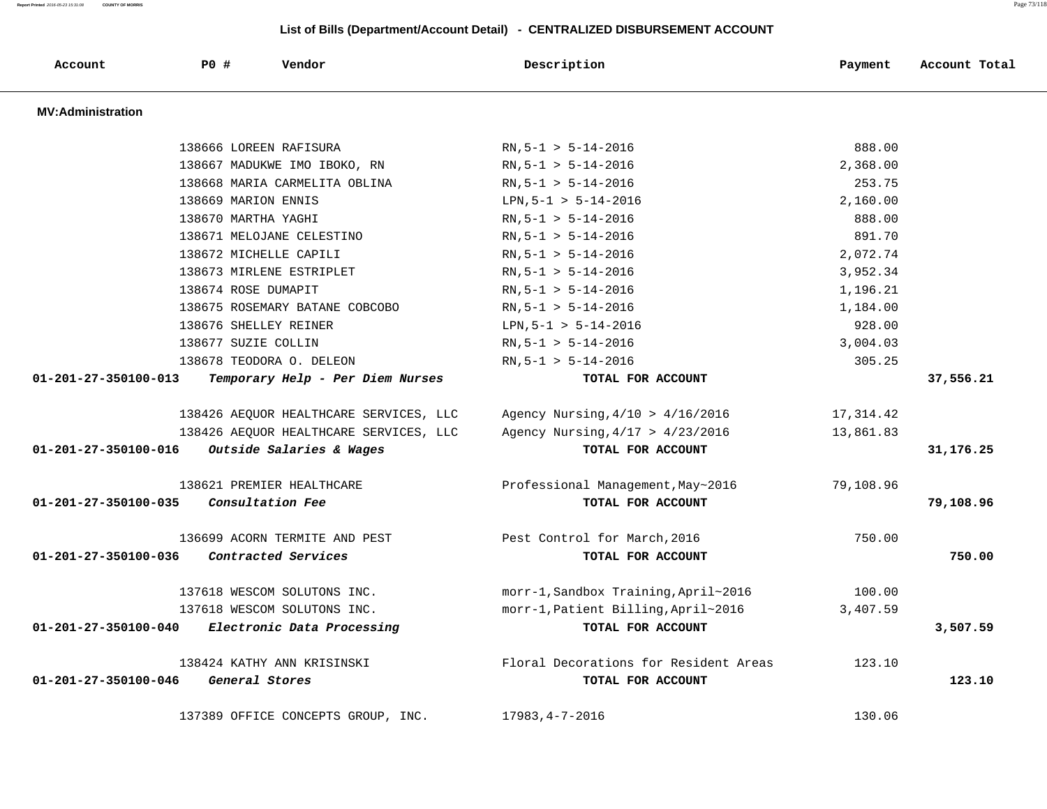## List of Bills (Department/Account Detail) - CENTRALIZED DISBURSEMENT ACCOUNT

| Account | PO # | Vendor | Description | Payment | Account Total |
|---|---|---|---|---|---|
| **MV:Administration** | | | | | |
| | 138666 | LOREEN RAFISURA | RN,5-1 > 5-14-2016 | 888.00 | |
| | 138667 | MADUKWE IMO IBOKO, RN | RN,5-1 > 5-14-2016 | 2,368.00 | |
| | 138668 | MARIA CARMELITA OBLINA | RN,5-1 > 5-14-2016 | 253.75 | |
| | 138669 | MARION ENNIS | LPN,5-1 > 5-14-2016 | 2,160.00 | |
| | 138670 | MARTHA YAGHI | RN,5-1 > 5-14-2016 | 888.00 | |
| | 138671 | MELOJANE CELESTINO | RN,5-1 > 5-14-2016 | 891.70 | |
| | 138672 | MICHELLE CAPILI | RN,5-1 > 5-14-2016 | 2,072.74 | |
| | 138673 | MIRLENE ESTRIPLET | RN,5-1 > 5-14-2016 | 3,952.34 | |
| | 138674 | ROSE DUMAPIT | RN,5-1 > 5-14-2016 | 1,196.21 | |
| | 138675 | ROSEMARY BATANE COBCOBO | RN,5-1 > 5-14-2016 | 1,184.00 | |
| | 138676 | SHELLEY REINER | LPN,5-1 > 5-14-2016 | 928.00 | |
| | 138677 | SUZIE COLLIN | RN,5-1 > 5-14-2016 | 3,004.03 | |
| | 138678 | TEODORA O. DELEON | RN,5-1 > 5-14-2016 | 305.25 | |
| **01-201-27-350100-013** | | ***Temporary Help - Per Diem Nurses*** | **TOTAL FOR ACCOUNT** | | **37,556.21** |
| | 138426 | AEQUOR HEALTHCARE SERVICES, LLC | Agency Nursing,4/10 > 4/16/2016 | 17,314.42 | |
| | 138426 | AEQUOR HEALTHCARE SERVICES, LLC | Agency Nursing,4/17 > 4/23/2016 | 13,861.83 | |
| **01-201-27-350100-016** | | ***Outside Salaries & Wages*** | **TOTAL FOR ACCOUNT** | | **31,176.25** |
| | 138621 | PREMIER HEALTHCARE | Professional Management,May~2016 | 79,108.96 | |
| **01-201-27-350100-035** | | ***Consultation Fee*** | **TOTAL FOR ACCOUNT** | | **79,108.96** |
| | 136699 | ACORN TERMITE AND PEST | Pest Control for March,2016 | 750.00 | |
| **01-201-27-350100-036** | | ***Contracted Services*** | **TOTAL FOR ACCOUNT** | | **750.00** |
| | 137618 | WESCOM SOLUTONS INC. | morr-1,Sandbox Training,April~2016 | 100.00 | |
| | 137618 | WESCOM SOLUTONS INC. | morr-1,Patient Billing,April~2016 | 3,407.59 | |
| **01-201-27-350100-040** | | ***Electronic Data Processing*** | **TOTAL FOR ACCOUNT** | | **3,507.59** |
| | 138424 | KATHY ANN KRISINSKI | Floral Decorations for Resident Areas | 123.10 | |
| **01-201-27-350100-046** | | ***General Stores*** | **TOTAL FOR ACCOUNT** | | **123.10** |
| | 137389 | OFFICE CONCEPTS GROUP, INC. | 17983,4-7-2016 | 130.06 | |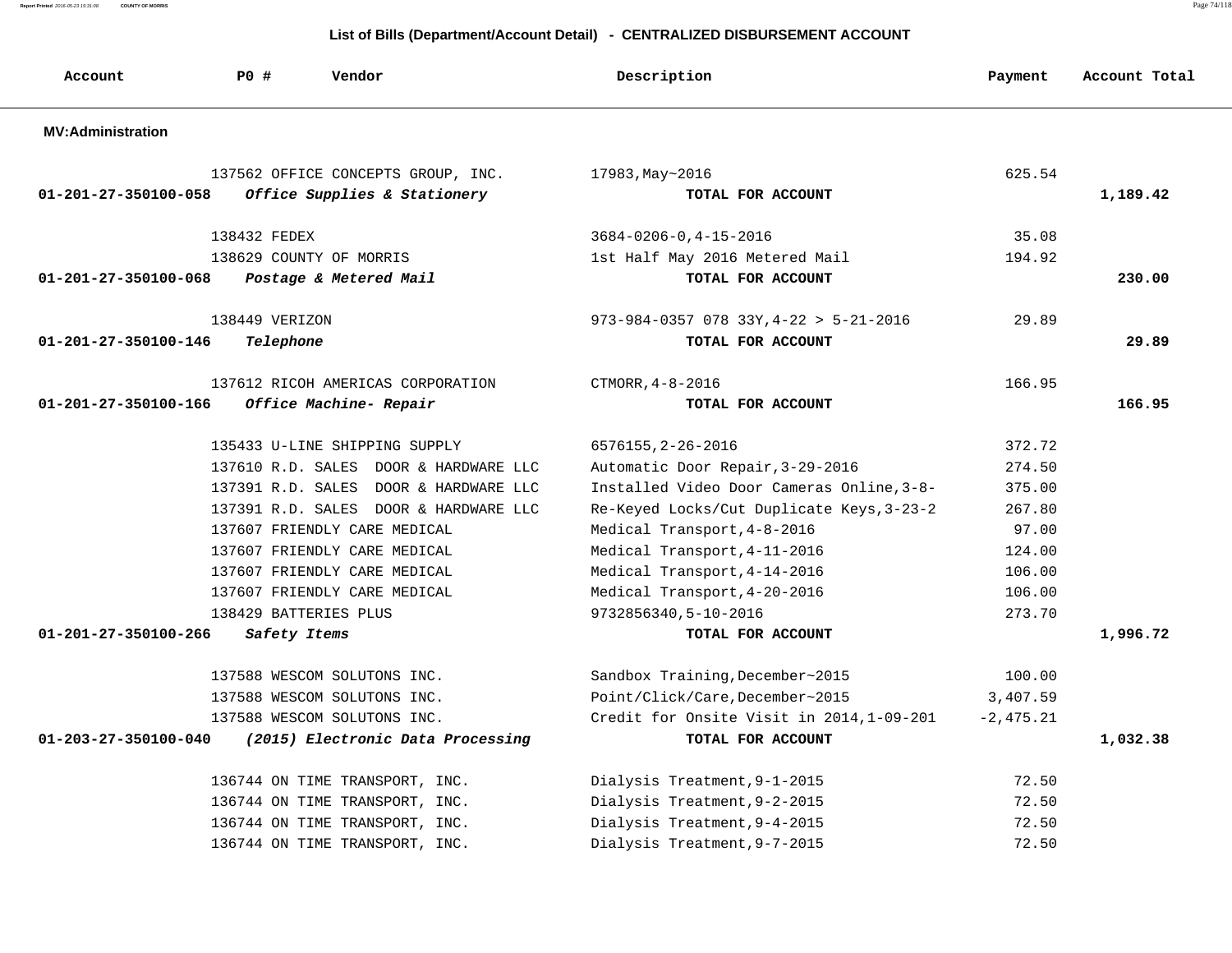## List of Bills (Department/Account Detail) - CENTRALIZED DISBURSEMENT ACCOUNT

| Account | PO # | Vendor | Description | Payment | Account Total |
|---|---|---|---|---|---|
| **MV:Administration** | | | | | |
| | 137562 | OFFICE CONCEPTS GROUP, INC. | 17983,May~2016 | 625.54 | |
| **01-201-27-350100-058** | | ***Office Supplies & Stationery*** | **TOTAL FOR ACCOUNT** | | **1,189.42** |
| | 138432 | FEDEX | 3684-0206-0,4-15-2016 | 35.08 | |
| | 138629 | COUNTY OF MORRIS | 1st Half May 2016 Metered Mail | 194.92 | |
| **01-201-27-350100-068** | | ***Postage & Metered Mail*** | **TOTAL FOR ACCOUNT** | | **230.00** |
| | 138449 | VERIZON | 973-984-0357 078 33Y,4-22 > 5-21-2016 | 29.89 | |
| **01-201-27-350100-146** | | ***Telephone*** | **TOTAL FOR ACCOUNT** | | **29.89** |
| | 137612 | RICOH AMERICAS CORPORATION | CTMORR,4-8-2016 | 166.95 | |
| **01-201-27-350100-166** | | ***Office Machine- Repair*** | **TOTAL FOR ACCOUNT** | | **166.95** |
| | 135433 | U-LINE SHIPPING SUPPLY | 6576155,2-26-2016 | 372.72 | |
| | 137610 | R.D. SALES DOOR & HARDWARE LLC | Automatic Door Repair,3-29-2016 | 274.50 | |
| | 137391 | R.D. SALES DOOR & HARDWARE LLC | Installed Video Door Cameras Online,3-8- | 375.00 | |
| | 137391 | R.D. SALES DOOR & HARDWARE LLC | Re-Keyed Locks/Cut Duplicate Keys,3-23-2 | 267.80 | |
| | 137607 | FRIENDLY CARE MEDICAL | Medical Transport,4-8-2016 | 97.00 | |
| | 137607 | FRIENDLY CARE MEDICAL | Medical Transport,4-11-2016 | 124.00 | |
| | 137607 | FRIENDLY CARE MEDICAL | Medical Transport,4-14-2016 | 106.00 | |
| | 137607 | FRIENDLY CARE MEDICAL | Medical Transport,4-20-2016 | 106.00 | |
| | 138429 | BATTERIES PLUS | 9732856340,5-10-2016 | 273.70 | |
| **01-201-27-350100-266** | | ***Safety Items*** | **TOTAL FOR ACCOUNT** | | **1,996.72** |
| | 137588 | WESCOM SOLUTONS INC. | Sandbox Training,December~2015 | 100.00 | |
| | 137588 | WESCOM SOLUTONS INC. | Point/Click/Care,December~2015 | 3,407.59 | |
| | 137588 | WESCOM SOLUTONS INC. | Credit for Onsite Visit in 2014,1-09-201 | -2,475.21 | |
| **01-203-27-350100-040** | | ***(2015) Electronic Data Processing*** | **TOTAL FOR ACCOUNT** | | **1,032.38** |
| | 136744 | ON TIME TRANSPORT, INC. | Dialysis Treatment,9-1-2015 | 72.50 | |
| | 136744 | ON TIME TRANSPORT, INC. | Dialysis Treatment,9-2-2015 | 72.50 | |
| | 136744 | ON TIME TRANSPORT, INC. | Dialysis Treatment,9-4-2015 | 72.50 | |
| | 136744 | ON TIME TRANSPORT, INC. | Dialysis Treatment,9-7-2015 | 72.50 | |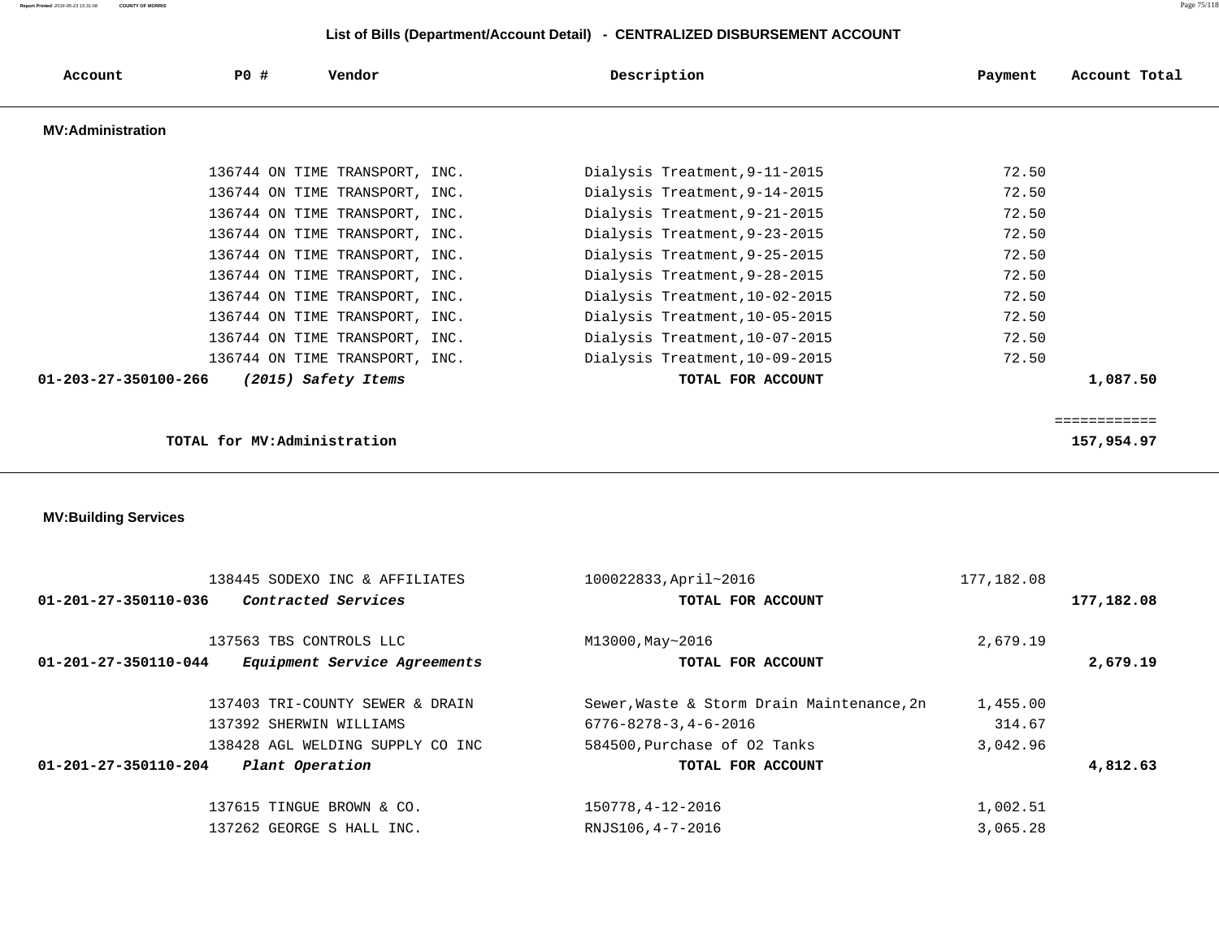## List of Bills (Department/Account Detail) - CENTRALIZED DISBURSEMENT ACCOUNT

| Account | PO # | Vendor | Description | Payment | Account Total |
|---|---|---|---|---|---|
| **MV:Administration** | | | | | |
| | 136744 | ON TIME TRANSPORT, INC. | Dialysis Treatment,9-11-2015 | 72.50 | |
| | 136744 | ON TIME TRANSPORT, INC. | Dialysis Treatment,9-14-2015 | 72.50 | |
| | 136744 | ON TIME TRANSPORT, INC. | Dialysis Treatment,9-21-2015 | 72.50 | |
| | 136744 | ON TIME TRANSPORT, INC. | Dialysis Treatment,9-23-2015 | 72.50 | |
| | 136744 | ON TIME TRANSPORT, INC. | Dialysis Treatment,9-25-2015 | 72.50 | |
| | 136744 | ON TIME TRANSPORT, INC. | Dialysis Treatment,9-28-2015 | 72.50 | |
| | 136744 | ON TIME TRANSPORT, INC. | Dialysis Treatment,10-02-2015 | 72.50 | |
| | 136744 | ON TIME TRANSPORT, INC. | Dialysis Treatment,10-05-2015 | 72.50 | |
| | 136744 | ON TIME TRANSPORT, INC. | Dialysis Treatment,10-07-2015 | 72.50 | |
| | 136744 | ON TIME TRANSPORT, INC. | Dialysis Treatment,10-09-2015 | 72.50 | |
| **01-203-27-350100-266** | | ***(2015) Safety Items*** | **TOTAL FOR ACCOUNT** | | **1,087.50** |
| | | | | | ============ |
| | | **TOTAL for MV:Administration** | | | **157,954.97** |
| **MV:Building Services** | | | | | |
| | 138445 | SODEXO INC & AFFILIATES | 100022833,April~2016 | 177,182.08 | |
| **01-201-27-350110-036** | | ***Contracted Services*** | **TOTAL FOR ACCOUNT** | | **177,182.08** |
| | 137563 | TBS CONTROLS LLC | M13000,May~2016 | 2,679.19 | |
| **01-201-27-350110-044** | | ***Equipment Service Agreements*** | **TOTAL FOR ACCOUNT** | | **2,679.19** |
| | 137403 | TRI-COUNTY SEWER & DRAIN | Sewer,Waste & Storm Drain Maintenance,2n | 1,455.00 | |
| | 137392 | SHERWIN WILLIAMS | 6776-8278-3,4-6-2016 | 314.67 | |
| | 138428 | AGL WELDING SUPPLY CO INC | 584500,Purchase of O2 Tanks | 3,042.96 | |
| **01-201-27-350110-204** | | ***Plant Operation*** | **TOTAL FOR ACCOUNT** | | **4,812.63** |
| | 137615 | TINGUE BROWN & CO. | 150778,4-12-2016 | 1,002.51 | |
| | 137262 | GEORGE S HALL INC. | RNJS106,4-7-2016 | 3,065.28 | |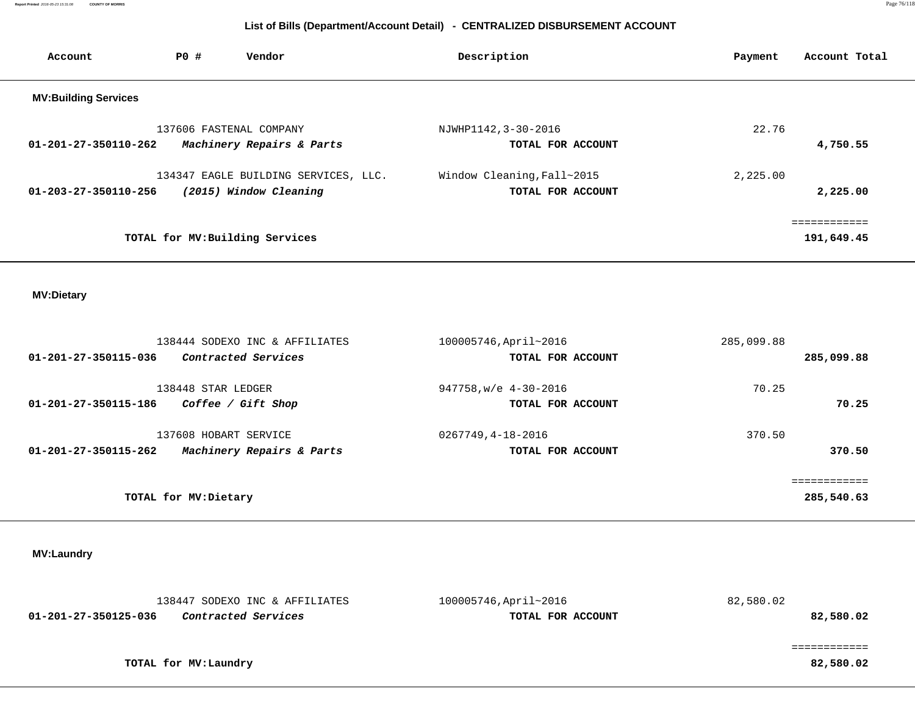## List of Bills (Department/Account Detail) - CENTRALIZED DISBURSEMENT ACCOUNT

| Account | PO # | Vendor | Description | Payment | Account Total |
|---|---|---|---|---|---|
| **MV:Building Services** | | | | | |
| | 137606 | FASTENAL COMPANY | NJWHP1142,3-30-2016 | 22.76 | |
| **01-201-27-350110-262** | | ***Machinery Repairs & Parts*** | **TOTAL FOR ACCOUNT** | | **4,750.55** |
| | 134347 | EAGLE BUILDING SERVICES, LLC. | Window Cleaning,Fall~2015 | 2,225.00 | |
| **01-203-27-350110-256** | | ***(2015) Window Cleaning*** | **TOTAL FOR ACCOUNT** | | **2,225.00** |
| | | | | | ============ |
| | | **TOTAL for MV:Building Services** | | | **191,649.45** |
| **MV:Dietary** | | | | | |
| | 138444 | SODEXO INC & AFFILIATES | 100005746,April~2016 | 285,099.88 | |
| **01-201-27-350115-036** | | ***Contracted Services*** | **TOTAL FOR ACCOUNT** | | **285,099.88** |
| | 138448 | STAR LEDGER | 947758,w/e 4-30-2016 | 70.25 | |
| **01-201-27-350115-186** | | ***Coffee / Gift Shop*** | **TOTAL FOR ACCOUNT** | | **70.25** |
| | 137608 | HOBART SERVICE | 0267749,4-18-2016 | 370.50 | |
| **01-201-27-350115-262** | | ***Machinery Repairs & Parts*** | **TOTAL FOR ACCOUNT** | | **370.50** |
| | | | | | ============ |
| | | **TOTAL for MV:Dietary** | | | **285,540.63** |
| **MV:Laundry** | | | | | |
| | 138447 | SODEXO INC & AFFILIATES | 100005746,April~2016 | 82,580.02 | |
| **01-201-27-350125-036** | | ***Contracted Services*** | **TOTAL FOR ACCOUNT** | | **82,580.02** |
| | | | | | ============ |
| | | **TOTAL for MV:Laundry** | | | **82,580.02** |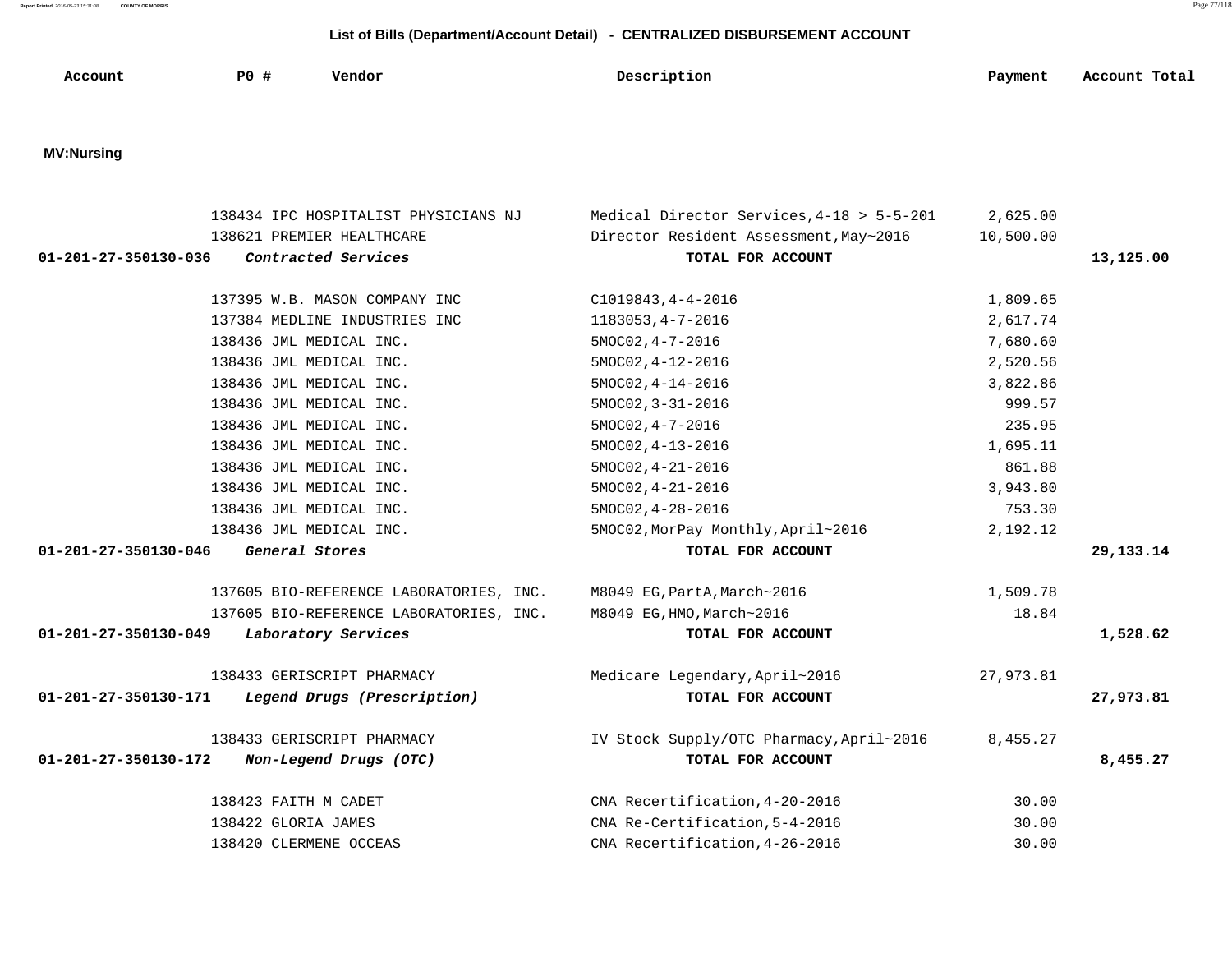## List of Bills (Department/Account Detail) - CENTRALIZED DISBURSEMENT ACCOUNT

### MV:Nursing

| Account | PO # | Vendor | Description | Payment | Account Total |
|---|---|---|---|---|---|
| | 138434 | IPC HOSPITALIST PHYSICIANS NJ | Medical Director Services,4-18 > 5-5-201 | 2,625.00 | |
| | 138621 | PREMIER HEALTHCARE | Director Resident Assessment,May~2016 | 10,500.00 | |
| **01-201-27-350130-036** | | ***Contracted Services*** | **TOTAL FOR ACCOUNT** | | **13,125.00** |
| | 137395 | W.B. MASON COMPANY INC | C1019843,4-4-2016 | 1,809.65 | |
| | 137384 | MEDLINE INDUSTRIES INC | 1183053,4-7-2016 | 2,617.74 | |
| | 138436 | JML MEDICAL INC. | 5MOC02,4-7-2016 | 7,680.60 | |
| | 138436 | JML MEDICAL INC. | 5MOC02,4-12-2016 | 2,520.56 | |
| | 138436 | JML MEDICAL INC. | 5MOC02,4-14-2016 | 3,822.86 | |
| | 138436 | JML MEDICAL INC. | 5MOC02,3-31-2016 | 999.57 | |
| | 138436 | JML MEDICAL INC. | 5MOC02,4-7-2016 | 235.95 | |
| | 138436 | JML MEDICAL INC. | 5MOC02,4-13-2016 | 1,695.11 | |
| | 138436 | JML MEDICAL INC. | 5MOC02,4-21-2016 | 861.88 | |
| | 138436 | JML MEDICAL INC. | 5MOC02,4-21-2016 | 3,943.80 | |
| | 138436 | JML MEDICAL INC. | 5MOC02,4-28-2016 | 753.30 | |
| | 138436 | JML MEDICAL INC. | 5MOC02,MorPay Monthly,April~2016 | 2,192.12 | |
| **01-201-27-350130-046** | | ***General Stores*** | **TOTAL FOR ACCOUNT** | | **29,133.14** |
| | 137605 | BIO-REFERENCE LABORATORIES, INC. | M8049 EG,PartA,March~2016 | 1,509.78 | |
| | 137605 | BIO-REFERENCE LABORATORIES, INC. | M8049 EG,HMO,March~2016 | 18.84 | |
| **01-201-27-350130-049** | | ***Laboratory Services*** | **TOTAL FOR ACCOUNT** | | **1,528.62** |
| | 138433 | GERISCRIPT PHARMACY | Medicare Legendary,April~2016 | 27,973.81 | |
| **01-201-27-350130-171** | | ***Legend Drugs (Prescription)*** | **TOTAL FOR ACCOUNT** | | **27,973.81** |
| | 138433 | GERISCRIPT PHARMACY | IV Stock Supply/OTC Pharmacy,April~2016 | 8,455.27 | |
| **01-201-27-350130-172** | | ***Non-Legend Drugs (OTC)*** | **TOTAL FOR ACCOUNT** | | **8,455.27** |
| | 138423 | FAITH M CADET | CNA Recertification,4-20-2016 | 30.00 | |
| | 138422 | GLORIA JAMES | CNA Re-Certification,5-4-2016 | 30.00 | |
| | 138420 | CLERMENE OCCEAS | CNA Recertification,4-26-2016 | 30.00 | |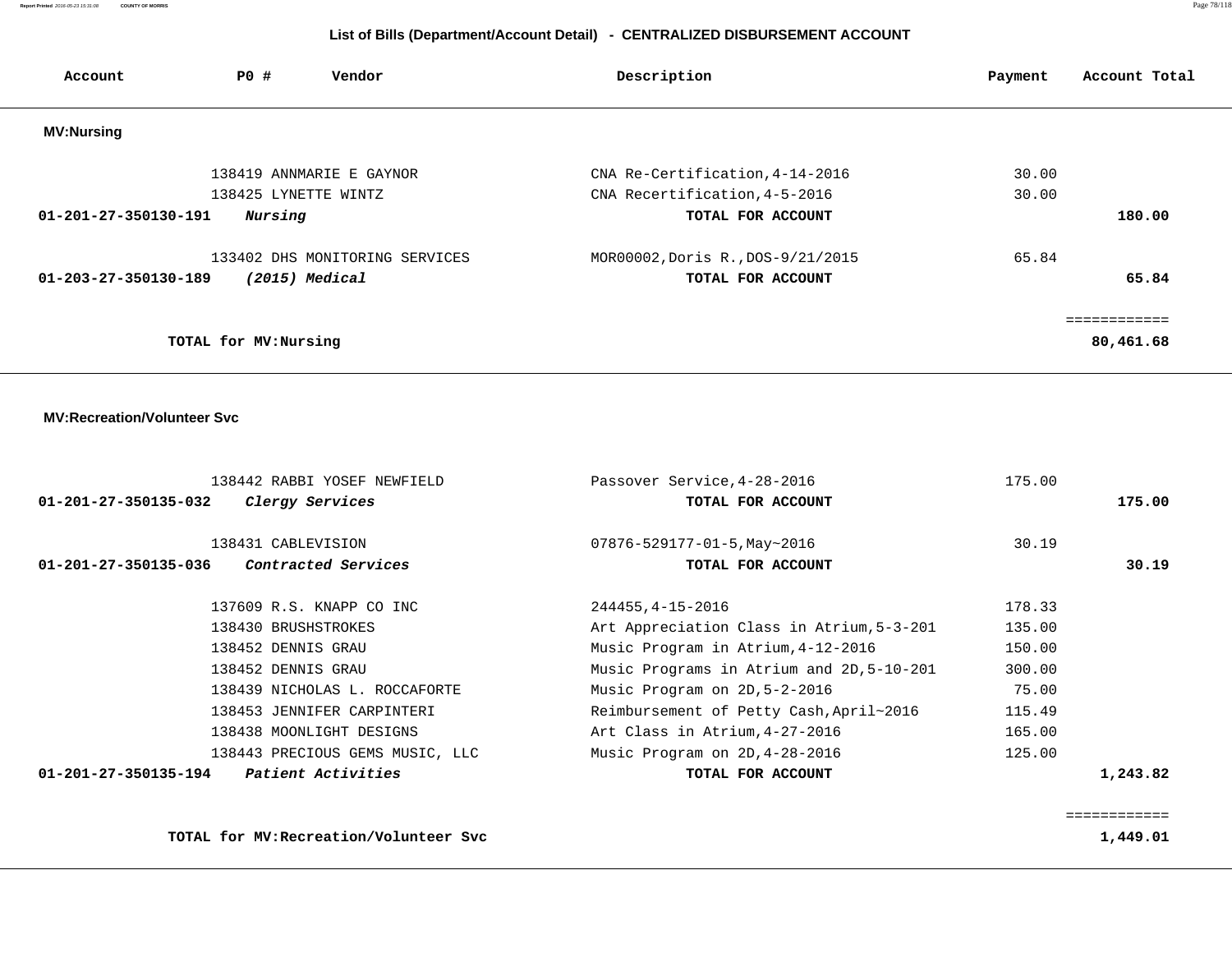## List of Bills (Department/Account Detail) - CENTRALIZED DISBURSEMENT ACCOUNT

| Account | PO # | Vendor | Description | Payment | Account Total |
|---|---|---|---|---|---|
| **MV:Nursing** | | | | | |
| | 138419 | ANNMARIE E GAYNOR | CNA Re-Certification,4-14-2016 | 30.00 | |
| | 138425 | LYNETTE WINTZ | CNA Recertification,4-5-2016 | 30.00 | |
| **01-201-27-350130-191** | | ***Nursing*** | **TOTAL FOR ACCOUNT** | | **180.00** |
| | 133402 | DHS MONITORING SERVICES | MOR00002,Doris R.,DOS-9/21/2015 | 65.84 | |
| **01-203-27-350130-189** | | ***(2015) Medical*** | **TOTAL FOR ACCOUNT** | | **65.84** |
| | | | | | ============ |
| | **TOTAL for MV:Nursing** | | | | **80,461.68** |
| **MV:Recreation/Volunteer Svc** | | | | | |
| | 138442 | RABBI YOSEF NEWFIELD | Passover Service,4-28-2016 | 175.00 | |
| **01-201-27-350135-032** | | ***Clergy Services*** | **TOTAL FOR ACCOUNT** | | **175.00** |
| | 138431 | CABLEVISION | 07876-529177-01-5,May~2016 | 30.19 | |
| **01-201-27-350135-036** | | ***Contracted Services*** | **TOTAL FOR ACCOUNT** | | **30.19** |
| | 137609 | R.S. KNAPP CO INC | 244455,4-15-2016 | 178.33 | |
| | 138430 | BRUSHSTROKES | Art Appreciation Class in Atrium,5-3-201 | 135.00 | |
| | 138452 | DENNIS GRAU | Music Program in Atrium,4-12-2016 | 150.00 | |
| | 138452 | DENNIS GRAU | Music Programs in Atrium and 2D,5-10-201 | 300.00 | |
| | 138439 | NICHOLAS L. ROCCAFORTE | Music Program on 2D,5-2-2016 | 75.00 | |
| | 138453 | JENNIFER CARPINTERI | Reimbursement of Petty Cash,April~2016 | 115.49 | |
| | 138438 | MOONLIGHT DESIGNS | Art Class in Atrium,4-27-2016 | 165.00 | |
| | 138443 | PRECIOUS GEMS MUSIC, LLC | Music Program on 2D,4-28-2016 | 125.00 | |
| **01-201-27-350135-194** | | ***Patient Activities*** | **TOTAL FOR ACCOUNT** | | **1,243.82** |
| | | | | | ============ |
| | **TOTAL for MV:Recreation/Volunteer Svc** | | | | **1,449.01** |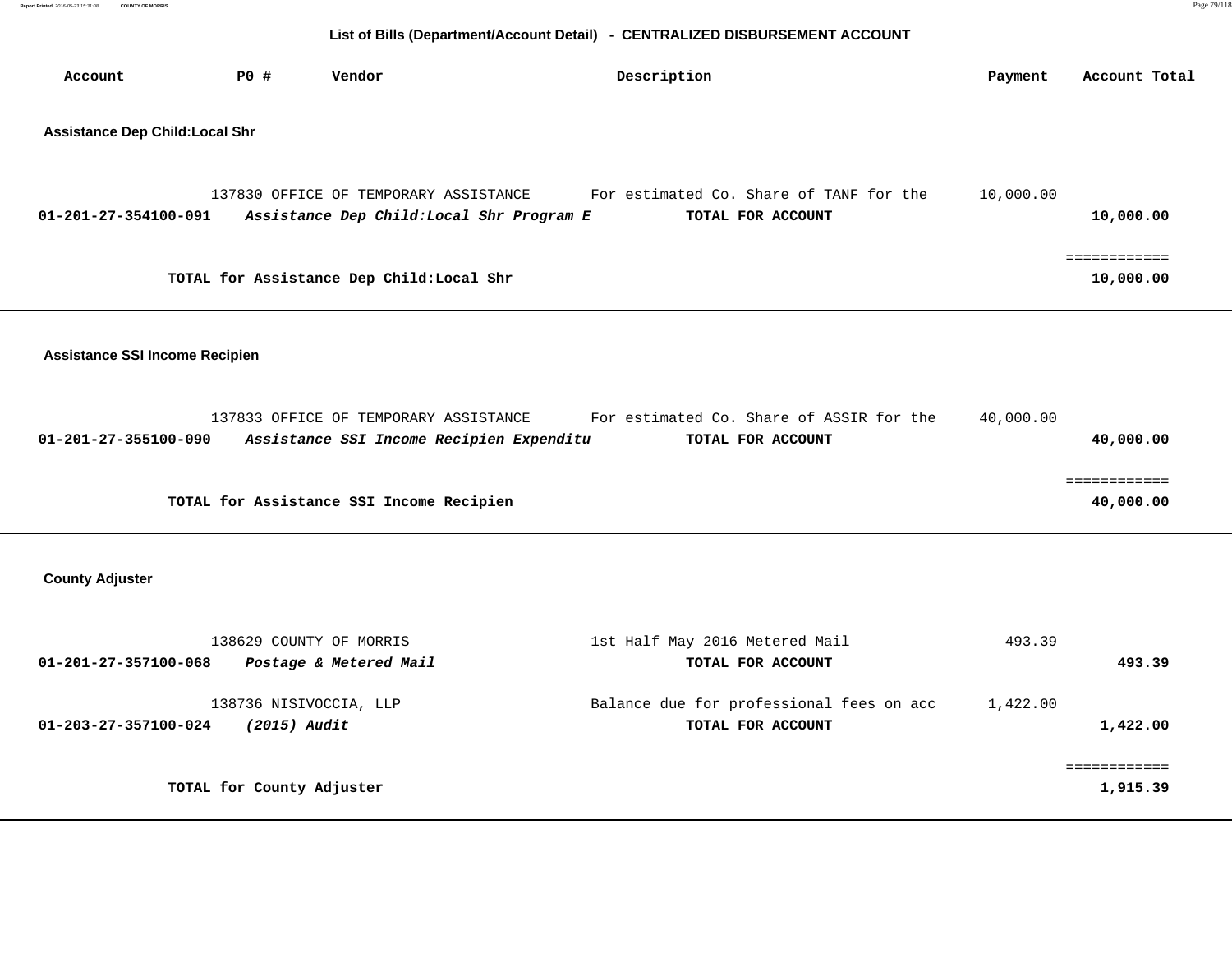## List of Bills (Department/Account Detail) - CENTRALIZED DISBURSEMENT ACCOUNT

| Account | PO # | Vendor | Description | Payment | Account Total |
|---|---|---|---|---|---|

### Assistance Dep Child:Local Shr

| Account | PO # | Vendor | Description | Payment | Account Total |
|---|---|---|---|---|---|
| | 137830 | OFFICE OF TEMPORARY ASSISTANCE | For estimated Co. Share of TANF for the | 10,000.00 | |
| **01-201-27-354100-091** | | ***Assistance Dep Child:Local Shr Program E*** | **TOTAL FOR ACCOUNT** | | **10,000.00** |
| | | | | | ============ |
| | | **TOTAL for Assistance Dep Child:Local Shr** | | | **10,000.00** |

### Assistance SSI Income Recipien

| Account | PO # | Vendor | Description | Payment | Account Total |
|---|---|---|---|---|---|
| | 137833 | OFFICE OF TEMPORARY ASSISTANCE | For estimated Co. Share of ASSIR for the | 40,000.00 | |
| **01-201-27-355100-090** | | ***Assistance SSI Income Recipien Expenditu*** | **TOTAL FOR ACCOUNT** | | **40,000.00** |
| | | | | | ============ |
| | | **TOTAL for Assistance SSI Income Recipien** | | | **40,000.00** |

### County Adjuster

| Account | PO # | Vendor | Description | Payment | Account Total |
|---|---|---|---|---|---|
| | 138629 | COUNTY OF MORRIS | 1st Half May 2016 Metered Mail | 493.39 | |
| **01-201-27-357100-068** | | ***Postage & Metered Mail*** | **TOTAL FOR ACCOUNT** | | **493.39** |
| | 138736 | NISIVOCCIA, LLP | Balance due for professional fees on acc | 1,422.00 | |
| **01-203-27-357100-024** | | ***(2015) Audit*** | **TOTAL FOR ACCOUNT** | | **1,422.00** |
| | | | | | ============ |
| | | **TOTAL for County Adjuster** | | | **1,915.39** |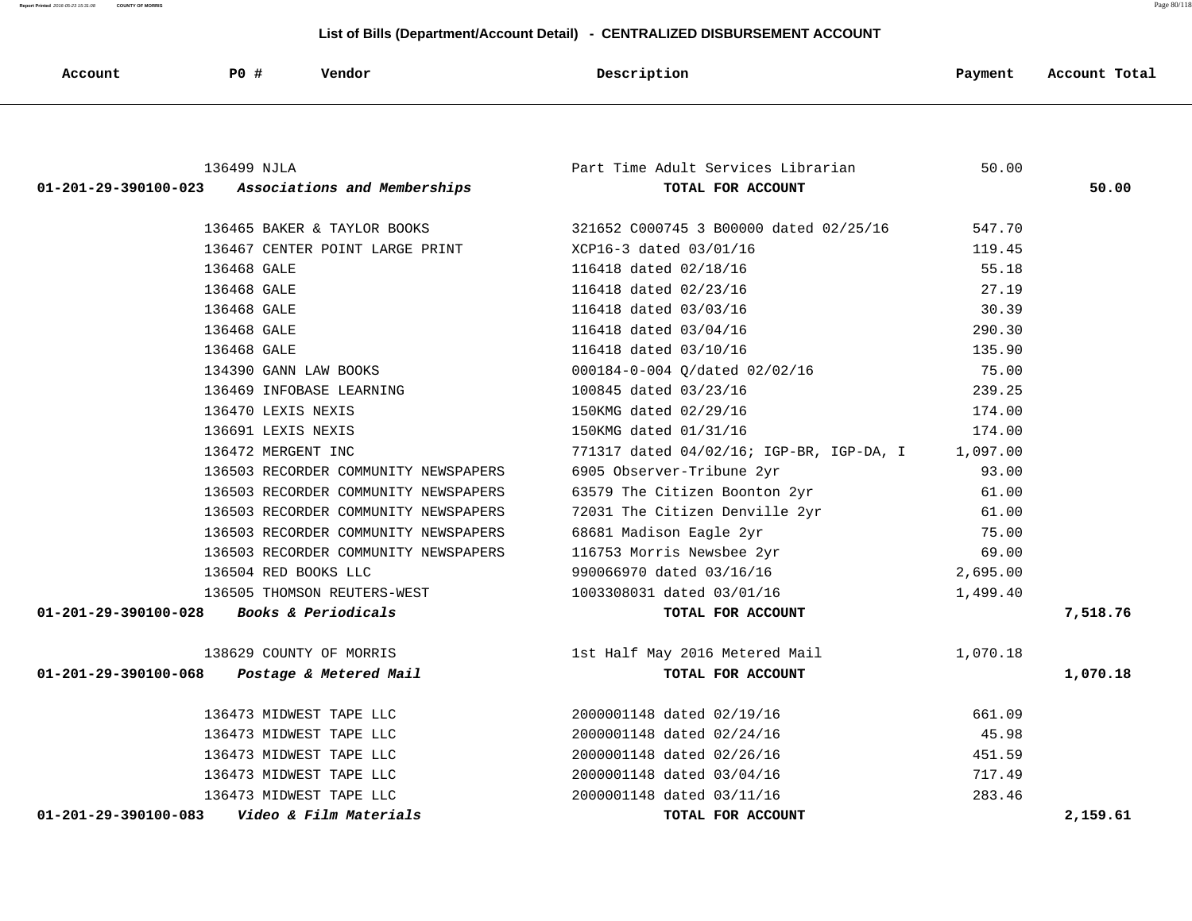## List of Bills (Department/Account Detail) - CENTRALIZED DISBURSEMENT ACCOUNT

| Account | PO # | Vendor | Description | Payment | Account Total |
|---|---|---|---|---|---|
| | 136499 | NJLA | Part Time Adult Services Librarian | 50.00 | |
| 01-201-29-390100-023 | | ***Associations and Memberships*** | **TOTAL FOR ACCOUNT** | | **50.00** |
| | 136465 | BAKER & TAYLOR BOOKS | 321652 C000745 3 B00000 dated 02/25/16 | 547.70 | |
| | 136467 | CENTER POINT LARGE PRINT | XCP16-3 dated 03/01/16 | 119.45 | |
| | 136468 | GALE | 116418 dated 02/18/16 | 55.18 | |
| | 136468 | GALE | 116418 dated 02/23/16 | 27.19 | |
| | 136468 | GALE | 116418 dated 03/03/16 | 30.39 | |
| | 136468 | GALE | 116418 dated 03/04/16 | 290.30 | |
| | 136468 | GALE | 116418 dated 03/10/16 | 135.90 | |
| | 134390 | GANN LAW BOOKS | 000184-0-004 Q/dated 02/02/16 | 75.00 | |
| | 136469 | INFOBASE LEARNING | 100845 dated 03/23/16 | 239.25 | |
| | 136470 | LEXIS NEXIS | 150KMG dated 02/29/16 | 174.00 | |
| | 136691 | LEXIS NEXIS | 150KMG dated 01/31/16 | 174.00 | |
| | 136472 | MERGENT INC | 771317 dated 04/02/16; IGP-BR, IGP-DA, I | 1,097.00 | |
| | 136503 | RECORDER COMMUNITY NEWSPAPERS | 6905 Observer-Tribune 2yr | 93.00 | |
| | 136503 | RECORDER COMMUNITY NEWSPAPERS | 63579 The Citizen Boonton 2yr | 61.00 | |
| | 136503 | RECORDER COMMUNITY NEWSPAPERS | 72031 The Citizen Denville 2yr | 61.00 | |
| | 136503 | RECORDER COMMUNITY NEWSPAPERS | 68681 Madison Eagle 2yr | 75.00 | |
| | 136503 | RECORDER COMMUNITY NEWSPAPERS | 116753 Morris Newsbee 2yr | 69.00 | |
| | 136504 | RED BOOKS LLC | 990066970 dated 03/16/16 | 2,695.00 | |
| | 136505 | THOMSON REUTERS-WEST | 1003308031 dated 03/01/16 | 1,499.40 | |
| 01-201-29-390100-028 | | ***Books & Periodicals*** | **TOTAL FOR ACCOUNT** | | **7,518.76** |
| | 138629 | COUNTY OF MORRIS | 1st Half May 2016 Metered Mail | 1,070.18 | |
| 01-201-29-390100-068 | | ***Postage & Metered Mail*** | **TOTAL FOR ACCOUNT** | | **1,070.18** |
| | 136473 | MIDWEST TAPE LLC | 2000001148 dated 02/19/16 | 661.09 | |
| | 136473 | MIDWEST TAPE LLC | 2000001148 dated 02/24/16 | 45.98 | |
| | 136473 | MIDWEST TAPE LLC | 2000001148 dated 02/26/16 | 451.59 | |
| | 136473 | MIDWEST TAPE LLC | 2000001148 dated 03/04/16 | 717.49 | |
| | 136473 | MIDWEST TAPE LLC | 2000001148 dated 03/11/16 | 283.46 | |
| 01-201-29-390100-083 | | ***Video & Film Materials*** | **TOTAL FOR ACCOUNT** | | **2,159.61** |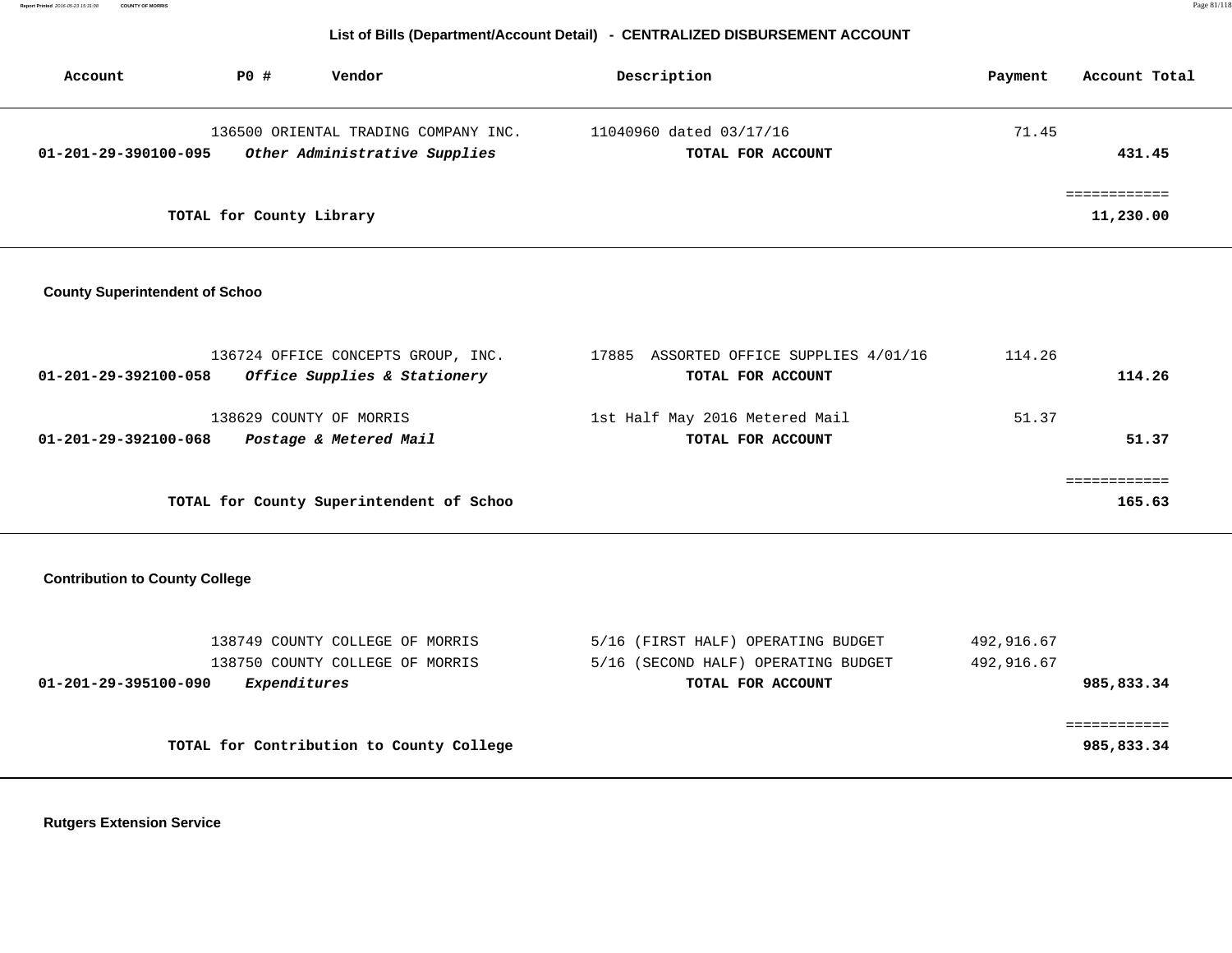## List of Bills (Department/Account Detail) - CENTRALIZED DISBURSEMENT ACCOUNT

| Account | PO # | Vendor | Description | Payment | Account Total |
|---|---|---|---|---|---|
| | 136500 | ORIENTAL TRADING COMPANY INC. | 11040960 dated 03/17/16 | 71.45 | |
| **01-201-29-390100-095** | | ***Other Administrative Supplies*** | **TOTAL FOR ACCOUNT** | | **431.45** |
| | | | | | ============ |
| | | **TOTAL for County Library** | | | **11,230.00** |

### County Superintendent of Schoo

| Account | PO # | Vendor | Description | Payment | Account Total |
|---|---|---|---|---|---|
| | 136724 | OFFICE CONCEPTS GROUP, INC. | 17885 ASSORTED OFFICE SUPPLIES 4/01/16 | 114.26 | |
| **01-201-29-392100-058** | | ***Office Supplies & Stationery*** | **TOTAL FOR ACCOUNT** | | **114.26** |
| | 138629 | COUNTY OF MORRIS | 1st Half May 2016 Metered Mail | 51.37 | |
| **01-201-29-392100-068** | | ***Postage & Metered Mail*** | **TOTAL FOR ACCOUNT** | | **51.37** |
| | | | | | ============ |
| | | **TOTAL for County Superintendent of Schoo** | | | **165.63** |

### Contribution to County College

| Account | PO # | Vendor | Description | Payment | Account Total |
|---|---|---|---|---|---|
| | 138749 | COUNTY COLLEGE OF MORRIS | 5/16 (FIRST HALF) OPERATING BUDGET | 492,916.67 | |
| | 138750 | COUNTY COLLEGE OF MORRIS | 5/16 (SECOND HALF) OPERATING BUDGET | 492,916.67 | |
| **01-201-29-395100-090** | | ***Expenditures*** | **TOTAL FOR ACCOUNT** | | **985,833.34** |
| | | | | | ============ |
| | | **TOTAL for Contribution to County College** | | | **985,833.34** |

### Rutgers Extension Service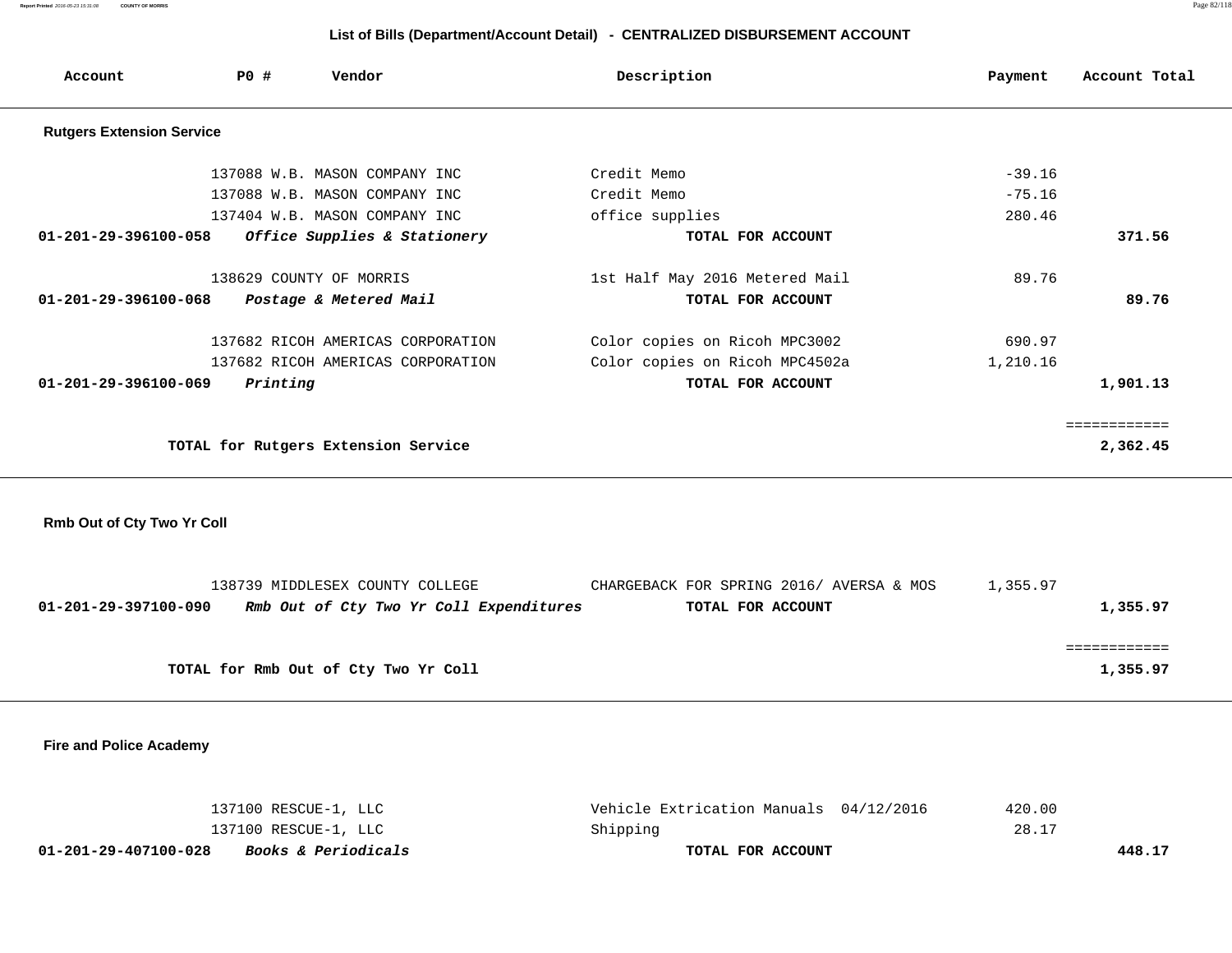## List of Bills (Department/Account Detail) - CENTRALIZED DISBURSEMENT ACCOUNT

| Account | PO # | Vendor | Description | Payment | Account Total |
|---|---|---|---|---|---|
| **Rutgers Extension Service** | | | | | |
| | 137088 | W.B. MASON COMPANY INC | Credit Memo | -39.16 | |
| | 137088 | W.B. MASON COMPANY INC | Credit Memo | -75.16 | |
| | 137404 | W.B. MASON COMPANY INC | office supplies | 280.46 | |
| **01-201-29-396100-058** | | ***Office Supplies & Stationery*** | **TOTAL FOR ACCOUNT** | | **371.56** |
| | 138629 | COUNTY OF MORRIS | 1st Half May 2016 Metered Mail | 89.76 | |
| **01-201-29-396100-068** | | ***Postage & Metered Mail*** | **TOTAL FOR ACCOUNT** | | **89.76** |
| | 137682 | RICOH AMERICAS CORPORATION | Color copies on Ricoh MPC3002 | 690.97 | |
| | 137682 | RICOH AMERICAS CORPORATION | Color copies on Ricoh MPC4502a | 1,210.16 | |
| **01-201-29-396100-069** | | ***Printing*** | **TOTAL FOR ACCOUNT** | | **1,901.13** |
| | | | | | ============ |
| | **TOTAL for Rutgers Extension Service** | | | | **2,362.45** |
| **Rmb Out of Cty Two Yr Coll** | | | | | |
| | 138739 | MIDDLESEX COUNTY COLLEGE | CHARGEBACK FOR SPRING 2016/ AVERSA & MOS | 1,355.97 | |
| **01-201-29-397100-090** | | ***Rmb Out of Cty Two Yr Coll Expenditures*** | **TOTAL FOR ACCOUNT** | | **1,355.97** |
| | | | | | ============ |
| | **TOTAL for Rmb Out of Cty Two Yr Coll** | | | | **1,355.97** |
| **Fire and Police Academy** | | | | | |
| | 137100 | RESCUE-1, LLC | Vehicle Extrication Manuals 04/12/2016 | 420.00 | |
| | 137100 | RESCUE-1, LLC | Shipping | 28.17 | |
| **01-201-29-407100-028** | | ***Books & Periodicals*** | **TOTAL FOR ACCOUNT** | | **448.17** |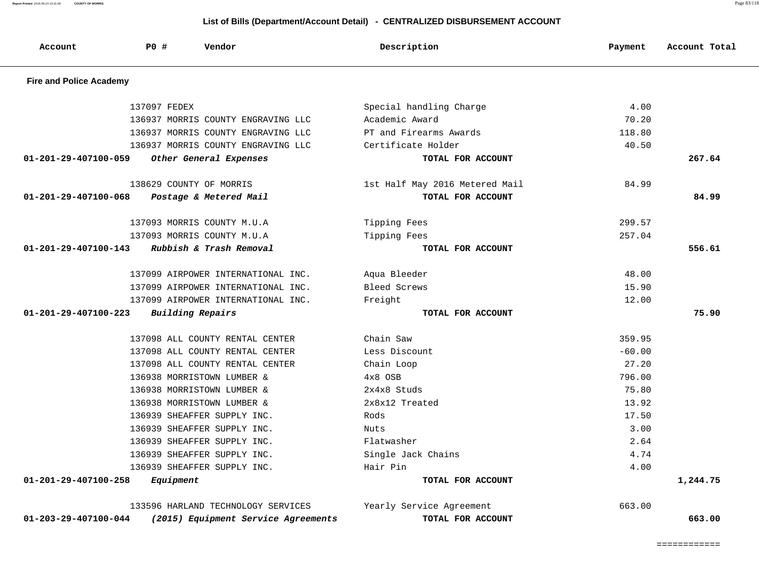## List of Bills (Department/Account Detail) - CENTRALIZED DISBURSEMENT ACCOUNT

| Account | PO # | Vendor | Description | Payment | Account Total |
|---|---|---|---|---|---|
| **Fire and Police Academy** | | | | | |
| | 137097 | FEDEX | Special handling Charge | 4.00 | |
| | 136937 | MORRIS COUNTY ENGRAVING LLC | Academic Award | 70.20 | |
| | 136937 | MORRIS COUNTY ENGRAVING LLC | PT and Firearms Awards | 118.80 | |
| | 136937 | MORRIS COUNTY ENGRAVING LLC | Certificate Holder | 40.50 | |
| **01-201-29-407100-059** | | ***Other General Expenses*** | **TOTAL FOR ACCOUNT** | | **267.64** |
| | 138629 | COUNTY OF MORRIS | 1st Half May 2016 Metered Mail | 84.99 | |
| **01-201-29-407100-068** | | ***Postage & Metered Mail*** | **TOTAL FOR ACCOUNT** | | **84.99** |
| | 137093 | MORRIS COUNTY M.U.A | Tipping Fees | 299.57 | |
| | 137093 | MORRIS COUNTY M.U.A | Tipping Fees | 257.04 | |
| **01-201-29-407100-143** | | ***Rubbish & Trash Removal*** | **TOTAL FOR ACCOUNT** | | **556.61** |
| | 137099 | AIRPOWER INTERNATIONAL INC. | Aqua Bleeder | 48.00 | |
| | 137099 | AIRPOWER INTERNATIONAL INC. | Bleed Screws | 15.90 | |
| | 137099 | AIRPOWER INTERNATIONAL INC. | Freight | 12.00 | |
| **01-201-29-407100-223** | | ***Building Repairs*** | **TOTAL FOR ACCOUNT** | | **75.90** |
| | 137098 | ALL COUNTY RENTAL CENTER | Chain Saw | 359.95 | |
| | 137098 | ALL COUNTY RENTAL CENTER | Less Discount | -60.00 | |
| | 137098 | ALL COUNTY RENTAL CENTER | Chain Loop | 27.20 | |
| | 136938 | MORRISTOWN LUMBER & | 4x8 OSB | 796.00 | |
| | 136938 | MORRISTOWN LUMBER & | 2x4x8 Studs | 75.80 | |
| | 136938 | MORRISTOWN LUMBER & | 2x8x12 Treated | 13.92 | |
| | 136939 | SHEAFFER SUPPLY INC. | Rods | 17.50 | |
| | 136939 | SHEAFFER SUPPLY INC. | Nuts | 3.00 | |
| | 136939 | SHEAFFER SUPPLY INC. | Flatwasher | 2.64 | |
| | 136939 | SHEAFFER SUPPLY INC. | Single Jack Chains | 4.74 | |
| | 136939 | SHEAFFER SUPPLY INC. | Hair Pin | 4.00 | |
| **01-201-29-407100-258** | | ***Equipment*** | **TOTAL FOR ACCOUNT** | | **1,244.75** |
| | 133596 | HARLAND TECHNOLOGY SERVICES | Yearly Service Agreement | 663.00 | |
| **01-203-29-407100-044** | | ***(2015) Equipment Service Agreements*** | **TOTAL FOR ACCOUNT** | | **663.00** |
| | | | | | ============ |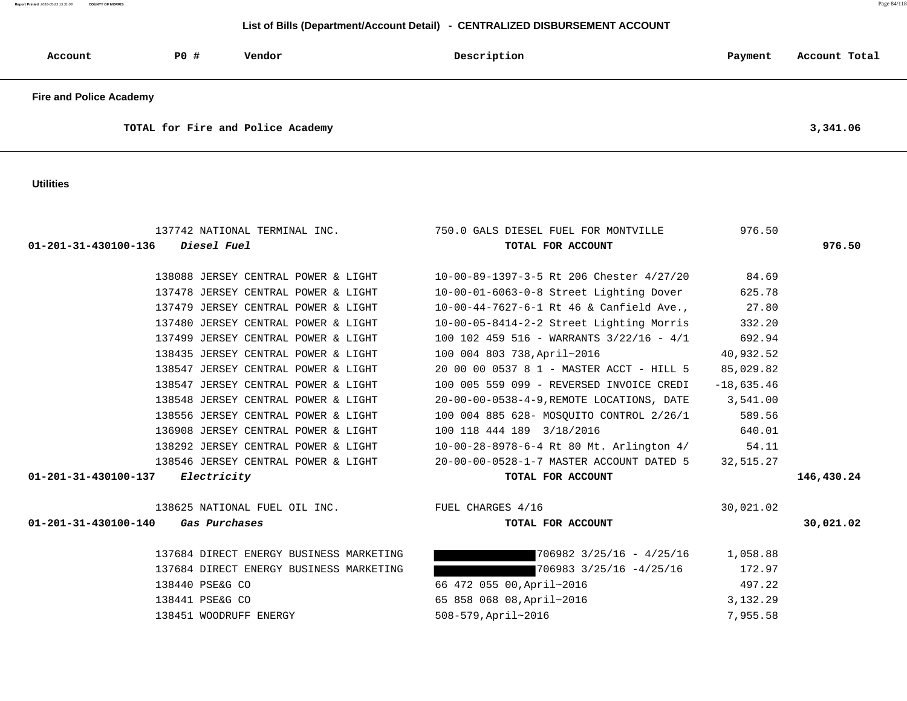## List of Bills (Department/Account Detail) - CENTRALIZED DISBURSEMENT ACCOUNT

| Account | PO # | Vendor | Description | Payment | Account Total |
|---|---|---|---|---|---|
| **Fire and Police Academy** | | | | | |
| | | **TOTAL for Fire and Police Academy** | | | **3,341.06** |
| **Utilities** | | | | | |
| | 137742 | NATIONAL TERMINAL INC. | 750.0 GALS DIESEL FUEL FOR MONTVILLE | 976.50 | |
| **01-201-31-430100-136** | | ***Diesel Fuel*** | **TOTAL FOR ACCOUNT** | | **976.50** |
| | 138088 | JERSEY CENTRAL POWER & LIGHT | 10-00-89-1397-3-5 Rt 206 Chester 4/27/20 | 84.69 | |
| | 137478 | JERSEY CENTRAL POWER & LIGHT | 10-00-01-6063-0-8 Street Lighting Dover | 625.78 | |
| | 137479 | JERSEY CENTRAL POWER & LIGHT | 10-00-44-7627-6-1 Rt 46 & Canfield Ave., | 27.80 | |
| | 137480 | JERSEY CENTRAL POWER & LIGHT | 10-00-05-8414-2-2 Street Lighting Morris | 332.20 | |
| | 137499 | JERSEY CENTRAL POWER & LIGHT | 100 102 459 516 - WARRANTS 3/22/16 - 4/1 | 692.94 | |
| | 138435 | JERSEY CENTRAL POWER & LIGHT | 100 004 803 738,April~2016 | 40,932.52 | |
| | 138547 | JERSEY CENTRAL POWER & LIGHT | 20 00 00 0537 8 1 - MASTER ACCT - HILL 5 | 85,029.82 | |
| | 138547 | JERSEY CENTRAL POWER & LIGHT | 100 005 559 099 - REVERSED INVOICE CREDI | -18,635.46 | |
| | 138548 | JERSEY CENTRAL POWER & LIGHT | 20-00-00-0538-4-9,REMOTE LOCATIONS, DATE | 3,541.00 | |
| | 138556 | JERSEY CENTRAL POWER & LIGHT | 100 004 885 628- MOSQUITO CONTROL 2/26/1 | 589.56 | |
| | 136908 | JERSEY CENTRAL POWER & LIGHT | 100 118 444 189 3/18/2016 | 640.01 | |
| | 138292 | JERSEY CENTRAL POWER & LIGHT | 10-00-28-8978-6-4 Rt 80 Mt. Arlington 4/ | 54.11 | |
| | 138546 | JERSEY CENTRAL POWER & LIGHT | 20-00-00-0528-1-7 MASTER ACCOUNT DATED 5 | 32,515.27 | |
| **01-201-31-430100-137** | | ***Electricity*** | **TOTAL FOR ACCOUNT** | | **146,430.24** |
| | 138625 | NATIONAL FUEL OIL INC. | FUEL CHARGES 4/16 | 30,021.02 | |
| **01-201-31-430100-140** | | ***Gas Purchases*** | **TOTAL FOR ACCOUNT** | | **30,021.02** |
| | 137684 | DIRECT ENERGY BUSINESS MARKETING | [REDACTED]706982 3/25/16 - 4/25/16 | 1,058.88 | |
| | 137684 | DIRECT ENERGY BUSINESS MARKETING | [REDACTED]706983 3/25/16 -4/25/16 | 172.97 | |
| | 138440 | PSE&G CO | 66 472 055 00,April~2016 | 497.22 | |
| | 138441 | PSE&G CO | 65 858 068 08,April~2016 | 3,132.29 | |
| | 138451 | WOODRUFF ENERGY | 508-579,April~2016 | 7,955.58 | |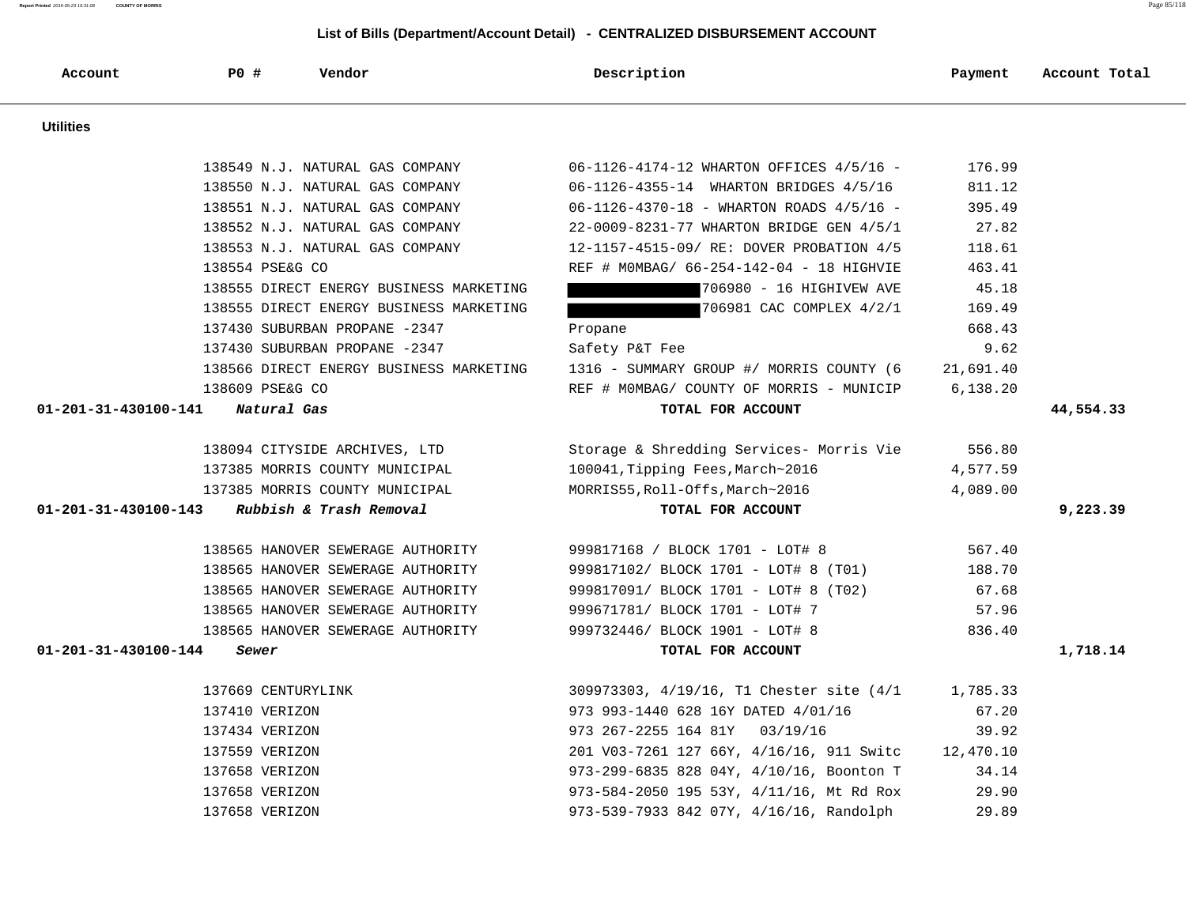## List of Bills (Department/Account Detail) - CENTRALIZED DISBURSEMENT ACCOUNT

| Account | PO # | Vendor | Description | Payment | Account Total |
|---|---|---|---|---|---|
| **Utilities** | | | | | |
| | 138549 | N.J. NATURAL GAS COMPANY | 06-1126-4174-12 WHARTON OFFICES 4/5/16 - | 176.99 | |
| | 138550 | N.J. NATURAL GAS COMPANY | 06-1126-4355-14 WHARTON BRIDGES 4/5/16 | 811.12 | |
| | 138551 | N.J. NATURAL GAS COMPANY | 06-1126-4370-18 - WHARTON ROADS 4/5/16 - | 395.49 | |
| | 138552 | N.J. NATURAL GAS COMPANY | 22-0009-8231-77 WHARTON BRIDGE GEN 4/5/1 | 27.82 | |
| | 138553 | N.J. NATURAL GAS COMPANY | 12-1157-4515-09/ RE: DOVER PROBATION 4/5 | 118.61 | |
| | 138554 | PSE&G CO | REF # M0MBAG/ 66-254-142-04 - 18 HIGHVIE | 463.41 | |
| | 138555 | DIRECT ENERGY BUSINESS MARKETING | [REDACTED]706980 - 16 HIGHIVEW AVE | 45.18 | |
| | 138555 | DIRECT ENERGY BUSINESS MARKETING | [REDACTED]706981 CAC COMPLEX 4/2/1 | 169.49 | |
| | 137430 | SUBURBAN PROPANE -2347 | Propane | 668.43 | |
| | 137430 | SUBURBAN PROPANE -2347 | Safety P&T Fee | 9.62 | |
| | 138566 | DIRECT ENERGY BUSINESS MARKETING | 1316 - SUMMARY GROUP #/ MORRIS COUNTY (6 | 21,691.40 | |
| | 138609 | PSE&G CO | REF # M0MBAG/ COUNTY OF MORRIS - MUNICIP | 6,138.20 | |
| **01-201-31-430100-141** | ***Natural Gas*** | | **TOTAL FOR ACCOUNT** | | **44,554.33** |
| | 138094 | CITYSIDE ARCHIVES, LTD | Storage & Shredding Services- Morris Vie | 556.80 | |
| | 137385 | MORRIS COUNTY MUNICIPAL | 100041,Tipping Fees,March~2016 | 4,577.59 | |
| | 137385 | MORRIS COUNTY MUNICIPAL | MORRIS55,Roll-Offs,March~2016 | 4,089.00 | |
| **01-201-31-430100-143** | ***Rubbish & Trash Removal*** | | **TOTAL FOR ACCOUNT** | | **9,223.39** |
| | 138565 | HANOVER SEWERAGE AUTHORITY | 999817168 / BLOCK 1701 - LOT# 8 | 567.40 | |
| | 138565 | HANOVER SEWERAGE AUTHORITY | 999817102/ BLOCK 1701 - LOT# 8 (T01) | 188.70 | |
| | 138565 | HANOVER SEWERAGE AUTHORITY | 999817091/ BLOCK 1701 - LOT# 8 (T02) | 67.68 | |
| | 138565 | HANOVER SEWERAGE AUTHORITY | 999671781/ BLOCK 1701 - LOT# 7 | 57.96 | |
| | 138565 | HANOVER SEWERAGE AUTHORITY | 999732446/ BLOCK 1901 - LOT# 8 | 836.40 | |
| **01-201-31-430100-144** | ***Sewer*** | | **TOTAL FOR ACCOUNT** | | **1,718.14** |
| | 137669 | CENTURYLINK | 309973303, 4/19/16, T1 Chester site (4/1 | 1,785.33 | |
| | 137410 | VERIZON | 973 993-1440 628 16Y DATED 4/01/16 | 67.20 | |
| | 137434 | VERIZON | 973 267-2255 164 81Y 03/19/16 | 39.92 | |
| | 137559 | VERIZON | 201 V03-7261 127 66Y, 4/16/16, 911 Switc | 12,470.10 | |
| | 137658 | VERIZON | 973-299-6835 828 04Y, 4/10/16, Boonton T | 34.14 | |
| | 137658 | VERIZON | 973-584-2050 195 53Y, 4/11/16, Mt Rd Rox | 29.90 | |
| | 137658 | VERIZON | 973-539-7933 842 07Y, 4/16/16, Randolph | 29.89 | |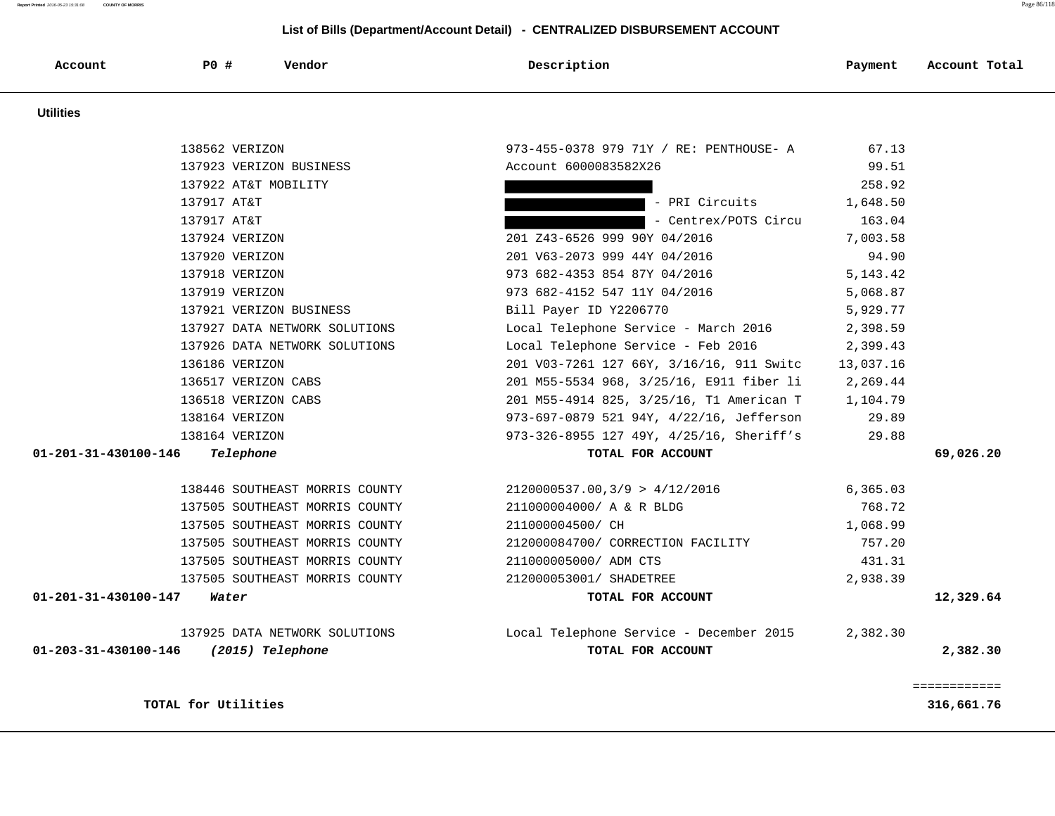## List of Bills (Department/Account Detail) - CENTRALIZED DISBURSEMENT ACCOUNT

| Account | PO # | Vendor | Description | Payment | Account Total |
|---|---|---|---|---|---|
| **Utilities** | | | | | |
| | 138562 | VERIZON | 973-455-0378 979 71Y / RE: PENTHOUSE- A | 67.13 | |
| | 137923 | VERIZON BUSINESS | Account 6000083582X26 | 99.51 | |
| | 137922 | AT&T MOBILITY | [REDACTED] | 258.92 | |
| | 137917 | AT&T | [REDACTED] - PRI Circuits | 1,648.50 | |
| | 137917 | AT&T | [REDACTED] - Centrex/POTS Circu | 163.04 | |
| | 137924 | VERIZON | 201 Z43-6526 999 90Y 04/2016 | 7,003.58 | |
| | 137920 | VERIZON | 201 V63-2073 999 44Y 04/2016 | 94.90 | |
| | 137918 | VERIZON | 973 682-4353 854 87Y 04/2016 | 5,143.42 | |
| | 137919 | VERIZON | 973 682-4152 547 11Y 04/2016 | 5,068.87 | |
| | 137921 | VERIZON BUSINESS | Bill Payer ID Y2206770 | 5,929.77 | |
| | 137927 | DATA NETWORK SOLUTIONS | Local Telephone Service - March 2016 | 2,398.59 | |
| | 137926 | DATA NETWORK SOLUTIONS | Local Telephone Service - Feb 2016 | 2,399.43 | |
| | 136186 | VERIZON | 201 V03-7261 127 66Y, 3/16/16, 911 Switc | 13,037.16 | |
| | 136517 | VERIZON CABS | 201 M55-5534 968, 3/25/16, E911 fiber li | 2,269.44 | |
| | 136518 | VERIZON CABS | 201 M55-4914 825, 3/25/16, T1 American T | 1,104.79 | |
| | 138164 | VERIZON | 973-697-0879 521 94Y, 4/22/16, Jefferson | 29.89 | |
| | 138164 | VERIZON | 973-326-8955 127 49Y, 4/25/16, Sheriff's | 29.88 | |
| **01-201-31-430100-146** | ***Telephone*** | | **TOTAL FOR ACCOUNT** | | **69,026.20** |
| | 138446 | SOUTHEAST MORRIS COUNTY | 2120000537.00,3/9 > 4/12/2016 | 6,365.03 | |
| | 137505 | SOUTHEAST MORRIS COUNTY | 211000004000/ A & R BLDG | 768.72 | |
| | 137505 | SOUTHEAST MORRIS COUNTY | 211000004500/ CH | 1,068.99 | |
| | 137505 | SOUTHEAST MORRIS COUNTY | 212000084700/ CORRECTION FACILITY | 757.20 | |
| | 137505 | SOUTHEAST MORRIS COUNTY | 211000005000/ ADM CTS | 431.31 | |
| | 137505 | SOUTHEAST MORRIS COUNTY | 212000053001/ SHADETREE | 2,938.39 | |
| **01-201-31-430100-147** | ***Water*** | | **TOTAL FOR ACCOUNT** | | **12,329.64** |
| | 137925 | DATA NETWORK SOLUTIONS | Local Telephone Service - December 2015 | 2,382.30 | |
| **01-203-31-430100-146** | ***(2015) Telephone*** | | **TOTAL FOR ACCOUNT** | | **2,382.30** |
| | | | | | ============ |
| | **TOTAL for Utilities** | | | | **316,661.76** |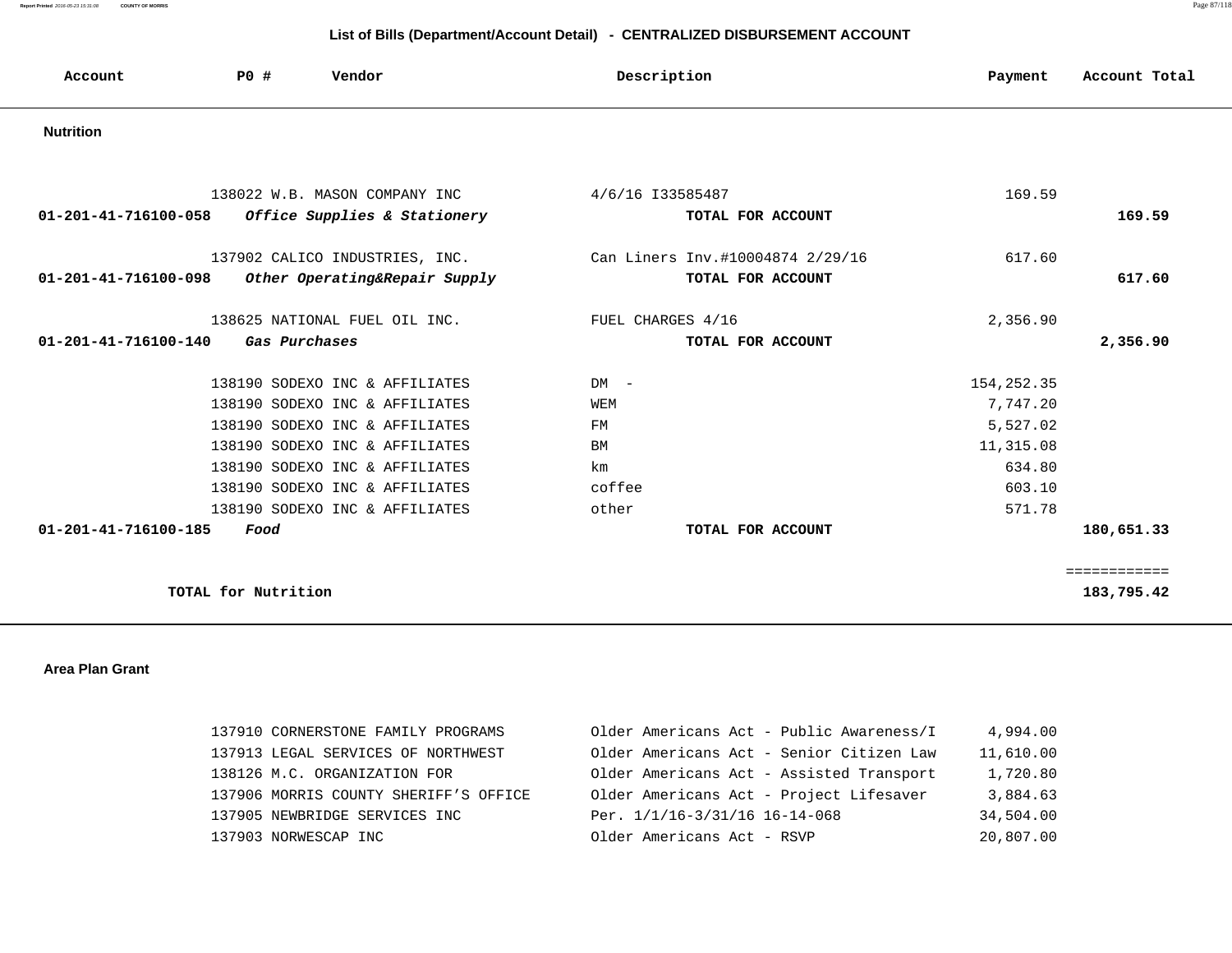## List of Bills (Department/Account Detail) - CENTRALIZED DISBURSEMENT ACCOUNT

| Account | PO # | Vendor | Description | Payment | Account Total |
|---|---|---|---|---|---|
| **Nutrition** | | | | | |
| | 138022 | W.B. MASON COMPANY INC | 4/6/16 I33585487 | 169.59 | |
| **01-201-41-716100-058** | | ***Office Supplies & Stationery*** | **TOTAL FOR ACCOUNT** | | **169.59** |
| | 137902 | CALICO INDUSTRIES, INC. | Can Liners Inv.#10004874 2/29/16 | 617.60 | |
| **01-201-41-716100-098** | | ***Other Operating&Repair Supply*** | **TOTAL FOR ACCOUNT** | | **617.60** |
| | 138625 | NATIONAL FUEL OIL INC. | FUEL CHARGES 4/16 | 2,356.90 | |
| **01-201-41-716100-140** | | ***Gas Purchases*** | **TOTAL FOR ACCOUNT** | | **2,356.90** |
| | 138190 | SODEXO INC & AFFILIATES | DM - | 154,252.35 | |
| | 138190 | SODEXO INC & AFFILIATES | WEM | 7,747.20 | |
| | 138190 | SODEXO INC & AFFILIATES | FM | 5,527.02 | |
| | 138190 | SODEXO INC & AFFILIATES | BM | 11,315.08 | |
| | 138190 | SODEXO INC & AFFILIATES | km | 634.80 | |
| | 138190 | SODEXO INC & AFFILIATES | coffee | 603.10 | |
| | 138190 | SODEXO INC & AFFILIATES | other | 571.78 | |
| **01-201-41-716100-185** | | ***Food*** | **TOTAL FOR ACCOUNT** | | **180,651.33** |
| | | | | | ============ |
| **TOTAL for Nutrition** | | | | | **183,795.42** |

**Area Plan Grant**

| Account | PO # | Vendor | Description | Payment | Account Total |
|---|---|---|---|---|---|
| | 137910 | CORNERSTONE FAMILY PROGRAMS | Older Americans Act - Public Awareness/I | 4,994.00 | |
| | 137913 | LEGAL SERVICES OF NORTHWEST | Older Americans Act - Senior Citizen Law | 11,610.00 | |
| | 138126 | M.C. ORGANIZATION FOR | Older Americans Act - Assisted Transport | 1,720.80 | |
| | 137906 | MORRIS COUNTY SHERIFF'S OFFICE | Older Americans Act - Project Lifesaver | 3,884.63 | |
| | 137905 | NEWBRIDGE SERVICES INC | Per. 1/1/16-3/31/16 16-14-068 | 34,504.00 | |
| | 137903 | NORWESCAP INC | Older Americans Act - RSVP | 20,807.00 | |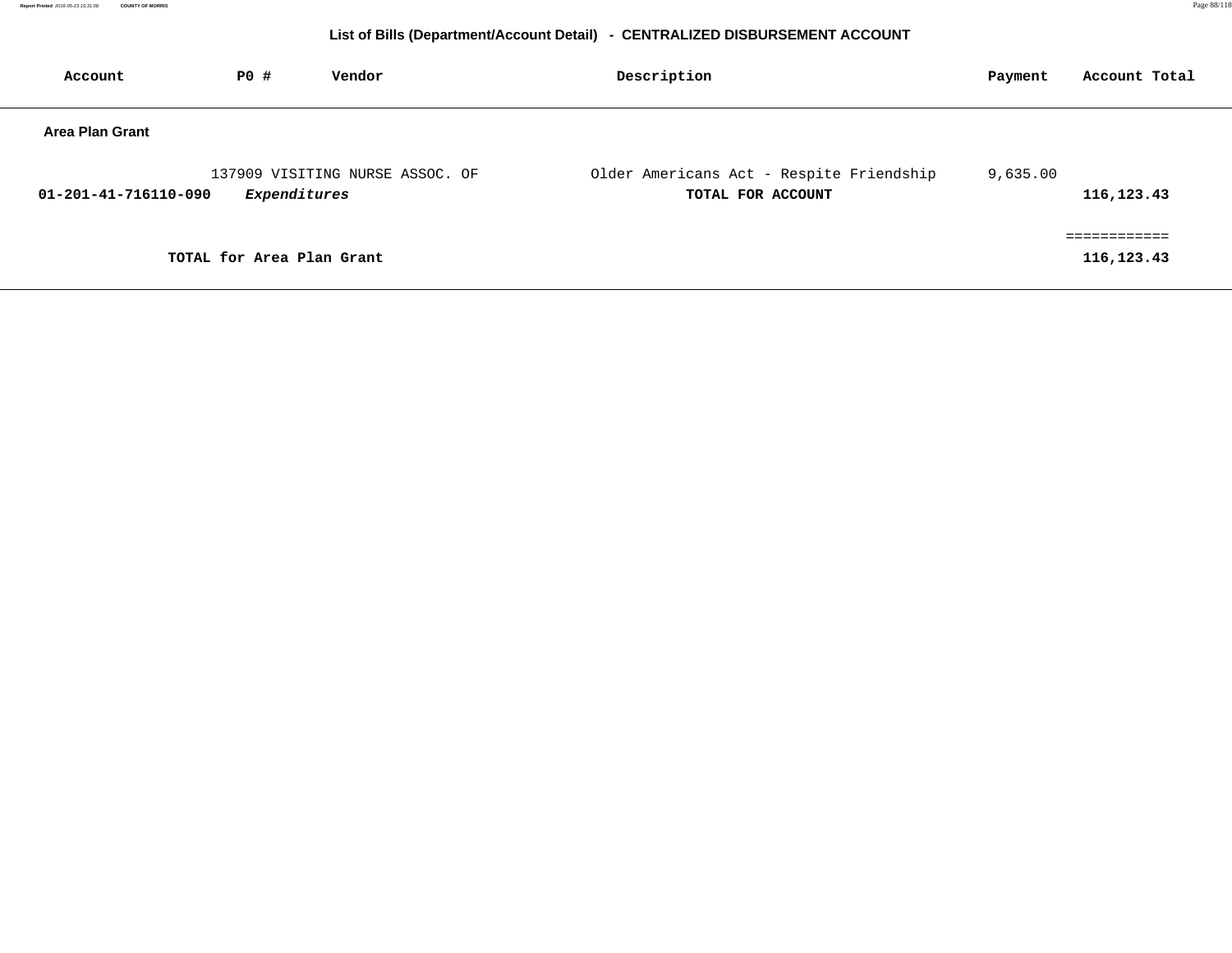## List of Bills (Department/Account Detail) - CENTRALIZED DISBURSEMENT ACCOUNT

| Account | PO # | Vendor | Description | Payment | Account Total |
|---|---|---|---|---|---|
| **Area Plan Grant** | | | | | |
| | 137909 | VISITING NURSE ASSOC. OF | Older Americans Act - Respite Friendship | 9,635.00 | |
| **01-201-41-716110-090** | ***Expenditures*** | | **TOTAL FOR ACCOUNT** | | **116,123.43** |
| | | | | | ============ |
| | **TOTAL for Area Plan Grant** | | | | **116,123.43** |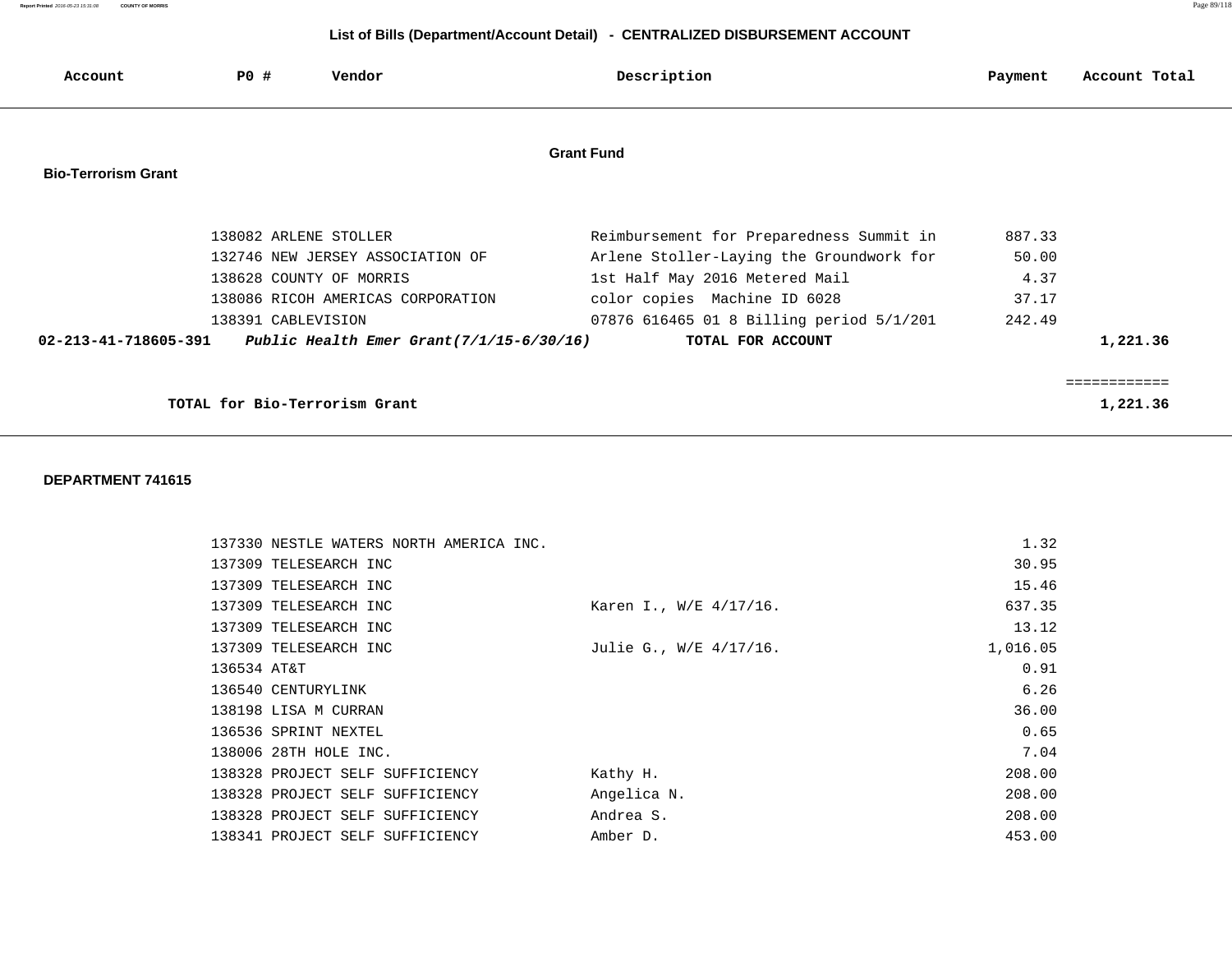## List of Bills (Department/Account Detail) - CENTRALIZED DISBURSEMENT ACCOUNT

| Account | PO # | Vendor | Description | Payment | Account Total |
|---|---|---|---|---|---|

### Grant Fund

**Bio-Terrorism Grant**

| Account | PO # | Vendor | Description | Payment | Account Total |
|---|---|---|---|---|---|
| | 138082 | ARLENE STOLLER | Reimbursement for Preparedness Summit in | 887.33 | |
| | 132746 | NEW JERSEY ASSOCIATION OF | Arlene Stoller-Laying the Groundwork for | 50.00 | |
| | 138628 | COUNTY OF MORRIS | 1st Half May 2016 Metered Mail | 4.37 | |
| | 138086 | RICOH AMERICAS CORPORATION | color copies Machine ID 6028 | 37.17 | |
| | 138391 | CABLEVISION | 07876 616465 01 8 Billing period 5/1/201 | 242.49 | |
| **02-213-41-718605-391** | | ***Public Health Emer Grant(7/1/15-6/30/16)*** | **TOTAL FOR ACCOUNT** | | **1,221.36** |

============

**TOTAL for Bio-Terrorism Grant** **1,221.36**

**DEPARTMENT 741615**

| Account | PO # | Vendor | Description | Payment | Account Total |
|---|---|---|---|---|---|
| | 137330 | NESTLE WATERS NORTH AMERICA INC. | | 1.32 | |
| | 137309 | TELESEARCH INC | | 30.95 | |
| | 137309 | TELESEARCH INC | | 15.46 | |
| | 137309 | TELESEARCH INC | Karen I., W/E 4/17/16. | 637.35 | |
| | 137309 | TELESEARCH INC | | 13.12 | |
| | 137309 | TELESEARCH INC | Julie G., W/E 4/17/16. | 1,016.05 | |
| | 136534 | AT&T | | 0.91 | |
| | 136540 | CENTURYLINK | | 6.26 | |
| | 138198 | LISA M CURRAN | | 36.00 | |
| | 136536 | SPRINT NEXTEL | | 0.65 | |
| | 138006 | 28TH HOLE INC. | | 7.04 | |
| | 138328 | PROJECT SELF SUFFICIENCY | Kathy H. | 208.00 | |
| | 138328 | PROJECT SELF SUFFICIENCY | Angelica N. | 208.00 | |
| | 138328 | PROJECT SELF SUFFICIENCY | Andrea S. | 208.00 | |
| | 138341 | PROJECT SELF SUFFICIENCY | Amber D. | 453.00 | |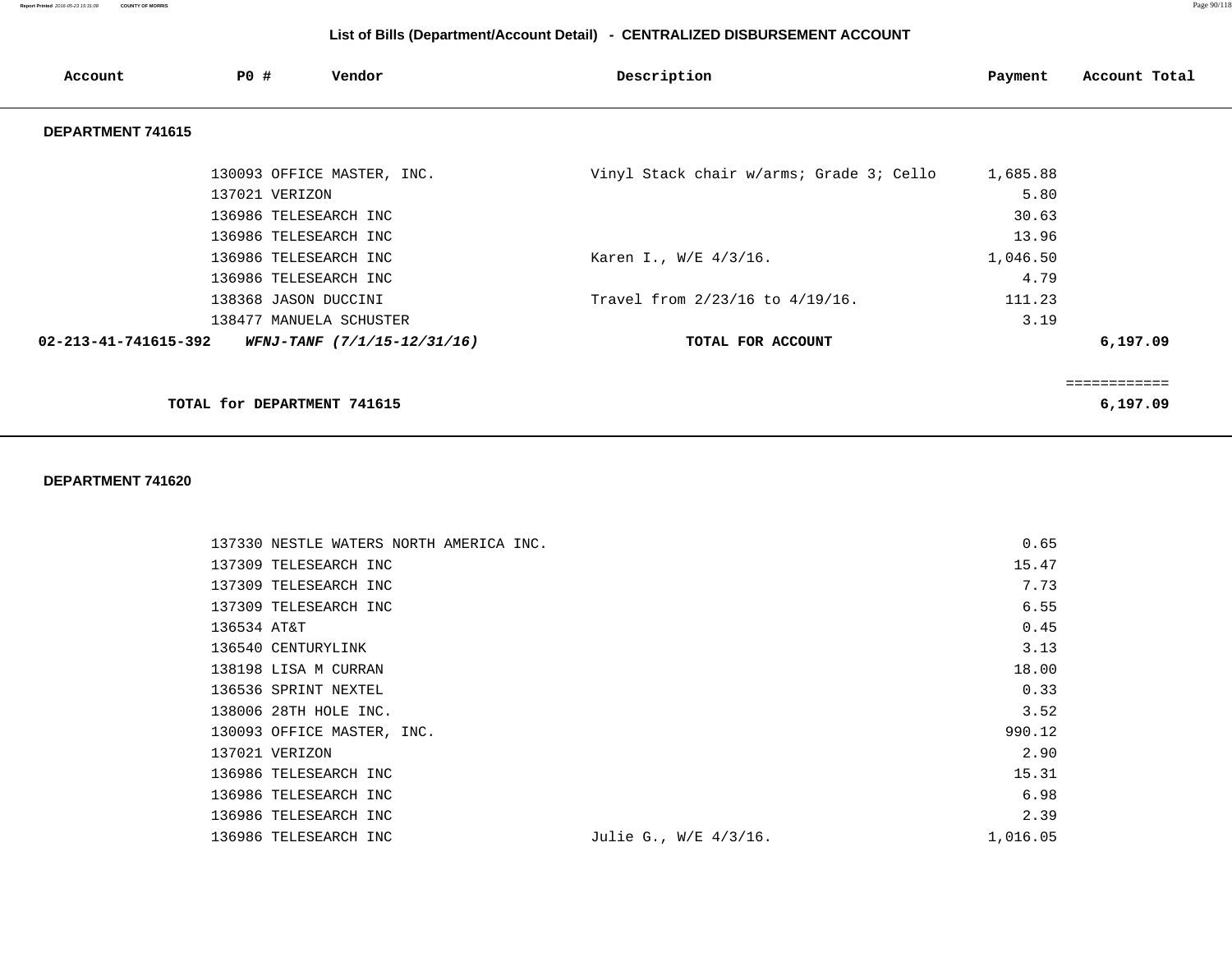## List of Bills (Department/Account Detail) - CENTRALIZED DISBURSEMENT ACCOUNT

| Account | PO # | Vendor | Description | Payment | Account Total |
|---|---|---|---|---|---|

### DEPARTMENT 741615

| Account | PO # | Vendor | Description | Payment | Account Total |
|---|---|---|---|---|---|
| | 130093 | OFFICE MASTER, INC. | Vinyl Stack chair w/arms; Grade 3; Cello | 1,685.88 | |
| | 137021 | VERIZON | | 5.80 | |
| | 136986 | TELESEARCH INC | | 30.63 | |
| | 136986 | TELESEARCH INC | | 13.96 | |
| | 136986 | TELESEARCH INC | Karen I., W/E 4/3/16. | 1,046.50 | |
| | 136986 | TELESEARCH INC | | 4.79 | |
| | 138368 | JASON DUCCINI | Travel from 2/23/16 to 4/19/16. | 111.23 | |
| | 138477 | MANUELA SCHUSTER | | 3.19 | |
| **02-213-41-741615-392** | | ***WFNJ-TANF (7/1/15-12/31/16)*** | **TOTAL FOR ACCOUNT** | | **6,197.09** |

============

**TOTAL for DEPARTMENT 741615** **6,197.09**

### DEPARTMENT 741620

| Account | PO # | Vendor | Description | Payment | Account Total |
|---|---|---|---|---|---|
| | 137330 | NESTLE WATERS NORTH AMERICA INC. | | 0.65 | |
| | 137309 | TELESEARCH INC | | 15.47 | |
| | 137309 | TELESEARCH INC | | 7.73 | |
| | 137309 | TELESEARCH INC | | 6.55 | |
| | 136534 | AT&T | | 0.45 | |
| | 136540 | CENTURYLINK | | 3.13 | |
| | 138198 | LISA M CURRAN | | 18.00 | |
| | 136536 | SPRINT NEXTEL | | 0.33 | |
| | 138006 | 28TH HOLE INC. | | 3.52 | |
| | 130093 | OFFICE MASTER, INC. | | 990.12 | |
| | 137021 | VERIZON | | 2.90 | |
| | 136986 | TELESEARCH INC | | 15.31 | |
| | 136986 | TELESEARCH INC | | 6.98 | |
| | 136986 | TELESEARCH INC | | 2.39 | |
| | 136986 | TELESEARCH INC | Julie G., W/E 4/3/16. | 1,016.05 | |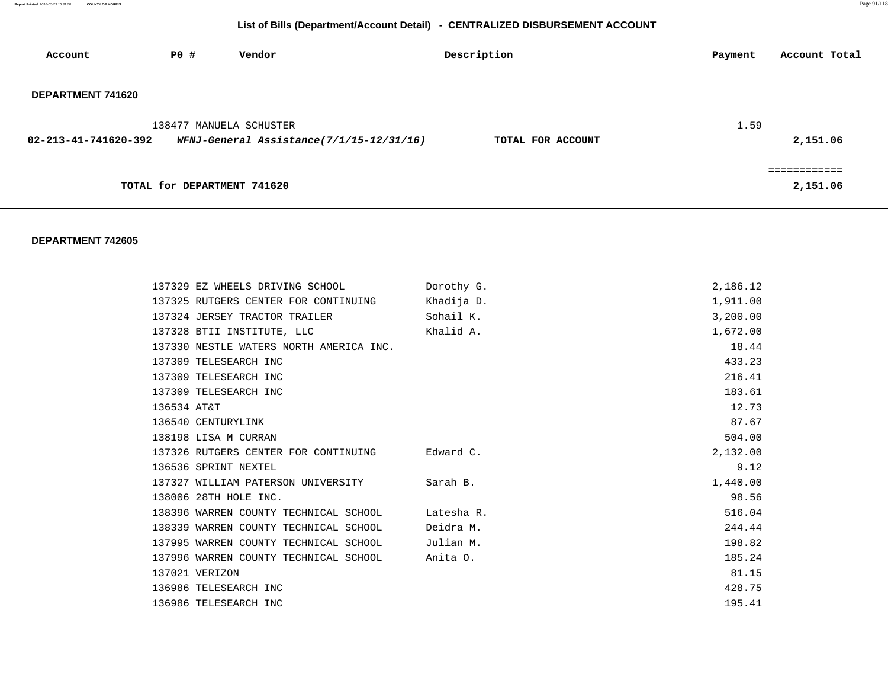## List of Bills (Department/Account Detail) - CENTRALIZED DISBURSEMENT ACCOUNT

| Account | PO # | Vendor | Description | Payment | Account Total |
|---|---|---|---|---|---|
| **DEPARTMENT 741620** | | | | | |
| | 138477 | MANUELA SCHUSTER | | 1.59 | |
| **02-213-41-741620-392** | | ***WFNJ-General Assistance(7/1/15-12/31/16)*** | **TOTAL FOR ACCOUNT** | | **2,151.06** |
| | | | | | ============ |
| | **TOTAL for DEPARTMENT 741620** | | | | **2,151.06** |
| **DEPARTMENT 742605** | | | | | |
| | 137329 | EZ WHEELS DRIVING SCHOOL | Dorothy G. | 2,186.12 | |
| | 137325 | RUTGERS CENTER FOR CONTINUING | Khadija D. | 1,911.00 | |
| | 137324 | JERSEY TRACTOR TRAILER | Sohail K. | 3,200.00 | |
| | 137328 | BTII INSTITUTE, LLC | Khalid A. | 1,672.00 | |
| | 137330 | NESTLE WATERS NORTH AMERICA INC. | | 18.44 | |
| | 137309 | TELESEARCH INC | | 433.23 | |
| | 137309 | TELESEARCH INC | | 216.41 | |
| | 137309 | TELESEARCH INC | | 183.61 | |
| | 136534 | AT&T | | 12.73 | |
| | 136540 | CENTURYLINK | | 87.67 | |
| | 138198 | LISA M CURRAN | | 504.00 | |
| | 137326 | RUTGERS CENTER FOR CONTINUING | Edward C. | 2,132.00 | |
| | 136536 | SPRINT NEXTEL | | 9.12 | |
| | 137327 | WILLIAM PATERSON UNIVERSITY | Sarah B. | 1,440.00 | |
| | 138006 | 28TH HOLE INC. | | 98.56 | |
| | 138396 | WARREN COUNTY TECHNICAL SCHOOL | Latesha R. | 516.04 | |
| | 138339 | WARREN COUNTY TECHNICAL SCHOOL | Deidra M. | 244.44 | |
| | 137995 | WARREN COUNTY TECHNICAL SCHOOL | Julian M. | 198.82 | |
| | 137996 | WARREN COUNTY TECHNICAL SCHOOL | Anita O. | 185.24 | |
| | 137021 | VERIZON | | 81.15 | |
| | 136986 | TELESEARCH INC | | 428.75 | |
| | 136986 | TELESEARCH INC | | 195.41 | |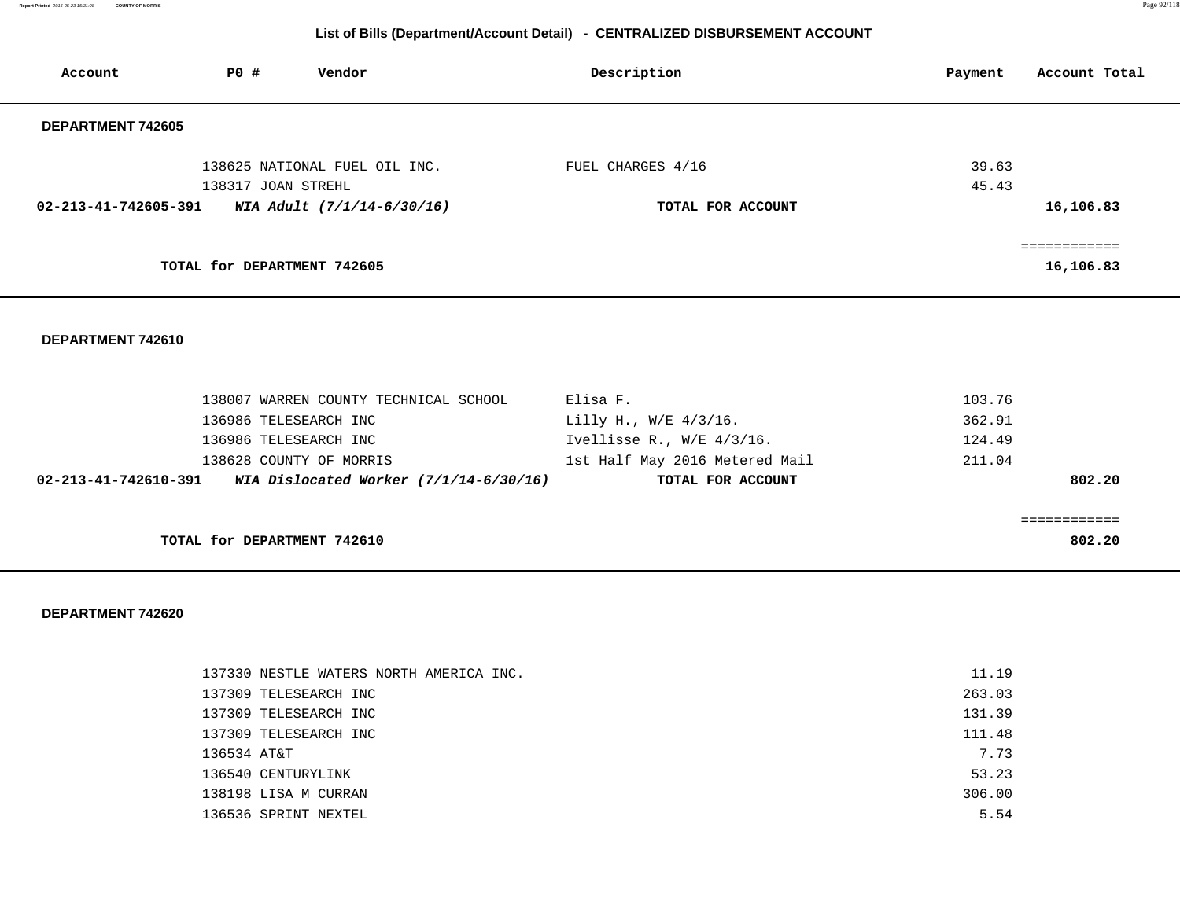## List of Bills (Department/Account Detail) - CENTRALIZED DISBURSEMENT ACCOUNT

| Account | PO # | Vendor | Description | Payment | Account Total |
|---|---|---|---|---|---|
| **DEPARTMENT 742605** | | | | | |
| | 138625 | NATIONAL FUEL OIL INC. | FUEL CHARGES 4/16 | 39.63 | |
| | 138317 | JOAN STREHL | | 45.43 | |
| **02-213-41-742605-391** | | ***WIA Adult (7/1/14-6/30/16)*** | **TOTAL FOR ACCOUNT** | | **16,106.83** |
| | | | | | ============ |
| | **TOTAL for DEPARTMENT 742605** | | | | **16,106.83** |
| **DEPARTMENT 742610** | | | | | |
| | 138007 | WARREN COUNTY TECHNICAL SCHOOL | Elisa F. | 103.76 | |
| | 136986 | TELESEARCH INC | Lilly H., W/E 4/3/16. | 362.91 | |
| | 136986 | TELESEARCH INC | Ivellisse R., W/E 4/3/16. | 124.49 | |
| | 138628 | COUNTY OF MORRIS | 1st Half May 2016 Metered Mail | 211.04 | |
| **02-213-41-742610-391** | | ***WIA Dislocated Worker (7/1/14-6/30/16)*** | **TOTAL FOR ACCOUNT** | | **802.20** |
| | | | | | ============ |
| | **TOTAL for DEPARTMENT 742610** | | | | **802.20** |
| **DEPARTMENT 742620** | | | | | |
| | 137330 | NESTLE WATERS NORTH AMERICA INC. | | 11.19 | |
| | 137309 | TELESEARCH INC | | 263.03 | |
| | 137309 | TELESEARCH INC | | 131.39 | |
| | 137309 | TELESEARCH INC | | 111.48 | |
| | 136534 | AT&T | | 7.73 | |
| | 136540 | CENTURYLINK | | 53.23 | |
| | 138198 | LISA M CURRAN | | 306.00 | |
| | 136536 | SPRINT NEXTEL | | 5.54 | |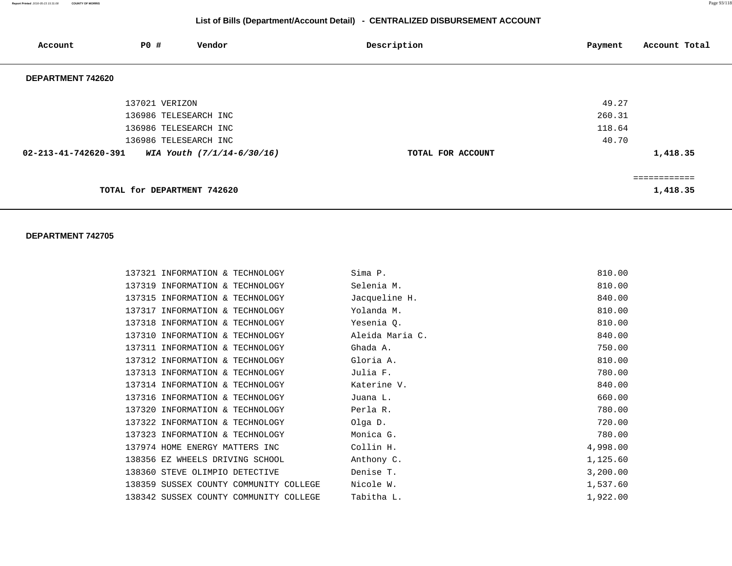## List of Bills (Department/Account Detail) - CENTRALIZED DISBURSEMENT ACCOUNT

| Account | PO # | Vendor | Description | Payment | Account Total |
|---|---|---|---|---|---|

### DEPARTMENT 742620

| Account | PO # | Vendor | Description | Payment | Account Total |
|---|---|---|---|---|---|
| | 137021 | VERIZON | | 49.27 | |
| | 136986 | TELESEARCH INC | | 260.31 | |
| | 136986 | TELESEARCH INC | | 118.64 | |
| | 136986 | TELESEARCH INC | | 40.70 | |
| **02-213-41-742620-391** | | ***WIA Youth (7/1/14-6/30/16)*** | **TOTAL FOR ACCOUNT** | | **1,418.35** |

============

**TOTAL for DEPARTMENT 742620** **1,418.35**

### DEPARTMENT 742705

| Account | PO # | Vendor | Description | Payment | Account Total |
|---|---|---|---|---|---|
| | 137321 | INFORMATION & TECHNOLOGY | Sima P. | 810.00 | |
| | 137319 | INFORMATION & TECHNOLOGY | Selenia M. | 810.00 | |
| | 137315 | INFORMATION & TECHNOLOGY | Jacqueline H. | 840.00 | |
| | 137317 | INFORMATION & TECHNOLOGY | Yolanda M. | 810.00 | |
| | 137318 | INFORMATION & TECHNOLOGY | Yesenia Q. | 810.00 | |
| | 137310 | INFORMATION & TECHNOLOGY | Aleida Maria C. | 840.00 | |
| | 137311 | INFORMATION & TECHNOLOGY | Ghada A. | 750.00 | |
| | 137312 | INFORMATION & TECHNOLOGY | Gloria A. | 810.00 | |
| | 137313 | INFORMATION & TECHNOLOGY | Julia F. | 780.00 | |
| | 137314 | INFORMATION & TECHNOLOGY | Katerine V. | 840.00 | |
| | 137316 | INFORMATION & TECHNOLOGY | Juana L. | 660.00 | |
| | 137320 | INFORMATION & TECHNOLOGY | Perla R. | 780.00 | |
| | 137322 | INFORMATION & TECHNOLOGY | Olga D. | 720.00 | |
| | 137323 | INFORMATION & TECHNOLOGY | Monica G. | 780.00 | |
| | 137974 | HOME ENERGY MATTERS INC | Collin H. | 4,998.00 | |
| | 138356 | EZ WHEELS DRIVING SCHOOL | Anthony C. | 1,125.60 | |
| | 138360 | STEVE OLIMPIO DETECTIVE | Denise T. | 3,200.00 | |
| | 138359 | SUSSEX COUNTY COMMUNITY COLLEGE | Nicole W. | 1,537.60 | |
| | 138342 | SUSSEX COUNTY COMMUNITY COLLEGE | Tabitha L. | 1,922.00 | |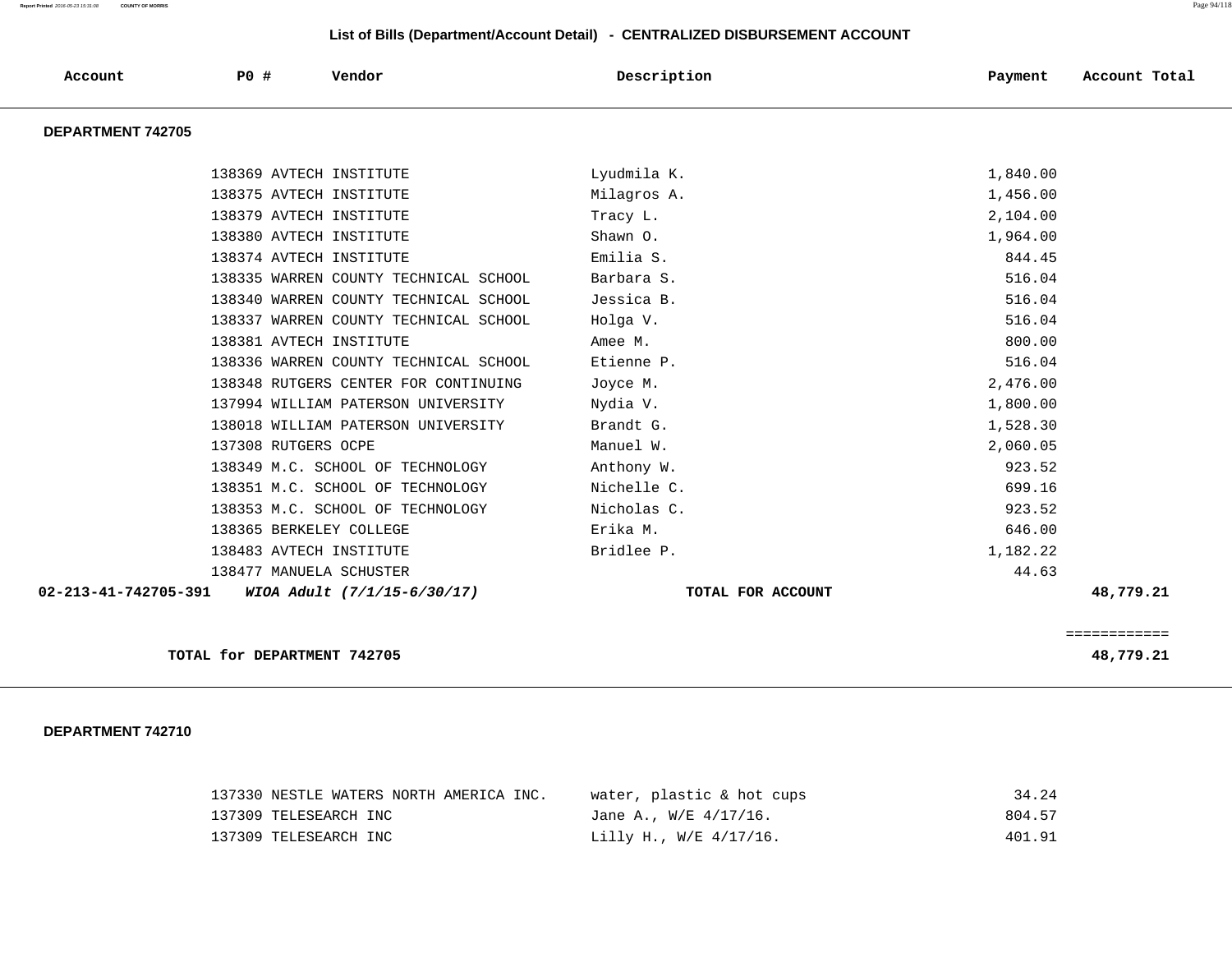## List of Bills (Department/Account Detail) - CENTRALIZED DISBURSEMENT ACCOUNT

| Account | PO # | Vendor | Description | Payment | Account Total |
|---|---|---|---|---|---|
| **DEPARTMENT 742705** | | | | | |
| | 138369 | AVTECH INSTITUTE | Lyudmila K. | 1,840.00 | |
| | 138375 | AVTECH INSTITUTE | Milagros A. | 1,456.00 | |
| | 138379 | AVTECH INSTITUTE | Tracy L. | 2,104.00 | |
| | 138380 | AVTECH INSTITUTE | Shawn O. | 1,964.00 | |
| | 138374 | AVTECH INSTITUTE | Emilia S. | 844.45 | |
| | 138335 | WARREN COUNTY TECHNICAL SCHOOL | Barbara S. | 516.04 | |
| | 138340 | WARREN COUNTY TECHNICAL SCHOOL | Jessica B. | 516.04 | |
| | 138337 | WARREN COUNTY TECHNICAL SCHOOL | Holga V. | 516.04 | |
| | 138381 | AVTECH INSTITUTE | Amee M. | 800.00 | |
| | 138336 | WARREN COUNTY TECHNICAL SCHOOL | Etienne P. | 516.04 | |
| | 138348 | RUTGERS CENTER FOR CONTINUING | Joyce M. | 2,476.00 | |
| | 137994 | WILLIAM PATERSON UNIVERSITY | Nydia V. | 1,800.00 | |
| | 138018 | WILLIAM PATERSON UNIVERSITY | Brandt G. | 1,528.30 | |
| | 137308 | RUTGERS OCPE | Manuel W. | 2,060.05 | |
| | 138349 | M.C. SCHOOL OF TECHNOLOGY | Anthony W. | 923.52 | |
| | 138351 | M.C. SCHOOL OF TECHNOLOGY | Nichelle C. | 699.16 | |
| | 138353 | M.C. SCHOOL OF TECHNOLOGY | Nicholas C. | 923.52 | |
| | 138365 | BERKELEY COLLEGE | Erika M. | 646.00 | |
| | 138483 | AVTECH INSTITUTE | Bridlee P. | 1,182.22 | |
| | 138477 | MANUELA SCHUSTER | | 44.63 | |
| **02-213-41-742705-391** | ***WIOA Adult (7/1/15-6/30/17)*** | | **TOTAL FOR ACCOUNT** | | **48,779.21** |
| | | | | | ============ |
| **TOTAL for DEPARTMENT 742705** | | | | | **48,779.21** |
| **DEPARTMENT 742710** | | | | | |
| | 137330 | NESTLE WATERS NORTH AMERICA INC. | water, plastic & hot cups | 34.24 | |
| | 137309 | TELESEARCH INC | Jane A., W/E 4/17/16. | 804.57 | |
| | 137309 | TELESEARCH INC | Lilly H., W/E 4/17/16. | 401.91 | |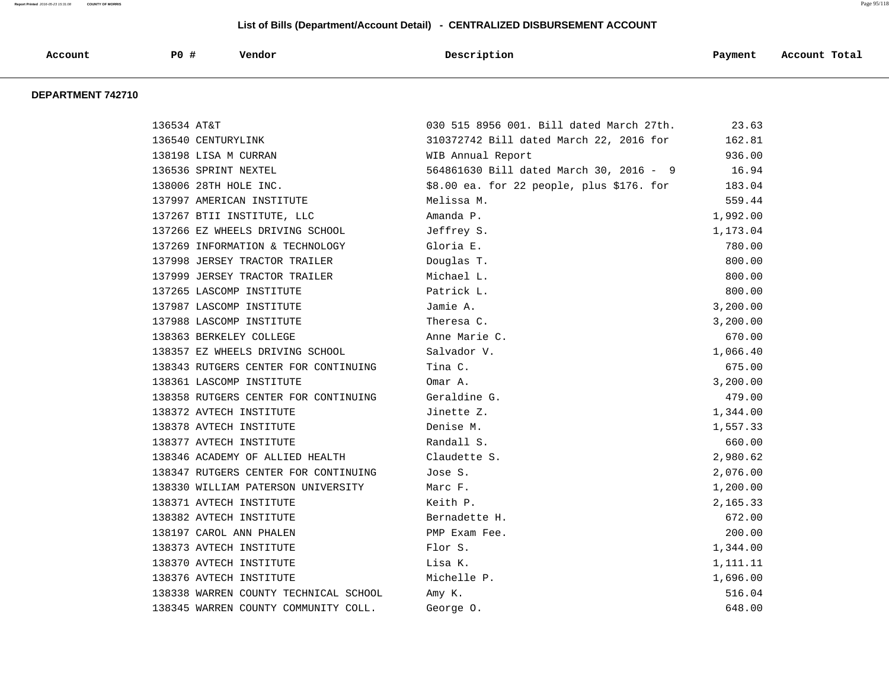# List of Bills (Department/Account Detail) - CENTRALIZED DISBURSEMENT ACCOUNT

| Account | PO # | Vendor | Description | Payment | Account Total |
|---|---|---|---|---|---|

## DEPARTMENT 742710

| Account | PO # | Vendor | Description | Payment | Account Total |
|---|---|---|---|---|---|
| | 136534 | AT&T | 030 515 8956 001. Bill dated March 27th. | 23.63 | |
| | 136540 | CENTURYLINK | 310372742 Bill dated March 22, 2016 for | 162.81 | |
| | 138198 | LISA M CURRAN | WIB Annual Report | 936.00 | |
| | 136536 | SPRINT NEXTEL | 564861630 Bill dated March 30, 2016 - 9 | 16.94 | |
| | 138006 | 28TH HOLE INC. | $8.00 ea. for 22 people, plus $176. for | 183.04 | |
| | 137997 | AMERICAN INSTITUTE | Melissa M. | 559.44 | |
| | 137267 | BTII INSTITUTE, LLC | Amanda P. | 1,992.00 | |
| | 137266 | EZ WHEELS DRIVING SCHOOL | Jeffrey S. | 1,173.04 | |
| | 137269 | INFORMATION & TECHNOLOGY | Gloria E. | 780.00 | |
| | 137998 | JERSEY TRACTOR TRAILER | Douglas T. | 800.00 | |
| | 137999 | JERSEY TRACTOR TRAILER | Michael L. | 800.00 | |
| | 137265 | LASCOMP INSTITUTE | Patrick L. | 800.00 | |
| | 137987 | LASCOMP INSTITUTE | Jamie A. | 3,200.00 | |
| | 137988 | LASCOMP INSTITUTE | Theresa C. | 3,200.00 | |
| | 138363 | BERKELEY COLLEGE | Anne Marie C. | 670.00 | |
| | 138357 | EZ WHEELS DRIVING SCHOOL | Salvador V. | 1,066.40 | |
| | 138343 | RUTGERS CENTER FOR CONTINUING | Tina C. | 675.00 | |
| | 138361 | LASCOMP INSTITUTE | Omar A. | 3,200.00 | |
| | 138358 | RUTGERS CENTER FOR CONTINUING | Geraldine G. | 479.00 | |
| | 138372 | AVTECH INSTITUTE | Jinette Z. | 1,344.00 | |
| | 138378 | AVTECH INSTITUTE | Denise M. | 1,557.33 | |
| | 138377 | AVTECH INSTITUTE | Randall S. | 660.00 | |
| | 138346 | ACADEMY OF ALLIED HEALTH | Claudette S. | 2,980.62 | |
| | 138347 | RUTGERS CENTER FOR CONTINUING | Jose S. | 2,076.00 | |
| | 138330 | WILLIAM PATERSON UNIVERSITY | Marc F. | 1,200.00 | |
| | 138371 | AVTECH INSTITUTE | Keith P. | 2,165.33 | |
| | 138382 | AVTECH INSTITUTE | Bernadette H. | 672.00 | |
| | 138197 | CAROL ANN PHALEN | PMP Exam Fee. | 200.00 | |
| | 138373 | AVTECH INSTITUTE | Flor S. | 1,344.00 | |
| | 138370 | AVTECH INSTITUTE | Lisa K. | 1,111.11 | |
| | 138376 | AVTECH INSTITUTE | Michelle P. | 1,696.00 | |
| | 138338 | WARREN COUNTY TECHNICAL SCHOOL | Amy K. | 516.04 | |
| | 138345 | WARREN COUNTY COMMUNITY COLL. | George O. | 648.00 | |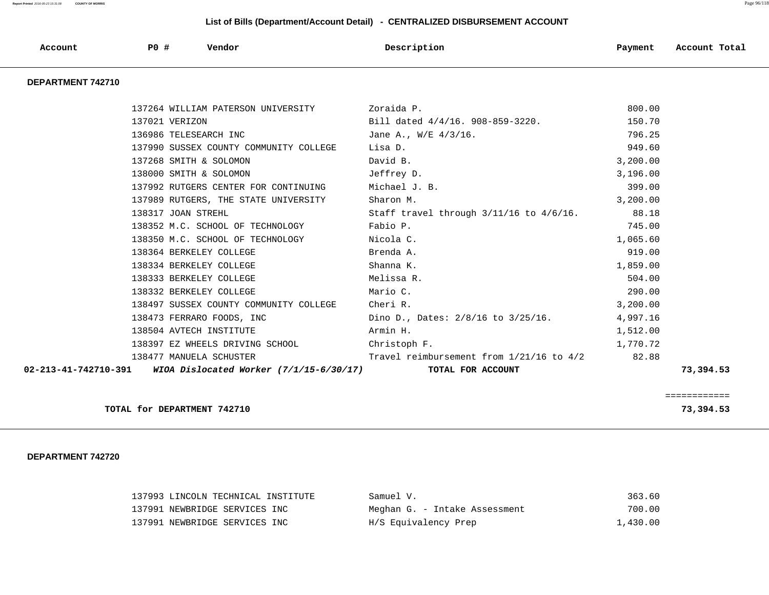## List of Bills (Department/Account Detail) - CENTRALIZED DISBURSEMENT ACCOUNT

| Account | PO # | Vendor | Description | Payment | Account Total |
|---|---|---|---|---|---|

### DEPARTMENT 742710

| Account | PO # | Vendor | Description | Payment | Account Total |
|---|---|---|---|---|---|
| | 137264 | WILLIAM PATERSON UNIVERSITY | Zoraida P. | 800.00 | |
| | 137021 | VERIZON | Bill dated 4/4/16. 908-859-3220. | 150.70 | |
| | 136986 | TELESEARCH INC | Jane A., W/E 4/3/16. | 796.25 | |
| | 137990 | SUSSEX COUNTY COMMUNITY COLLEGE | Lisa D. | 949.60 | |
| | 137268 | SMITH & SOLOMON | David B. | 3,200.00 | |
| | 138000 | SMITH & SOLOMON | Jeffrey D. | 3,196.00 | |
| | 137992 | RUTGERS CENTER FOR CONTINUING | Michael J. B. | 399.00 | |
| | 137989 | RUTGERS, THE STATE UNIVERSITY | Sharon M. | 3,200.00 | |
| | 138317 | JOAN STREHL | Staff travel through 3/11/16 to 4/6/16. | 88.18 | |
| | 138352 | M.C. SCHOOL OF TECHNOLOGY | Fabio P. | 745.00 | |
| | 138350 | M.C. SCHOOL OF TECHNOLOGY | Nicola C. | 1,065.60 | |
| | 138364 | BERKELEY COLLEGE | Brenda A. | 919.00 | |
| | 138334 | BERKELEY COLLEGE | Shanna K. | 1,859.00 | |
| | 138333 | BERKELEY COLLEGE | Melissa R. | 504.00 | |
| | 138332 | BERKELEY COLLEGE | Mario C. | 290.00 | |
| | 138497 | SUSSEX COUNTY COMMUNITY COLLEGE | Cheri R. | 3,200.00 | |
| | 138473 | FERRARO FOODS, INC | Dino D., Dates: 2/8/16 to 3/25/16. | 4,997.16 | |
| | 138504 | AVTECH INSTITUTE | Armin H. | 1,512.00 | |
| | 138397 | EZ WHEELS DRIVING SCHOOL | Christoph F. | 1,770.72 | |
| | 138477 | MANUELA SCHUSTER | Travel reimbursement from 1/21/16 to 4/2 | 82.88 | |
| **02-213-41-742710-391** | ***WIOA Dislocated Worker (7/1/15-6/30/17)*** | | **TOTAL FOR ACCOUNT** | | **73,394.53** |

============

**TOTAL for DEPARTMENT 742710** **73,394.53**

### DEPARTMENT 742720

| Account | PO # | Vendor | Description | Payment | Account Total |
|---|---|---|---|---|---|
| | 137993 | LINCOLN TECHNICAL INSTITUTE | Samuel V. | 363.60 | |
| | 137991 | NEWBRIDGE SERVICES INC | Meghan G. - Intake Assessment | 700.00 | |
| | 137991 | NEWBRIDGE SERVICES INC | H/S Equivalency Prep | 1,430.00 | |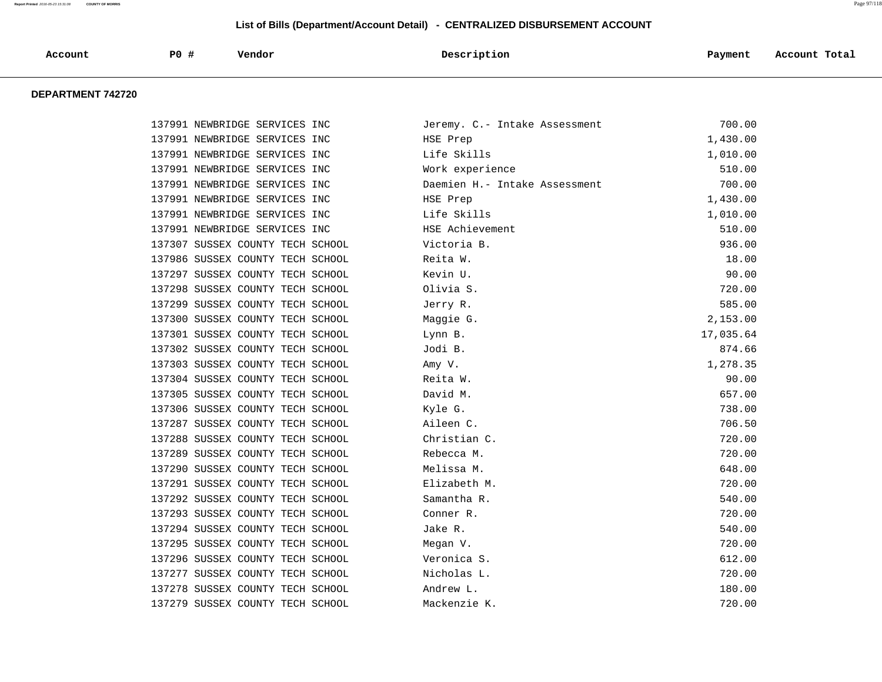## List of Bills (Department/Account Detail) - CENTRALIZED DISBURSEMENT ACCOUNT

### DEPARTMENT 742720

| Account | PO # | Vendor | Description | Payment | Account Total |
|---|---|---|---|---|---|
| | 137991 | NEWBRIDGE SERVICES INC | Jeremy. C.- Intake Assessment | 700.00 | |
| | 137991 | NEWBRIDGE SERVICES INC | HSE Prep | 1,430.00 | |
| | 137991 | NEWBRIDGE SERVICES INC | Life Skills | 1,010.00 | |
| | 137991 | NEWBRIDGE SERVICES INC | Work experience | 510.00 | |
| | 137991 | NEWBRIDGE SERVICES INC | Daemien H.- Intake Assessment | 700.00 | |
| | 137991 | NEWBRIDGE SERVICES INC | HSE Prep | 1,430.00 | |
| | 137991 | NEWBRIDGE SERVICES INC | Life Skills | 1,010.00 | |
| | 137991 | NEWBRIDGE SERVICES INC | HSE Achievement | 510.00 | |
| | 137307 | SUSSEX COUNTY TECH SCHOOL | Victoria B. | 936.00 | |
| | 137986 | SUSSEX COUNTY TECH SCHOOL | Reita W. | 18.00 | |
| | 137297 | SUSSEX COUNTY TECH SCHOOL | Kevin U. | 90.00 | |
| | 137298 | SUSSEX COUNTY TECH SCHOOL | Olivia S. | 720.00 | |
| | 137299 | SUSSEX COUNTY TECH SCHOOL | Jerry R. | 585.00 | |
| | 137300 | SUSSEX COUNTY TECH SCHOOL | Maggie G. | 2,153.00 | |
| | 137301 | SUSSEX COUNTY TECH SCHOOL | Lynn B. | 17,035.64 | |
| | 137302 | SUSSEX COUNTY TECH SCHOOL | Jodi B. | 874.66 | |
| | 137303 | SUSSEX COUNTY TECH SCHOOL | Amy V. | 1,278.35 | |
| | 137304 | SUSSEX COUNTY TECH SCHOOL | Reita W. | 90.00 | |
| | 137305 | SUSSEX COUNTY TECH SCHOOL | David M. | 657.00 | |
| | 137306 | SUSSEX COUNTY TECH SCHOOL | Kyle G. | 738.00 | |
| | 137287 | SUSSEX COUNTY TECH SCHOOL | Aileen C. | 706.50 | |
| | 137288 | SUSSEX COUNTY TECH SCHOOL | Christian C. | 720.00 | |
| | 137289 | SUSSEX COUNTY TECH SCHOOL | Rebecca M. | 720.00 | |
| | 137290 | SUSSEX COUNTY TECH SCHOOL | Melissa M. | 648.00 | |
| | 137291 | SUSSEX COUNTY TECH SCHOOL | Elizabeth M. | 720.00 | |
| | 137292 | SUSSEX COUNTY TECH SCHOOL | Samantha R. | 540.00 | |
| | 137293 | SUSSEX COUNTY TECH SCHOOL | Conner R. | 720.00 | |
| | 137294 | SUSSEX COUNTY TECH SCHOOL | Jake R. | 540.00 | |
| | 137295 | SUSSEX COUNTY TECH SCHOOL | Megan V. | 720.00 | |
| | 137296 | SUSSEX COUNTY TECH SCHOOL | Veronica S. | 612.00 | |
| | 137277 | SUSSEX COUNTY TECH SCHOOL | Nicholas L. | 720.00 | |
| | 137278 | SUSSEX COUNTY TECH SCHOOL | Andrew L. | 180.00 | |
| | 137279 | SUSSEX COUNTY TECH SCHOOL | Mackenzie K. | 720.00 | |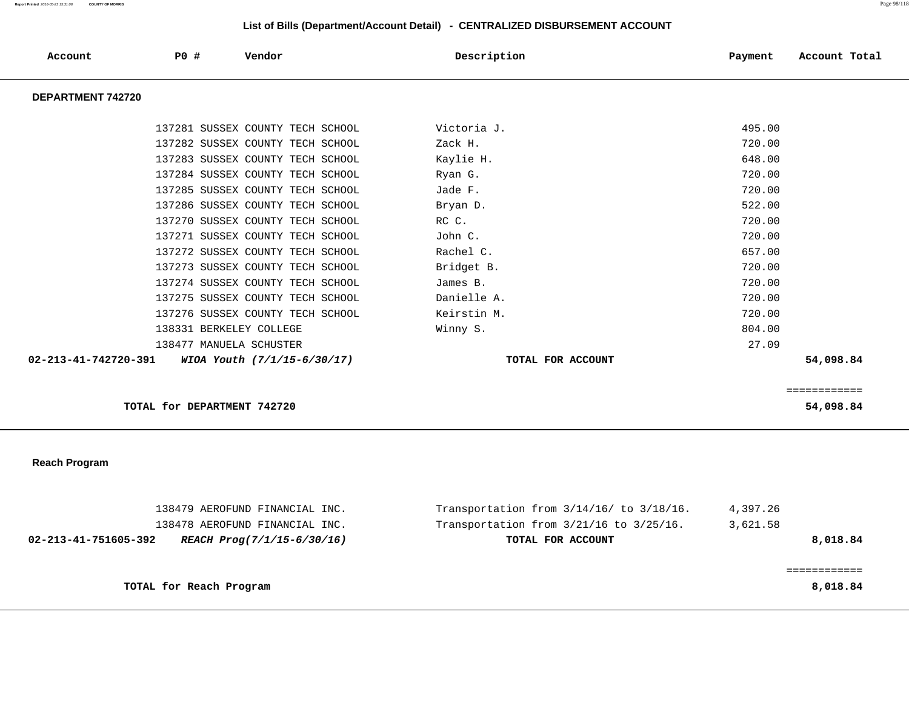## List of Bills (Department/Account Detail) - CENTRALIZED DISBURSEMENT ACCOUNT

| Account | PO # | Vendor | Description | Payment | Account Total |
|---|---|---|---|---|---|
| **DEPARTMENT 742720** | | | | | |
| | 137281 | SUSSEX COUNTY TECH SCHOOL | Victoria J. | 495.00 | |
| | 137282 | SUSSEX COUNTY TECH SCHOOL | Zack H. | 720.00 | |
| | 137283 | SUSSEX COUNTY TECH SCHOOL | Kaylie H. | 648.00 | |
| | 137284 | SUSSEX COUNTY TECH SCHOOL | Ryan G. | 720.00 | |
| | 137285 | SUSSEX COUNTY TECH SCHOOL | Jade F. | 720.00 | |
| | 137286 | SUSSEX COUNTY TECH SCHOOL | Bryan D. | 522.00 | |
| | 137270 | SUSSEX COUNTY TECH SCHOOL | RC C. | 720.00 | |
| | 137271 | SUSSEX COUNTY TECH SCHOOL | John C. | 720.00 | |
| | 137272 | SUSSEX COUNTY TECH SCHOOL | Rachel C. | 657.00 | |
| | 137273 | SUSSEX COUNTY TECH SCHOOL | Bridget B. | 720.00 | |
| | 137274 | SUSSEX COUNTY TECH SCHOOL | James B. | 720.00 | |
| | 137275 | SUSSEX COUNTY TECH SCHOOL | Danielle A. | 720.00 | |
| | 137276 | SUSSEX COUNTY TECH SCHOOL | Keirstin M. | 720.00 | |
| | 138331 | BERKELEY COLLEGE | Winny S. | 804.00 | |
| | 138477 | MANUELA SCHUSTER | | 27.09 | |
| **02-213-41-742720-391** | | ***WIOA Youth (7/1/15-6/30/17)*** | **TOTAL FOR ACCOUNT** | | **54,098.84** |
| | | | | | ============ |
| | **TOTAL for DEPARTMENT 742720** | | | | **54,098.84** |
| **Reach Program** | | | | | |
| | 138479 | AEROFUND FINANCIAL INC. | Transportation from 3/14/16/ to 3/18/16. | 4,397.26 | |
| | 138478 | AEROFUND FINANCIAL INC. | Transportation from 3/21/16 to 3/25/16. | 3,621.58 | |
| **02-213-41-751605-392** | | ***REACH Prog(7/1/15-6/30/16)*** | **TOTAL FOR ACCOUNT** | | **8,018.84** |
| | | | | | ============ |
| | **TOTAL for Reach Program** | | | | **8,018.84** |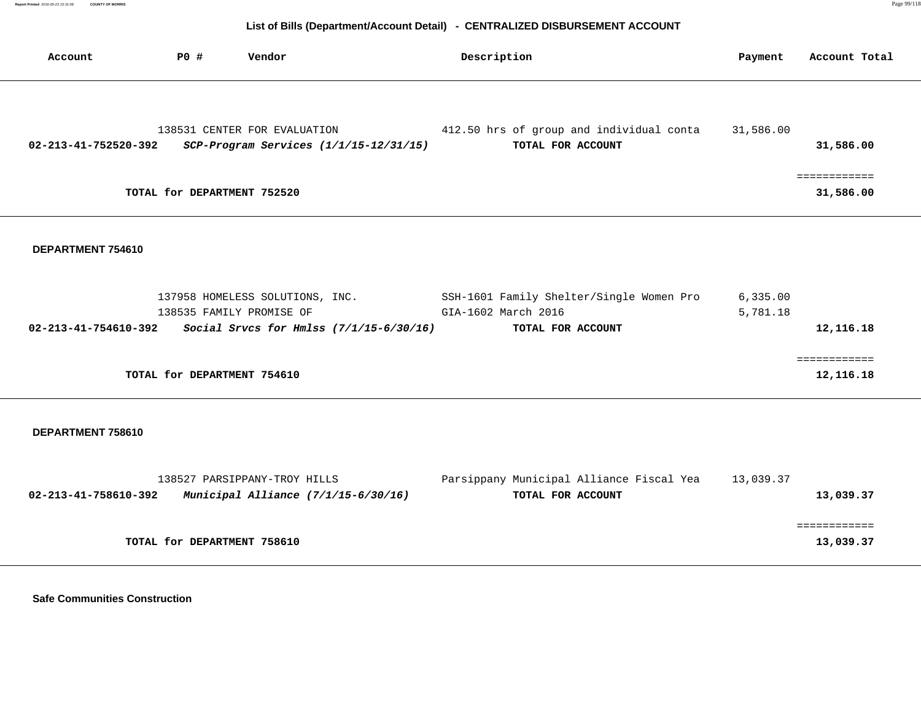## List of Bills (Department/Account Detail) - CENTRALIZED DISBURSEMENT ACCOUNT

| Account | PO # | Vendor | Description | Payment | Account Total |
|---|---|---|---|---|---|
| | 138531 | CENTER FOR EVALUATION | 412.50 hrs of group and individual conta | 31,586.00 | |
| **02-213-41-752520-392** | | ***SCP-Program Services (1/1/15-12/31/15)*** | **TOTAL FOR ACCOUNT** | | **31,586.00** |
| | | | | | ============ |
| | **TOTAL for DEPARTMENT 752520** | | | | **31,586.00** |

**DEPARTMENT 754610**

| Account | PO # | Vendor | Description | Payment | Account Total |
|---|---|---|---|---|---|
| | 137958 | HOMELESS SOLUTIONS, INC. | SSH-1601 Family Shelter/Single Women Pro | 6,335.00 | |
| | 138535 | FAMILY PROMISE OF | GIA-1602 March 2016 | 5,781.18 | |
| **02-213-41-754610-392** | | ***Social Srvcs for Hmlss (7/1/15-6/30/16)*** | **TOTAL FOR ACCOUNT** | | **12,116.18** |
| | | | | | ============ |
| | **TOTAL for DEPARTMENT 754610** | | | | **12,116.18** |

**DEPARTMENT 758610**

| Account | PO # | Vendor | Description | Payment | Account Total |
|---|---|---|---|---|---|
| | 138527 | PARSIPPANY-TROY HILLS | Parsippany Municipal Alliance Fiscal Yea | 13,039.37 | |
| **02-213-41-758610-392** | | ***Municipal Alliance (7/1/15-6/30/16)*** | **TOTAL FOR ACCOUNT** | | **13,039.37** |
| | | | | | ============ |
| | **TOTAL for DEPARTMENT 758610** | | | | **13,039.37** |

**Safe Communities Construction**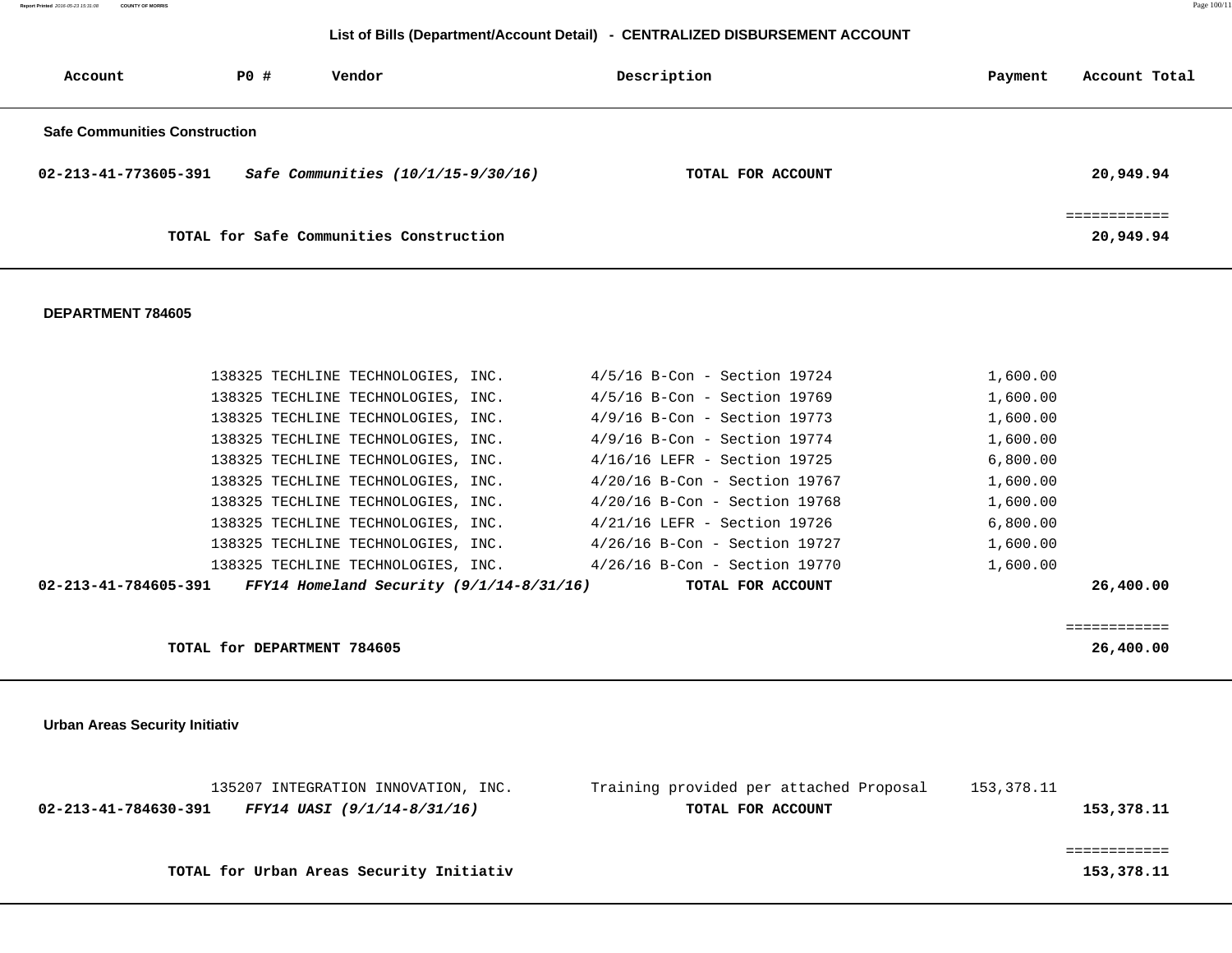## List of Bills (Department/Account Detail) - CENTRALIZED DISBURSEMENT ACCOUNT

| Account | PO # | Vendor | Description | Payment | Account Total |
|---|---|---|---|---|---|
| **Safe Communities Construction** | | | | | |
| **02-213-41-773605-391** | | ***Safe Communities (10/1/15-9/30/16)*** | **TOTAL FOR ACCOUNT** | | **20,949.94** |
| | | | | | ============ |
| | | **TOTAL for Safe Communities Construction** | | | **20,949.94** |
| **DEPARTMENT 784605** | | | | | |
| | 138325 | TECHLINE TECHNOLOGIES, INC. | 4/5/16 B-Con - Section 19724 | 1,600.00 | |
| | 138325 | TECHLINE TECHNOLOGIES, INC. | 4/5/16 B-Con - Section 19769 | 1,600.00 | |
| | 138325 | TECHLINE TECHNOLOGIES, INC. | 4/9/16 B-Con - Section 19773 | 1,600.00 | |
| | 138325 | TECHLINE TECHNOLOGIES, INC. | 4/9/16 B-Con - Section 19774 | 1,600.00 | |
| | 138325 | TECHLINE TECHNOLOGIES, INC. | 4/16/16 LEFR - Section 19725 | 6,800.00 | |
| | 138325 | TECHLINE TECHNOLOGIES, INC. | 4/20/16 B-Con - Section 19767 | 1,600.00 | |
| | 138325 | TECHLINE TECHNOLOGIES, INC. | 4/20/16 B-Con - Section 19768 | 1,600.00 | |
| | 138325 | TECHLINE TECHNOLOGIES, INC. | 4/21/16 LEFR - Section 19726 | 6,800.00 | |
| | 138325 | TECHLINE TECHNOLOGIES, INC. | 4/26/16 B-Con - Section 19727 | 1,600.00 | |
| | 138325 | TECHLINE TECHNOLOGIES, INC. | 4/26/16 B-Con - Section 19770 | 1,600.00 | |
| **02-213-41-784605-391** | | ***FFY14 Homeland Security (9/1/14-8/31/16)*** | **TOTAL FOR ACCOUNT** | | **26,400.00** |
| | | | | | ============ |
| | | **TOTAL for DEPARTMENT 784605** | | | **26,400.00** |
| **Urban Areas Security Initiativ** | | | | | |
| | 135207 | INTEGRATION INNOVATION, INC. | Training provided per attached Proposal | 153,378.11 | |
| **02-213-41-784630-391** | | ***FFY14 UASI (9/1/14-8/31/16)*** | **TOTAL FOR ACCOUNT** | | **153,378.11** |
| | | | | | ============ |
| | | **TOTAL for Urban Areas Security Initiativ** | | | **153,378.11** |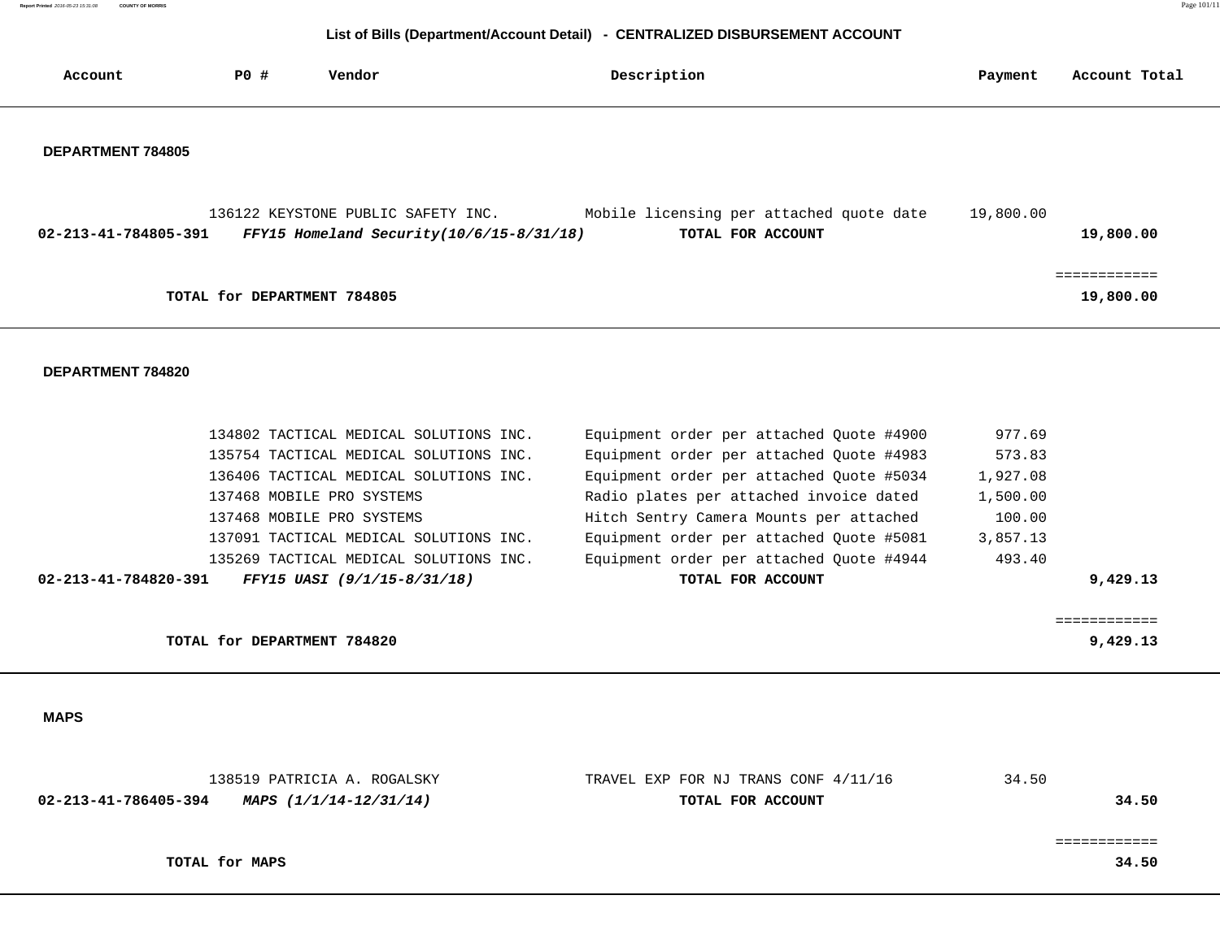## List of Bills (Department/Account Detail) - CENTRALIZED DISBURSEMENT ACCOUNT

| Account | PO # | Vendor | Description | Payment | Account Total |
|---|---|---|---|---|---|

### DEPARTMENT 784805

| Account | PO # | Vendor | Description | Payment | Account Total |
|---|---|---|---|---|---|
| | 136122 | KEYSTONE PUBLIC SAFETY INC. | Mobile licensing per attached quote date | 19,800.00 | |
| **02-213-41-784805-391** | | ***FFY15 Homeland Security(10/6/15-8/31/18)*** | **TOTAL FOR ACCOUNT** | | **19,800.00** |
| | | | | | ============ |
| | **TOTAL for DEPARTMENT 784805** | | | | **19,800.00** |

### DEPARTMENT 784820

| Account | PO # | Vendor | Description | Payment | Account Total |
|---|---|---|---|---|---|
| | 134802 | TACTICAL MEDICAL SOLUTIONS INC. | Equipment order per attached Quote #4900 | 977.69 | |
| | 135754 | TACTICAL MEDICAL SOLUTIONS INC. | Equipment order per attached Quote #4983 | 573.83 | |
| | 136406 | TACTICAL MEDICAL SOLUTIONS INC. | Equipment order per attached Quote #5034 | 1,927.08 | |
| | 137468 | MOBILE PRO SYSTEMS | Radio plates per attached invoice dated | 1,500.00 | |
| | 137468 | MOBILE PRO SYSTEMS | Hitch Sentry Camera Mounts per attached | 100.00 | |
| | 137091 | TACTICAL MEDICAL SOLUTIONS INC. | Equipment order per attached Quote #5081 | 3,857.13 | |
| | 135269 | TACTICAL MEDICAL SOLUTIONS INC. | Equipment order per attached Quote #4944 | 493.40 | |
| **02-213-41-784820-391** | | ***FFY15 UASI (9/1/15-8/31/18)*** | **TOTAL FOR ACCOUNT** | | **9,429.13** |
| | | | | | ============ |
| | **TOTAL for DEPARTMENT 784820** | | | | **9,429.13** |

### MAPS

| Account | PO # | Vendor | Description | Payment | Account Total |
|---|---|---|---|---|---|
| | 138519 | PATRICIA A. ROGALSKY | TRAVEL EXP FOR NJ TRANS CONF 4/11/16 | 34.50 | |
| **02-213-41-786405-394** | | ***MAPS (1/1/14-12/31/14)*** | **TOTAL FOR ACCOUNT** | | **34.50** |
| | | | | | ============ |
| | **TOTAL for MAPS** | | | | **34.50** |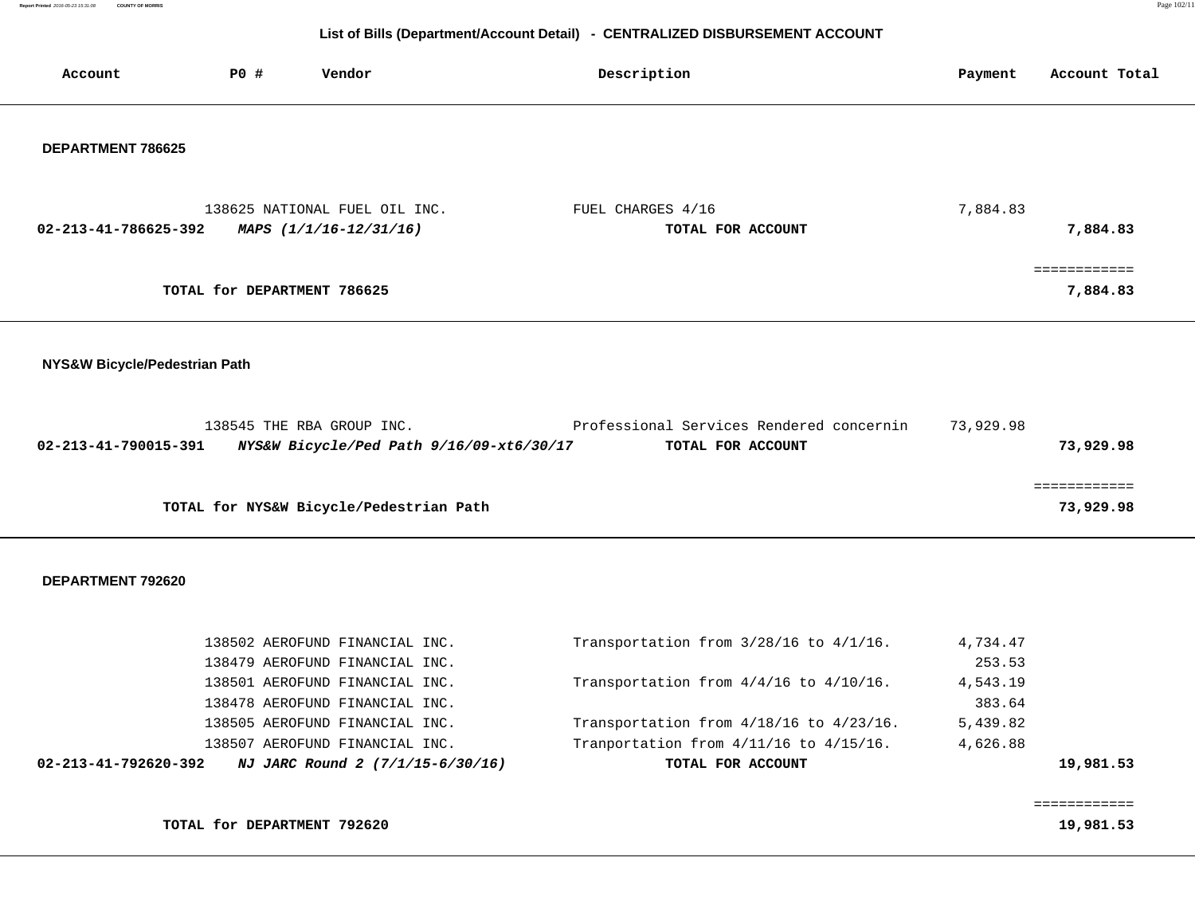## List of Bills (Department/Account Detail) - CENTRALIZED DISBURSEMENT ACCOUNT

| Account | PO # | Vendor | Description | Payment | Account Total |
|---|---|---|---|---|---|

### DEPARTMENT 786625

| Account | PO # | Vendor | Description | Payment | Account Total |
|---|---|---|---|---|---|
| | 138625 | NATIONAL FUEL OIL INC. | FUEL CHARGES 4/16 | 7,884.83 | |
| **02-213-41-786625-392** | | ***MAPS (1/1/16-12/31/16)*** | **TOTAL FOR ACCOUNT** | | **7,884.83** |
| | | | | | ============ |
| | **TOTAL for DEPARTMENT 786625** | | | | **7,884.83** |

### NYS&W Bicycle/Pedestrian Path

| Account | PO # | Vendor | Description | Payment | Account Total |
|---|---|---|---|---|---|
| | 138545 | THE RBA GROUP INC. | Professional Services Rendered concernin | 73,929.98 | |
| **02-213-41-790015-391** | | ***NYS&W Bicycle/Ped Path 9/16/09-xt6/30/17*** | **TOTAL FOR ACCOUNT** | | **73,929.98** |
| | | | | | ============ |
| | **TOTAL for NYS&W Bicycle/Pedestrian Path** | | | | **73,929.98** |

### DEPARTMENT 792620

| Account | PO # | Vendor | Description | Payment | Account Total |
|---|---|---|---|---|---|
| | 138502 | AEROFUND FINANCIAL INC. | Transportation from 3/28/16 to 4/1/16. | 4,734.47 | |
| | 138479 | AEROFUND FINANCIAL INC. | | 253.53 | |
| | 138501 | AEROFUND FINANCIAL INC. | Transportation from 4/4/16 to 4/10/16. | 4,543.19 | |
| | 138478 | AEROFUND FINANCIAL INC. | | 383.64 | |
| | 138505 | AEROFUND FINANCIAL INC. | Transportation from 4/18/16 to 4/23/16. | 5,439.82 | |
| | 138507 | AEROFUND FINANCIAL INC. | Tranportation from 4/11/16 to 4/15/16. | 4,626.88 | |
| **02-213-41-792620-392** | | ***NJ JARC Round 2 (7/1/15-6/30/16)*** | **TOTAL FOR ACCOUNT** | | **19,981.53** |
| | | | | | ============ |
| | **TOTAL for DEPARTMENT 792620** | | | | **19,981.53** |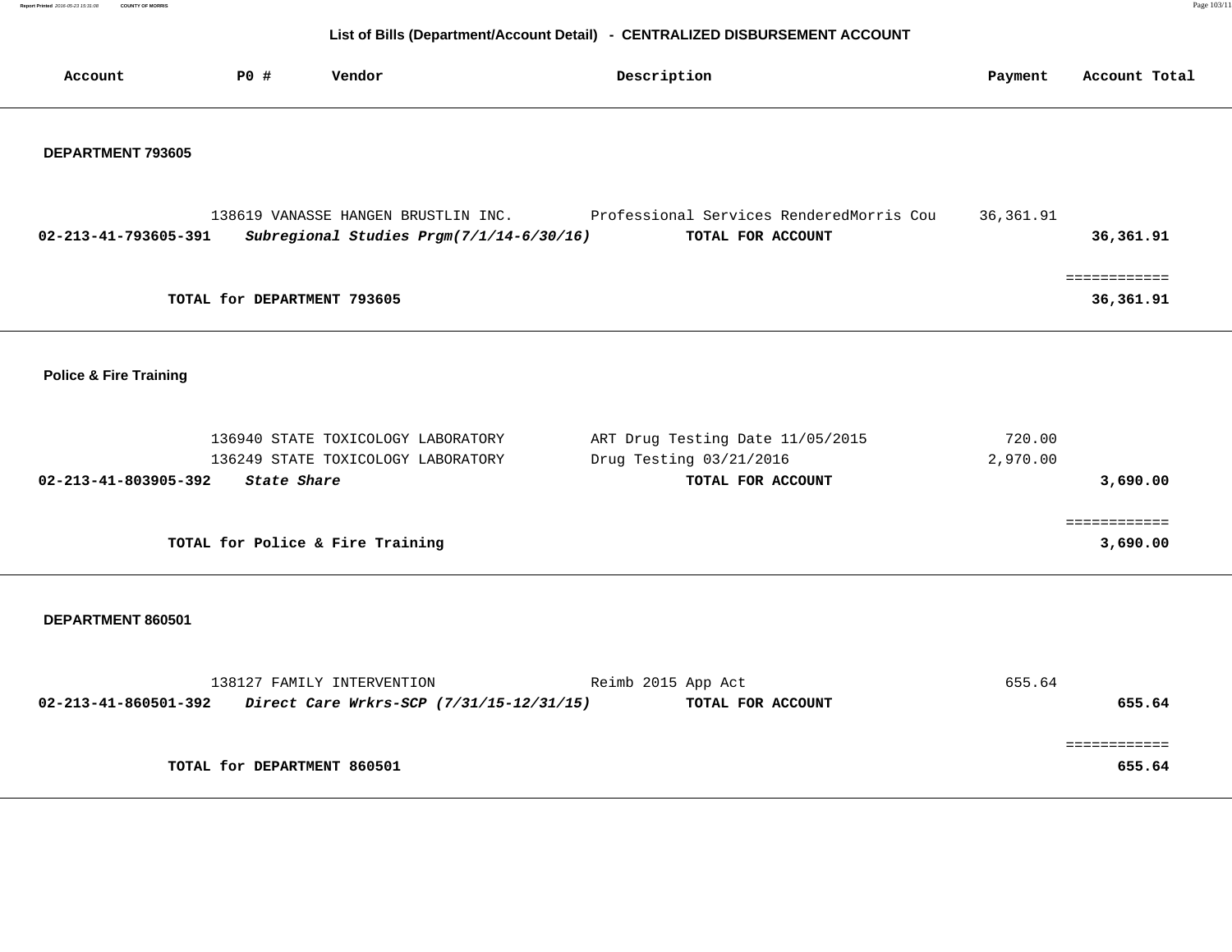## List of Bills (Department/Account Detail) - CENTRALIZED DISBURSEMENT ACCOUNT

| Account | PO # | Vendor | Description | Payment | Account Total |
|---|---|---|---|---|---|

### DEPARTMENT 793605

| Account | PO # | Vendor | Description | Payment | Account Total |
|---|---|---|---|---|---|
| | 138619 | VANASSE HANGEN BRUSTLIN INC. | Professional Services RenderedMorris Cou | 36,361.91 | |
| **02-213-41-793605-391** | ***Subregional Studies Prgm(7/1/14-6/30/16)*** | | **TOTAL FOR ACCOUNT** | | **36,361.91** |

============

**TOTAL for DEPARTMENT 793605** **36,361.91**

### Police & Fire Training

| Account | PO # | Vendor | Description | Payment | Account Total |
|---|---|---|---|---|---|
| | 136940 | STATE TOXICOLOGY LABORATORY | ART Drug Testing Date 11/05/2015 | 720.00 | |
| | 136249 | STATE TOXICOLOGY LABORATORY | Drug Testing 03/21/2016 | 2,970.00 | |
| **02-213-41-803905-392** | ***State Share*** | | **TOTAL FOR ACCOUNT** | | **3,690.00** |

============

**TOTAL for Police & Fire Training** **3,690.00**

### DEPARTMENT 860501

| Account | PO # | Vendor | Description | Payment | Account Total |
|---|---|---|---|---|---|
| | 138127 | FAMILY INTERVENTION | Reimb 2015 App Act | 655.64 | |
| **02-213-41-860501-392** | ***Direct Care Wrkrs-SCP (7/31/15-12/31/15)*** | | **TOTAL FOR ACCOUNT** | | **655.64** |

============

**TOTAL for DEPARTMENT 860501** **655.64**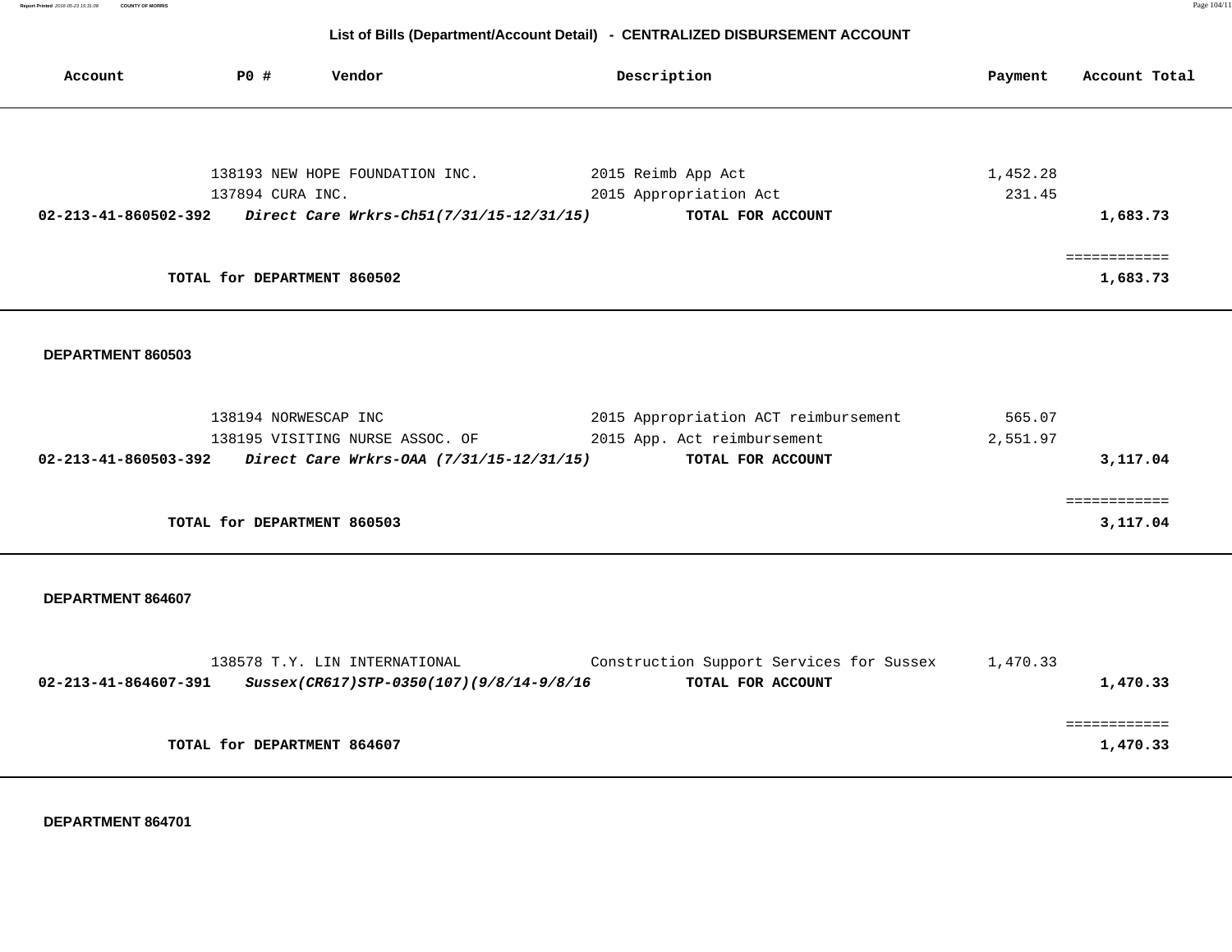## List of Bills (Department/Account Detail) - CENTRALIZED DISBURSEMENT ACCOUNT

| Account | PO # | Vendor | Description | Payment | Account Total |
|---|---|---|---|---|---|
| | 138193 | NEW HOPE FOUNDATION INC. | 2015 Reimb App Act | 1,452.28 | |
| | 137894 | CURA INC. | 2015 Appropriation Act | 231.45 | |
| **02-213-41-860502-392** | | ***Direct Care Wrkrs-Ch51(7/31/15-12/31/15)*** | **TOTAL FOR ACCOUNT** | | **1,683.73** |
| | | | | | ============ |
| | **TOTAL for DEPARTMENT 860502** | | | | **1,683.73** |

**DEPARTMENT 860503**

| Account | PO # | Vendor | Description | Payment | Account Total |
|---|---|---|---|---|---|
| | 138194 | NORWESCAP INC | 2015 Appropriation ACT reimbursement | 565.07 | |
| | 138195 | VISITING NURSE ASSOC. OF | 2015 App. Act reimbursement | 2,551.97 | |
| **02-213-41-860503-392** | | ***Direct Care Wrkrs-OAA (7/31/15-12/31/15)*** | **TOTAL FOR ACCOUNT** | | **3,117.04** |
| | | | | | ============ |
| | **TOTAL for DEPARTMENT 860503** | | | | **3,117.04** |

**DEPARTMENT 864607**

| Account | PO # | Vendor | Description | Payment | Account Total |
|---|---|---|---|---|---|
| | 138578 | T.Y. LIN INTERNATIONAL | Construction Support Services for Sussex | 1,470.33 | |
| **02-213-41-864607-391** | | ***Sussex(CR617)STP-0350(107)(9/8/14-9/8/16*** | **TOTAL FOR ACCOUNT** | | **1,470.33** |
| | | | | | ============ |
| | **TOTAL for DEPARTMENT 864607** | | | | **1,470.33** |

**DEPARTMENT 864701**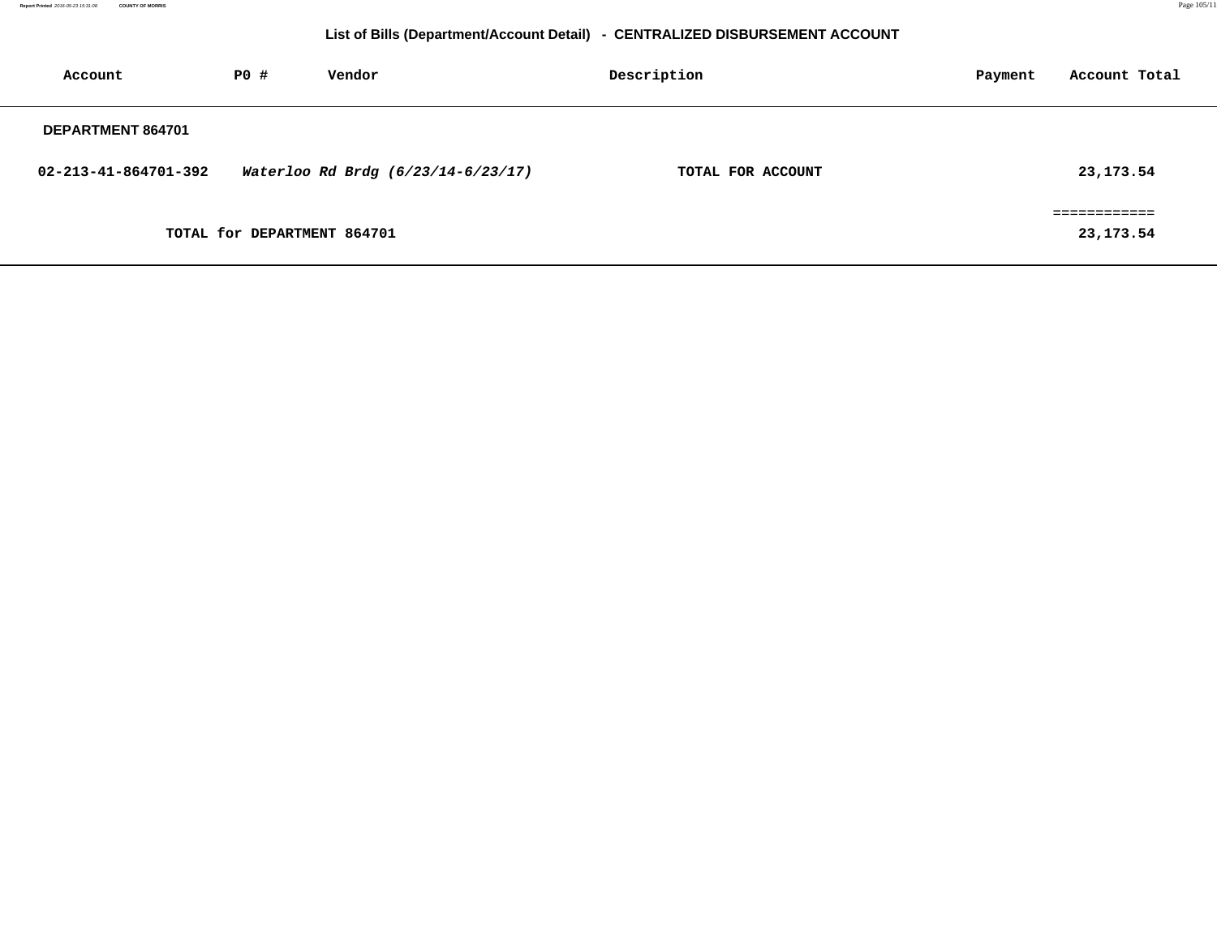## List of Bills (Department/Account Detail) - CENTRALIZED DISBURSEMENT ACCOUNT

| Account | PO # | Vendor | Description | Payment | Account Total |
|---|---|---|---|---|---|
| **DEPARTMENT 864701** | | | | | |
| **02-213-41-864701-392** | | ***Waterloo Rd Brdg (6/23/14-6/23/17)*** | **TOTAL FOR ACCOUNT** | | **23,173.54** |
| | | | | | ============ |
| | **TOTAL for DEPARTMENT 864701** | | | | **23,173.54** |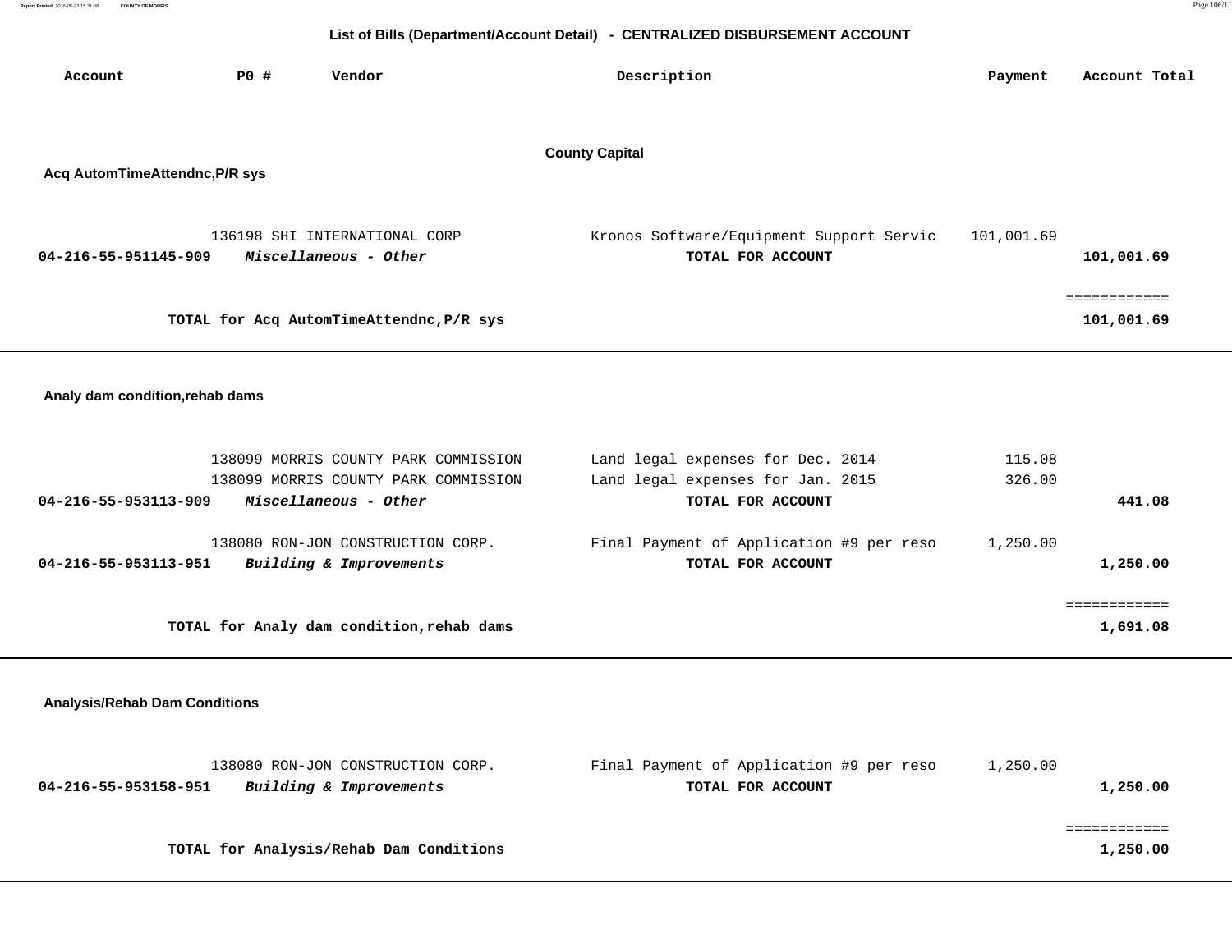## List of Bills (Department/Account Detail) - CENTRALIZED DISBURSEMENT ACCOUNT

| Account | PO # | Vendor | Description | Payment | Account Total |
|---|---|---|---|---|---|

### County Capital

**Acq AutomTimeAttendnc,P/R sys**

| Account | PO # | Vendor | Description | Payment | Account Total |
|---|---|---|---|---|---|
| | 136198 | SHI INTERNATIONAL CORP | Kronos Software/Equipment Support Servic | 101,001.69 | |
| **04-216-55-951145-909** | | ***Miscellaneous - Other*** | **TOTAL FOR ACCOUNT** | | **101,001.69** |
| | | | | | ============ |
| | | **TOTAL for Acq AutomTimeAttendnc,P/R sys** | | | **101,001.69** |

**Analy dam condition,rehab dams**

| Account | PO # | Vendor | Description | Payment | Account Total |
|---|---|---|---|---|---|
| | 138099 | MORRIS COUNTY PARK COMMISSION | Land legal expenses for Dec. 2014 | 115.08 | |
| | 138099 | MORRIS COUNTY PARK COMMISSION | Land legal expenses for Jan. 2015 | 326.00 | |
| **04-216-55-953113-909** | | ***Miscellaneous - Other*** | **TOTAL FOR ACCOUNT** | | **441.08** |
| | 138080 | RON-JON CONSTRUCTION CORP. | Final Payment of Application #9 per reso | 1,250.00 | |
| **04-216-55-953113-951** | | ***Building & Improvements*** | **TOTAL FOR ACCOUNT** | | **1,250.00** |
| | | | | | ============ |
| | | **TOTAL for Analy dam condition,rehab dams** | | | **1,691.08** |

**Analysis/Rehab Dam Conditions**

| Account | PO # | Vendor | Description | Payment | Account Total |
|---|---|---|---|---|---|
| | 138080 | RON-JON CONSTRUCTION CORP. | Final Payment of Application #9 per reso | 1,250.00 | |
| **04-216-55-953158-951** | | ***Building & Improvements*** | **TOTAL FOR ACCOUNT** | | **1,250.00** |
| | | | | | ============ |
| | | **TOTAL for Analysis/Rehab Dam Conditions** | | | **1,250.00** |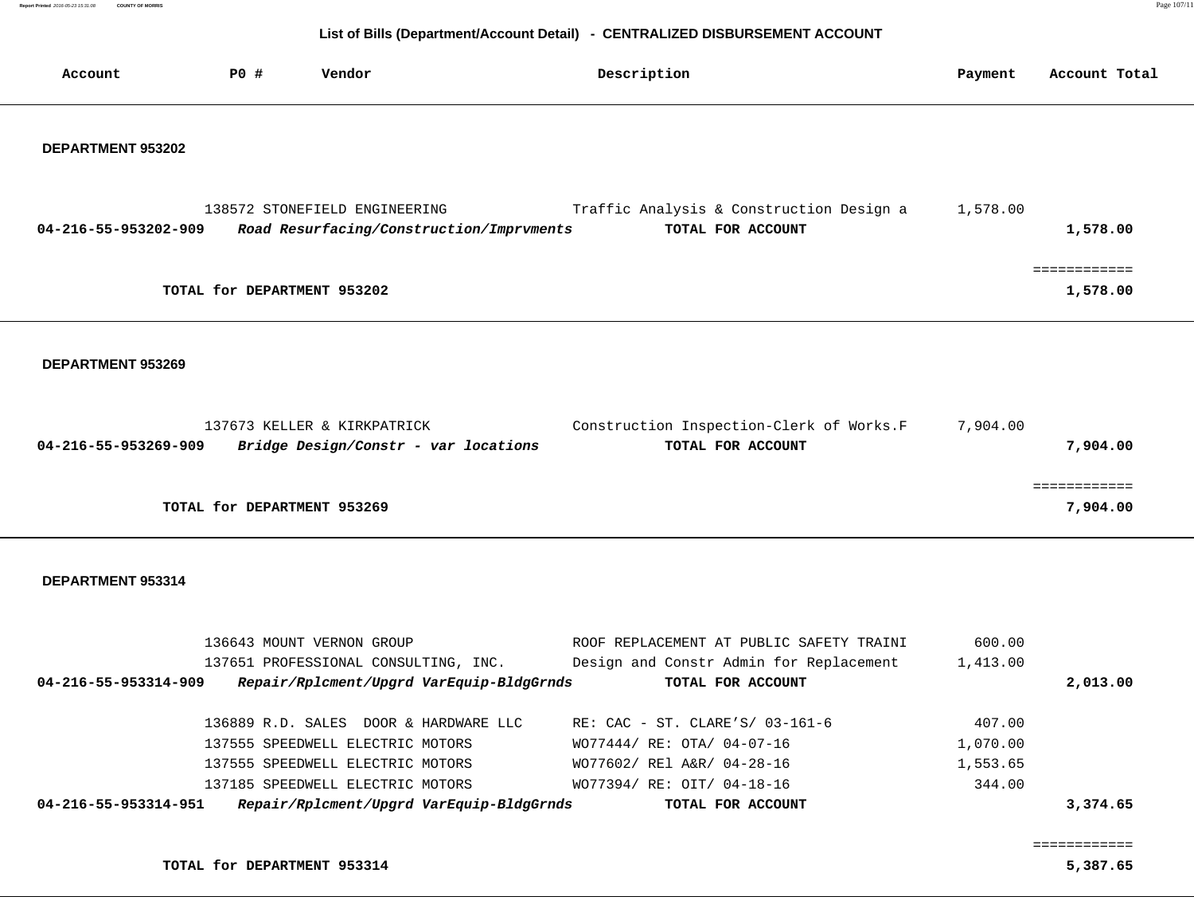## List of Bills (Department/Account Detail) - CENTRALIZED DISBURSEMENT ACCOUNT

| Account | PO # | Vendor | Description | Payment | Account Total |
|---|---|---|---|---|---|

### DEPARTMENT 953202

| Account | PO # | Vendor | Description | Payment | Account Total |
|---|---|---|---|---|---|
| | 138572 | STONEFIELD ENGINEERING | Traffic Analysis & Construction Design a | 1,578.00 | |
| **04-216-55-953202-909** | | ***Road Resurfacing/Construction/Imprvments*** | **TOTAL FOR ACCOUNT** | | **1,578.00** |
| | | | | | ============ |
| | **TOTAL for DEPARTMENT 953202** | | | | **1,578.00** |

### DEPARTMENT 953269

| Account | PO # | Vendor | Description | Payment | Account Total |
|---|---|---|---|---|---|
| | 137673 | KELLER & KIRKPATRICK | Construction Inspection-Clerk of Works.F | 7,904.00 | |
| **04-216-55-953269-909** | | ***Bridge Design/Constr - var locations*** | **TOTAL FOR ACCOUNT** | | **7,904.00** |
| | | | | | ============ |
| | **TOTAL for DEPARTMENT 953269** | | | | **7,904.00** |

### DEPARTMENT 953314

| Account | PO # | Vendor | Description | Payment | Account Total |
|---|---|---|---|---|---|
| | 136643 | MOUNT VERNON GROUP | ROOF REPLACEMENT AT PUBLIC SAFETY TRAINI | 600.00 | |
| | 137651 | PROFESSIONAL CONSULTING, INC. | Design and Constr Admin for Replacement | 1,413.00 | |
| **04-216-55-953314-909** | | ***Repair/Rplcment/Upgrd VarEquip-BldgGrnds*** | **TOTAL FOR ACCOUNT** | | **2,013.00** |
| | 136889 | R.D. SALES DOOR & HARDWARE LLC | RE: CAC - ST. CLARE'S/ 03-161-6 | 407.00 | |
| | 137555 | SPEEDWELL ELECTRIC MOTORS | WO77444/ RE: OTA/ 04-07-16 | 1,070.00 | |
| | 137555 | SPEEDWELL ELECTRIC MOTORS | WO77602/ REl A&R/ 04-28-16 | 1,553.65 | |
| | 137185 | SPEEDWELL ELECTRIC MOTORS | WO77394/ RE: OIT/ 04-18-16 | 344.00 | |
| **04-216-55-953314-951** | | ***Repair/Rplcment/Upgrd VarEquip-BldgGrnds*** | **TOTAL FOR ACCOUNT** | | **3,374.65** |
| | | | | | ============ |
| | **TOTAL for DEPARTMENT 953314** | | | | **5,387.65** |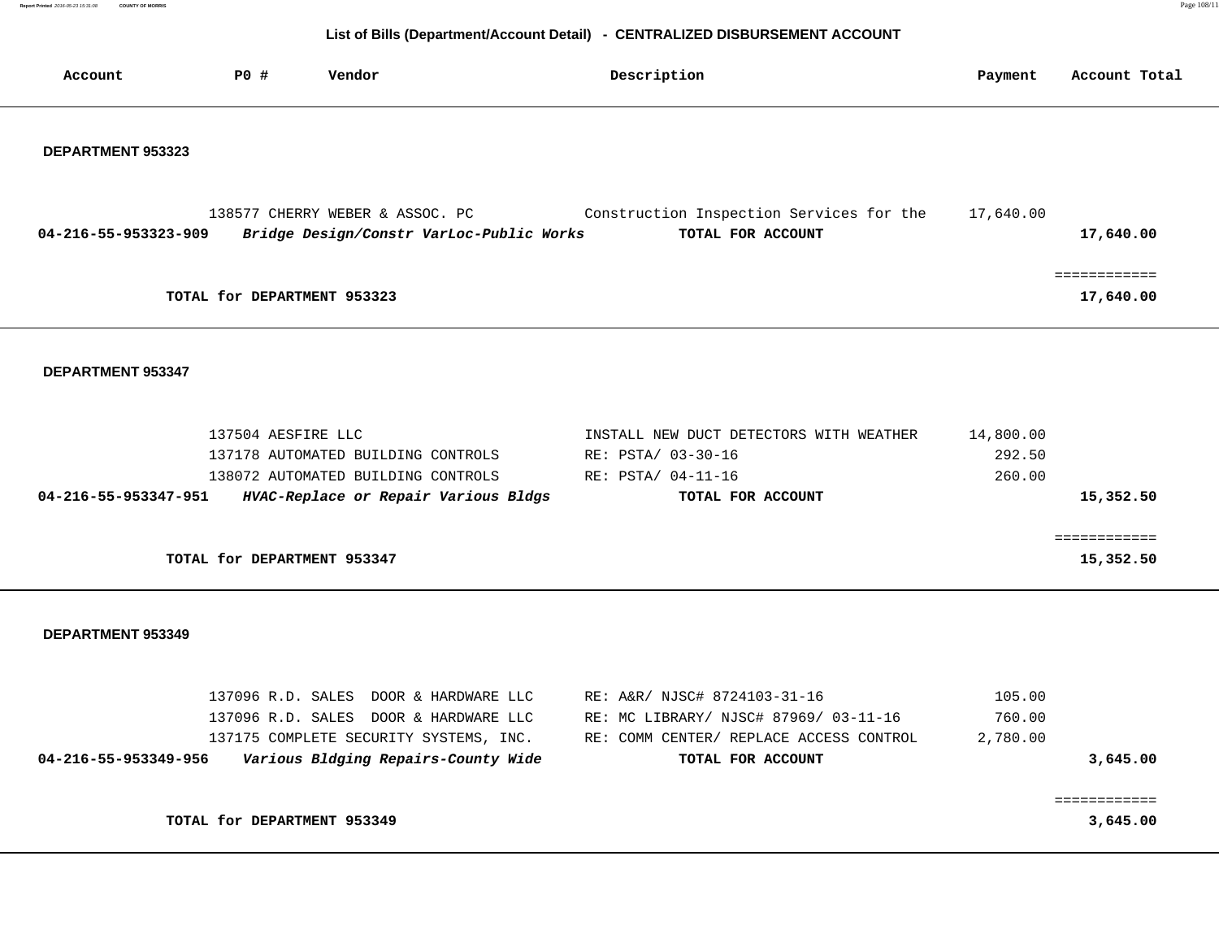## List of Bills (Department/Account Detail) - CENTRALIZED DISBURSEMENT ACCOUNT

| Account | PO # | Vendor | Description | Payment | Account Total |
|---|---|---|---|---|---|

### DEPARTMENT 953323

| Account | PO # | Vendor | Description | Payment | Account Total |
|---|---|---|---|---|---|
| | 138577 | CHERRY WEBER & ASSOC. PC | Construction Inspection Services for the | 17,640.00 | |
| **04-216-55-953323-909** | | ***Bridge Design/Constr VarLoc-Public Works*** | **TOTAL FOR ACCOUNT** | | **17,640.00** |
| | | | | | ============ |
| | **TOTAL for DEPARTMENT 953323** | | | | **17,640.00** |

### DEPARTMENT 953347

| Account | PO # | Vendor | Description | Payment | Account Total |
|---|---|---|---|---|---|
| | 137504 | AESFIRE LLC | INSTALL NEW DUCT DETECTORS WITH WEATHER | 14,800.00 | |
| | 137178 | AUTOMATED BUILDING CONTROLS | RE: PSTA/ 03-30-16 | 292.50 | |
| | 138072 | AUTOMATED BUILDING CONTROLS | RE: PSTA/ 04-11-16 | 260.00 | |
| **04-216-55-953347-951** | | ***HVAC-Replace or Repair Various Bldgs*** | **TOTAL FOR ACCOUNT** | | **15,352.50** |
| | | | | | ============ |
| | **TOTAL for DEPARTMENT 953347** | | | | **15,352.50** |

### DEPARTMENT 953349

| Account | PO # | Vendor | Description | Payment | Account Total |
|---|---|---|---|---|---|
| | 137096 | R.D. SALES DOOR & HARDWARE LLC | RE: A&R/ NJSC# 8724103-31-16 | 105.00 | |
| | 137096 | R.D. SALES DOOR & HARDWARE LLC | RE: MC LIBRARY/ NJSC# 87969/ 03-11-16 | 760.00 | |
| | 137175 | COMPLETE SECURITY SYSTEMS, INC. | RE: COMM CENTER/ REPLACE ACCESS CONTROL | 2,780.00 | |
| **04-216-55-953349-956** | | ***Various Bldging Repairs-County Wide*** | **TOTAL FOR ACCOUNT** | | **3,645.00** |
| | | | | | ============ |
| | **TOTAL for DEPARTMENT 953349** | | | | **3,645.00** |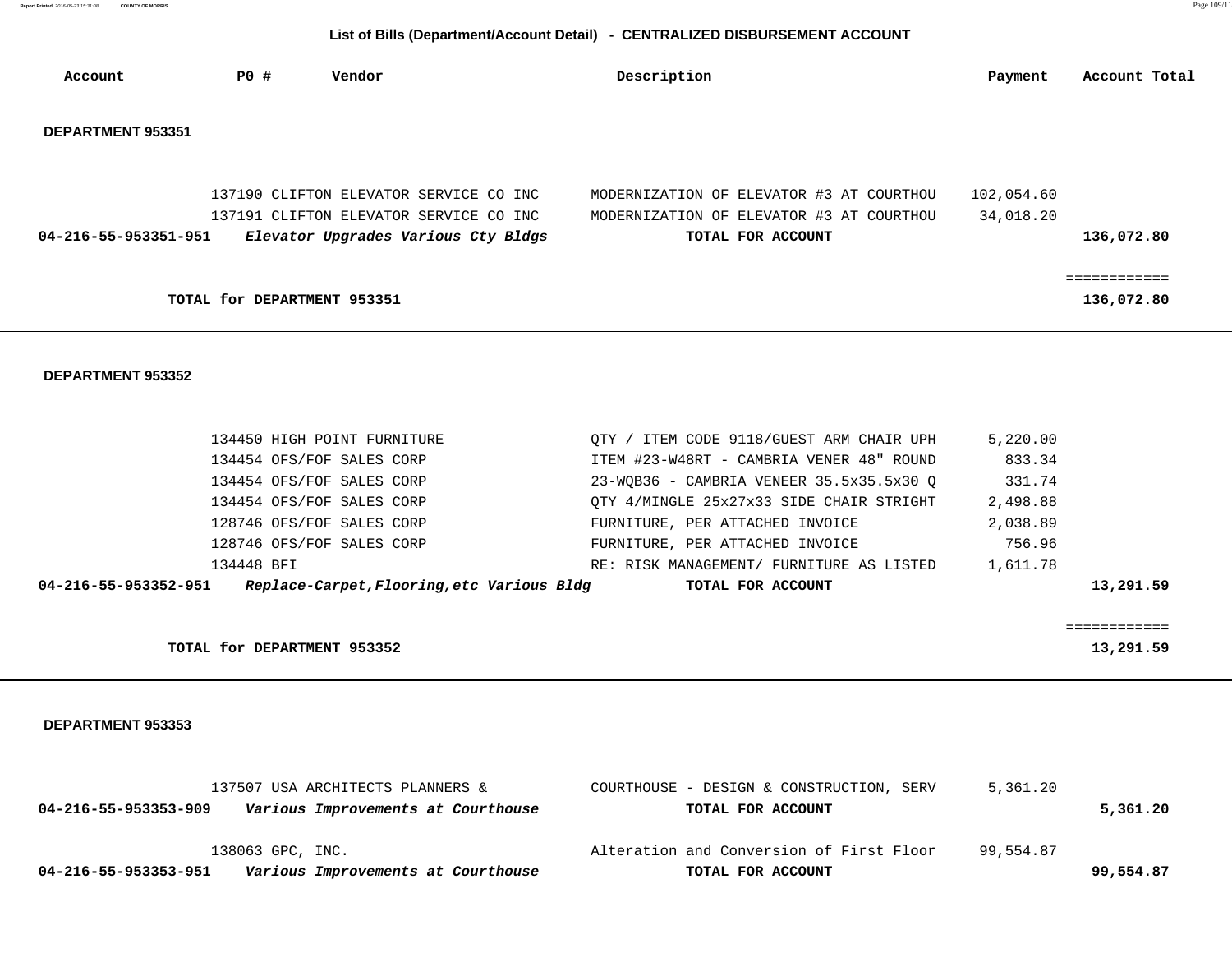## List of Bills (Department/Account Detail) - CENTRALIZED DISBURSEMENT ACCOUNT

| Account | PO # | Vendor | Description | Payment | Account Total |
|---|---|---|---|---|---|

### DEPARTMENT 953351

| Account | PO # | Vendor | Description | Payment | Account Total |
|---|---|---|---|---|---|
| | 137190 | CLIFTON ELEVATOR SERVICE CO INC | MODERNIZATION OF ELEVATOR #3 AT COURTHOU | 102,054.60 | |
| | 137191 | CLIFTON ELEVATOR SERVICE CO INC | MODERNIZATION OF ELEVATOR #3 AT COURTHOU | 34,018.20 | |
| **04-216-55-953351-951** | | ***Elevator Upgrades Various Cty Bldgs*** | **TOTAL FOR ACCOUNT** | | **136,072.80** |
| | | | | | ============ |
| | **TOTAL for DEPARTMENT 953351** | | | | **136,072.80** |

### DEPARTMENT 953352

| Account | PO # | Vendor | Description | Payment | Account Total |
|---|---|---|---|---|---|
| | 134450 | HIGH POINT FURNITURE | QTY / ITEM CODE 9118/GUEST ARM CHAIR UPH | 5,220.00 | |
| | 134454 | OFS/FOF SALES CORP | ITEM #23-W48RT - CAMBRIA VENER 48" ROUND | 833.34 | |
| | 134454 | OFS/FOF SALES CORP | 23-WQB36 - CAMBRIA VENEER 35.5x35.5x30 Q | 331.74 | |
| | 134454 | OFS/FOF SALES CORP | QTY 4/MINGLE 25x27x33 SIDE CHAIR STRIGHT | 2,498.88 | |
| | 128746 | OFS/FOF SALES CORP | FURNITURE, PER ATTACHED INVOICE | 2,038.89 | |
| | 128746 | OFS/FOF SALES CORP | FURNITURE, PER ATTACHED INVOICE | 756.96 | |
| | 134448 | BFI | RE: RISK MANAGEMENT/ FURNITURE AS LISTED | 1,611.78 | |
| **04-216-55-953352-951** | | ***Replace-Carpet,Flooring,etc Various Bldg*** | **TOTAL FOR ACCOUNT** | | **13,291.59** |
| | | | | | ============ |
| | **TOTAL for DEPARTMENT 953352** | | | | **13,291.59** |

### DEPARTMENT 953353

| Account | PO # | Vendor | Description | Payment | Account Total |
|---|---|---|---|---|---|
| | 137507 | USA ARCHITECTS PLANNERS & | COURTHOUSE - DESIGN & CONSTRUCTION, SERV | 5,361.20 | |
| **04-216-55-953353-909** | | ***Various Improvements at Courthouse*** | **TOTAL FOR ACCOUNT** | | **5,361.20** |
| | 138063 | GPC, INC. | Alteration and Conversion of First Floor | 99,554.87 | |
| **04-216-55-953353-951** | | ***Various Improvements at Courthouse*** | **TOTAL FOR ACCOUNT** | | **99,554.87** |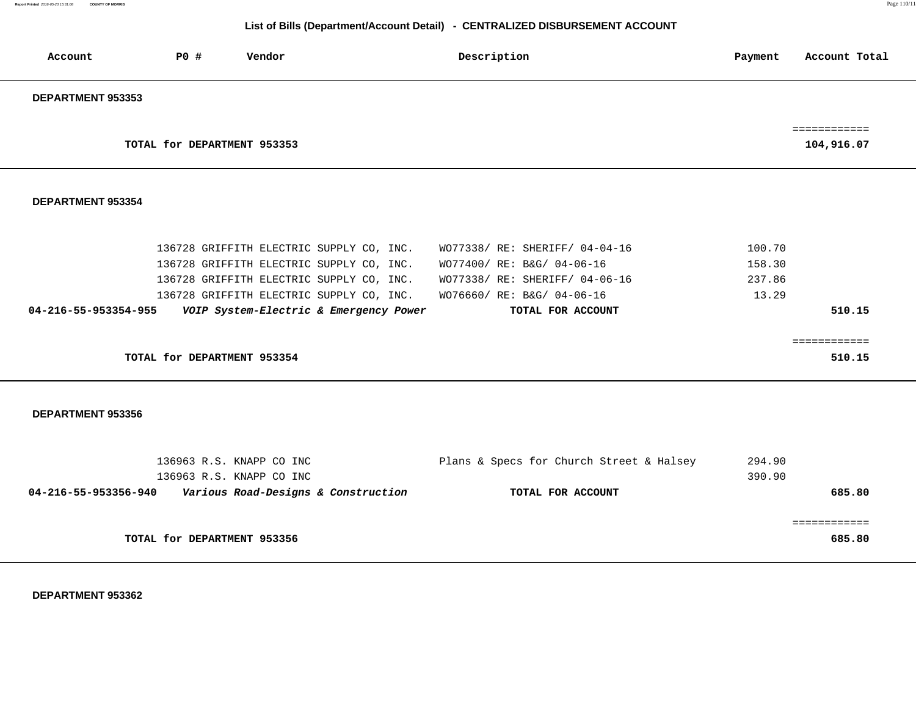## List of Bills (Department/Account Detail) - CENTRALIZED DISBURSEMENT ACCOUNT

| Account | PO # | Vendor | Description | Payment | Account Total |
|---|---|---|---|---|---|
| **DEPARTMENT 953353** | | | | | |
| | | | | | ============ |
| | **TOTAL for DEPARTMENT 953353** | | | | **104,916.07** |
| **DEPARTMENT 953354** | | | | | |
| | 136728 | GRIFFITH ELECTRIC SUPPLY CO, INC. | WO77338/ RE: SHERIFF/ 04-04-16 | 100.70 | |
| | 136728 | GRIFFITH ELECTRIC SUPPLY CO, INC. | WO77400/ RE: B&G/ 04-06-16 | 158.30 | |
| | 136728 | GRIFFITH ELECTRIC SUPPLY CO, INC. | WO77338/ RE: SHERIFF/ 04-06-16 | 237.86 | |
| | 136728 | GRIFFITH ELECTRIC SUPPLY CO, INC. | WO76660/ RE: B&G/ 04-06-16 | 13.29 | |
| **04-216-55-953354-955** | ***VOIP System-Electric & Emergency Power*** | | **TOTAL FOR ACCOUNT** | | **510.15** |
| | | | | | ============ |
| | **TOTAL for DEPARTMENT 953354** | | | | **510.15** |
| **DEPARTMENT 953356** | | | | | |
| | 136963 | R.S. KNAPP CO INC | Plans & Specs for Church Street & Halsey | 294.90 | |
| | 136963 | R.S. KNAPP CO INC | | 390.90 | |
| **04-216-55-953356-940** | ***Various Road-Designs & Construction*** | | **TOTAL FOR ACCOUNT** | | **685.80** |
| | | | | | ============ |
| | **TOTAL for DEPARTMENT 953356** | | | | **685.80** |
| **DEPARTMENT 953362** | | | | | |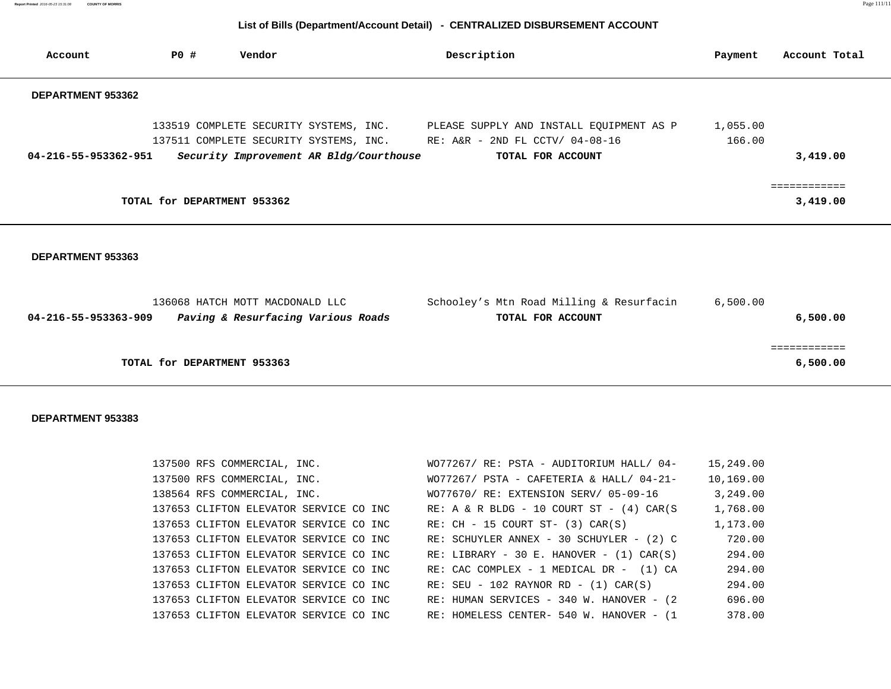## List of Bills (Department/Account Detail) - CENTRALIZED DISBURSEMENT ACCOUNT

| Account | PO # | Vendor | Description | Payment | Account Total |
|---|---|---|---|---|---|

**DEPARTMENT 953362**

| Account | PO # | Vendor | Description | Payment | Account Total |
|---|---|---|---|---|---|
| | 133519 | COMPLETE SECURITY SYSTEMS, INC. | PLEASE SUPPLY AND INSTALL EQUIPMENT AS P | 1,055.00 | |
| | 137511 | COMPLETE SECURITY SYSTEMS, INC. | RE: A&R - 2ND FL CCTV/ 04-08-16 | 166.00 | |
| **04-216-55-953362-951** | | ***Security Improvement AR Bldg/Courthouse*** | **TOTAL FOR ACCOUNT** | | **3,419.00** |

**TOTAL for DEPARTMENT 953362** — **3,419.00**

**DEPARTMENT 953363**

| Account | PO # | Vendor | Description | Payment | Account Total |
|---|---|---|---|---|---|
| | 136068 | HATCH MOTT MACDONALD LLC | Schooley's Mtn Road Milling & Resurfacin | 6,500.00 | |
| **04-216-55-953363-909** | | ***Paving & Resurfacing Various Roads*** | **TOTAL FOR ACCOUNT** | | **6,500.00** |

**TOTAL for DEPARTMENT 953363** — **6,500.00**

**DEPARTMENT 953383**

| Account | PO # | Vendor | Description | Payment | Account Total |
|---|---|---|---|---|---|
| | 137500 | RFS COMMERCIAL, INC. | WO77267/ RE: PSTA - AUDITORIUM HALL/ 04- | 15,249.00 | |
| | 137500 | RFS COMMERCIAL, INC. | WO77267/ PSTA - CAFETERIA & HALL/ 04-21- | 10,169.00 | |
| | 138564 | RFS COMMERCIAL, INC. | WO77670/ RE: EXTENSION SERV/ 05-09-16 | 3,249.00 | |
| | 137653 | CLIFTON ELEVATOR SERVICE CO INC | RE: A & R BLDG - 10 COURT ST - (4) CAR(S | 1,768.00 | |
| | 137653 | CLIFTON ELEVATOR SERVICE CO INC | RE: CH - 15 COURT ST- (3) CAR(S) | 1,173.00 | |
| | 137653 | CLIFTON ELEVATOR SERVICE CO INC | RE: SCHUYLER ANNEX - 30 SCHUYLER - (2) C | 720.00 | |
| | 137653 | CLIFTON ELEVATOR SERVICE CO INC | RE: LIBRARY - 30 E. HANOVER - (1) CAR(S) | 294.00 | |
| | 137653 | CLIFTON ELEVATOR SERVICE CO INC | RE: CAC COMPLEX - 1 MEDICAL DR - (1) CA | 294.00 | |
| | 137653 | CLIFTON ELEVATOR SERVICE CO INC | RE: SEU - 102 RAYNOR RD - (1) CAR(S) | 294.00 | |
| | 137653 | CLIFTON ELEVATOR SERVICE CO INC | RE: HUMAN SERVICES - 340 W. HANOVER - (2 | 696.00 | |
| | 137653 | CLIFTON ELEVATOR SERVICE CO INC | RE: HOMELESS CENTER- 540 W. HANOVER - (1 | 378.00 | |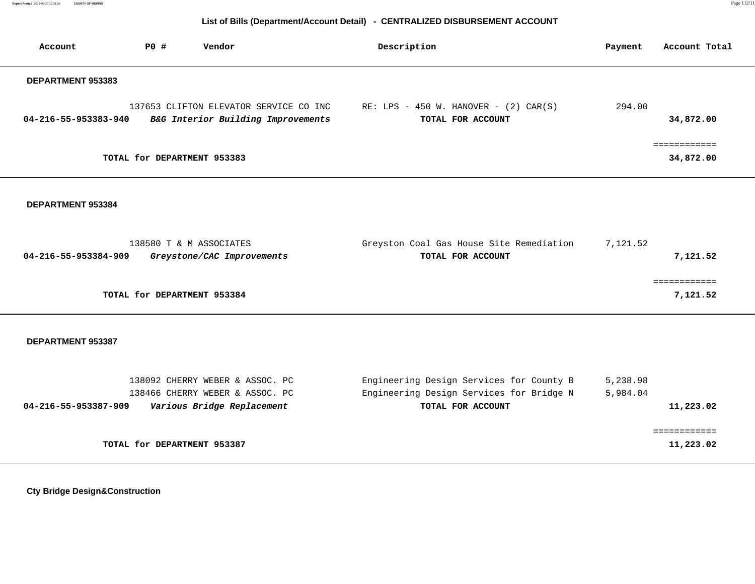## List of Bills (Department/Account Detail) - CENTRALIZED DISBURSEMENT ACCOUNT

| Account | PO # | Vendor | Description | Payment | Account Total |
|---|---|---|---|---|---|
| **DEPARTMENT 953383** | | | | | |
| | 137653 | CLIFTON ELEVATOR SERVICE CO INC | RE: LPS - 450 W. HANOVER - (2) CAR(S) | 294.00 | |
| **04-216-55-953383-940** | | ***B&G Interior Building Improvements*** | **TOTAL FOR ACCOUNT** | | **34,872.00** |
| | | | | | ============ |
| | **TOTAL for DEPARTMENT 953383** | | | | **34,872.00** |
| **DEPARTMENT 953384** | | | | | |
| | 138580 | T & M ASSOCIATES | Greyston Coal Gas House Site Remediation | 7,121.52 | |
| **04-216-55-953384-909** | | ***Greystone/CAC Improvements*** | **TOTAL FOR ACCOUNT** | | **7,121.52** |
| | | | | | ============ |
| | **TOTAL for DEPARTMENT 953384** | | | | **7,121.52** |
| **DEPARTMENT 953387** | | | | | |
| | 138092 | CHERRY WEBER & ASSOC. PC | Engineering Design Services for County B | 5,238.98 | |
| | 138466 | CHERRY WEBER & ASSOC. PC | Engineering Design Services for Bridge N | 5,984.04 | |
| **04-216-55-953387-909** | | ***Various Bridge Replacement*** | **TOTAL FOR ACCOUNT** | | **11,223.02** |
| | | | | | ============ |
| | **TOTAL for DEPARTMENT 953387** | | | | **11,223.02** |

**Cty Bridge Design&Construction**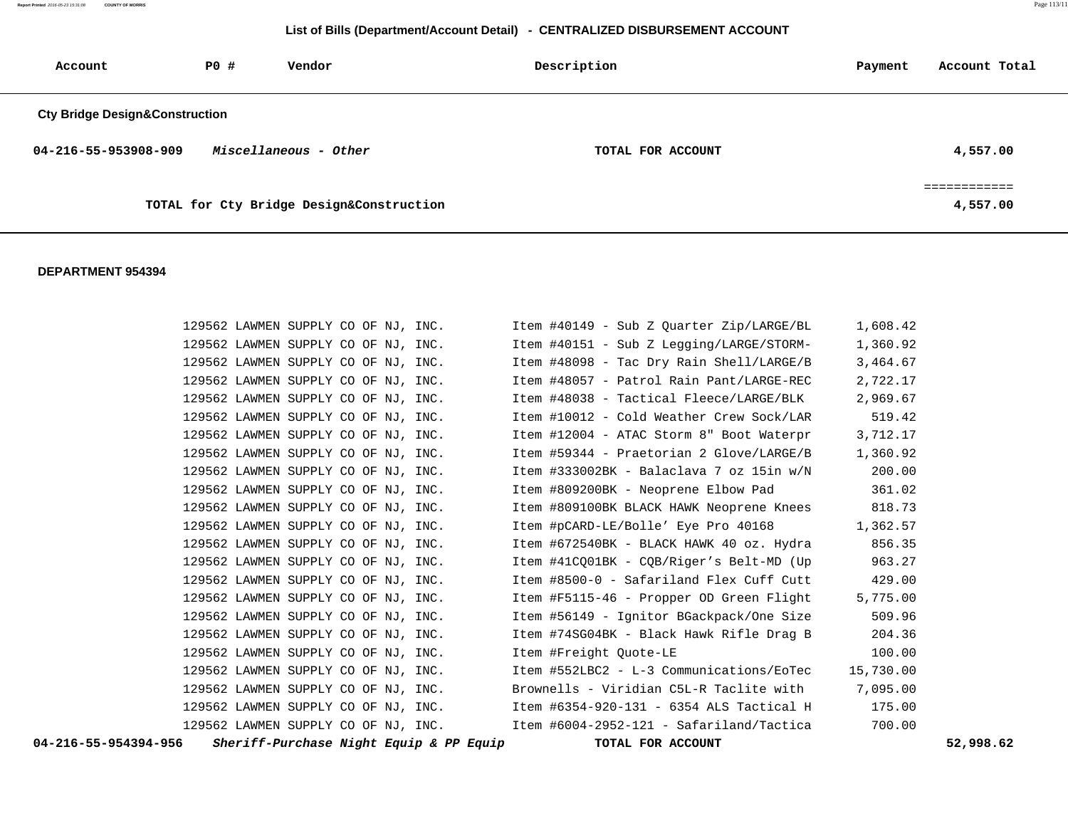## List of Bills (Department/Account Detail) - CENTRALIZED DISBURSEMENT ACCOUNT

| Account | PO # | Vendor | Description | Payment | Account Total |
|---|---|---|---|---|---|

**Cty Bridge Design&Construction**

| Account | PO # | Vendor | Description | Payment | Account Total |
|---|---|---|---|---|---|
| **04-216-55-953908-909** | | ***Miscellaneous - Other*** | **TOTAL FOR ACCOUNT** | | **4,557.00** |
| | | | | | ============ |
| | | **TOTAL for Cty Bridge Design&Construction** | | | **4,557.00** |

**DEPARTMENT 954394**

| Account | PO # | Vendor | Description | Payment | Account Total |
|---|---|---|---|---|---|
| | 129562 | LAWMEN SUPPLY CO OF NJ, INC. | Item #40149 - Sub Z Quarter Zip/LARGE/BL | 1,608.42 | |
| | 129562 | LAWMEN SUPPLY CO OF NJ, INC. | Item #40151 - Sub Z Legging/LARGE/STORM- | 1,360.92 | |
| | 129562 | LAWMEN SUPPLY CO OF NJ, INC. | Item #48098 - Tac Dry Rain Shell/LARGE/B | 3,464.67 | |
| | 129562 | LAWMEN SUPPLY CO OF NJ, INC. | Item #48057 - Patrol Rain Pant/LARGE-REC | 2,722.17 | |
| | 129562 | LAWMEN SUPPLY CO OF NJ, INC. | Item #48038 - Tactical Fleece/LARGE/BLK | 2,969.67 | |
| | 129562 | LAWMEN SUPPLY CO OF NJ, INC. | Item #10012 - Cold Weather Crew Sock/LAR | 519.42 | |
| | 129562 | LAWMEN SUPPLY CO OF NJ, INC. | Item #12004 - ATAC Storm 8" Boot Waterpr | 3,712.17 | |
| | 129562 | LAWMEN SUPPLY CO OF NJ, INC. | Item #59344 - Praetorian 2 Glove/LARGE/B | 1,360.92 | |
| | 129562 | LAWMEN SUPPLY CO OF NJ, INC. | Item #333002BK - Balaclava 7 oz 15in w/N | 200.00 | |
| | 129562 | LAWMEN SUPPLY CO OF NJ, INC. | Item #809200BK - Neoprene Elbow Pad | 361.02 | |
| | 129562 | LAWMEN SUPPLY CO OF NJ, INC. | Item #809100BK BLACK HAWK Neoprene Knees | 818.73 | |
| | 129562 | LAWMEN SUPPLY CO OF NJ, INC. | Item #pCARD-LE/Bolle' Eye Pro 40168 | 1,362.57 | |
| | 129562 | LAWMEN SUPPLY CO OF NJ, INC. | Item #672540BK - BLACK HAWK 40 oz. Hydra | 856.35 | |
| | 129562 | LAWMEN SUPPLY CO OF NJ, INC. | Item #41CQ01BK - CQB/Riger's Belt-MD (Up | 963.27 | |
| | 129562 | LAWMEN SUPPLY CO OF NJ, INC. | Item #8500-0 - Safariland Flex Cuff Cutt | 429.00 | |
| | 129562 | LAWMEN SUPPLY CO OF NJ, INC. | Item #F5115-46 - Propper OD Green Flight | 5,775.00 | |
| | 129562 | LAWMEN SUPPLY CO OF NJ, INC. | Item #56149 - Ignitor BGackpack/One Size | 509.96 | |
| | 129562 | LAWMEN SUPPLY CO OF NJ, INC. | Item #74SG04BK - Black Hawk Rifle Drag B | 204.36 | |
| | 129562 | LAWMEN SUPPLY CO OF NJ, INC. | Item #Freight Quote-LE | 100.00 | |
| | 129562 | LAWMEN SUPPLY CO OF NJ, INC. | Item #552LBC2 - L-3 Communications/EoTec | 15,730.00 | |
| | 129562 | LAWMEN SUPPLY CO OF NJ, INC. | Brownells - Viridian C5L-R Taclite with | 7,095.00 | |
| | 129562 | LAWMEN SUPPLY CO OF NJ, INC. | Item #6354-920-131 - 6354 ALS Tactical H | 175.00 | |
| | 129562 | LAWMEN SUPPLY CO OF NJ, INC. | Item #6004-2952-121 - Safariland/Tactica | 700.00 | |
| **04-216-55-954394-956** | | ***Sheriff-Purchase Night Equip & PP Equip*** | **TOTAL FOR ACCOUNT** | | **52,998.62** |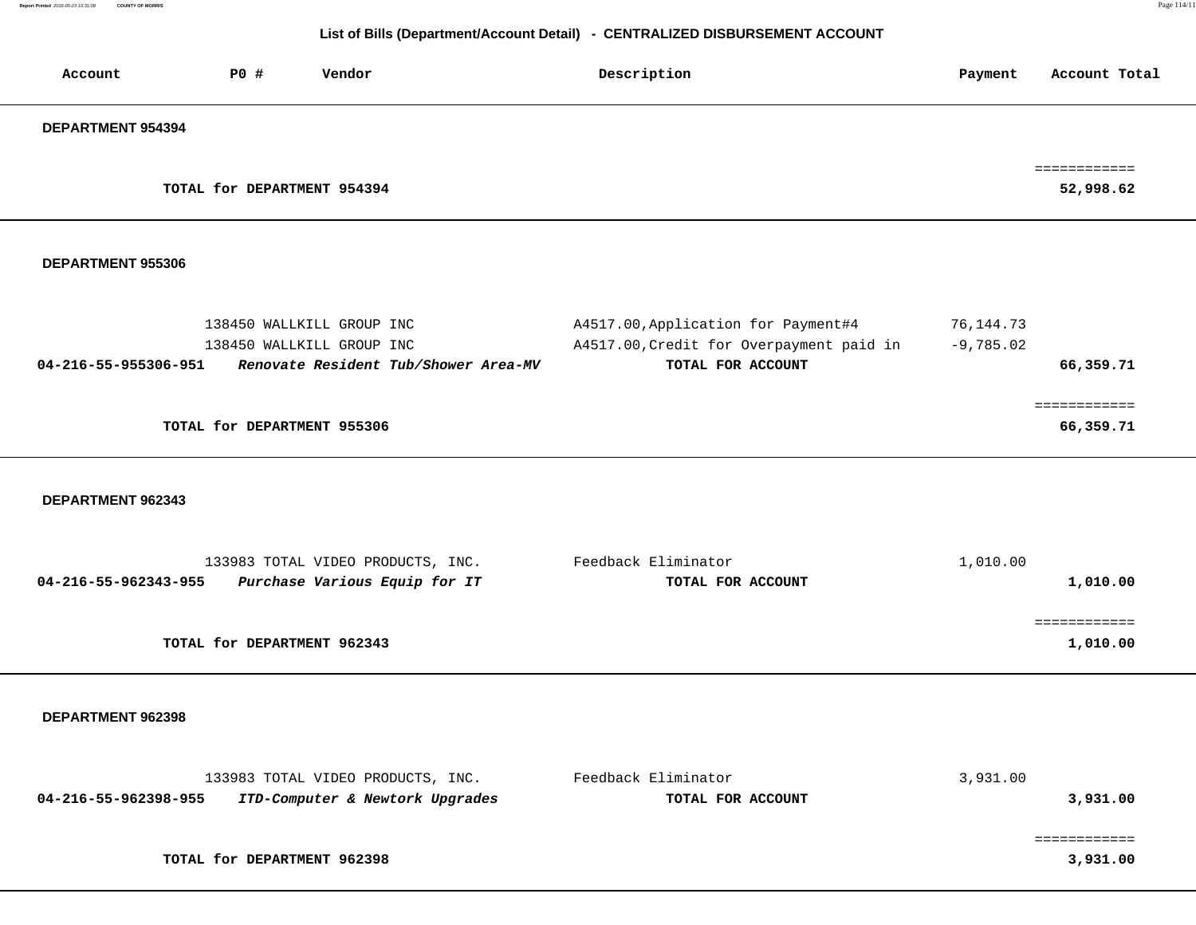## List of Bills (Department/Account Detail) - CENTRALIZED DISBURSEMENT ACCOUNT

| Account | PO # | Vendor | Description | Payment | Account Total |
|---|---|---|---|---|---|
| **DEPARTMENT 954394** | | | | | |
| | | | | | ============ |
| | **TOTAL for DEPARTMENT 954394** | | | | **52,998.62** |
| **DEPARTMENT 955306** | | | | | |
| | | 138450 WALLKILL GROUP INC | A4517.00,Application for Payment#4 | 76,144.73 | |
| | | 138450 WALLKILL GROUP INC | A4517.00,Credit for Overpayment paid in | -9,785.02 | |
| **04-216-55-955306-951** | | ***Renovate Resident Tub/Shower Area-MV*** | **TOTAL FOR ACCOUNT** | | **66,359.71** |
| | | | | | ============ |
| | **TOTAL for DEPARTMENT 955306** | | | | **66,359.71** |
| **DEPARTMENT 962343** | | | | | |
| | | 133983 TOTAL VIDEO PRODUCTS, INC. | Feedback Eliminator | 1,010.00 | |
| **04-216-55-962343-955** | | ***Purchase Various Equip for IT*** | **TOTAL FOR ACCOUNT** | | **1,010.00** |
| | | | | | ============ |
| | **TOTAL for DEPARTMENT 962343** | | | | **1,010.00** |
| **DEPARTMENT 962398** | | | | | |
| | | 133983 TOTAL VIDEO PRODUCTS, INC. | Feedback Eliminator | 3,931.00 | |
| **04-216-55-962398-955** | | ***ITD-Computer & Newtork Upgrades*** | **TOTAL FOR ACCOUNT** | | **3,931.00** |
| | | | | | ============ |
| | **TOTAL for DEPARTMENT 962398** | | | | **3,931.00** |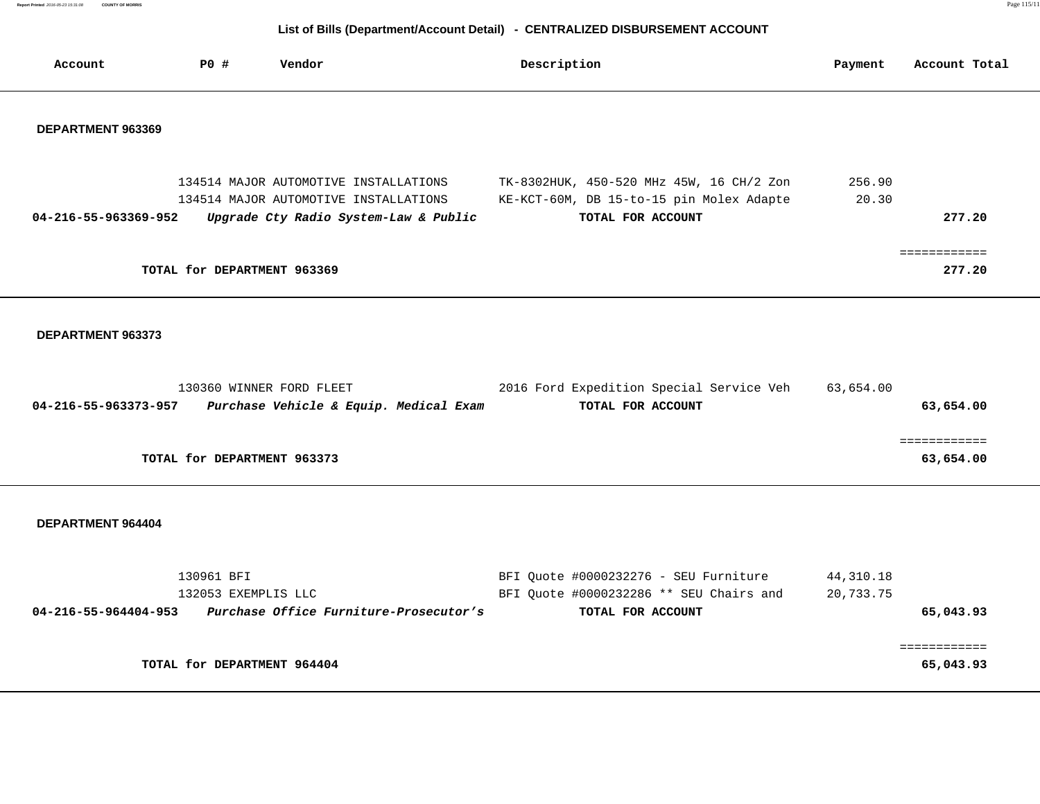## List of Bills (Department/Account Detail) - CENTRALIZED DISBURSEMENT ACCOUNT

| Account | PO # | Vendor | Description | Payment | Account Total |
|---|---|---|---|---|---|

### DEPARTMENT 963369

| Account | PO # | Vendor | Description | Payment | Account Total |
|---|---|---|---|---|---|
| | 134514 | MAJOR AUTOMOTIVE INSTALLATIONS | TK-8302HUK, 450-520 MHz 45W, 16 CH/2 Zon | 256.90 | |
| | 134514 | MAJOR AUTOMOTIVE INSTALLATIONS | KE-KCT-60M, DB 15-to-15 pin Molex Adapte | 20.30 | |
| **04-216-55-963369-952** | | ***Upgrade Cty Radio System-Law & Public*** | **TOTAL FOR ACCOUNT** | | **277.20** |

**TOTAL for DEPARTMENT 963369** ============ **277.20**

### DEPARTMENT 963373

| Account | PO # | Vendor | Description | Payment | Account Total |
|---|---|---|---|---|---|
| | 130360 | WINNER FORD FLEET | 2016 Ford Expedition Special Service Veh | 63,654.00 | |
| **04-216-55-963373-957** | | ***Purchase Vehicle & Equip. Medical Exam*** | **TOTAL FOR ACCOUNT** | | **63,654.00** |

**TOTAL for DEPARTMENT 963373** ============ **63,654.00**

### DEPARTMENT 964404

| Account | PO # | Vendor | Description | Payment | Account Total |
|---|---|---|---|---|---|
| | 130961 | BFI | BFI Quote #0000232276 - SEU Furniture | 44,310.18 | |
| | 132053 | EXEMPLIS LLC | BFI Quote #0000232286 ** SEU Chairs and | 20,733.75 | |
| **04-216-55-964404-953** | | ***Purchase Office Furniture-Prosecutor's*** | **TOTAL FOR ACCOUNT** | | **65,043.93** |

**TOTAL for DEPARTMENT 964404** ============ **65,043.93**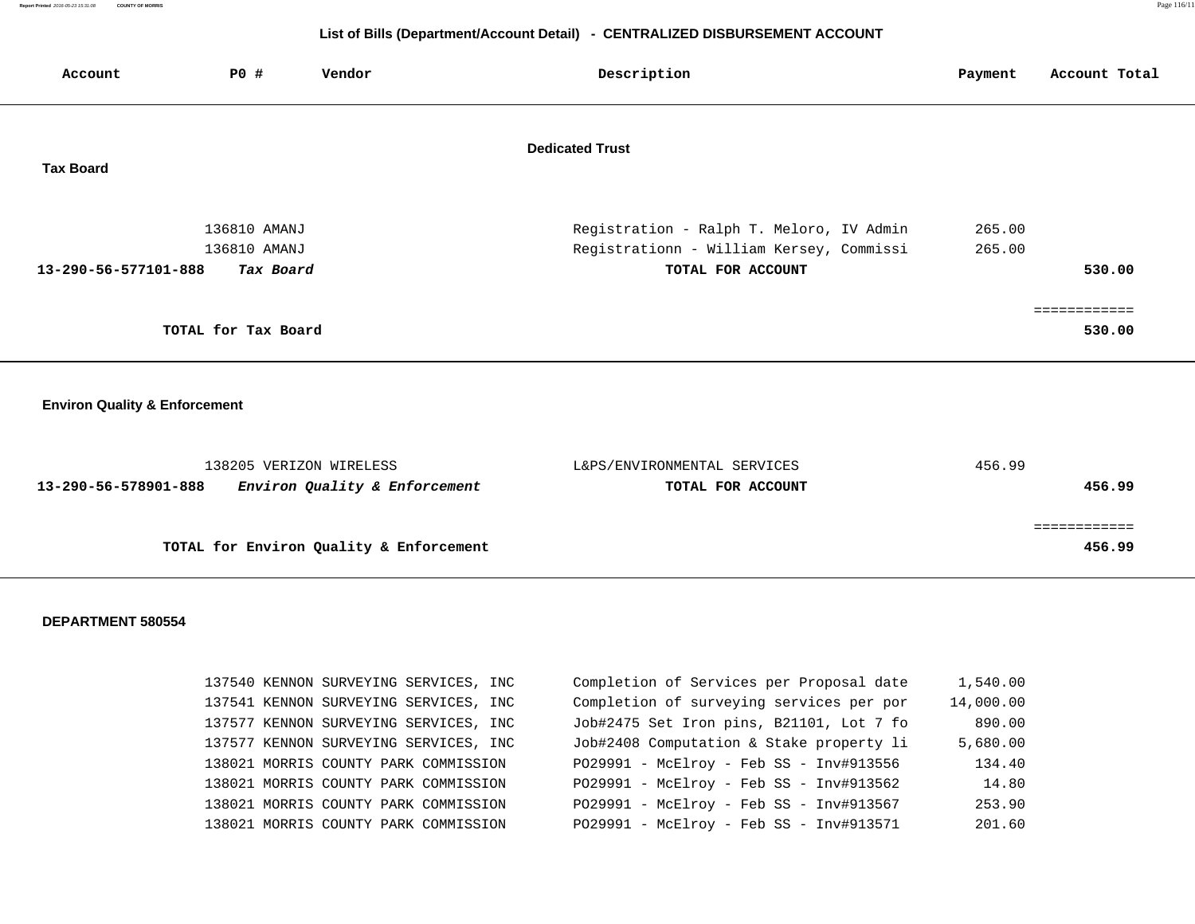## List of Bills (Department/Account Detail) - CENTRALIZED DISBURSEMENT ACCOUNT

| Account | PO # | Vendor | Description | Payment | Account Total |
|---|---|---|---|---|---|

**Dedicated Trust**

### Tax Board

| Account | PO # | Vendor | Description | Payment | Account Total |
|---|---|---|---|---|---|
| | 136810 | AMANJ | Registration - Ralph T. Meloro, IV Admin | 265.00 | |
| | 136810 | AMANJ | Registrationn - William Kersey, Commissi | 265.00 | |
| **13-290-56-577101-888** | | ***Tax Board*** | **TOTAL FOR ACCOUNT** | | **530.00** |
| | | | | | ============ |
| | **TOTAL for Tax Board** | | | | **530.00** |

### Environ Quality & Enforcement

| Account | PO # | Vendor | Description | Payment | Account Total |
|---|---|---|---|---|---|
| | 138205 | VERIZON WIRELESS | L&PS/ENVIRONMENTAL SERVICES | 456.99 | |
| **13-290-56-578901-888** | | ***Environ Quality & Enforcement*** | **TOTAL FOR ACCOUNT** | | **456.99** |
| | | | | | ============ |
| | **TOTAL for Environ Quality & Enforcement** | | | | **456.99** |

### DEPARTMENT 580554

| Account | PO # | Vendor | Description | Payment | Account Total |
|---|---|---|---|---|---|
| | 137540 | KENNON SURVEYING SERVICES, INC | Completion of Services per Proposal date | 1,540.00 | |
| | 137541 | KENNON SURVEYING SERVICES, INC | Completion of surveying services per por | 14,000.00 | |
| | 137577 | KENNON SURVEYING SERVICES, INC | Job#2475 Set Iron pins, B21101, Lot 7 fo | 890.00 | |
| | 137577 | KENNON SURVEYING SERVICES, INC | Job#2408 Computation & Stake property li | 5,680.00 | |
| | 138021 | MORRIS COUNTY PARK COMMISSION | PO29991 - McElroy - Feb SS - Inv#913556 | 134.40 | |
| | 138021 | MORRIS COUNTY PARK COMMISSION | PO29991 - McElroy - Feb SS - Inv#913562 | 14.80 | |
| | 138021 | MORRIS COUNTY PARK COMMISSION | PO29991 - McElroy - Feb SS - Inv#913567 | 253.90 | |
| | 138021 | MORRIS COUNTY PARK COMMISSION | PO29991 - McElroy - Feb SS - Inv#913571 | 201.60 | |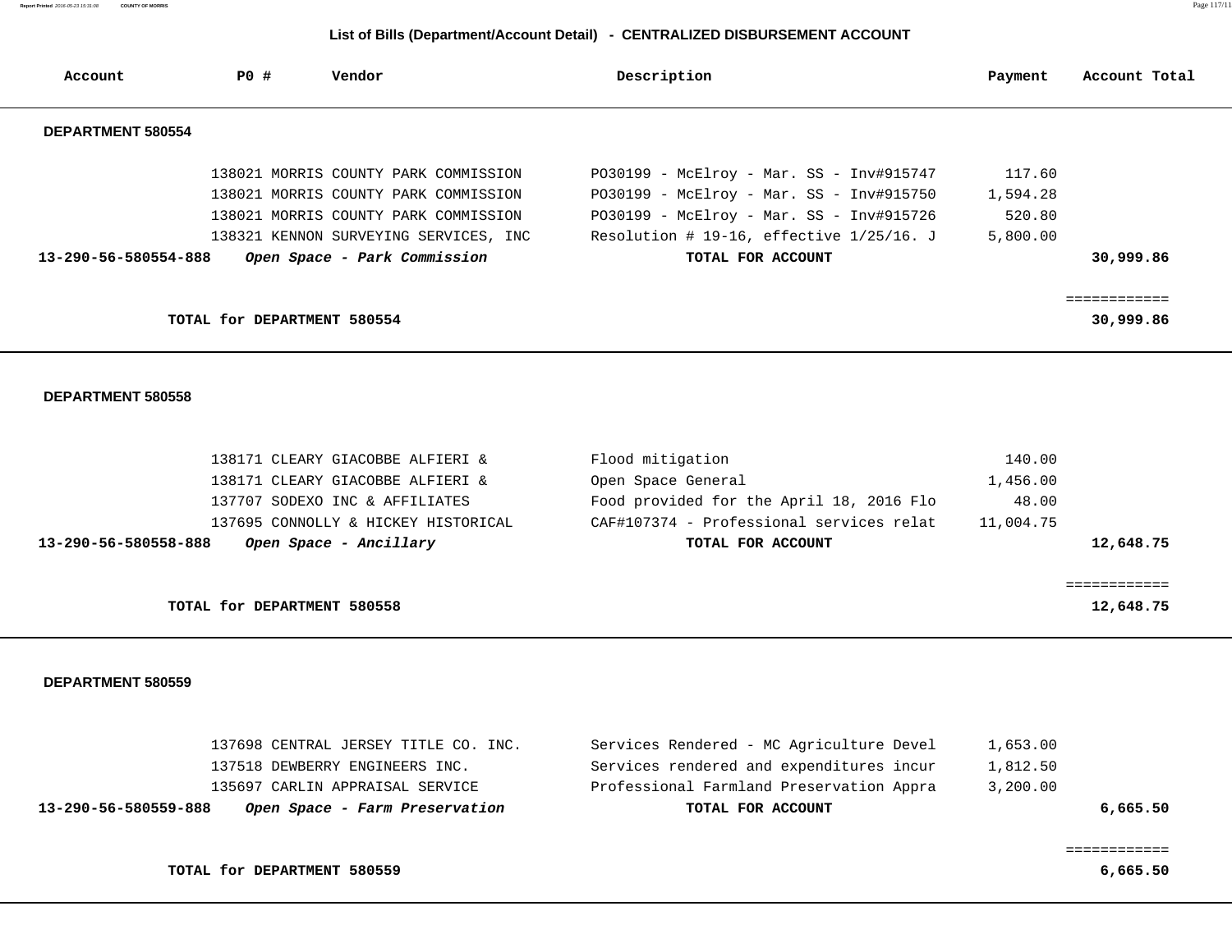## List of Bills (Department/Account Detail) - CENTRALIZED DISBURSEMENT ACCOUNT

| Account | PO # | Vendor | Description | Payment | Account Total |
|---|---|---|---|---|---|
| **DEPARTMENT 580554** | | | | | |
| | 138021 | MORRIS COUNTY PARK COMMISSION | PO30199 - McElroy - Mar. SS - Inv#915747 | 117.60 | |
| | 138021 | MORRIS COUNTY PARK COMMISSION | PO30199 - McElroy - Mar. SS - Inv#915750 | 1,594.28 | |
| | 138021 | MORRIS COUNTY PARK COMMISSION | PO30199 - McElroy - Mar. SS - Inv#915726 | 520.80 | |
| | 138321 | KENNON SURVEYING SERVICES, INC | Resolution # 19-16, effective 1/25/16. J | 5,800.00 | |
| **13-290-56-580554-888** | | ***Open Space - Park Commission*** | **TOTAL FOR ACCOUNT** | | **30,999.86** |
| | | **TOTAL for DEPARTMENT 580554** | | | **30,999.86** |
| **DEPARTMENT 580558** | | | | | |
| | 138171 | CLEARY GIACOBBE ALFIERI & | Flood mitigation | 140.00 | |
| | 138171 | CLEARY GIACOBBE ALFIERI & | Open Space General | 1,456.00 | |
| | 137707 | SODEXO INC & AFFILIATES | Food provided for the April 18, 2016 Flo | 48.00 | |
| | 137695 | CONNOLLY & HICKEY HISTORICAL | CAF#107374 - Professional services relat | 11,004.75 | |
| **13-290-56-580558-888** | | ***Open Space - Ancillary*** | **TOTAL FOR ACCOUNT** | | **12,648.75** |
| | | **TOTAL for DEPARTMENT 580558** | | | **12,648.75** |
| **DEPARTMENT 580559** | | | | | |
| | 137698 | CENTRAL JERSEY TITLE CO. INC. | Services Rendered - MC Agriculture Devel | 1,653.00 | |
| | 137518 | DEWBERRY ENGINEERS INC. | Services rendered and expenditures incur | 1,812.50 | |
| | 135697 | CARLIN APPRAISAL SERVICE | Professional Farmland Preservation Appra | 3,200.00 | |
| **13-290-56-580559-888** | | ***Open Space - Farm Preservation*** | **TOTAL FOR ACCOUNT** | | **6,665.50** |
| | | **TOTAL for DEPARTMENT 580559** | | | **6,665.50** |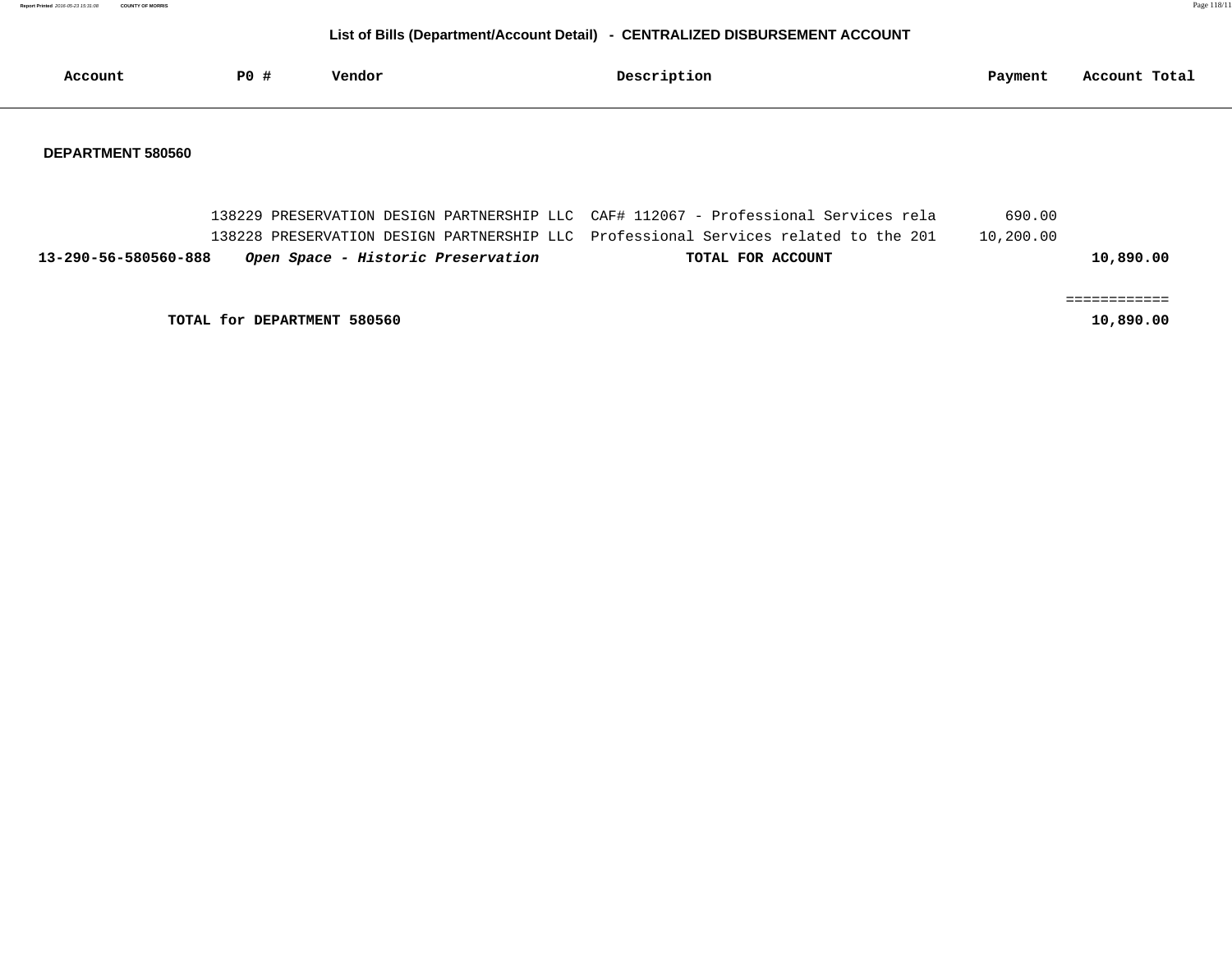## List of Bills (Department/Account Detail) - CENTRALIZED DISBURSEMENT ACCOUNT

| Account | PO # | Vendor | Description | Payment | Account Total |
|---|---|---|---|---|---|

### DEPARTMENT 580560

| Account | PO # | Vendor | Description | Payment | Account Total |
|---|---|---|---|---|---|
| | 138229 | PRESERVATION DESIGN PARTNERSHIP LLC | CAF# 112067 - Professional Services rela | 690.00 | |
| | 138228 | PRESERVATION DESIGN PARTNERSHIP LLC | Professional Services related to the 201 | 10,200.00 | |
| **13-290-56-580560-888** | ***Open Space - Historic Preservation*** | | **TOTAL FOR ACCOUNT** | | **10,890.00** |
| | | | | | ============ |
| **TOTAL for DEPARTMENT 580560** | | | | | **10,890.00** |